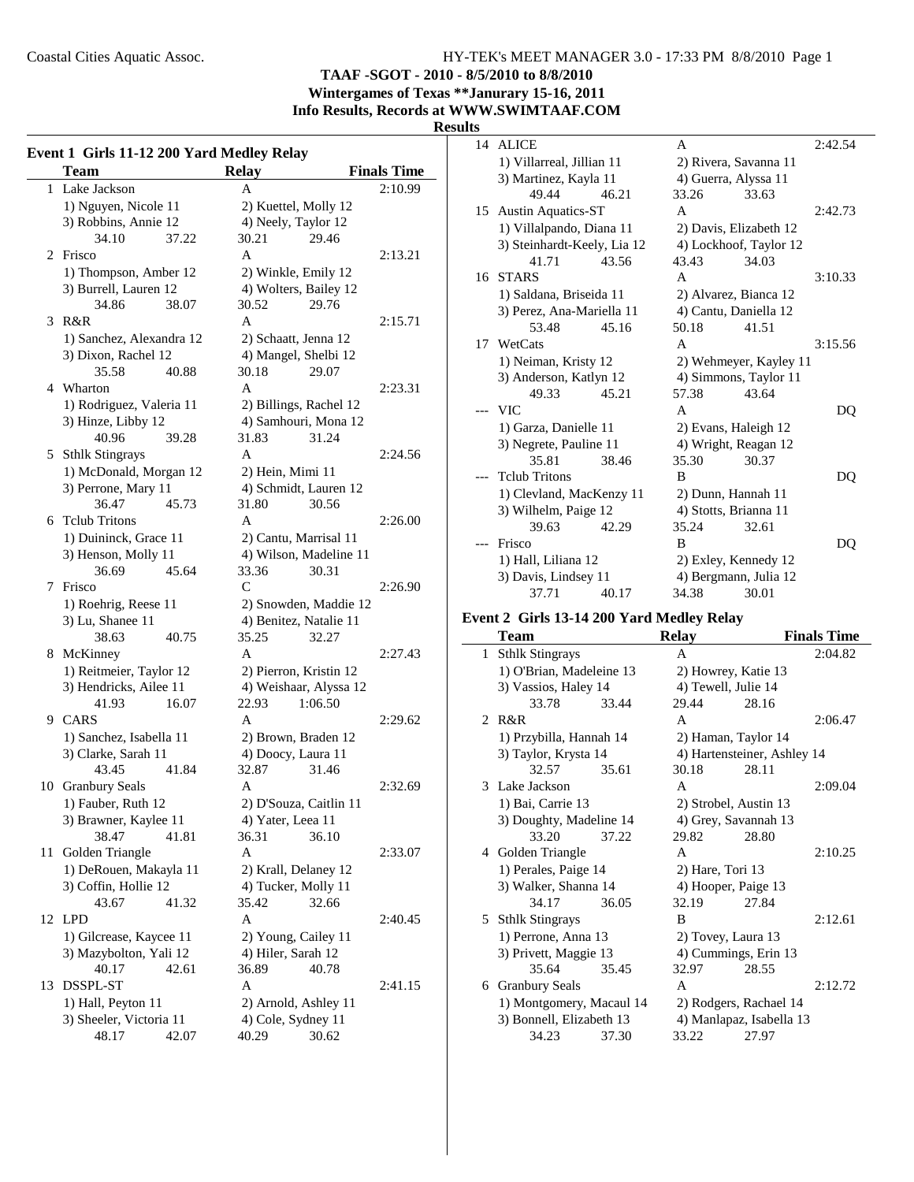**TAAF -SGOT - 2010 - 8/5/2010 to 8/8/2010**
**Wintergames of Texas **Janurary 15-16, 2011**
**Info Results, Records at WWW.SWIMTAAF.COM**

**Results**

### Event 1 Girls 11-12 200 Yard Medley Relay

| | Team | Relay | Finals Time |
|---|---|---|---|
| 1 | Lake Jackson | A | 2:10.99 |
| | 1) Nguyen, Nicole 11 | 2) Kuettel, Molly 12 | |
| | 3) Robbins, Annie 12 | 4) Neely, Taylor 12 | |
| | 34.10 37.22 | 30.21 29.46 | |
| 2 | Frisco | A | 2:13.21 |
| | 1) Thompson, Amber 12 | 2) Winkle, Emily 12 | |
| | 3) Burrell, Lauren 12 | 4) Wolters, Bailey 12 | |
| | 34.86 38.07 | 30.52 29.76 | |
| 3 | R&R | A | 2:15.71 |
| | 1) Sanchez, Alexandra 12 | 2) Schaatt, Jenna 12 | |
| | 3) Dixon, Rachel 12 | 4) Mangel, Shelbi 12 | |
| | 35.58 40.88 | 30.18 29.07 | |
| 4 | Wharton | A | 2:23.31 |
| | 1) Rodriguez, Valeria 11 | 2) Billings, Rachel 12 | |
| | 3) Hinze, Libby 12 | 4) Samhouri, Mona 12 | |
| | 40.96 39.28 | 31.83 31.24 | |
| 5 | Sthlk Stingrays | A | 2:24.56 |
| | 1) McDonald, Morgan 12 | 2) Hein, Mimi 11 | |
| | 3) Perrone, Mary 11 | 4) Schmidt, Lauren 12 | |
| | 36.47 45.73 | 31.80 30.56 | |
| 6 | Tclub Tritons | A | 2:26.00 |
| | 1) Duininck, Grace 11 | 2) Cantu, Marrisal 11 | |
| | 3) Henson, Molly 11 | 4) Wilson, Madeline 11 | |
| | 36.69 45.64 | 33.36 30.31 | |
| 7 | Frisco | C | 2:26.90 |
| | 1) Roehrig, Reese 11 | 2) Snowden, Maddie 12 | |
| | 3) Lu, Shanee 11 | 4) Benitez, Natalie 11 | |
| | 38.63 40.75 | 35.25 32.27 | |
| 8 | McKinney | A | 2:27.43 |
| | 1) Reitmeier, Taylor 12 | 2) Pierron, Kristin 12 | |
| | 3) Hendricks, Ailee 11 | 4) Weishaar, Alyssa 12 | |
| | 41.93 16.07 | 22.93 1:06.50 | |
| 9 | CARS | A | 2:29.62 |
| | 1) Sanchez, Isabella 11 | 2) Brown, Braden 12 | |
| | 3) Clarke, Sarah 11 | 4) Doocy, Laura 11 | |
| | 43.45 41.84 | 32.87 31.46 | |
| 10 | Granbury Seals | A | 2:32.69 |
| | 1) Fauber, Ruth 12 | 2) D'Souza, Caitlin 11 | |
| | 3) Brawner, Kaylee 11 | 4) Yater, Leea 11 | |
| | 38.47 41.81 | 36.31 36.10 | |
| 11 | Golden Triangle | A | 2:33.07 |
| | 1) DeRouen, Makayla 11 | 2) Krall, Delaney 12 | |
| | 3) Coffin, Hollie 12 | 4) Tucker, Molly 11 | |
| | 43.67 41.32 | 35.42 32.66 | |
| 12 | LPD | A | 2:40.45 |
| | 1) Gilcrease, Kaycee 11 | 2) Young, Cailey 11 | |
| | 3) Mazybolton, Yali 12 | 4) Hiler, Sarah 12 | |
| | 40.17 42.61 | 36.89 40.78 | |
| 13 | DSSPL-ST | A | 2:41.15 |
| | 1) Hall, Peyton 11 | 2) Arnold, Ashley 11 | |
| | 3) Sheeler, Victoria 11 | 4) Cole, Sydney 11 | |
| | 48.17 42.07 | 40.29 30.62 | |
| 14 | ALICE | A | 2:42.54 |
| | 1) Villarreal, Jillian 11 | 2) Rivera, Savanna 11 | |
| | 3) Martinez, Kayla 11 | 4) Guerra, Alyssa 11 | |
| | 49.44 46.21 | 33.26 33.63 | |
| 15 | Austin Aquatics-ST | A | 2:42.73 |
| | 1) Villalpando, Diana 11 | 2) Davis, Elizabeth 12 | |
| | 3) Steinhardt-Keely, Lia 12 | 4) Lockhoof, Taylor 12 | |
| | 41.71 43.56 | 43.43 34.03 | |
| 16 | STARS | A | 3:10.33 |
| | 1) Saldana, Briseida 11 | 2) Alvarez, Bianca 12 | |
| | 3) Perez, Ana-Mariella 11 | 4) Cantu, Daniella 12 | |
| | 53.48 45.16 | 50.18 41.51 | |
| 17 | WetCats | A | 3:15.56 |
| | 1) Neiman, Kristy 12 | 2) Wehmeyer, Kayley 11 | |
| | 3) Anderson, Katlyn 12 | 4) Simmons, Taylor 11 | |
| | 49.33 45.21 | 57.38 43.64 | |
| --- | VIC | A | DQ |
| | 1) Garza, Danielle 11 | 2) Evans, Haleigh 12 | |
| | 3) Negrete, Pauline 11 | 4) Wright, Reagan 12 | |
| | 35.81 38.46 | 35.30 30.37 | |
| --- | Tclub Tritons | B | DQ |
| | 1) Clevland, MacKenzy 11 | 2) Dunn, Hannah 11 | |
| | 3) Wilhelm, Paige 12 | 4) Stotts, Brianna 11 | |
| | 39.63 42.29 | 35.24 32.61 | |
| --- | Frisco | B | DQ |
| | 1) Hall, Liliana 12 | 2) Exley, Kennedy 12 | |
| | 3) Davis, Lindsey 11 | 4) Bergmann, Julia 12 | |
| | 37.71 40.17 | 34.38 30.01 | |

### Event 2 Girls 13-14 200 Yard Medley Relay

| | Team | Relay | Finals Time |
|---|---|---|---|
| 1 | Sthlk Stingrays | A | 2:04.82 |
| | 1) O'Brian, Madeleine 13 | 2) Howrey, Katie 13 | |
| | 3) Vassios, Haley 14 | 4) Tewell, Julie 14 | |
| | 33.78 33.44 | 29.44 28.16 | |
| 2 | R&R | A | 2:06.47 |
| | 1) Przybilla, Hannah 14 | 2) Haman, Taylor 14 | |
| | 3) Taylor, Krysta 14 | 4) Hartensteiner, Ashley 14 | |
| | 32.57 35.61 | 30.18 28.11 | |
| 3 | Lake Jackson | A | 2:09.04 |
| | 1) Bai, Carrie 13 | 2) Strobel, Austin 13 | |
| | 3) Doughty, Madeline 14 | 4) Grey, Savannah 13 | |
| | 33.20 37.22 | 29.82 28.80 | |
| 4 | Golden Triangle | A | 2:10.25 |
| | 1) Perales, Paige 14 | 2) Hare, Tori 13 | |
| | 3) Walker, Shanna 14 | 4) Hooper, Paige 13 | |
| | 34.17 36.05 | 32.19 27.84 | |
| 5 | Sthlk Stingrays | B | 2:12.61 |
| | 1) Perrone, Anna 13 | 2) Tovey, Laura 13 | |
| | 3) Privett, Maggie 13 | 4) Cummings, Erin 13 | |
| | 35.64 35.45 | 32.97 28.55 | |
| 6 | Granbury Seals | A | 2:12.72 |
| | 1) Montgomery, Macaul 14 | 2) Rodgers, Rachael 14 | |
| | 3) Bonnell, Elizabeth 13 | 4) Manlapaz, Isabella 13 | |
| | 34.23 37.30 | 33.22 27.97 | |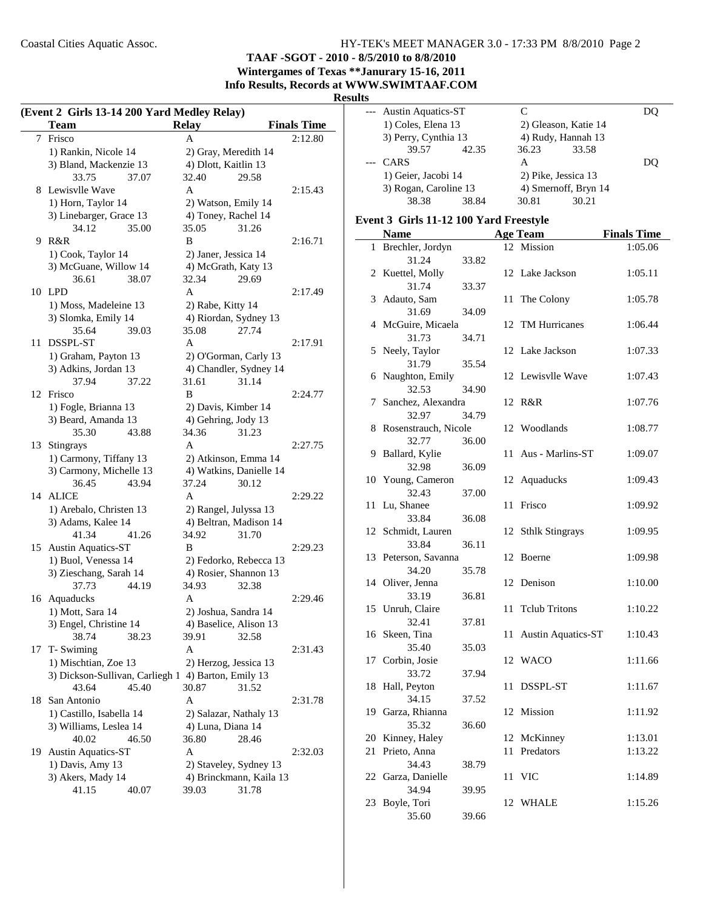TAAF -SGOT - 2010 - 8/5/2010 to 8/8/2010

Wintergames of Texas **Janurary 15-16, 2011

Info Results, Records at WWW.SWIMTAAF.COM

**Results**

### (Event 2 Girls 13-14 200 Yard Medley Relay)

| | Team | Relay | Finals Time |
|---|---|---|---|
| 7 | Frisco | A | 2:12.80 |
| | 1) Rankin, Nicole 14 | 2) Gray, Meredith 14 | |
| | 3) Bland, Mackenzie 13 | 4) Dlott, Kaitlin 13 | |
| | 33.75 37.07 | 32.40 29.58 | |
| 8 | Lewisvlle Wave | A | 2:15.43 |
| | 1) Horn, Taylor 14 | 2) Watson, Emily 14 | |
| | 3) Linebarger, Grace 13 | 4) Toney, Rachel 14 | |
| | 34.12 35.00 | 35.05 31.26 | |
| 9 | R&R | B | 2:16.71 |
| | 1) Cook, Taylor 14 | 2) Janer, Jessica 14 | |
| | 3) McGuane, Willow 14 | 4) McGrath, Katy 13 | |
| | 36.61 38.07 | 32.34 29.69 | |
| 10 | LPD | A | 2:17.49 |
| | 1) Moss, Madeleine 13 | 2) Rabe, Kitty 14 | |
| | 3) Slomka, Emily 14 | 4) Riordan, Sydney 13 | |
| | 35.64 39.03 | 35.08 27.74 | |
| 11 | DSSPL-ST | A | 2:17.91 |
| | 1) Graham, Payton 13 | 2) O'Gorman, Carly 13 | |
| | 3) Adkins, Jordan 13 | 4) Chandler, Sydney 14 | |
| | 37.94 37.22 | 31.61 31.14 | |
| 12 | Frisco | B | 2:24.77 |
| | 1) Fogle, Brianna 13 | 2) Davis, Kimber 14 | |
| | 3) Beard, Amanda 13 | 4) Gehring, Jody 13 | |
| | 35.30 43.88 | 34.36 31.23 | |
| 13 | Stingrays | A | 2:27.75 |
| | 1) Carmony, Tiffany 13 | 2) Atkinson, Emma 14 | |
| | 3) Carmony, Michelle 13 | 4) Watkins, Danielle 14 | |
| | 36.45 43.94 | 37.24 30.12 | |
| 14 | ALICE | A | 2:29.22 |
| | 1) Arebalo, Christen 13 | 2) Rangel, Julyssa 13 | |
| | 3) Adams, Kalee 14 | 4) Beltran, Madison 14 | |
| | 41.34 41.26 | 34.92 31.70 | |
| 15 | Austin Aquatics-ST | B | 2:29.23 |
| | 1) Buol, Venessa 14 | 2) Fedorko, Rebecca 13 | |
| | 3) Zieschang, Sarah 14 | 4) Rosier, Shannon 13 | |
| | 37.73 44.19 | 34.93 32.38 | |
| 16 | Aquaducks | A | 2:29.46 |
| | 1) Mott, Sara 14 | 2) Joshua, Sandra 14 | |
| | 3) Engel, Christine 14 | 4) Baselice, Alison 13 | |
| | 38.74 38.23 | 39.91 32.58 | |
| 17 | T- Swiming | A | 2:31.43 |
| | 1) Mischtian, Zoe 13 | 2) Herzog, Jessica 13 | |
| | 3) Dickson-Sullivan, Carliegh 1 | 4) Barton, Emily 13 | |
| | 43.64 45.40 | 30.87 31.52 | |
| 18 | San Antonio | A | 2:31.78 |
| | 1) Castillo, Isabella 14 | 2) Salazar, Nathaly 13 | |
| | 3) Williams, Leslea 14 | 4) Luna, Diana 14 | |
| | 40.02 46.50 | 36.80 28.46 | |
| 19 | Austin Aquatics-ST | A | 2:32.03 |
| | 1) Davis, Amy 13 | 2) Staveley, Sydney 13 | |
| | 3) Akers, Mady 14 | 4) Brinckmann, Kaila 13 | |
| | 41.15 40.07 | 39.03 31.78 | |
| --- | Austin Aquatics-ST | C | DQ |
| | 1) Coles, Elena 13 | 2) Gleason, Katie 14 | |
| | 3) Perry, Cynthia 13 | 4) Rudy, Hannah 13 | |
| | 39.57 42.35 | 36.23 33.58 | |
| --- | CARS | A | DQ |
| | 1) Geier, Jacobi 14 | 2) Pike, Jessica 13 | |
| | 3) Rogan, Caroline 13 | 4) Smernoff, Bryn 14 | |
| | 38.38 38.84 | 30.81 30.21 | |

### Event 3 Girls 11-12 100 Yard Freestyle

| | Name | Age | Team | Finals Time |
|---|---|---|---|---|
| 1 | Brechler, Jordyn | 12 | Mission | 1:05.06 |
| | 31.24 33.82 | | | |
| 2 | Kuettel, Molly | 12 | Lake Jackson | 1:05.11 |
| | 31.74 33.37 | | | |
| 3 | Adauto, Sam | 11 | The Colony | 1:05.78 |
| | 31.69 34.09 | | | |
| 4 | McGuire, Micaela | 12 | TM Hurricanes | 1:06.44 |
| | 31.73 34.71 | | | |
| 5 | Neely, Taylor | 12 | Lake Jackson | 1:07.33 |
| | 31.79 35.54 | | | |
| 6 | Naughton, Emily | 12 | Lewisvlle Wave | 1:07.43 |
| | 32.53 34.90 | | | |
| 7 | Sanchez, Alexandra | 12 | R&R | 1:07.76 |
| | 32.97 34.79 | | | |
| 8 | Rosenstrauch, Nicole | 12 | Woodlands | 1:08.77 |
| | 32.77 36.00 | | | |
| 9 | Ballard, Kylie | 11 | Aus - Marlins-ST | 1:09.07 |
| | 32.98 36.09 | | | |
| 10 | Young, Cameron | 12 | Aquaducks | 1:09.43 |
| | 32.43 37.00 | | | |
| 11 | Lu, Shanee | 11 | Frisco | 1:09.92 |
| | 33.84 36.08 | | | |
| 12 | Schmidt, Lauren | 12 | Sthlk Stingrays | 1:09.95 |
| | 33.84 36.11 | | | |
| 13 | Peterson, Savanna | 12 | Boerne | 1:09.98 |
| | 34.20 35.78 | | | |
| 14 | Oliver, Jenna | 12 | Denison | 1:10.00 |
| | 33.19 36.81 | | | |
| 15 | Unruh, Claire | 11 | Tclub Tritons | 1:10.22 |
| | 32.41 37.81 | | | |
| 16 | Skeen, Tina | 11 | Austin Aquatics-ST | 1:10.43 |
| | 35.40 35.03 | | | |
| 17 | Corbin, Josie | 12 | WACO | 1:11.66 |
| | 33.72 37.94 | | | |
| 18 | Hall, Peyton | 11 | DSSPL-ST | 1:11.67 |
| | 34.15 37.52 | | | |
| 19 | Garza, Rhianna | 12 | Mission | 1:11.92 |
| | 35.32 36.60 | | | |
| 20 | Kinney, Haley | 12 | McKinney | 1:13.01 |
| 21 | Prieto, Anna | 11 | Predators | 1:13.22 |
| | 34.43 38.79 | | | |
| 22 | Garza, Danielle | 11 | VIC | 1:14.89 |
| | 34.94 39.95 | | | |
| 23 | Boyle, Tori | 12 | WHALE | 1:15.26 |
| | 35.60 39.66 | | | |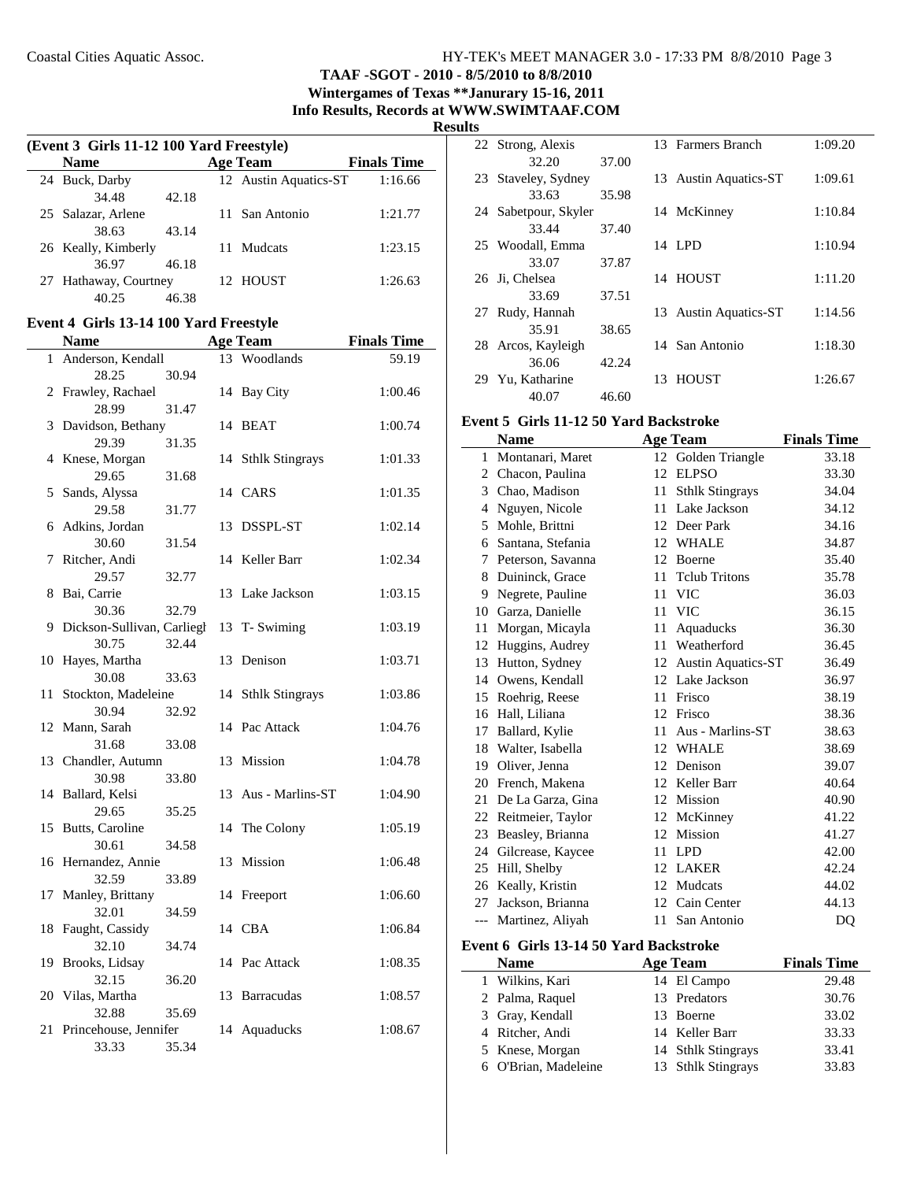**TAAF -SGOT - 2010 - 8/5/2010 to 8/8/2010**
**Wintergames of Texas **Janurary 15-16, 2011**
**Info Results, Records at WWW.SWIMTAAF.COM**
**Results**

### (Event 3 Girls 11-12 100 Yard Freestyle)

| | Name | Age | Team | Finals Time |
|---|---|---|---|---|
| 24 | Buck, Darby | 12 | Austin Aquatics-ST | 1:16.66 |
| | 34.48 42.18 | | | |
| 25 | Salazar, Arlene | 11 | San Antonio | 1:21.77 |
| | 38.63 43.14 | | | |
| 26 | Keally, Kimberly | 11 | Mudcats | 1:23.15 |
| | 36.97 46.18 | | | |
| 27 | Hathaway, Courtney | 12 | HOUST | 1:26.63 |
| | 40.25 46.38 | | | |

### Event 4 Girls 13-14 100 Yard Freestyle

| | Name | Age | Team | Finals Time |
|---|---|---|---|---|
| 1 | Anderson, Kendall | 13 | Woodlands | 59.19 |
| | 28.25 30.94 | | | |
| 2 | Frawley, Rachael | 14 | Bay City | 1:00.46 |
| | 28.99 31.47 | | | |
| 3 | Davidson, Bethany | 14 | BEAT | 1:00.74 |
| | 29.39 31.35 | | | |
| 4 | Knese, Morgan | 14 | Sthlk Stingrays | 1:01.33 |
| | 29.65 31.68 | | | |
| 5 | Sands, Alyssa | 14 | CARS | 1:01.35 |
| | 29.58 31.77 | | | |
| 6 | Adkins, Jordan | 13 | DSSPL-ST | 1:02.14 |
| | 30.60 31.54 | | | |
| 7 | Ritcher, Andi | 14 | Keller Barr | 1:02.34 |
| | 29.57 32.77 | | | |
| 8 | Bai, Carrie | 13 | Lake Jackson | 1:03.15 |
| | 30.36 32.79 | | | |
| 9 | Dickson-Sullivan, Carliegh | 13 | T- Swiming | 1:03.19 |
| | 30.75 32.44 | | | |
| 10 | Hayes, Martha | 13 | Denison | 1:03.71 |
| | 30.08 33.63 | | | |
| 11 | Stockton, Madeleine | 14 | Sthlk Stingrays | 1:03.86 |
| | 30.94 32.92 | | | |
| 12 | Mann, Sarah | 14 | Pac Attack | 1:04.76 |
| | 31.68 33.08 | | | |
| 13 | Chandler, Autumn | 13 | Mission | 1:04.78 |
| | 30.98 33.80 | | | |
| 14 | Ballard, Kelsi | 13 | Aus - Marlins-ST | 1:04.90 |
| | 29.65 35.25 | | | |
| 15 | Butts, Caroline | 14 | The Colony | 1:05.19 |
| | 30.61 34.58 | | | |
| 16 | Hernandez, Annie | 13 | Mission | 1:06.48 |
| | 32.59 33.89 | | | |
| 17 | Manley, Brittany | 14 | Freeport | 1:06.60 |
| | 32.01 34.59 | | | |
| 18 | Faught, Cassidy | 14 | CBA | 1:06.84 |
| | 32.10 34.74 | | | |
| 19 | Brooks, Lidsay | 14 | Pac Attack | 1:08.35 |
| | 32.15 36.20 | | | |
| 20 | Vilas, Martha | 13 | Barracudas | 1:08.57 |
| | 32.88 35.69 | | | |
| 21 | Princehouse, Jennifer | 14 | Aquaducks | 1:08.67 |
| | 33.33 35.34 | | | |
| 22 | Strong, Alexis | 13 | Farmers Branch | 1:09.20 |
| | 32.20 37.00 | | | |
| 23 | Staveley, Sydney | 13 | Austin Aquatics-ST | 1:09.61 |
| | 33.63 35.98 | | | |
| 24 | Sabetpour, Skyler | 14 | McKinney | 1:10.84 |
| | 33.44 37.40 | | | |
| 25 | Woodall, Emma | 14 | LPD | 1:10.94 |
| | 33.07 37.87 | | | |
| 26 | Ji, Chelsea | 14 | HOUST | 1:11.20 |
| | 33.69 37.51 | | | |
| 27 | Rudy, Hannah | 13 | Austin Aquatics-ST | 1:14.56 |
| | 35.91 38.65 | | | |
| 28 | Arcos, Kayleigh | 14 | San Antonio | 1:18.30 |
| | 36.06 42.24 | | | |
| 29 | Yu, Katharine | 13 | HOUST | 1:26.67 |
| | 40.07 46.60 | | | |

### Event 5 Girls 11-12 50 Yard Backstroke

| | Name | Age | Team | Finals Time |
|---|---|---|---|---|
| 1 | Montanari, Maret | 12 | Golden Triangle | 33.18 |
| 2 | Chacon, Paulina | 12 | ELPSO | 33.30 |
| 3 | Chao, Madison | 11 | Sthlk Stingrays | 34.04 |
| 4 | Nguyen, Nicole | 11 | Lake Jackson | 34.12 |
| 5 | Mohle, Brittni | 12 | Deer Park | 34.16 |
| 6 | Santana, Stefania | 12 | WHALE | 34.87 |
| 7 | Peterson, Savanna | 12 | Boerne | 35.40 |
| 8 | Duininck, Grace | 11 | Tclub Tritons | 35.78 |
| 9 | Negrete, Pauline | 11 | VIC | 36.03 |
| 10 | Garza, Danielle | 11 | VIC | 36.15 |
| 11 | Morgan, Micayla | 11 | Aquaducks | 36.30 |
| 12 | Huggins, Audrey | 11 | Weatherford | 36.45 |
| 13 | Hutton, Sydney | 12 | Austin Aquatics-ST | 36.49 |
| 14 | Owens, Kendall | 12 | Lake Jackson | 36.97 |
| 15 | Roehrig, Reese | 11 | Frisco | 38.19 |
| 16 | Hall, Liliana | 12 | Frisco | 38.36 |
| 17 | Ballard, Kylie | 11 | Aus - Marlins-ST | 38.63 |
| 18 | Walter, Isabella | 12 | WHALE | 38.69 |
| 19 | Oliver, Jenna | 12 | Denison | 39.07 |
| 20 | French, Makena | 12 | Keller Barr | 40.64 |
| 21 | De La Garza, Gina | 12 | Mission | 40.90 |
| 22 | Reitmeier, Taylor | 12 | McKinney | 41.22 |
| 23 | Beasley, Brianna | 12 | Mission | 41.27 |
| 24 | Gilcrease, Kaycee | 11 | LPD | 42.00 |
| 25 | Hill, Shelby | 12 | LAKER | 42.24 |
| 26 | Keally, Kristin | 12 | Mudcats | 44.02 |
| 27 | Jackson, Brianna | 12 | Cain Center | 44.13 |
| --- | Martinez, Aliyah | 11 | San Antonio | DQ |

### Event 6 Girls 13-14 50 Yard Backstroke

| | Name | Age | Team | Finals Time |
|---|---|---|---|---|
| 1 | Wilkins, Kari | 14 | El Campo | 29.48 |
| 2 | Palma, Raquel | 13 | Predators | 30.76 |
| 3 | Gray, Kendall | 13 | Boerne | 33.02 |
| 4 | Ritcher, Andi | 14 | Keller Barr | 33.33 |
| 5 | Knese, Morgan | 14 | Sthlk Stingrays | 33.41 |
| 6 | O'Brian, Madeleine | 13 | Sthlk Stingrays | 33.83 |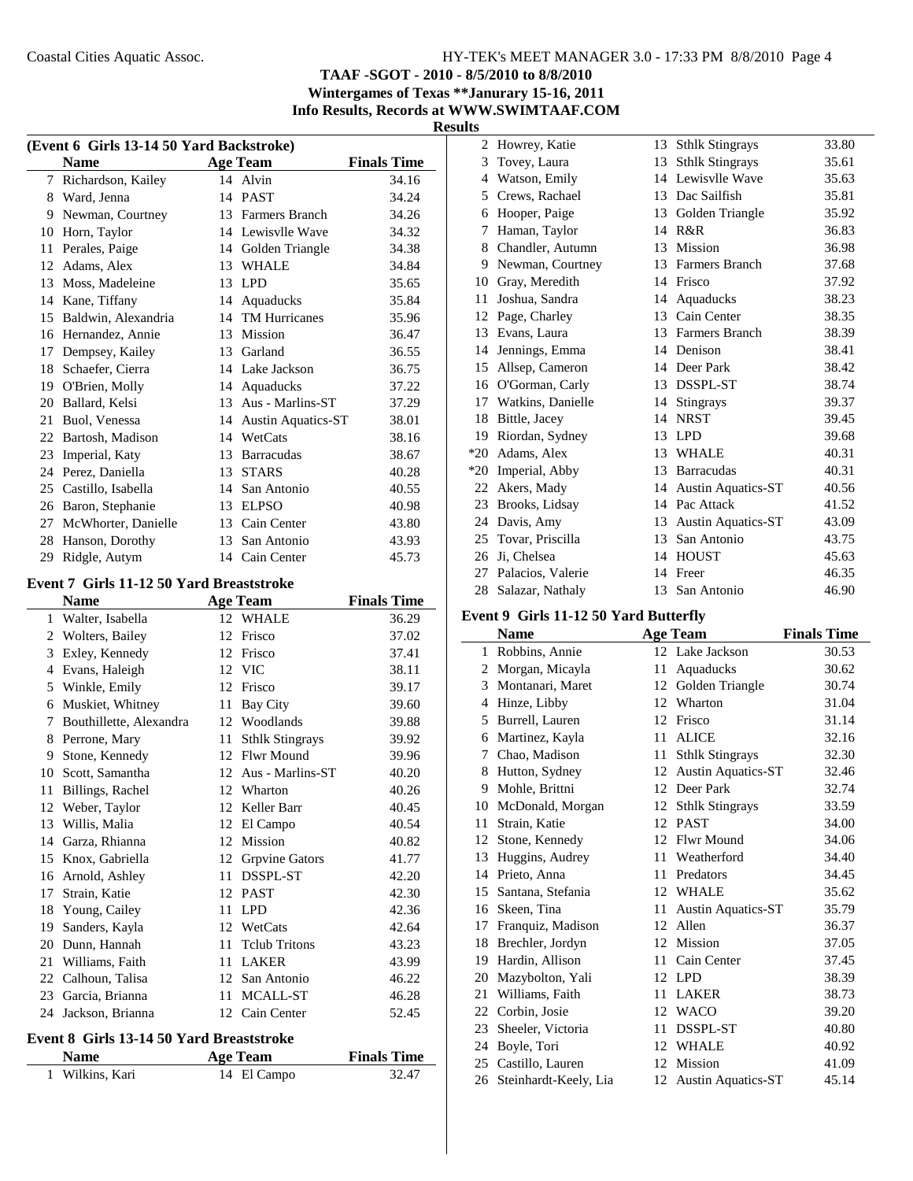TAAF -SGOT - 2010 - 8/5/2010 to 8/8/2010
Wintergames of Texas **Janurary 15-16, 2011
Info Results, Records at WWW.SWIMTAAF.COM

**Results**

### (Event 6 Girls 13-14 50 Yard Backstroke)

| | Name | Age | Team | Finals Time |
|---|---|---|---|---|
| 7 | Richardson, Kailey | 14 | Alvin | 34.16 |
| 8 | Ward, Jenna | 14 | PAST | 34.24 |
| 9 | Newman, Courtney | 13 | Farmers Branch | 34.26 |
| 10 | Horn, Taylor | 14 | Lewisvlle Wave | 34.32 |
| 11 | Perales, Paige | 14 | Golden Triangle | 34.38 |
| 12 | Adams, Alex | 13 | WHALE | 34.84 |
| 13 | Moss, Madeleine | 13 | LPD | 35.65 |
| 14 | Kane, Tiffany | 14 | Aquaducks | 35.84 |
| 15 | Baldwin, Alexandria | 14 | TM Hurricanes | 35.96 |
| 16 | Hernandez, Annie | 13 | Mission | 36.47 |
| 17 | Dempsey, Kailey | 13 | Garland | 36.55 |
| 18 | Schaefer, Cierra | 14 | Lake Jackson | 36.75 |
| 19 | O'Brien, Molly | 14 | Aquaducks | 37.22 |
| 20 | Ballard, Kelsi | 13 | Aus - Marlins-ST | 37.29 |
| 21 | Buol, Venessa | 14 | Austin Aquatics-ST | 38.01 |
| 22 | Bartosh, Madison | 14 | WetCats | 38.16 |
| 23 | Imperial, Katy | 13 | Barracudas | 38.67 |
| 24 | Perez, Daniella | 13 | STARS | 40.28 |
| 25 | Castillo, Isabella | 14 | San Antonio | 40.55 |
| 26 | Baron, Stephanie | 13 | ELPSO | 40.98 |
| 27 | McWhorter, Danielle | 13 | Cain Center | 43.80 |
| 28 | Hanson, Dorothy | 13 | San Antonio | 43.93 |
| 29 | Ridgle, Autym | 14 | Cain Center | 45.73 |

### Event 7 Girls 11-12 50 Yard Breaststroke

| | Name | Age | Team | Finals Time |
|---|---|---|---|---|
| 1 | Walter, Isabella | 12 | WHALE | 36.29 |
| 2 | Wolters, Bailey | 12 | Frisco | 37.02 |
| 3 | Exley, Kennedy | 12 | Frisco | 37.41 |
| 4 | Evans, Haleigh | 12 | VIC | 38.11 |
| 5 | Winkle, Emily | 12 | Frisco | 39.17 |
| 6 | Muskiet, Whitney | 11 | Bay City | 39.60 |
| 7 | Bouthillette, Alexandra | 12 | Woodlands | 39.88 |
| 8 | Perrone, Mary | 11 | Sthlk Stingrays | 39.92 |
| 9 | Stone, Kennedy | 12 | Flwr Mound | 39.96 |
| 10 | Scott, Samantha | 12 | Aus - Marlins-ST | 40.20 |
| 11 | Billings, Rachel | 12 | Wharton | 40.26 |
| 12 | Weber, Taylor | 12 | Keller Barr | 40.45 |
| 13 | Willis, Malia | 12 | El Campo | 40.54 |
| 14 | Garza, Rhianna | 12 | Mission | 40.82 |
| 15 | Knox, Gabriella | 12 | Grpvine Gators | 41.77 |
| 16 | Arnold, Ashley | 11 | DSSPL-ST | 42.20 |
| 17 | Strain, Katie | 12 | PAST | 42.30 |
| 18 | Young, Cailey | 11 | LPD | 42.36 |
| 19 | Sanders, Kayla | 12 | WetCats | 42.64 |
| 20 | Dunn, Hannah | 11 | Tclub Tritons | 43.23 |
| 21 | Williams, Faith | 11 | LAKER | 43.99 |
| 22 | Calhoun, Talisa | 12 | San Antonio | 46.22 |
| 23 | Garcia, Brianna | 11 | MCALL-ST | 46.28 |
| 24 | Jackson, Brianna | 12 | Cain Center | 52.45 |

### Event 8 Girls 13-14 50 Yard Breaststroke

| | Name | Age | Team | Finals Time |
|---|---|---|---|---|
| 1 | Wilkins, Kari | 14 | El Campo | 32.47 |
| 2 | Howrey, Katie | 13 | Sthlk Stingrays | 33.80 |
| 3 | Tovey, Laura | 13 | Sthlk Stingrays | 35.61 |
| 4 | Watson, Emily | 14 | Lewisvlle Wave | 35.63 |
| 5 | Crews, Rachael | 13 | Dac Sailfish | 35.81 |
| 6 | Hooper, Paige | 13 | Golden Triangle | 35.92 |
| 7 | Haman, Taylor | 14 | R&R | 36.83 |
| 8 | Chandler, Autumn | 13 | Mission | 36.98 |
| 9 | Newman, Courtney | 13 | Farmers Branch | 37.68 |
| 10 | Gray, Meredith | 14 | Frisco | 37.92 |
| 11 | Joshua, Sandra | 14 | Aquaducks | 38.23 |
| 12 | Page, Charley | 13 | Cain Center | 38.35 |
| 13 | Evans, Laura | 13 | Farmers Branch | 38.39 |
| 14 | Jennings, Emma | 14 | Denison | 38.41 |
| 15 | Allsep, Cameron | 14 | Deer Park | 38.42 |
| 16 | O'Gorman, Carly | 13 | DSSPL-ST | 38.74 |
| 17 | Watkins, Danielle | 14 | Stingrays | 39.37 |
| 18 | Bittle, Jacey | 14 | NRST | 39.45 |
| 19 | Riordan, Sydney | 13 | LPD | 39.68 |
| *20 | Adams, Alex | 13 | WHALE | 40.31 |
| *20 | Imperial, Abby | 13 | Barracudas | 40.31 |
| 22 | Akers, Mady | 14 | Austin Aquatics-ST | 40.56 |
| 23 | Brooks, Lidsay | 14 | Pac Attack | 41.52 |
| 24 | Davis, Amy | 13 | Austin Aquatics-ST | 43.09 |
| 25 | Tovar, Priscilla | 13 | San Antonio | 43.75 |
| 26 | Ji, Chelsea | 14 | HOUST | 45.63 |
| 27 | Palacios, Valerie | 14 | Freer | 46.35 |
| 28 | Salazar, Nathaly | 13 | San Antonio | 46.90 |

### Event 9 Girls 11-12 50 Yard Butterfly

| | Name | Age | Team | Finals Time |
|---|---|---|---|---|
| 1 | Robbins, Annie | 12 | Lake Jackson | 30.53 |
| 2 | Morgan, Micayla | 11 | Aquaducks | 30.62 |
| 3 | Montanari, Maret | 12 | Golden Triangle | 30.74 |
| 4 | Hinze, Libby | 12 | Wharton | 31.04 |
| 5 | Burrell, Lauren | 12 | Frisco | 31.14 |
| 6 | Martinez, Kayla | 11 | ALICE | 32.16 |
| 7 | Chao, Madison | 11 | Sthlk Stingrays | 32.30 |
| 8 | Hutton, Sydney | 12 | Austin Aquatics-ST | 32.46 |
| 9 | Mohle, Brittni | 12 | Deer Park | 32.74 |
| 10 | McDonald, Morgan | 12 | Sthlk Stingrays | 33.59 |
| 11 | Strain, Katie | 12 | PAST | 34.00 |
| 12 | Stone, Kennedy | 12 | Flwr Mound | 34.06 |
| 13 | Huggins, Audrey | 11 | Weatherford | 34.40 |
| 14 | Prieto, Anna | 11 | Predators | 34.45 |
| 15 | Santana, Stefania | 12 | WHALE | 35.62 |
| 16 | Skeen, Tina | 11 | Austin Aquatics-ST | 35.79 |
| 17 | Franquiz, Madison | 12 | Allen | 36.37 |
| 18 | Brechler, Jordyn | 12 | Mission | 37.05 |
| 19 | Hardin, Allison | 11 | Cain Center | 37.45 |
| 20 | Mazybolton, Yali | 12 | LPD | 38.39 |
| 21 | Williams, Faith | 11 | LAKER | 38.73 |
| 22 | Corbin, Josie | 12 | WACO | 39.20 |
| 23 | Sheeler, Victoria | 11 | DSSPL-ST | 40.80 |
| 24 | Boyle, Tori | 12 | WHALE | 40.92 |
| 25 | Castillo, Lauren | 12 | Mission | 41.09 |
| 26 | Steinhardt-Keely, Lia | 12 | Austin Aquatics-ST | 45.14 |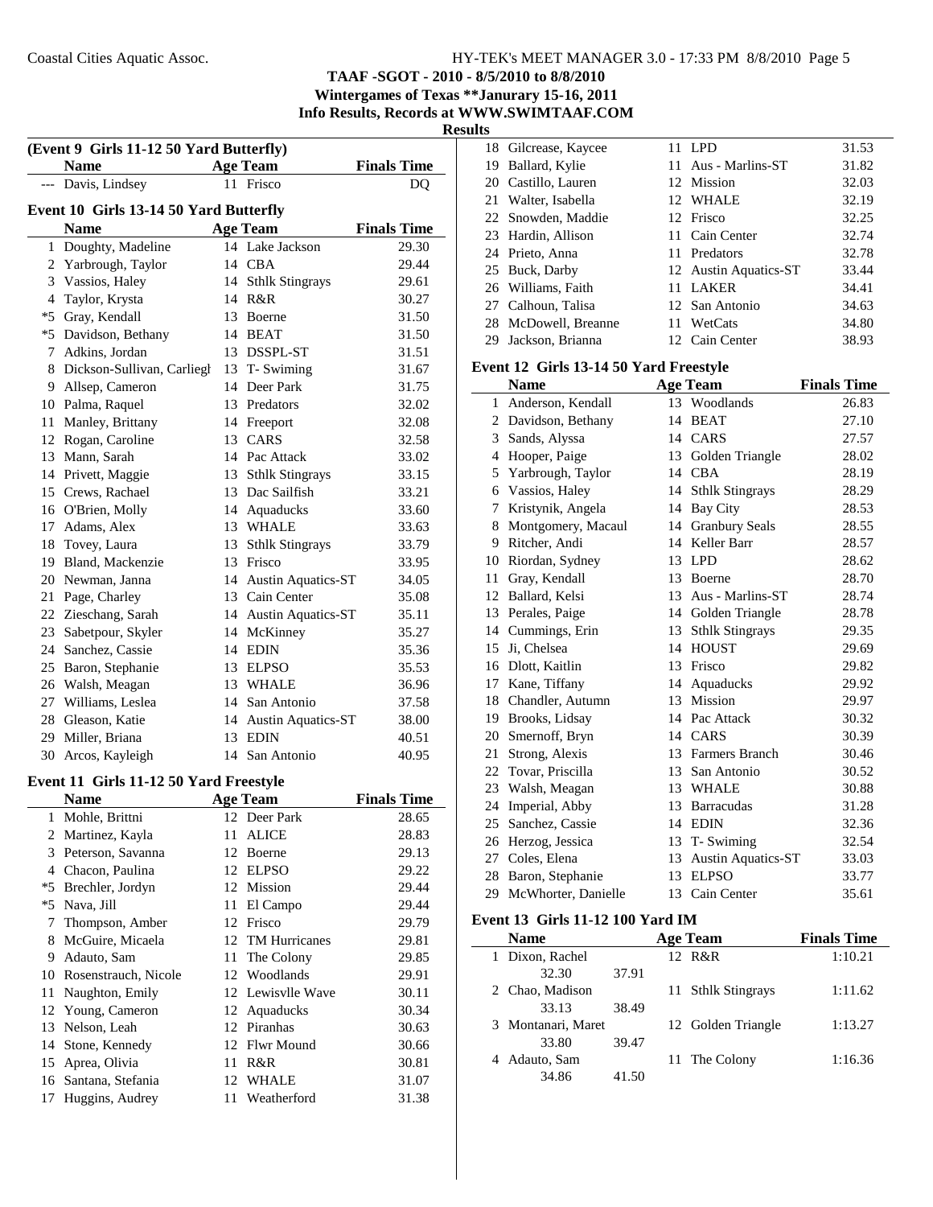# TAAF -SGOT - 2010 - 8/5/2010 to 8/8/2010

**Wintergames of Texas **Janurary 15-16, 2011**

**Info Results, Records at WWW.SWIMTAAF.COM**

## Results

### (Event 9 Girls 11-12 50 Yard Butterfly)

| | Name | Age | Team | Finals Time |
|---|---|---|---|---|
| --- | Davis, Lindsey | 11 | Frisco | DQ |

### Event 10 Girls 13-14 50 Yard Butterfly

| | Name | Age | Team | Finals Time |
|---|---|---|---|---|
| 1 | Doughty, Madeline | 14 | Lake Jackson | 29.30 |
| 2 | Yarbrough, Taylor | 14 | CBA | 29.44 |
| 3 | Vassios, Haley | 14 | Sthlk Stingrays | 29.61 |
| 4 | Taylor, Krysta | 14 | R&R | 30.27 |
| *5 | Gray, Kendall | 13 | Boerne | 31.50 |
| *5 | Davidson, Bethany | 14 | BEAT | 31.50 |
| 7 | Adkins, Jordan | 13 | DSSPL-ST | 31.51 |
| 8 | Dickson-Sullivan, Carliegh | 13 | T- Swiming | 31.67 |
| 9 | Allsep, Cameron | 14 | Deer Park | 31.75 |
| 10 | Palma, Raquel | 13 | Predators | 32.02 |
| 11 | Manley, Brittany | 14 | Freeport | 32.08 |
| 12 | Rogan, Caroline | 13 | CARS | 32.58 |
| 13 | Mann, Sarah | 14 | Pac Attack | 33.02 |
| 14 | Privett, Maggie | 13 | Sthlk Stingrays | 33.15 |
| 15 | Crews, Rachael | 13 | Dac Sailfish | 33.21 |
| 16 | O'Brien, Molly | 14 | Aquaducks | 33.60 |
| 17 | Adams, Alex | 13 | WHALE | 33.63 |
| 18 | Tovey, Laura | 13 | Sthlk Stingrays | 33.79 |
| 19 | Bland, Mackenzie | 13 | Frisco | 33.95 |
| 20 | Newman, Janna | 14 | Austin Aquatics-ST | 34.05 |
| 21 | Page, Charley | 13 | Cain Center | 35.08 |
| 22 | Zieschang, Sarah | 14 | Austin Aquatics-ST | 35.11 |
| 23 | Sabetpour, Skyler | 14 | McKinney | 35.27 |
| 24 | Sanchez, Cassie | 14 | EDIN | 35.36 |
| 25 | Baron, Stephanie | 13 | ELPSO | 35.53 |
| 26 | Walsh, Meagan | 13 | WHALE | 36.96 |
| 27 | Williams, Leslea | 14 | San Antonio | 37.58 |
| 28 | Gleason, Katie | 14 | Austin Aquatics-ST | 38.00 |
| 29 | Miller, Briana | 13 | EDIN | 40.51 |
| 30 | Arcos, Kayleigh | 14 | San Antonio | 40.95 |

### Event 11 Girls 11-12 50 Yard Freestyle

| | Name | Age | Team | Finals Time |
|---|---|---|---|---|
| 1 | Mohle, Brittni | 12 | Deer Park | 28.65 |
| 2 | Martinez, Kayla | 11 | ALICE | 28.83 |
| 3 | Peterson, Savanna | 12 | Boerne | 29.13 |
| 4 | Chacon, Paulina | 12 | ELPSO | 29.22 |
| *5 | Brechler, Jordyn | 12 | Mission | 29.44 |
| *5 | Nava, Jill | 11 | El Campo | 29.44 |
| 7 | Thompson, Amber | 12 | Frisco | 29.79 |
| 8 | McGuire, Micaela | 12 | TM Hurricanes | 29.81 |
| 9 | Adauto, Sam | 11 | The Colony | 29.85 |
| 10 | Rosenstrauch, Nicole | 12 | Woodlands | 29.91 |
| 11 | Naughton, Emily | 12 | Lewisvlle Wave | 30.11 |
| 12 | Young, Cameron | 12 | Aquaducks | 30.34 |
| 13 | Nelson, Leah | 12 | Piranhas | 30.63 |
| 14 | Stone, Kennedy | 12 | Flwr Mound | 30.66 |
| 15 | Aprea, Olivia | 11 | R&R | 30.81 |
| 16 | Santana, Stefania | 12 | WHALE | 31.07 |
| 17 | Huggins, Audrey | 11 | Weatherford | 31.38 |
| 18 | Gilcrease, Kaycee | 11 | LPD | 31.53 |
| 19 | Ballard, Kylie | 11 | Aus - Marlins-ST | 31.82 |
| 20 | Castillo, Lauren | 12 | Mission | 32.03 |
| 21 | Walter, Isabella | 12 | WHALE | 32.19 |
| 22 | Snowden, Maddie | 12 | Frisco | 32.25 |
| 23 | Hardin, Allison | 11 | Cain Center | 32.74 |
| 24 | Prieto, Anna | 11 | Predators | 32.78 |
| 25 | Buck, Darby | 12 | Austin Aquatics-ST | 33.44 |
| 26 | Williams, Faith | 11 | LAKER | 34.41 |
| 27 | Calhoun, Talisa | 12 | San Antonio | 34.63 |
| 28 | McDowell, Breanne | 11 | WetCats | 34.80 |
| 29 | Jackson, Brianna | 12 | Cain Center | 38.93 |

### Event 12 Girls 13-14 50 Yard Freestyle

| | Name | Age | Team | Finals Time |
|---|---|---|---|---|
| 1 | Anderson, Kendall | 13 | Woodlands | 26.83 |
| 2 | Davidson, Bethany | 14 | BEAT | 27.10 |
| 3 | Sands, Alyssa | 14 | CARS | 27.57 |
| 4 | Hooper, Paige | 13 | Golden Triangle | 28.02 |
| 5 | Yarbrough, Taylor | 14 | CBA | 28.19 |
| 6 | Vassios, Haley | 14 | Sthlk Stingrays | 28.29 |
| 7 | Kristynik, Angela | 14 | Bay City | 28.53 |
| 8 | Montgomery, Macaul | 14 | Granbury Seals | 28.55 |
| 9 | Ritcher, Andi | 14 | Keller Barr | 28.57 |
| 10 | Riordan, Sydney | 13 | LPD | 28.62 |
| 11 | Gray, Kendall | 13 | Boerne | 28.70 |
| 12 | Ballard, Kelsi | 13 | Aus - Marlins-ST | 28.74 |
| 13 | Perales, Paige | 14 | Golden Triangle | 28.78 |
| 14 | Cummings, Erin | 13 | Sthlk Stingrays | 29.35 |
| 15 | Ji, Chelsea | 14 | HOUST | 29.69 |
| 16 | Dlott, Kaitlin | 13 | Frisco | 29.82 |
| 17 | Kane, Tiffany | 14 | Aquaducks | 29.92 |
| 18 | Chandler, Autumn | 13 | Mission | 29.97 |
| 19 | Brooks, Lidsay | 14 | Pac Attack | 30.32 |
| 20 | Smernoff, Bryn | 14 | CARS | 30.39 |
| 21 | Strong, Alexis | 13 | Farmers Branch | 30.46 |
| 22 | Tovar, Priscilla | 13 | San Antonio | 30.52 |
| 23 | Walsh, Meagan | 13 | WHALE | 30.88 |
| 24 | Imperial, Abby | 13 | Barracudas | 31.28 |
| 25 | Sanchez, Cassie | 14 | EDIN | 32.36 |
| 26 | Herzog, Jessica | 13 | T- Swiming | 32.54 |
| 27 | Coles, Elena | 13 | Austin Aquatics-ST | 33.03 |
| 28 | Baron, Stephanie | 13 | ELPSO | 33.77 |
| 29 | McWhorter, Danielle | 13 | Cain Center | 35.61 |

### Event 13 Girls 11-12 100 Yard IM

| | Name | Age | Team | Finals Time |
|---|---|---|---|---|
| 1 | Dixon, Rachel | 12 | R&R | 1:10.21 |
| | 32.30 37.91 | | | |
| 2 | Chao, Madison | 11 | Sthlk Stingrays | 1:11.62 |
| | 33.13 38.49 | | | |
| 3 | Montanari, Maret | 12 | Golden Triangle | 1:13.27 |
| | 33.80 39.47 | | | |
| 4 | Adauto, Sam | 11 | The Colony | 1:16.36 |
| | 34.86 41.50 | | | |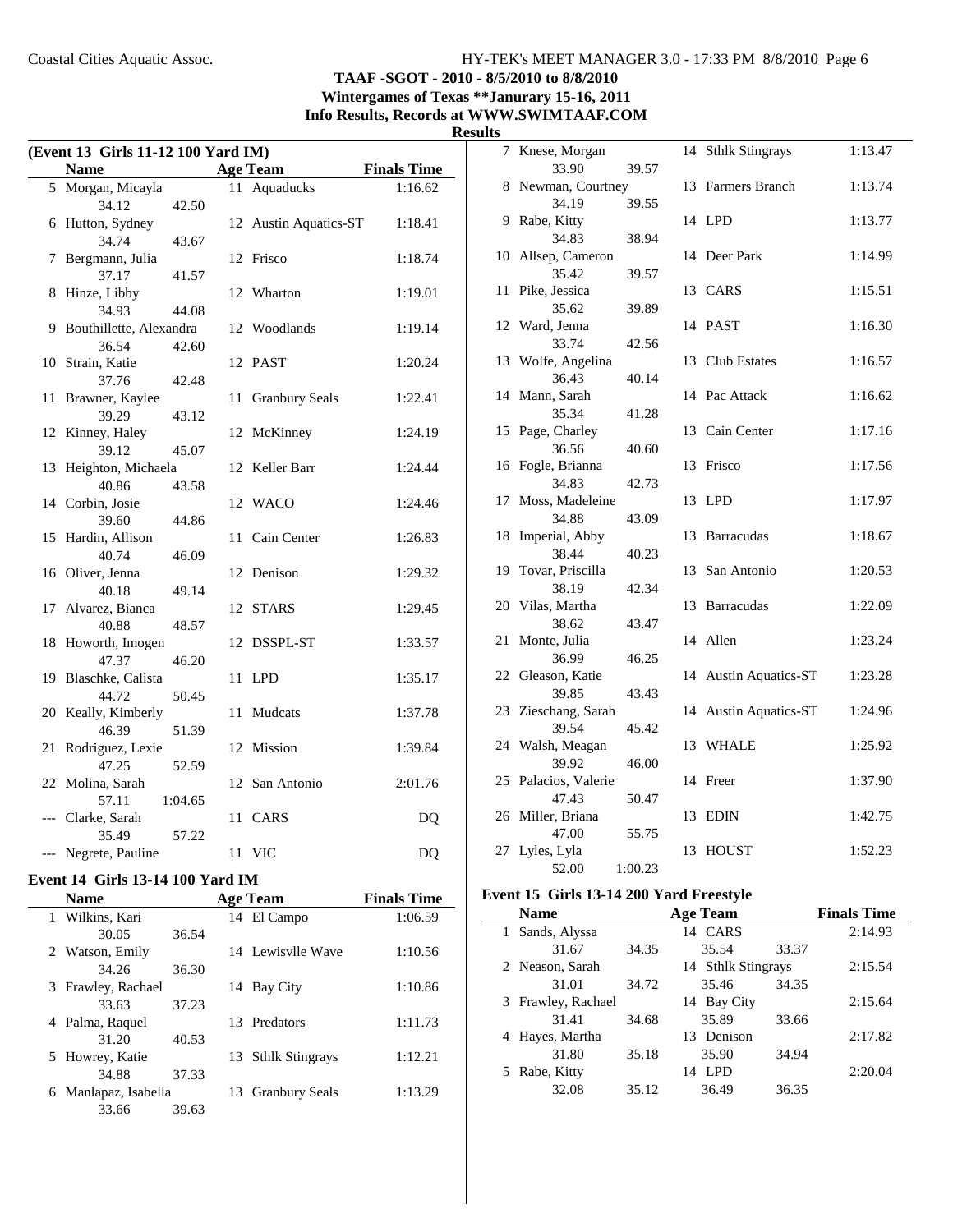**TAAF -SGOT - 2010 - 8/5/2010 to 8/8/2010**
**Wintergames of Texas **Janurary 15-16, 2011**
**Info Results, Records at WWW.SWIMTAAF.COM**

**Results**

### (Event 13 Girls 11-12 100 Yard IM)

| | Name | | Age | Team | Finals Time |
|---|---|---|---|---|---|
| 5 | Morgan, Micayla | | 11 | Aquaducks | 1:16.62 |
| | 34.12 | 42.50 | | | |
| 6 | Hutton, Sydney | | 12 | Austin Aquatics-ST | 1:18.41 |
| | 34.74 | 43.67 | | | |
| 7 | Bergmann, Julia | | 12 | Frisco | 1:18.74 |
| | 37.17 | 41.57 | | | |
| 8 | Hinze, Libby | | 12 | Wharton | 1:19.01 |
| | 34.93 | 44.08 | | | |
| 9 | Bouthillette, Alexandra | | 12 | Woodlands | 1:19.14 |
| | 36.54 | 42.60 | | | |
| 10 | Strain, Katie | | 12 | PAST | 1:20.24 |
| | 37.76 | 42.48 | | | |
| 11 | Brawner, Kaylee | | 11 | Granbury Seals | 1:22.41 |
| | 39.29 | 43.12 | | | |
| 12 | Kinney, Haley | | 12 | McKinney | 1:24.19 |
| | 39.12 | 45.07 | | | |
| 13 | Heighton, Michaela | | 12 | Keller Barr | 1:24.44 |
| | 40.86 | 43.58 | | | |
| 14 | Corbin, Josie | | 12 | WACO | 1:24.46 |
| | 39.60 | 44.86 | | | |
| 15 | Hardin, Allison | | 11 | Cain Center | 1:26.83 |
| | 40.74 | 46.09 | | | |
| 16 | Oliver, Jenna | | 12 | Denison | 1:29.32 |
| | 40.18 | 49.14 | | | |
| 17 | Alvarez, Bianca | | 12 | STARS | 1:29.45 |
| | 40.88 | 48.57 | | | |
| 18 | Howorth, Imogen | | 12 | DSSPL-ST | 1:33.57 |
| | 47.37 | 46.20 | | | |
| 19 | Blaschke, Calista | | 11 | LPD | 1:35.17 |
| | 44.72 | 50.45 | | | |
| 20 | Keally, Kimberly | | 11 | Mudcats | 1:37.78 |
| | 46.39 | 51.39 | | | |
| 21 | Rodriguez, Lexie | | 12 | Mission | 1:39.84 |
| | 47.25 | 52.59 | | | |
| 22 | Molina, Sarah | | 12 | San Antonio | 2:01.76 |
| | 57.11 | 1:04.65 | | | |
| --- | Clarke, Sarah | | 11 | CARS | DQ |
| | 35.49 | 57.22 | | | |
| --- | Negrete, Pauline | | 11 | VIC | DQ |

### Event 14 Girls 13-14 100 Yard IM

| | Name | | Age | Team | Finals Time |
|---|---|---|---|---|---|
| 1 | Wilkins, Kari | | 14 | El Campo | 1:06.59 |
| | 30.05 | 36.54 | | | |
| 2 | Watson, Emily | | 14 | Lewisvlle Wave | 1:10.56 |
| | 34.26 | 36.30 | | | |
| 3 | Frawley, Rachael | | 14 | Bay City | 1:10.86 |
| | 33.63 | 37.23 | | | |
| 4 | Palma, Raquel | | 13 | Predators | 1:11.73 |
| | 31.20 | 40.53 | | | |
| 5 | Howrey, Katie | | 13 | Sthlk Stingrays | 1:12.21 |
| | 34.88 | 37.33 | | | |
| 6 | Manlapaz, Isabella | | 13 | Granbury Seals | 1:13.29 |
| | 33.66 | 39.63 | | | |
| 7 | Knese, Morgan | | 14 | Sthlk Stingrays | 1:13.47 |
| | 33.90 | 39.57 | | | |
| 8 | Newman, Courtney | | 13 | Farmers Branch | 1:13.74 |
| | 34.19 | 39.55 | | | |
| 9 | Rabe, Kitty | | 14 | LPD | 1:13.77 |
| | 34.83 | 38.94 | | | |
| 10 | Allsep, Cameron | | 14 | Deer Park | 1:14.99 |
| | 35.42 | 39.57 | | | |
| 11 | Pike, Jessica | | 13 | CARS | 1:15.51 |
| | 35.62 | 39.89 | | | |
| 12 | Ward, Jenna | | 14 | PAST | 1:16.30 |
| | 33.74 | 42.56 | | | |
| 13 | Wolfe, Angelina | | 13 | Club Estates | 1:16.57 |
| | 36.43 | 40.14 | | | |
| 14 | Mann, Sarah | | 14 | Pac Attack | 1:16.62 |
| | 35.34 | 41.28 | | | |
| 15 | Page, Charley | | 13 | Cain Center | 1:17.16 |
| | 36.56 | 40.60 | | | |
| 16 | Fogle, Brianna | | 13 | Frisco | 1:17.56 |
| | 34.83 | 42.73 | | | |
| 17 | Moss, Madeleine | | 13 | LPD | 1:17.97 |
| | 34.88 | 43.09 | | | |
| 18 | Imperial, Abby | | 13 | Barracudas | 1:18.67 |
| | 38.44 | 40.23 | | | |
| 19 | Tovar, Priscilla | | 13 | San Antonio | 1:20.53 |
| | 38.19 | 42.34 | | | |
| 20 | Vilas, Martha | | 13 | Barracudas | 1:22.09 |
| | 38.62 | 43.47 | | | |
| 21 | Monte, Julia | | 14 | Allen | 1:23.24 |
| | 36.99 | 46.25 | | | |
| 22 | Gleason, Katie | | 14 | Austin Aquatics-ST | 1:23.28 |
| | 39.85 | 43.43 | | | |
| 23 | Zieschang, Sarah | | 14 | Austin Aquatics-ST | 1:24.96 |
| | 39.54 | 45.42 | | | |
| 24 | Walsh, Meagan | | 13 | WHALE | 1:25.92 |
| | 39.92 | 46.00 | | | |
| 25 | Palacios, Valerie | | 14 | Freer | 1:37.90 |
| | 47.43 | 50.47 | | | |
| 26 | Miller, Briana | | 13 | EDIN | 1:42.75 |
| | 47.00 | 55.75 | | | |
| 27 | Lyles, Lyla | | 13 | HOUST | 1:52.23 |
| | 52.00 | 1:00.23 | | | |

### Event 15 Girls 13-14 200 Yard Freestyle

| | Name | | Age | Team | | Finals Time |
|---|---|---|---|---|---|---|
| 1 | Sands, Alyssa | | 14 | CARS | | 2:14.93 |
| | 31.67 | 34.35 | | 35.54 | 33.37 | |
| 2 | Neason, Sarah | | 14 | Sthlk Stingrays | | 2:15.54 |
| | 31.01 | 34.72 | | 35.46 | 34.35 | |
| 3 | Frawley, Rachael | | 14 | Bay City | | 2:15.64 |
| | 31.41 | 34.68 | | 35.89 | 33.66 | |
| 4 | Hayes, Martha | | 13 | Denison | | 2:17.82 |
| | 31.80 | 35.18 | | 35.90 | 34.94 | |
| 5 | Rabe, Kitty | | 14 | LPD | | 2:20.04 |
| | 32.08 | 35.12 | | 36.49 | 36.35 | |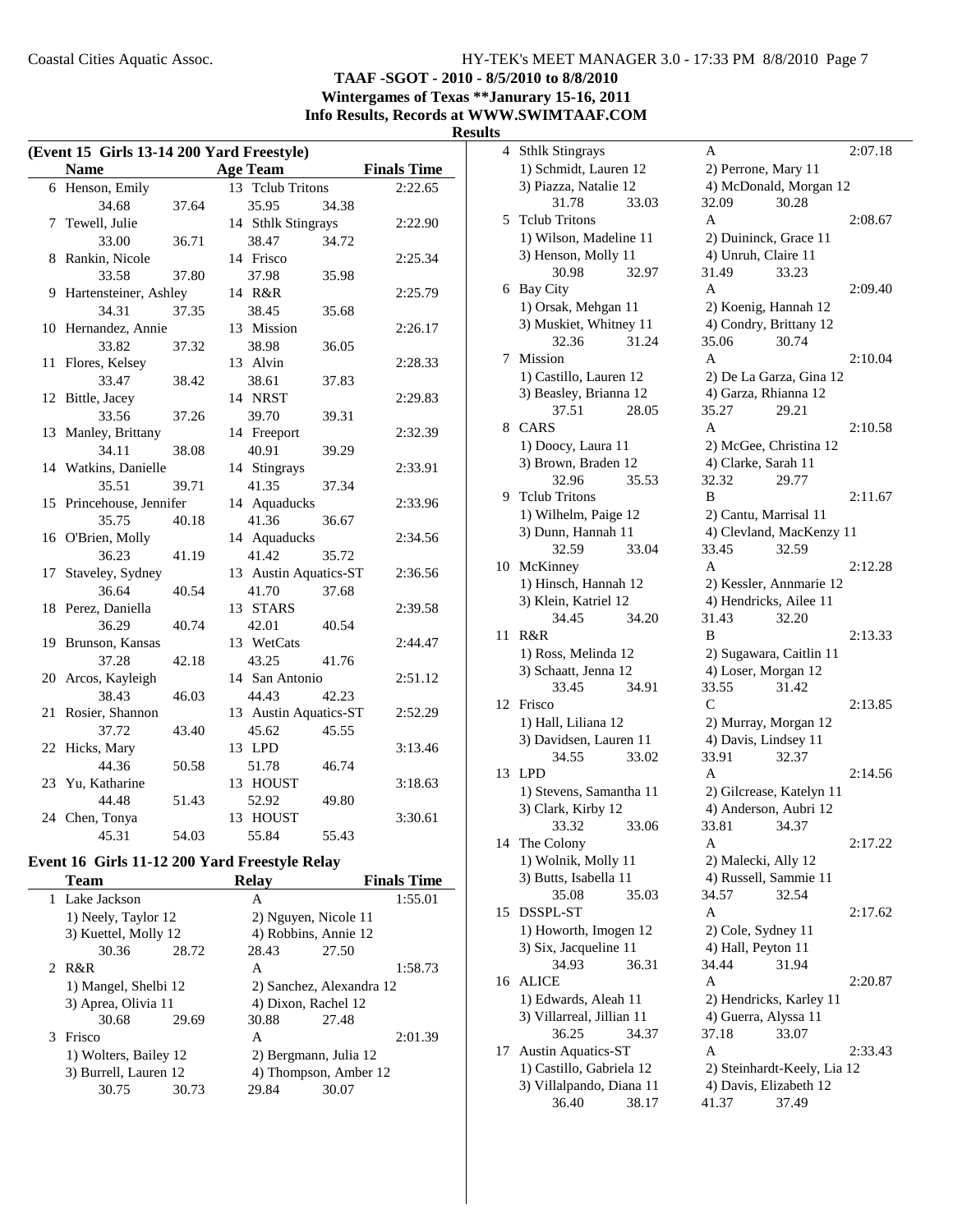**TAAF -SGOT - 2010 - 8/5/2010 to 8/8/2010**
**Wintergames of Texas **Janurary 15-16, 2011**
**Info Results, Records at WWW.SWIMTAAF.COM**
**Results**

### (Event 15 Girls 13-14 200 Yard Freestyle)

| | Name | Age | Team | Finals Time |
|---|---|---|---|---|
| 6 | Henson, Emily | 13 | Tclub Tritons | 2:22.65 |
| | 34.68 37.64 35.95 34.38 | | | |
| 7 | Tewell, Julie | 14 | Sthlk Stingrays | 2:22.90 |
| | 33.00 36.71 38.47 34.72 | | | |
| 8 | Rankin, Nicole | 14 | Frisco | 2:25.34 |
| | 33.58 37.80 37.98 35.98 | | | |
| 9 | Hartensteiner, Ashley | 14 | R&R | 2:25.79 |
| | 34.31 37.35 38.45 35.68 | | | |
| 10 | Hernandez, Annie | 13 | Mission | 2:26.17 |
| | 33.82 37.32 38.98 36.05 | | | |
| 11 | Flores, Kelsey | 13 | Alvin | 2:28.33 |
| | 33.47 38.42 38.61 37.83 | | | |
| 12 | Bittle, Jacey | 14 | NRST | 2:29.83 |
| | 33.56 37.26 39.70 39.31 | | | |
| 13 | Manley, Brittany | 14 | Freeport | 2:32.39 |
| | 34.11 38.08 40.91 39.29 | | | |
| 14 | Watkins, Danielle | 14 | Stingrays | 2:33.91 |
| | 35.51 39.71 41.35 37.34 | | | |
| 15 | Princehouse, Jennifer | 14 | Aquaducks | 2:33.96 |
| | 35.75 40.18 41.36 36.67 | | | |
| 16 | O'Brien, Molly | 14 | Aquaducks | 2:34.56 |
| | 36.23 41.19 41.42 35.72 | | | |
| 17 | Staveley, Sydney | 13 | Austin Aquatics-ST | 2:36.56 |
| | 36.64 40.54 41.70 37.68 | | | |
| 18 | Perez, Daniella | 13 | STARS | 2:39.58 |
| | 36.29 40.74 42.01 40.54 | | | |
| 19 | Brunson, Kansas | 13 | WetCats | 2:44.47 |
| | 37.28 42.18 43.25 41.76 | | | |
| 20 | Arcos, Kayleigh | 14 | San Antonio | 2:51.12 |
| | 38.43 46.03 44.43 42.23 | | | |
| 21 | Rosier, Shannon | 13 | Austin Aquatics-ST | 2:52.29 |
| | 37.72 43.40 45.62 45.55 | | | |
| 22 | Hicks, Mary | 13 | LPD | 3:13.46 |
| | 44.36 50.58 51.78 46.74 | | | |
| 23 | Yu, Katharine | 13 | HOUST | 3:18.63 |
| | 44.48 51.43 52.92 49.80 | | | |
| 24 | Chen, Tonya | 13 | HOUST | 3:30.61 |
| | 45.31 54.03 55.84 55.43 | | | |

### Event 16 Girls 11-12 200 Yard Freestyle Relay

| | Team | Relay | Finals Time |
|---|---|---|---|
| 1 | Lake Jackson | A | 1:55.01 |
| | 1) Neely, Taylor 12; 2) Nguyen, Nicole 11; 3) Kuettel, Molly 12; 4) Robbins, Annie 12 | | |
| | 30.36 28.72 28.43 27.50 | | |
| 2 | R&R | A | 1:58.73 |
| | 1) Mangel, Shelbi 12; 2) Sanchez, Alexandra 12; 3) Aprea, Olivia 11; 4) Dixon, Rachel 12 | | |
| | 30.68 29.69 30.88 27.48 | | |
| 3 | Frisco | A | 2:01.39 |
| | 1) Wolters, Bailey 12; 2) Bergmann, Julia 12; 3) Burrell, Lauren 12; 4) Thompson, Amber 12 | | |
| | 30.75 30.73 29.84 30.07 | | |
| 4 | Sthlk Stingrays | A | 2:07.18 |
| | 1) Schmidt, Lauren 12; 2) Perrone, Mary 11; 3) Piazza, Natalie 12; 4) McDonald, Morgan 12 | | |
| | 31.78 33.03 32.09 30.28 | | |
| 5 | Tclub Tritons | A | 2:08.67 |
| | 1) Wilson, Madeline 11; 2) Duininck, Grace 11; 3) Henson, Molly 11; 4) Unruh, Claire 11 | | |
| | 30.98 32.97 31.49 33.23 | | |
| 6 | Bay City | A | 2:09.40 |
| | 1) Orsak, Mehgan 11; 2) Koenig, Hannah 12; 3) Muskiet, Whitney 11; 4) Condry, Brittany 12 | | |
| | 32.36 31.24 35.06 30.74 | | |
| 7 | Mission | A | 2:10.04 |
| | 1) Castillo, Lauren 12; 2) De La Garza, Gina 12; 3) Beasley, Brianna 12; 4) Garza, Rhianna 12 | | |
| | 37.51 28.05 35.27 29.21 | | |
| 8 | CARS | A | 2:10.58 |
| | 1) Doocy, Laura 11; 2) McGee, Christina 12; 3) Brown, Braden 12; 4) Clarke, Sarah 11 | | |
| | 32.96 35.53 32.32 29.77 | | |
| 9 | Tclub Tritons | B | 2:11.67 |
| | 1) Wilhelm, Paige 12; 2) Cantu, Marrisal 11; 3) Dunn, Hannah 11; 4) Clevland, MacKenzy 11 | | |
| | 32.59 33.04 33.45 32.59 | | |
| 10 | McKinney | A | 2:12.28 |
| | 1) Hinsch, Hannah 12; 2) Kessler, Annmarie 12; 3) Klein, Katriel 12; 4) Hendricks, Ailee 11 | | |
| | 34.45 34.20 31.43 32.20 | | |
| 11 | R&R | B | 2:13.33 |
| | 1) Ross, Melinda 12; 2) Sugawara, Caitlin 11; 3) Schaatt, Jenna 12; 4) Loser, Morgan 12 | | |
| | 33.45 34.91 33.55 31.42 | | |
| 12 | Frisco | C | 2:13.85 |
| | 1) Hall, Liliana 12; 2) Murray, Morgan 12; 3) Davidsen, Lauren 11; 4) Davis, Lindsey 11 | | |
| | 34.55 33.02 33.91 32.37 | | |
| 13 | LPD | A | 2:14.56 |
| | 1) Stevens, Samantha 11; 2) Gilcrease, Katelyn 11; 3) Clark, Kirby 12; 4) Anderson, Aubri 12 | | |
| | 33.32 33.06 33.81 34.37 | | |
| 14 | The Colony | A | 2:17.22 |
| | 1) Wolnik, Molly 11; 2) Malecki, Ally 12; 3) Butts, Isabella 11; 4) Russell, Sammie 11 | | |
| | 35.08 35.03 34.57 32.54 | | |
| 15 | DSSPL-ST | A | 2:17.62 |
| | 1) Howorth, Imogen 12; 2) Cole, Sydney 11; 3) Six, Jacqueline 11; 4) Hall, Peyton 11 | | |
| | 34.93 36.31 34.44 31.94 | | |
| 16 | ALICE | A | 2:20.87 |
| | 1) Edwards, Aleah 11; 2) Hendricks, Karley 11; 3) Villarreal, Jillian 11; 4) Guerra, Alyssa 11 | | |
| | 36.25 34.37 37.18 33.07 | | |
| 17 | Austin Aquatics-ST | A | 2:33.43 |
| | 1) Castillo, Gabriela 12; 2) Steinhardt-Keely, Lia 12; 3) Villalpando, Diana 11; 4) Davis, Elizabeth 12 | | |
| | 36.40 38.17 41.37 37.49 | | |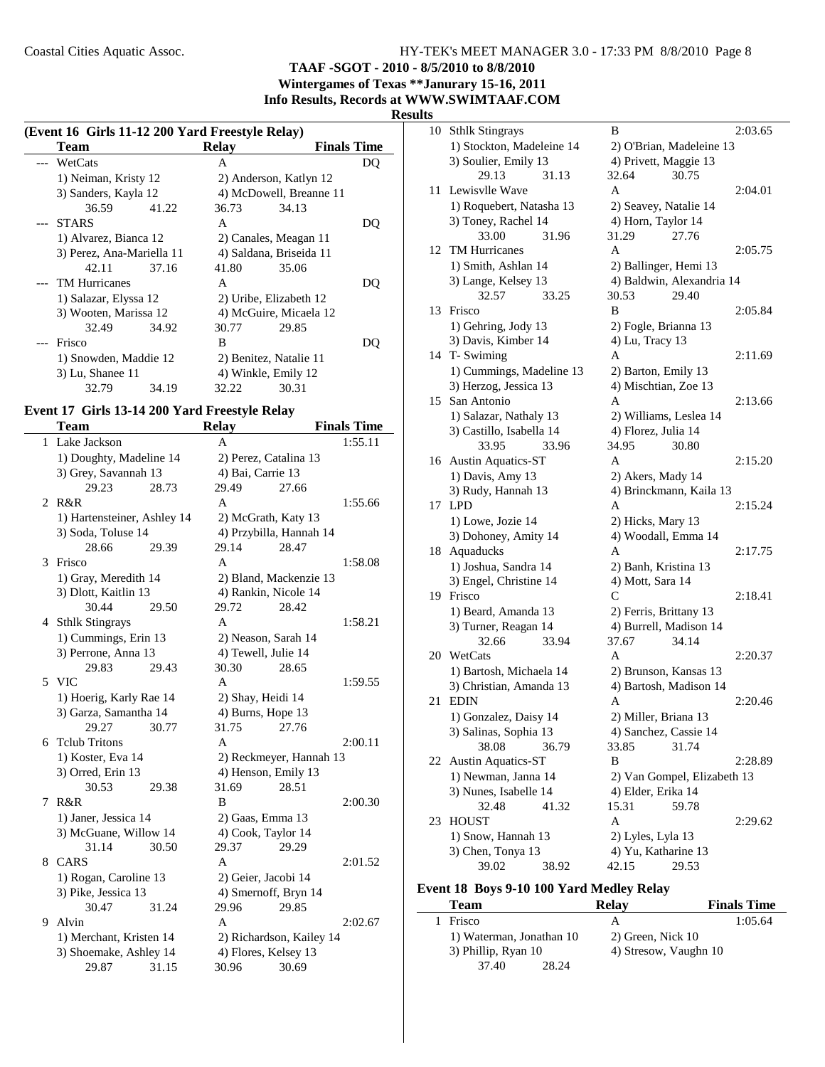**TAAF -SGOT - 2010 - 8/5/2010 to 8/8/2010**
**Wintergames of Texas **Janurary 15-16, 2011**
**Info Results, Records at WWW.SWIMTAAF.COM**
**Results**

### (Event 16 Girls 11-12 200 Yard Freestyle Relay)

| | Team | Relay | Finals Time |
|---|---|---|---|
| --- | WetCats | A | DQ |
| | 1) Neiman, Kristy 12 | 2) Anderson, Katlyn 12 | |
| | 3) Sanders, Kayla 12 | 4) McDowell, Breanne 11 | |
| | 36.59 41.22 | 36.73 34.13 | |
| --- | STARS | A | DQ |
| | 1) Alvarez, Bianca 12 | 2) Canales, Meagan 11 | |
| | 3) Perez, Ana-Mariella 11 | 4) Saldana, Briseida 11 | |
| | 42.11 37.16 | 41.80 35.06 | |
| --- | TM Hurricanes | A | DQ |
| | 1) Salazar, Elyssa 12 | 2) Uribe, Elizabeth 12 | |
| | 3) Wooten, Marissa 12 | 4) McGuire, Micaela 12 | |
| | 32.49 34.92 | 30.77 29.85 | |
| --- | Frisco | B | DQ |
| | 1) Snowden, Maddie 12 | 2) Benitez, Natalie 11 | |
| | 3) Lu, Shanee 11 | 4) Winkle, Emily 12 | |
| | 32.79 34.19 | 32.22 30.31 | |

### Event 17 Girls 13-14 200 Yard Freestyle Relay

| | Team | Relay | Finals Time |
|---|---|---|---|
| 1 | Lake Jackson | A | 1:55.11 |
| | 1) Doughty, Madeline 14 | 2) Perez, Catalina 13 | |
| | 3) Grey, Savannah 13 | 4) Bai, Carrie 13 | |
| | 29.23 28.73 | 29.49 27.66 | |
| 2 | R&R | A | 1:55.66 |
| | 1) Hartensteiner, Ashley 14 | 2) McGrath, Katy 13 | |
| | 3) Soda, Toluse 14 | 4) Przybilla, Hannah 14 | |
| | 28.66 29.39 | 29.14 28.47 | |
| 3 | Frisco | A | 1:58.08 |
| | 1) Gray, Meredith 14 | 2) Bland, Mackenzie 13 | |
| | 3) Dlott, Kaitlin 13 | 4) Rankin, Nicole 14 | |
| | 30.44 29.50 | 29.72 28.42 | |
| 4 | Sthlk Stingrays | A | 1:58.21 |
| | 1) Cummings, Erin 13 | 2) Neason, Sarah 14 | |
| | 3) Perrone, Anna 13 | 4) Tewell, Julie 14 | |
| | 29.83 29.43 | 30.30 28.65 | |
| 5 | VIC | A | 1:59.55 |
| | 1) Hoerig, Karly Rae 14 | 2) Shay, Heidi 14 | |
| | 3) Garza, Samantha 14 | 4) Burns, Hope 13 | |
| | 29.27 30.77 | 31.75 27.76 | |
| 6 | Tclub Tritons | A | 2:00.11 |
| | 1) Koster, Eva 14 | 2) Reckmeyer, Hannah 13 | |
| | 3) Orred, Erin 13 | 4) Henson, Emily 13 | |
| | 30.53 29.38 | 31.69 28.51 | |
| 7 | R&R | B | 2:00.30 |
| | 1) Janer, Jessica 14 | 2) Gaas, Emma 13 | |
| | 3) McGuane, Willow 14 | 4) Cook, Taylor 14 | |
| | 31.14 30.50 | 29.37 29.29 | |
| 8 | CARS | A | 2:01.52 |
| | 1) Rogan, Caroline 13 | 2) Geier, Jacobi 14 | |
| | 3) Pike, Jessica 13 | 4) Smernoff, Bryn 14 | |
| | 30.47 31.24 | 29.96 29.85 | |
| 9 | Alvin | A | 2:02.67 |
| | 1) Merchant, Kristen 14 | 2) Richardson, Kailey 14 | |
| | 3) Shoemake, Ashley 14 | 4) Flores, Kelsey 13 | |
| | 29.87 31.15 | 30.96 30.69 | |
| 10 | Sthlk Stingrays | B | 2:03.65 |
| | 1) Stockton, Madeleine 14 | 2) O'Brian, Madeleine 13 | |
| | 3) Soulier, Emily 13 | 4) Privett, Maggie 13 | |
| | 29.13 31.13 | 32.64 30.75 | |
| 11 | Lewisvlle Wave | A | 2:04.01 |
| | 1) Roquebert, Natasha 13 | 2) Seavey, Natalie 14 | |
| | 3) Toney, Rachel 14 | 4) Horn, Taylor 14 | |
| | 33.00 31.96 | 31.29 27.76 | |
| 12 | TM Hurricanes | A | 2:05.75 |
| | 1) Smith, Ashlan 14 | 2) Ballinger, Hemi 13 | |
| | 3) Lange, Kelsey 13 | 4) Baldwin, Alexandria 14 | |
| | 32.57 33.25 | 30.53 29.40 | |
| 13 | Frisco | B | 2:05.84 |
| | 1) Gehring, Jody 13 | 2) Fogle, Brianna 13 | |
| | 3) Davis, Kimber 14 | 4) Lu, Tracy 13 | |
| 14 | T- Swiming | A | 2:11.69 |
| | 1) Cummings, Madeline 13 | 2) Barton, Emily 13 | |
| | 3) Herzog, Jessica 13 | 4) Mischtian, Zoe 13 | |
| 15 | San Antonio | A | 2:13.66 |
| | 1) Salazar, Nathaly 13 | 2) Williams, Leslea 14 | |
| | 3) Castillo, Isabella 14 | 4) Florez, Julia 14 | |
| | 33.95 33.96 | 34.95 30.80 | |
| 16 | Austin Aquatics-ST | A | 2:15.20 |
| | 1) Davis, Amy 13 | 2) Akers, Mady 14 | |
| | 3) Rudy, Hannah 13 | 4) Brinckmann, Kaila 13 | |
| 17 | LPD | A | 2:15.24 |
| | 1) Lowe, Jozie 14 | 2) Hicks, Mary 13 | |
| | 3) Dohoney, Amity 14 | 4) Woodall, Emma 14 | |
| 18 | Aquaducks | A | 2:17.75 |
| | 1) Joshua, Sandra 14 | 2) Banh, Kristina 13 | |
| | 3) Engel, Christine 14 | 4) Mott, Sara 14 | |
| 19 | Frisco | C | 2:18.41 |
| | 1) Beard, Amanda 13 | 2) Ferris, Brittany 13 | |
| | 3) Turner, Reagan 14 | 4) Burrell, Madison 14 | |
| | 32.66 33.94 | 37.67 34.14 | |
| 20 | WetCats | A | 2:20.37 |
| | 1) Bartosh, Michaela 14 | 2) Brunson, Kansas 13 | |
| | 3) Christian, Amanda 13 | 4) Bartosh, Madison 14 | |
| 21 | EDIN | A | 2:20.46 |
| | 1) Gonzalez, Daisy 14 | 2) Miller, Briana 13 | |
| | 3) Salinas, Sophia 13 | 4) Sanchez, Cassie 14 | |
| | 38.08 36.79 | 33.85 31.74 | |
| 22 | Austin Aquatics-ST | B | 2:28.89 |
| | 1) Newman, Janna 14 | 2) Van Gompel, Elizabeth 13 | |
| | 3) Nunes, Isabelle 14 | 4) Elder, Erika 14 | |
| | 32.48 41.32 | 15.31 59.78 | |
| 23 | HOUST | A | 2:29.62 |
| | 1) Snow, Hannah 13 | 2) Lyles, Lyla 13 | |
| | 3) Chen, Tonya 13 | 4) Yu, Katharine 13 | |
| | 39.02 38.92 | 42.15 29.53 | |

### Event 18 Boys 9-10 100 Yard Medley Relay

| | Team | Relay | Finals Time |
|---|---|---|---|
| 1 | Frisco | A | 1:05.64 |
| | 1) Waterman, Jonathan 10 | 2) Green, Nick 10 | |
| | 3) Phillip, Ryan 10 | 4) Stresow, Vaughn 10 | |
| | 37.40 28.24 | | |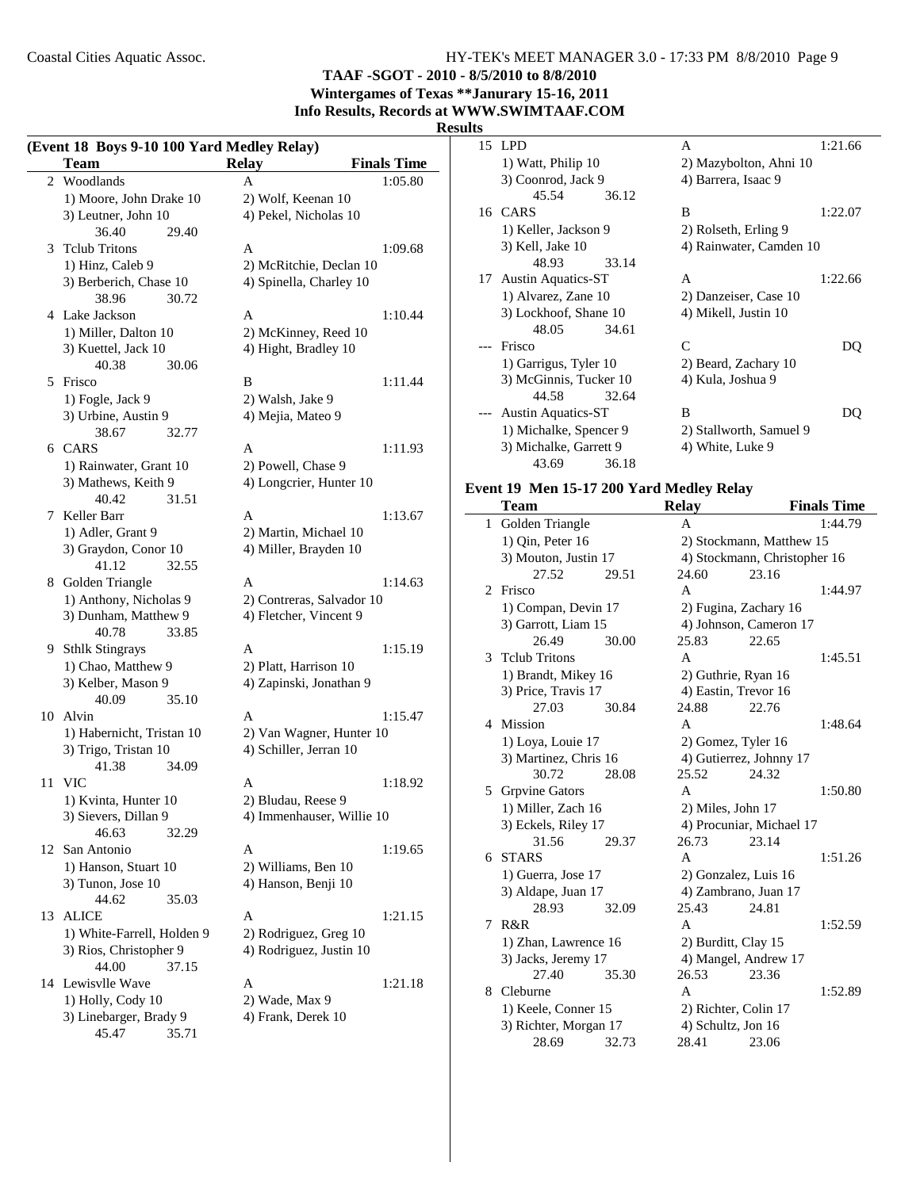# TAAF -SGOT - 2010 - 8/5/2010 to 8/8/2010

**Wintergames of Texas **Janurary 15-16, 2011**

**Info Results, Records at WWW.SWIMTAAF.COM**

**Results**

### (Event 18 Boys 9-10 100 Yard Medley Relay)

| | Team | Relay | Finals Time |
|---|---|---|---|
| 2 | Woodlands | A | 1:05.80 |
| | 1) Moore, John Drake 10 | 2) Wolf, Keenan 10 | |
| | 3) Leutner, John 10 | 4) Pekel, Nicholas 10 | |
| | 36.40 29.40 | | |
| 3 | Tclub Tritons | A | 1:09.68 |
| | 1) Hinz, Caleb 9 | 2) McRitchie, Declan 10 | |
| | 3) Berberich, Chase 10 | 4) Spinella, Charley 10 | |
| | 38.96 30.72 | | |
| 4 | Lake Jackson | A | 1:10.44 |
| | 1) Miller, Dalton 10 | 2) McKinney, Reed 10 | |
| | 3) Kuettel, Jack 10 | 4) Hight, Bradley 10 | |
| | 40.38 30.06 | | |
| 5 | Frisco | B | 1:11.44 |
| | 1) Fogle, Jack 9 | 2) Walsh, Jake 9 | |
| | 3) Urbine, Austin 9 | 4) Mejia, Mateo 9 | |
| | 38.67 32.77 | | |
| 6 | CARS | A | 1:11.93 |
| | 1) Rainwater, Grant 10 | 2) Powell, Chase 9 | |
| | 3) Mathews, Keith 9 | 4) Longcrier, Hunter 10 | |
| | 40.42 31.51 | | |
| 7 | Keller Barr | A | 1:13.67 |
| | 1) Adler, Grant 9 | 2) Martin, Michael 10 | |
| | 3) Graydon, Conor 10 | 4) Miller, Brayden 10 | |
| | 41.12 32.55 | | |
| 8 | Golden Triangle | A | 1:14.63 |
| | 1) Anthony, Nicholas 9 | 2) Contreras, Salvador 10 | |
| | 3) Dunham, Matthew 9 | 4) Fletcher, Vincent 9 | |
| | 40.78 33.85 | | |
| 9 | Sthlk Stingrays | A | 1:15.19 |
| | 1) Chao, Matthew 9 | 2) Platt, Harrison 10 | |
| | 3) Kelber, Mason 9 | 4) Zapinski, Jonathan 9 | |
| | 40.09 35.10 | | |
| 10 | Alvin | A | 1:15.47 |
| | 1) Habernicht, Tristan 10 | 2) Van Wagner, Hunter 10 | |
| | 3) Trigo, Tristan 10 | 4) Schiller, Jerran 10 | |
| | 41.38 34.09 | | |
| 11 | VIC | A | 1:18.92 |
| | 1) Kvinta, Hunter 10 | 2) Bludau, Reese 9 | |
| | 3) Sievers, Dillan 9 | 4) Immenhauser, Willie 10 | |
| | 46.63 32.29 | | |
| 12 | San Antonio | A | 1:19.65 |
| | 1) Hanson, Stuart 10 | 2) Williams, Ben 10 | |
| | 3) Tunon, Jose 10 | 4) Hanson, Benji 10 | |
| | 44.62 35.03 | | |
| 13 | ALICE | A | 1:21.15 |
| | 1) White-Farrell, Holden 9 | 2) Rodriguez, Greg 10 | |
| | 3) Rios, Christopher 9 | 4) Rodriguez, Justin 10 | |
| | 44.00 37.15 | | |
| 14 | Lewisvlle Wave | A | 1:21.18 |
| | 1) Holly, Cody 10 | 2) Wade, Max 9 | |
| | 3) Linebarger, Brady 9 | 4) Frank, Derek 10 | |
| | 45.47 35.71 | | |
| 15 | LPD | A | 1:21.66 |
| | 1) Watt, Philip 10 | 2) Mazybolton, Ahni 10 | |
| | 3) Coonrod, Jack 9 | 4) Barrera, Isaac 9 | |
| | 45.54 36.12 | | |
| 16 | CARS | B | 1:22.07 |
| | 1) Keller, Jackson 9 | 2) Rolseth, Erling 9 | |
| | 3) Kell, Jake 10 | 4) Rainwater, Camden 10 | |
| | 48.93 33.14 | | |
| 17 | Austin Aquatics-ST | A | 1:22.66 |
| | 1) Alvarez, Zane 10 | 2) Danzeiser, Case 10 | |
| | 3) Lockhoof, Shane 10 | 4) Mikell, Justin 10 | |
| | 48.05 34.61 | | |
| --- | Frisco | C | DQ |
| | 1) Garrigus, Tyler 10 | 2) Beard, Zachary 10 | |
| | 3) McGinnis, Tucker 10 | 4) Kula, Joshua 9 | |
| | 44.58 32.64 | | |
| --- | Austin Aquatics-ST | B | DQ |
| | 1) Michalke, Spencer 9 | 2) Stallworth, Samuel 9 | |
| | 3) Michalke, Garrett 9 | 4) White, Luke 9 | |
| | 43.69 36.18 | | |

### Event 19 Men 15-17 200 Yard Medley Relay

| | Team | Relay | Finals Time |
|---|---|---|---|
| 1 | Golden Triangle | A | 1:44.79 |
| | 1) Qin, Peter 16 | 2) Stockmann, Matthew 15 | |
| | 3) Mouton, Justin 17 | 4) Stockmann, Christopher 16 | |
| | 27.52 29.51 | 24.60 23.16 | |
| 2 | Frisco | A | 1:44.97 |
| | 1) Compan, Devin 17 | 2) Fugina, Zachary 16 | |
| | 3) Garrott, Liam 15 | 4) Johnson, Cameron 17 | |
| | 26.49 30.00 | 25.83 22.65 | |
| 3 | Tclub Tritons | A | 1:45.51 |
| | 1) Brandt, Mikey 16 | 2) Guthrie, Ryan 16 | |
| | 3) Price, Travis 17 | 4) Eastin, Trevor 16 | |
| | 27.03 30.84 | 24.88 22.76 | |
| 4 | Mission | A | 1:48.64 |
| | 1) Loya, Louie 17 | 2) Gomez, Tyler 16 | |
| | 3) Martinez, Chris 16 | 4) Gutierrez, Johnny 17 | |
| | 30.72 28.08 | 25.52 24.32 | |
| 5 | Grpvine Gators | A | 1:50.80 |
| | 1) Miller, Zach 16 | 2) Miles, John 17 | |
| | 3) Eckels, Riley 17 | 4) Procuniar, Michael 17 | |
| | 31.56 29.37 | 26.73 23.14 | |
| 6 | STARS | A | 1:51.26 |
| | 1) Guerra, Jose 17 | 2) Gonzalez, Luis 16 | |
| | 3) Aldape, Juan 17 | 4) Zambrano, Juan 17 | |
| | 28.93 32.09 | 25.43 24.81 | |
| 7 | R&R | A | 1:52.59 |
| | 1) Zhan, Lawrence 16 | 2) Burditt, Clay 15 | |
| | 3) Jacks, Jeremy 17 | 4) Mangel, Andrew 17 | |
| | 27.40 35.30 | 26.53 23.36 | |
| 8 | Cleburne | A | 1:52.89 |
| | 1) Keele, Conner 15 | 2) Richter, Colin 17 | |
| | 3) Richter, Morgan 17 | 4) Schultz, Jon 16 | |
| | 28.69 32.73 | 28.41 23.06 | |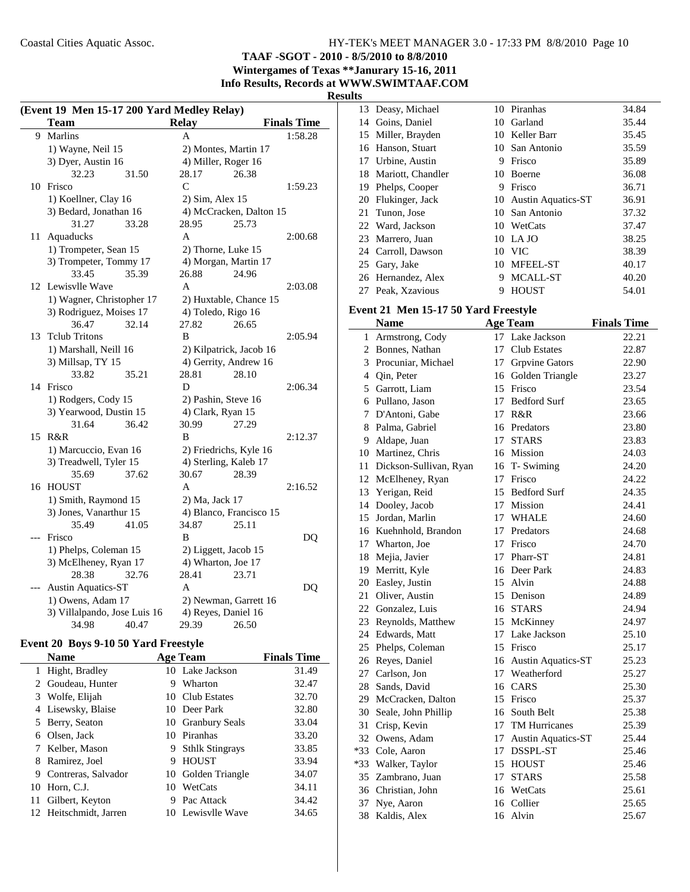**TAAF -SGOT - 2010 - 8/5/2010 to 8/8/2010**
**Wintergames of Texas \*\*Janurary 15-16, 2011**
**Info Results, Records at WWW.SWIMTAAF.COM**
**Results**

### (Event 19 Men 15-17 200 Yard Medley Relay)

| | Team | Relay | Finals Time |
|---|---|---|---|
| 9 | Marlins | A | 1:58.28 |
| | 1) Wayne, Neil 15 | 2) Montes, Martin 17 | |
| | 3) Dyer, Austin 16 | 4) Miller, Roger 16 | |
| | 32.23 31.50 | 28.17 26.38 | |
| 10 | Frisco | C | 1:59.23 |
| | 1) Koellner, Clay 16 | 2) Sim, Alex 15 | |
| | 3) Bedard, Jonathan 16 | 4) McCracken, Dalton 15 | |
| | 31.27 33.28 | 28.95 25.73 | |
| 11 | Aquaducks | A | 2:00.68 |
| | 1) Trompeter, Sean 15 | 2) Thorne, Luke 15 | |
| | 3) Trompeter, Tommy 17 | 4) Morgan, Martin 17 | |
| | 33.45 35.39 | 26.88 24.96 | |
| 12 | Lewisvlle Wave | A | 2:03.08 |
| | 1) Wagner, Christopher 17 | 2) Huxtable, Chance 15 | |
| | 3) Rodriguez, Moises 17 | 4) Toledo, Rigo 16 | |
| | 36.47 32.14 | 27.82 26.65 | |
| 13 | Tclub Tritons | B | 2:05.94 |
| | 1) Marshall, Neill 16 | 2) Kilpatrick, Jacob 16 | |
| | 3) Millsap, TY 15 | 4) Gerrity, Andrew 16 | |
| | 33.82 35.21 | 28.81 28.10 | |
| 14 | Frisco | D | 2:06.34 |
| | 1) Rodgers, Cody 15 | 2) Pashin, Steve 16 | |
| | 3) Yearwood, Dustin 15 | 4) Clark, Ryan 15 | |
| | 31.64 36.42 | 30.99 27.29 | |
| 15 | R&R | B | 2:12.37 |
| | 1) Marcuccio, Evan 16 | 2) Friedrichs, Kyle 16 | |
| | 3) Treadwell, Tyler 15 | 4) Sterling, Kaleb 17 | |
| | 35.69 37.62 | 30.67 28.39 | |
| 16 | HOUST | A | 2:16.52 |
| | 1) Smith, Raymond 15 | 2) Ma, Jack 17 | |
| | 3) Jones, Vanarthur 15 | 4) Blanco, Francisco 15 | |
| | 35.49 41.05 | 34.87 25.11 | |
| --- | Frisco | B | DQ |
| | 1) Phelps, Coleman 15 | 2) Liggett, Jacob 15 | |
| | 3) McElheney, Ryan 17 | 4) Wharton, Joe 17 | |
| | 28.38 32.76 | 28.41 23.71 | |
| --- | Austin Aquatics-ST | A | DQ |
| | 1) Owens, Adam 17 | 2) Newman, Garrett 16 | |
| | 3) Villalpando, Jose Luis 16 | 4) Reyes, Daniel 16 | |
| | 34.98 40.47 | 29.39 26.50 | |

### Event 20 Boys 9-10 50 Yard Freestyle

| | Name | Age | Team | Finals Time |
|---|---|---|---|---|
| 1 | Hight, Bradley | 10 | Lake Jackson | 31.49 |
| 2 | Goudeau, Hunter | 9 | Wharton | 32.47 |
| 3 | Wolfe, Elijah | 10 | Club Estates | 32.70 |
| 4 | Lisewsky, Blaise | 10 | Deer Park | 32.80 |
| 5 | Berry, Seaton | 10 | Granbury Seals | 33.04 |
| 6 | Olsen, Jack | 10 | Piranhas | 33.20 |
| 7 | Kelber, Mason | 9 | Sthlk Stingrays | 33.85 |
| 8 | Ramirez, Joel | 9 | HOUST | 33.94 |
| 9 | Contreras, Salvador | 10 | Golden Triangle | 34.07 |
| 10 | Horn, C.J. | 10 | WetCats | 34.11 |
| 11 | Gilbert, Keyton | 9 | Pac Attack | 34.42 |
| 12 | Heitschmidt, Jarren | 10 | Lewisvlle Wave | 34.65 |
| 13 | Deasy, Michael | 10 | Piranhas | 34.84 |
| 14 | Goins, Daniel | 10 | Garland | 35.44 |
| 15 | Miller, Brayden | 10 | Keller Barr | 35.45 |
| 16 | Hanson, Stuart | 10 | San Antonio | 35.59 |
| 17 | Urbine, Austin | 9 | Frisco | 35.89 |
| 18 | Mariott, Chandler | 10 | Boerne | 36.08 |
| 19 | Phelps, Cooper | 9 | Frisco | 36.71 |
| 20 | Flukinger, Jack | 10 | Austin Aquatics-ST | 36.91 |
| 21 | Tunon, Jose | 10 | San Antonio | 37.32 |
| 22 | Ward, Jackson | 10 | WetCats | 37.47 |
| 23 | Marrero, Juan | 10 | LA JO | 38.25 |
| 24 | Carroll, Dawson | 10 | VIC | 38.39 |
| 25 | Gary, Jake | 10 | MFEEL-ST | 40.17 |
| 26 | Hernandez, Alex | 9 | MCALL-ST | 40.20 |
| 27 | Peak, Xzavious | 9 | HOUST | 54.01 |

### Event 21 Men 15-17 50 Yard Freestyle

| | Name | Age | Team | Finals Time |
|---|---|---|---|---|
| 1 | Armstrong, Cody | 17 | Lake Jackson | 22.21 |
| 2 | Bonnes, Nathan | 17 | Club Estates | 22.87 |
| 3 | Procuniar, Michael | 17 | Grpvine Gators | 22.90 |
| 4 | Qin, Peter | 16 | Golden Triangle | 23.27 |
| 5 | Garrott, Liam | 15 | Frisco | 23.54 |
| 6 | Pullano, Jason | 17 | Bedford Surf | 23.65 |
| 7 | D'Antoni, Gabe | 17 | R&R | 23.66 |
| 8 | Palma, Gabriel | 16 | Predators | 23.80 |
| 9 | Aldape, Juan | 17 | STARS | 23.83 |
| 10 | Martinez, Chris | 16 | Mission | 24.03 |
| 11 | Dickson-Sullivan, Ryan | 16 | T- Swiming | 24.20 |
| 12 | McElheney, Ryan | 17 | Frisco | 24.22 |
| 13 | Yerigan, Reid | 15 | Bedford Surf | 24.35 |
| 14 | Dooley, Jacob | 17 | Mission | 24.41 |
| 15 | Jordan, Marlin | 17 | WHALE | 24.60 |
| 16 | Kuehnhold, Brandon | 17 | Predators | 24.68 |
| 17 | Wharton, Joe | 17 | Frisco | 24.70 |
| 18 | Mejia, Javier | 17 | Pharr-ST | 24.81 |
| 19 | Merritt, Kyle | 16 | Deer Park | 24.83 |
| 20 | Easley, Justin | 15 | Alvin | 24.88 |
| 21 | Oliver, Austin | 15 | Denison | 24.89 |
| 22 | Gonzalez, Luis | 16 | STARS | 24.94 |
| 23 | Reynolds, Matthew | 15 | McKinney | 24.97 |
| 24 | Edwards, Matt | 17 | Lake Jackson | 25.10 |
| 25 | Phelps, Coleman | 15 | Frisco | 25.17 |
| 26 | Reyes, Daniel | 16 | Austin Aquatics-ST | 25.23 |
| 27 | Carlson, Jon | 17 | Weatherford | 25.27 |
| 28 | Sands, David | 16 | CARS | 25.30 |
| 29 | McCracken, Dalton | 15 | Frisco | 25.37 |
| 30 | Seale, John Phillip | 16 | South Belt | 25.38 |
| 31 | Crisp, Kevin | 17 | TM Hurricanes | 25.39 |
| 32 | Owens, Adam | 17 | Austin Aquatics-ST | 25.44 |
| *33 | Cole, Aaron | 17 | DSSPL-ST | 25.46 |
| *33 | Walker, Taylor | 15 | HOUST | 25.46 |
| 35 | Zambrano, Juan | 17 | STARS | 25.58 |
| 36 | Christian, John | 16 | WetCats | 25.61 |
| 37 | Nye, Aaron | 16 | Collier | 25.65 |
| 38 | Kaldis, Alex | 16 | Alvin | 25.67 |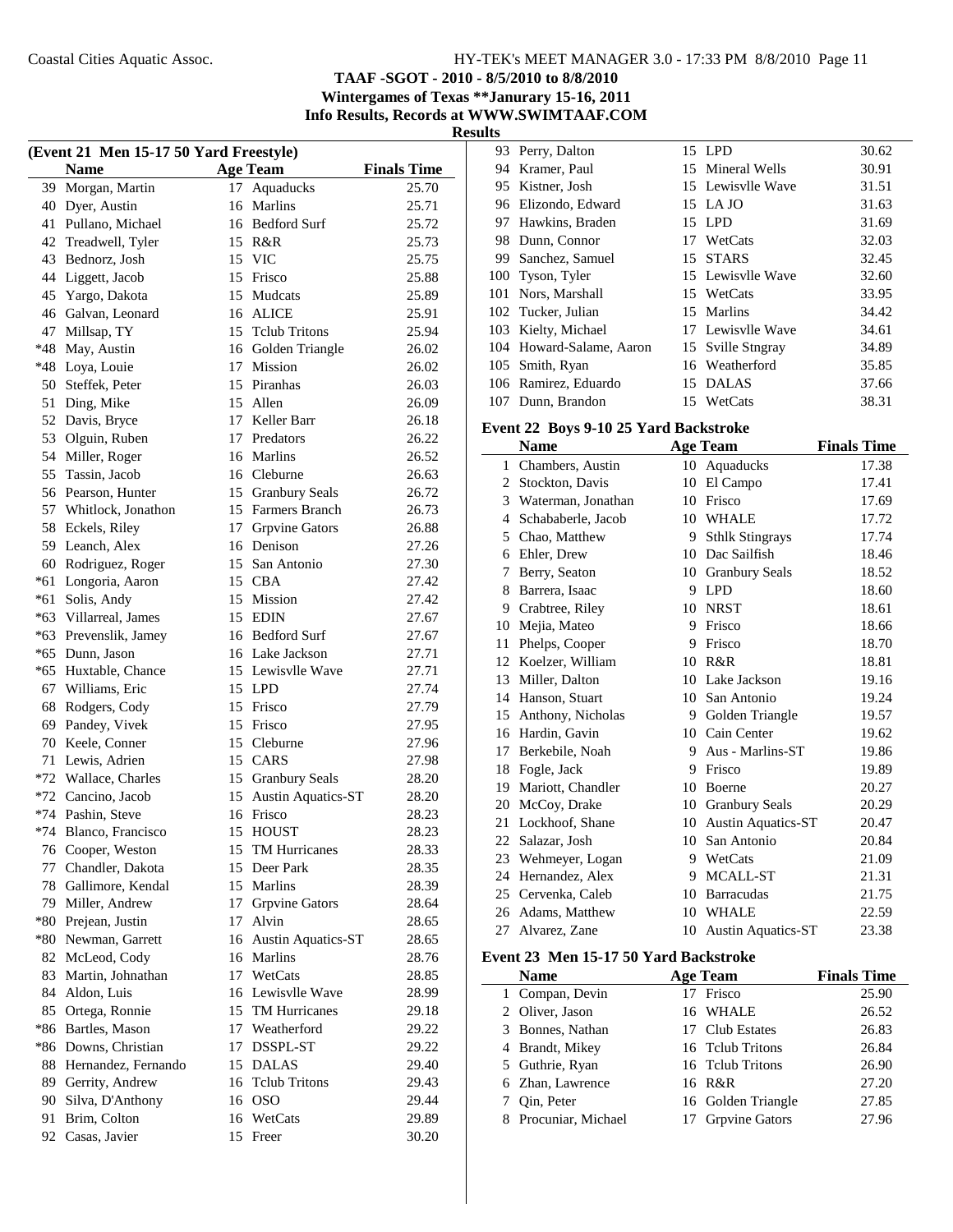TAAF -SGOT - 2010 - 8/5/2010 to 8/8/2010
Wintergames of Texas **Janurary 15-16, 2011
Info Results, Records at WWW.SWIMTAAF.COM
**Results**

### (Event 21 Men 15-17 50 Yard Freestyle)

| | Name | Age | Team | Finals Time |
|---|---|---|---|---|
| 39 | Morgan, Martin | 17 | Aquaducks | 25.70 |
| 40 | Dyer, Austin | 16 | Marlins | 25.71 |
| 41 | Pullano, Michael | 16 | Bedford Surf | 25.72 |
| 42 | Treadwell, Tyler | 15 | R&R | 25.73 |
| 43 | Bednorz, Josh | 15 | VIC | 25.75 |
| 44 | Liggett, Jacob | 15 | Frisco | 25.88 |
| 45 | Yargo, Dakota | 15 | Mudcats | 25.89 |
| 46 | Galvan, Leonard | 16 | ALICE | 25.91 |
| 47 | Millsap, TY | 15 | Tclub Tritons | 25.94 |
| *48 | May, Austin | 16 | Golden Triangle | 26.02 |
| *48 | Loya, Louie | 17 | Mission | 26.02 |
| 50 | Steffek, Peter | 15 | Piranhas | 26.03 |
| 51 | Ding, Mike | 15 | Allen | 26.09 |
| 52 | Davis, Bryce | 17 | Keller Barr | 26.18 |
| 53 | Olguin, Ruben | 17 | Predators | 26.22 |
| 54 | Miller, Roger | 16 | Marlins | 26.52 |
| 55 | Tassin, Jacob | 16 | Cleburne | 26.63 |
| 56 | Pearson, Hunter | 15 | Granbury Seals | 26.72 |
| 57 | Whitlock, Jonathon | 15 | Farmers Branch | 26.73 |
| 58 | Eckels, Riley | 17 | Grpvine Gators | 26.88 |
| 59 | Leanch, Alex | 16 | Denison | 27.26 |
| 60 | Rodriguez, Roger | 15 | San Antonio | 27.30 |
| *61 | Longoria, Aaron | 15 | CBA | 27.42 |
| *61 | Solis, Andy | 15 | Mission | 27.42 |
| *63 | Villarreal, James | 15 | EDIN | 27.67 |
| *63 | Prevenslik, Jamey | 16 | Bedford Surf | 27.67 |
| *65 | Dunn, Jason | 16 | Lake Jackson | 27.71 |
| *65 | Huxtable, Chance | 15 | Lewisvlle Wave | 27.71 |
| 67 | Williams, Eric | 15 | LPD | 27.74 |
| 68 | Rodgers, Cody | 15 | Frisco | 27.79 |
| 69 | Pandey, Vivek | 15 | Frisco | 27.95 |
| 70 | Keele, Conner | 15 | Cleburne | 27.96 |
| 71 | Lewis, Adrien | 15 | CARS | 27.98 |
| *72 | Wallace, Charles | 15 | Granbury Seals | 28.20 |
| *72 | Cancino, Jacob | 15 | Austin Aquatics-ST | 28.20 |
| *74 | Pashin, Steve | 16 | Frisco | 28.23 |
| *74 | Blanco, Francisco | 15 | HOUST | 28.23 |
| 76 | Cooper, Weston | 15 | TM Hurricanes | 28.33 |
| 77 | Chandler, Dakota | 15 | Deer Park | 28.35 |
| 78 | Gallimore, Kendal | 15 | Marlins | 28.39 |
| 79 | Miller, Andrew | 17 | Grpvine Gators | 28.64 |
| *80 | Prejean, Justin | 17 | Alvin | 28.65 |
| *80 | Newman, Garrett | 16 | Austin Aquatics-ST | 28.65 |
| 82 | McLeod, Cody | 16 | Marlins | 28.76 |
| 83 | Martin, Johnathan | 17 | WetCats | 28.85 |
| 84 | Aldon, Luis | 16 | Lewisvlle Wave | 28.99 |
| 85 | Ortega, Ronnie | 15 | TM Hurricanes | 29.18 |
| *86 | Bartles, Mason | 17 | Weatherford | 29.22 |
| *86 | Downs, Christian | 17 | DSSPL-ST | 29.22 |
| 88 | Hernandez, Fernando | 15 | DALAS | 29.40 |
| 89 | Gerrity, Andrew | 16 | Tclub Tritons | 29.43 |
| 90 | Silva, D'Anthony | 16 | OSO | 29.44 |
| 91 | Brim, Colton | 16 | WetCats | 29.89 |
| 92 | Casas, Javier | 15 | Freer | 30.20 |
| 93 | Perry, Dalton | 15 | LPD | 30.62 |
| 94 | Kramer, Paul | 15 | Mineral Wells | 30.91 |
| 95 | Kistner, Josh | 15 | Lewisvlle Wave | 31.51 |
| 96 | Elizondo, Edward | 15 | LA JO | 31.63 |
| 97 | Hawkins, Braden | 15 | LPD | 31.69 |
| 98 | Dunn, Connor | 17 | WetCats | 32.03 |
| 99 | Sanchez, Samuel | 15 | STARS | 32.45 |
| 100 | Tyson, Tyler | 15 | Lewisvlle Wave | 32.60 |
| 101 | Nors, Marshall | 15 | WetCats | 33.95 |
| 102 | Tucker, Julian | 15 | Marlins | 34.42 |
| 103 | Kielty, Michael | 17 | Lewisvlle Wave | 34.61 |
| 104 | Howard-Salame, Aaron | 15 | Sville Stngray | 34.89 |
| 105 | Smith, Ryan | 16 | Weatherford | 35.85 |
| 106 | Ramirez, Eduardo | 15 | DALAS | 37.66 |
| 107 | Dunn, Brandon | 15 | WetCats | 38.31 |

### Event 22 Boys 9-10 25 Yard Backstroke

| | Name | Age | Team | Finals Time |
|---|---|---|---|---|
| 1 | Chambers, Austin | 10 | Aquaducks | 17.38 |
| 2 | Stockton, Davis | 10 | El Campo | 17.41 |
| 3 | Waterman, Jonathan | 10 | Frisco | 17.69 |
| 4 | Schababerle, Jacob | 10 | WHALE | 17.72 |
| 5 | Chao, Matthew | 9 | Sthlk Stingrays | 17.74 |
| 6 | Ehler, Drew | 10 | Dac Sailfish | 18.46 |
| 7 | Berry, Seaton | 10 | Granbury Seals | 18.52 |
| 8 | Barrera, Isaac | 9 | LPD | 18.60 |
| 9 | Crabtree, Riley | 10 | NRST | 18.61 |
| 10 | Mejia, Mateo | 9 | Frisco | 18.66 |
| 11 | Phelps, Cooper | 9 | Frisco | 18.70 |
| 12 | Koelzer, William | 10 | R&R | 18.81 |
| 13 | Miller, Dalton | 10 | Lake Jackson | 19.16 |
| 14 | Hanson, Stuart | 10 | San Antonio | 19.24 |
| 15 | Anthony, Nicholas | 9 | Golden Triangle | 19.57 |
| 16 | Hardin, Gavin | 10 | Cain Center | 19.62 |
| 17 | Berkebile, Noah | 9 | Aus - Marlins-ST | 19.86 |
| 18 | Fogle, Jack | 9 | Frisco | 19.89 |
| 19 | Mariott, Chandler | 10 | Boerne | 20.27 |
| 20 | McCoy, Drake | 10 | Granbury Seals | 20.29 |
| 21 | Lockhoof, Shane | 10 | Austin Aquatics-ST | 20.47 |
| 22 | Salazar, Josh | 10 | San Antonio | 20.84 |
| 23 | Wehmeyer, Logan | 9 | WetCats | 21.09 |
| 24 | Hernandez, Alex | 9 | MCALL-ST | 21.31 |
| 25 | Cervenka, Caleb | 10 | Barracudas | 21.75 |
| 26 | Adams, Matthew | 10 | WHALE | 22.59 |
| 27 | Alvarez, Zane | 10 | Austin Aquatics-ST | 23.38 |

### Event 23 Men 15-17 50 Yard Backstroke

| | Name | Age | Team | Finals Time |
|---|---|---|---|---|
| 1 | Compan, Devin | 17 | Frisco | 25.90 |
| 2 | Oliver, Jason | 16 | WHALE | 26.52 |
| 3 | Bonnes, Nathan | 17 | Club Estates | 26.83 |
| 4 | Brandt, Mikey | 16 | Tclub Tritons | 26.84 |
| 5 | Guthrie, Ryan | 16 | Tclub Tritons | 26.90 |
| 6 | Zhan, Lawrence | 16 | R&R | 27.20 |
| 7 | Qin, Peter | 16 | Golden Triangle | 27.85 |
| 8 | Procuniar, Michael | 17 | Grpvine Gators | 27.96 |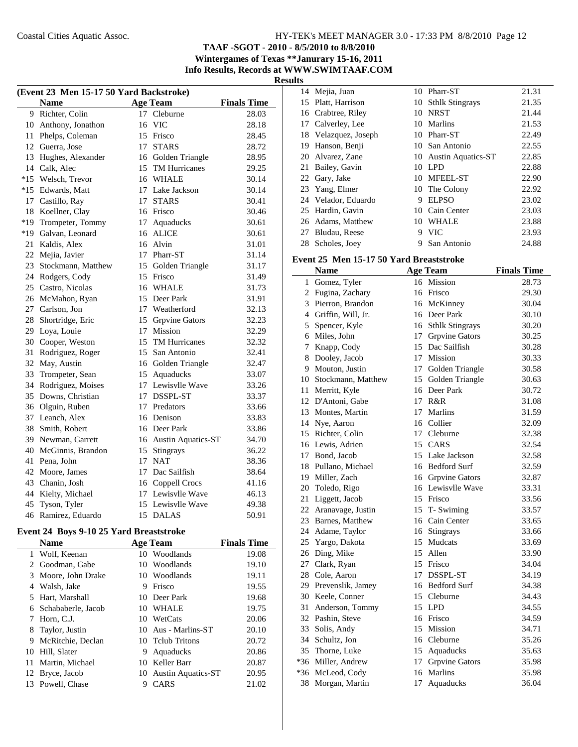**TAAF -SGOT - 2010 - 8/5/2010 to 8/8/2010**
**Wintergames of Texas **Janurary 15-16, 2011**
**Info Results, Records at WWW.SWIMTAAF.COM**
**Results**

### (Event 23 Men 15-17 50 Yard Backstroke)

| | Name | Age | Team | Finals Time |
|---|---|---|---|---|
| 9 | Richter, Colin | 17 | Cleburne | 28.03 |
| 10 | Anthony, Jonathon | 16 | VIC | 28.18 |
| 11 | Phelps, Coleman | 15 | Frisco | 28.45 |
| 12 | Guerra, Jose | 17 | STARS | 28.72 |
| 13 | Hughes, Alexander | 16 | Golden Triangle | 28.95 |
| 14 | Calk, Alec | 15 | TM Hurricanes | 29.25 |
| *15 | Welsch, Trevor | 16 | WHALE | 30.14 |
| *15 | Edwards, Matt | 17 | Lake Jackson | 30.14 |
| 17 | Castillo, Ray | 17 | STARS | 30.41 |
| 18 | Koellner, Clay | 16 | Frisco | 30.46 |
| *19 | Trompeter, Tommy | 17 | Aquaducks | 30.61 |
| *19 | Galvan, Leonard | 16 | ALICE | 30.61 |
| 21 | Kaldis, Alex | 16 | Alvin | 31.01 |
| 22 | Mejia, Javier | 17 | Pharr-ST | 31.14 |
| 23 | Stockmann, Matthew | 15 | Golden Triangle | 31.17 |
| 24 | Rodgers, Cody | 15 | Frisco | 31.49 |
| 25 | Castro, Nicolas | 16 | WHALE | 31.73 |
| 26 | McMahon, Ryan | 15 | Deer Park | 31.91 |
| 27 | Carlson, Jon | 17 | Weatherford | 32.13 |
| 28 | Shortridge, Eric | 15 | Grpvine Gators | 32.23 |
| 29 | Loya, Louie | 17 | Mission | 32.29 |
| 30 | Cooper, Weston | 15 | TM Hurricanes | 32.32 |
| 31 | Rodriguez, Roger | 15 | San Antonio | 32.41 |
| 32 | May, Austin | 16 | Golden Triangle | 32.47 |
| 33 | Trompeter, Sean | 15 | Aquaducks | 33.07 |
| 34 | Rodriguez, Moises | 17 | Lewisvlle Wave | 33.26 |
| 35 | Downs, Christian | 17 | DSSPL-ST | 33.37 |
| 36 | Olguin, Ruben | 17 | Predators | 33.66 |
| 37 | Leanch, Alex | 16 | Denison | 33.83 |
| 38 | Smith, Robert | 16 | Deer Park | 33.86 |
| 39 | Newman, Garrett | 16 | Austin Aquatics-ST | 34.70 |
| 40 | McGinnis, Brandon | 15 | Stingrays | 36.22 |
| 41 | Pena, John | 17 | NAT | 38.36 |
| 42 | Moore, James | 17 | Dac Sailfish | 38.64 |
| 43 | Chanin, Josh | 16 | Coppell Crocs | 41.16 |
| 44 | Kielty, Michael | 17 | Lewisvlle Wave | 46.13 |
| 45 | Tyson, Tyler | 15 | Lewisvlle Wave | 49.38 |
| 46 | Ramirez, Eduardo | 15 | DALAS | 50.91 |

### Event 24 Boys 9-10 25 Yard Breaststroke

| | Name | Age | Team | Finals Time |
|---|---|---|---|---|
| 1 | Wolf, Keenan | 10 | Woodlands | 19.08 |
| 2 | Goodman, Gabe | 10 | Woodlands | 19.10 |
| 3 | Moore, John Drake | 10 | Woodlands | 19.11 |
| 4 | Walsh, Jake | 9 | Frisco | 19.55 |
| 5 | Hart, Marshall | 10 | Deer Park | 19.68 |
| 6 | Schababerle, Jacob | 10 | WHALE | 19.75 |
| 7 | Horn, C.J. | 10 | WetCats | 20.06 |
| 8 | Taylor, Justin | 10 | Aus - Marlins-ST | 20.10 |
| 9 | McRitchie, Declan | 10 | Tclub Tritons | 20.72 |
| 10 | Hill, Slater | 9 | Aquaducks | 20.86 |
| 11 | Martin, Michael | 10 | Keller Barr | 20.87 |
| 12 | Bryce, Jacob | 10 | Austin Aquatics-ST | 20.95 |
| 13 | Powell, Chase | 9 | CARS | 21.02 |
| 14 | Mejia, Juan | 10 | Pharr-ST | 21.31 |
| 15 | Platt, Harrison | 10 | Sthlk Stingrays | 21.35 |
| 16 | Crabtree, Riley | 10 | NRST | 21.44 |
| 17 | Calverley, Lee | 10 | Marlins | 21.53 |
| 18 | Velazquez, Joseph | 10 | Pharr-ST | 22.49 |
| 19 | Hanson, Benji | 10 | San Antonio | 22.55 |
| 20 | Alvarez, Zane | 10 | Austin Aquatics-ST | 22.85 |
| 21 | Bailey, Gavin | 10 | LPD | 22.88 |
| 22 | Gary, Jake | 10 | MFEEL-ST | 22.90 |
| 23 | Yang, Elmer | 10 | The Colony | 22.92 |
| 24 | Velador, Eduardo | 9 | ELPSO | 23.02 |
| 25 | Hardin, Gavin | 10 | Cain Center | 23.03 |
| 26 | Adams, Matthew | 10 | WHALE | 23.88 |
| 27 | Bludau, Reese | 9 | VIC | 23.93 |
| 28 | Scholes, Joey | 9 | San Antonio | 24.88 |

### Event 25 Men 15-17 50 Yard Breaststroke

| | Name | Age | Team | Finals Time |
|---|---|---|---|---|
| 1 | Gomez, Tyler | 16 | Mission | 28.73 |
| 2 | Fugina, Zachary | 16 | Frisco | 29.30 |
| 3 | Pierron, Brandon | 16 | McKinney | 30.04 |
| 4 | Griffin, Will, Jr. | 16 | Deer Park | 30.10 |
| 5 | Spencer, Kyle | 16 | Sthlk Stingrays | 30.20 |
| 6 | Miles, John | 17 | Grpvine Gators | 30.25 |
| 7 | Knapp, Cody | 15 | Dac Sailfish | 30.28 |
| 8 | Dooley, Jacob | 17 | Mission | 30.33 |
| 9 | Mouton, Justin | 17 | Golden Triangle | 30.58 |
| 10 | Stockmann, Matthew | 15 | Golden Triangle | 30.63 |
| 11 | Merritt, Kyle | 16 | Deer Park | 30.72 |
| 12 | D'Antoni, Gabe | 17 | R&R | 31.08 |
| 13 | Montes, Martin | 17 | Marlins | 31.59 |
| 14 | Nye, Aaron | 16 | Collier | 32.09 |
| 15 | Richter, Colin | 17 | Cleburne | 32.38 |
| 16 | Lewis, Adrien | 15 | CARS | 32.54 |
| 17 | Bond, Jacob | 15 | Lake Jackson | 32.58 |
| 18 | Pullano, Michael | 16 | Bedford Surf | 32.59 |
| 19 | Miller, Zach | 16 | Grpvine Gators | 32.87 |
| 20 | Toledo, Rigo | 16 | Lewisvlle Wave | 33.31 |
| 21 | Liggett, Jacob | 15 | Frisco | 33.56 |
| 22 | Aranavage, Justin | 15 | T- Swiming | 33.57 |
| 23 | Barnes, Matthew | 16 | Cain Center | 33.65 |
| 24 | Adame, Taylor | 16 | Stingrays | 33.66 |
| 25 | Yargo, Dakota | 15 | Mudcats | 33.69 |
| 26 | Ding, Mike | 15 | Allen | 33.90 |
| 27 | Clark, Ryan | 15 | Frisco | 34.04 |
| 28 | Cole, Aaron | 17 | DSSPL-ST | 34.19 |
| 29 | Prevenslik, Jamey | 16 | Bedford Surf | 34.38 |
| 30 | Keele, Conner | 15 | Cleburne | 34.43 |
| 31 | Anderson, Tommy | 15 | LPD | 34.55 |
| 32 | Pashin, Steve | 16 | Frisco | 34.59 |
| 33 | Solis, Andy | 15 | Mission | 34.71 |
| 34 | Schultz, Jon | 16 | Cleburne | 35.26 |
| 35 | Thorne, Luke | 15 | Aquaducks | 35.63 |
| *36 | Miller, Andrew | 17 | Grpvine Gators | 35.98 |
| *36 | McLeod, Cody | 16 | Marlins | 35.98 |
| 38 | Morgan, Martin | 17 | Aquaducks | 36.04 |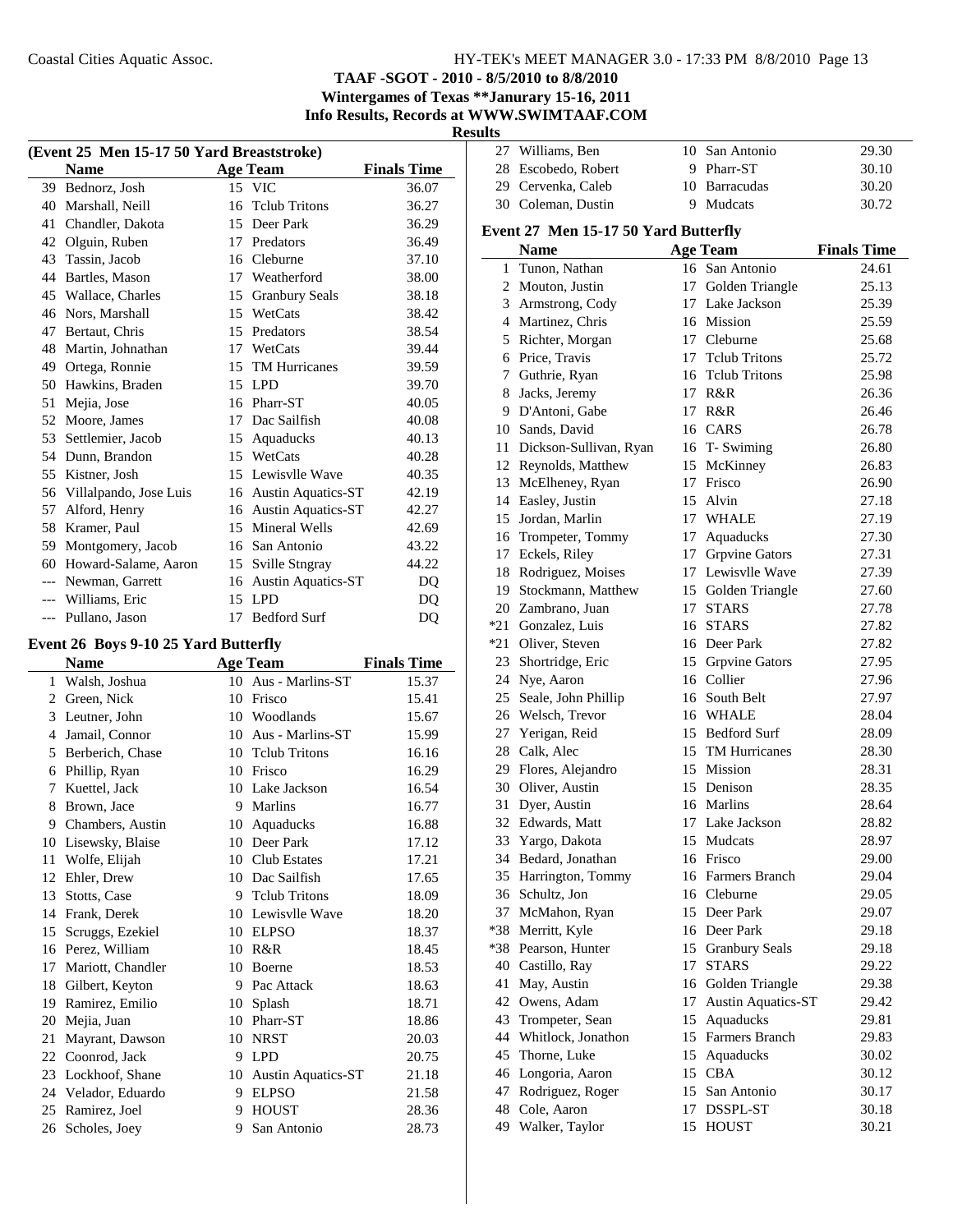## TAAF -SGOT - 2010 - 8/5/2010 to 8/8/2010

### Wintergames of Texas **Janurary 15-16, 2011

### Info Results, Records at WWW.SWIMTAAF.COM

### Results

#### (Event 25 Men 15-17 50 Yard Breaststroke)

| | Name | Age | Team | Finals Time |
|---|---|---|---|---|
| 39 | Bednorz, Josh | 15 | VIC | 36.07 |
| 40 | Marshall, Neill | 16 | Tclub Tritons | 36.27 |
| 41 | Chandler, Dakota | 15 | Deer Park | 36.29 |
| 42 | Olguin, Ruben | 17 | Predators | 36.49 |
| 43 | Tassin, Jacob | 16 | Cleburne | 37.10 |
| 44 | Bartles, Mason | 17 | Weatherford | 38.00 |
| 45 | Wallace, Charles | 15 | Granbury Seals | 38.18 |
| 46 | Nors, Marshall | 15 | WetCats | 38.42 |
| 47 | Bertaut, Chris | 15 | Predators | 38.54 |
| 48 | Martin, Johnathan | 17 | WetCats | 39.44 |
| 49 | Ortega, Ronnie | 15 | TM Hurricanes | 39.59 |
| 50 | Hawkins, Braden | 15 | LPD | 39.70 |
| 51 | Mejia, Jose | 16 | Pharr-ST | 40.05 |
| 52 | Moore, James | 17 | Dac Sailfish | 40.08 |
| 53 | Settlemier, Jacob | 15 | Aquaducks | 40.13 |
| 54 | Dunn, Brandon | 15 | WetCats | 40.28 |
| 55 | Kistner, Josh | 15 | Lewisvlle Wave | 40.35 |
| 56 | Villalpando, Jose Luis | 16 | Austin Aquatics-ST | 42.19 |
| 57 | Alford, Henry | 16 | Austin Aquatics-ST | 42.27 |
| 58 | Kramer, Paul | 15 | Mineral Wells | 42.69 |
| 59 | Montgomery, Jacob | 16 | San Antonio | 43.22 |
| 60 | Howard-Salame, Aaron | 15 | Sville Stngray | 44.22 |
| --- | Newman, Garrett | 16 | Austin Aquatics-ST | DQ |
| --- | Williams, Eric | 15 | LPD | DQ |
| --- | Pullano, Jason | 17 | Bedford Surf | DQ |

#### Event 26 Boys 9-10 25 Yard Butterfly

| | Name | Age | Team | Finals Time |
|---|---|---|---|---|
| 1 | Walsh, Joshua | 10 | Aus - Marlins-ST | 15.37 |
| 2 | Green, Nick | 10 | Frisco | 15.41 |
| 3 | Leutner, John | 10 | Woodlands | 15.67 |
| 4 | Jamail, Connor | 10 | Aus - Marlins-ST | 15.99 |
| 5 | Berberich, Chase | 10 | Tclub Tritons | 16.16 |
| 6 | Phillip, Ryan | 10 | Frisco | 16.29 |
| 7 | Kuettel, Jack | 10 | Lake Jackson | 16.54 |
| 8 | Brown, Jace | 9 | Marlins | 16.77 |
| 9 | Chambers, Austin | 10 | Aquaducks | 16.88 |
| 10 | Lisewsky, Blaise | 10 | Deer Park | 17.12 |
| 11 | Wolfe, Elijah | 10 | Club Estates | 17.21 |
| 12 | Ehler, Drew | 10 | Dac Sailfish | 17.65 |
| 13 | Stotts, Case | 9 | Tclub Tritons | 18.09 |
| 14 | Frank, Derek | 10 | Lewisvlle Wave | 18.20 |
| 15 | Scruggs, Ezekiel | 10 | ELPSO | 18.37 |
| 16 | Perez, William | 10 | R&R | 18.45 |
| 17 | Mariott, Chandler | 10 | Boerne | 18.53 |
| 18 | Gilbert, Keyton | 9 | Pac Attack | 18.63 |
| 19 | Ramirez, Emilio | 10 | Splash | 18.71 |
| 20 | Mejia, Juan | 10 | Pharr-ST | 18.86 |
| 21 | Mayrant, Dawson | 10 | NRST | 20.03 |
| 22 | Coonrod, Jack | 9 | LPD | 20.75 |
| 23 | Lockhoof, Shane | 10 | Austin Aquatics-ST | 21.18 |
| 24 | Velador, Eduardo | 9 | ELPSO | 21.58 |
| 25 | Ramirez, Joel | 9 | HOUST | 28.36 |
| 26 | Scholes, Joey | 9 | San Antonio | 28.73 |
| 27 | Williams, Ben | 10 | San Antonio | 29.30 |
| 28 | Escobedo, Robert | 9 | Pharr-ST | 30.10 |
| 29 | Cervenka, Caleb | 10 | Barracudas | 30.20 |
| 30 | Coleman, Dustin | 9 | Mudcats | 30.72 |

#### Event 27 Men 15-17 50 Yard Butterfly

| | Name | Age | Team | Finals Time |
|---|---|---|---|---|
| 1 | Tunon, Nathan | 16 | San Antonio | 24.61 |
| 2 | Mouton, Justin | 17 | Golden Triangle | 25.13 |
| 3 | Armstrong, Cody | 17 | Lake Jackson | 25.39 |
| 4 | Martinez, Chris | 16 | Mission | 25.59 |
| 5 | Richter, Morgan | 17 | Cleburne | 25.68 |
| 6 | Price, Travis | 17 | Tclub Tritons | 25.72 |
| 7 | Guthrie, Ryan | 16 | Tclub Tritons | 25.98 |
| 8 | Jacks, Jeremy | 17 | R&R | 26.36 |
| 9 | D'Antoni, Gabe | 17 | R&R | 26.46 |
| 10 | Sands, David | 16 | CARS | 26.78 |
| 11 | Dickson-Sullivan, Ryan | 16 | T- Swiming | 26.80 |
| 12 | Reynolds, Matthew | 15 | McKinney | 26.83 |
| 13 | McElheney, Ryan | 17 | Frisco | 26.90 |
| 14 | Easley, Justin | 15 | Alvin | 27.18 |
| 15 | Jordan, Marlin | 17 | WHALE | 27.19 |
| 16 | Trompeter, Tommy | 17 | Aquaducks | 27.30 |
| 17 | Eckels, Riley | 17 | Grpvine Gators | 27.31 |
| 18 | Rodriguez, Moises | 17 | Lewisvlle Wave | 27.39 |
| 19 | Stockmann, Matthew | 15 | Golden Triangle | 27.60 |
| 20 | Zambrano, Juan | 17 | STARS | 27.78 |
| *21 | Gonzalez, Luis | 16 | STARS | 27.82 |
| *21 | Oliver, Steven | 16 | Deer Park | 27.82 |
| 23 | Shortridge, Eric | 15 | Grpvine Gators | 27.95 |
| 24 | Nye, Aaron | 16 | Collier | 27.96 |
| 25 | Seale, John Phillip | 16 | South Belt | 27.97 |
| 26 | Welsch, Trevor | 16 | WHALE | 28.04 |
| 27 | Yerigan, Reid | 15 | Bedford Surf | 28.09 |
| 28 | Calk, Alec | 15 | TM Hurricanes | 28.30 |
| 29 | Flores, Alejandro | 15 | Mission | 28.31 |
| 30 | Oliver, Austin | 15 | Denison | 28.35 |
| 31 | Dyer, Austin | 16 | Marlins | 28.64 |
| 32 | Edwards, Matt | 17 | Lake Jackson | 28.82 |
| 33 | Yargo, Dakota | 15 | Mudcats | 28.97 |
| 34 | Bedard, Jonathan | 16 | Frisco | 29.00 |
| 35 | Harrington, Tommy | 16 | Farmers Branch | 29.04 |
| 36 | Schultz, Jon | 16 | Cleburne | 29.05 |
| 37 | McMahon, Ryan | 15 | Deer Park | 29.07 |
| *38 | Merritt, Kyle | 16 | Deer Park | 29.18 |
| *38 | Pearson, Hunter | 15 | Granbury Seals | 29.18 |
| 40 | Castillo, Ray | 17 | STARS | 29.22 |
| 41 | May, Austin | 16 | Golden Triangle | 29.38 |
| 42 | Owens, Adam | 17 | Austin Aquatics-ST | 29.42 |
| 43 | Trompeter, Sean | 15 | Aquaducks | 29.81 |
| 44 | Whitlock, Jonathon | 15 | Farmers Branch | 29.83 |
| 45 | Thorne, Luke | 15 | Aquaducks | 30.02 |
| 46 | Longoria, Aaron | 15 | CBA | 30.12 |
| 47 | Rodriguez, Roger | 15 | San Antonio | 30.17 |
| 48 | Cole, Aaron | 17 | DSSPL-ST | 30.18 |
| 49 | Walker, Taylor | 15 | HOUST | 30.21 |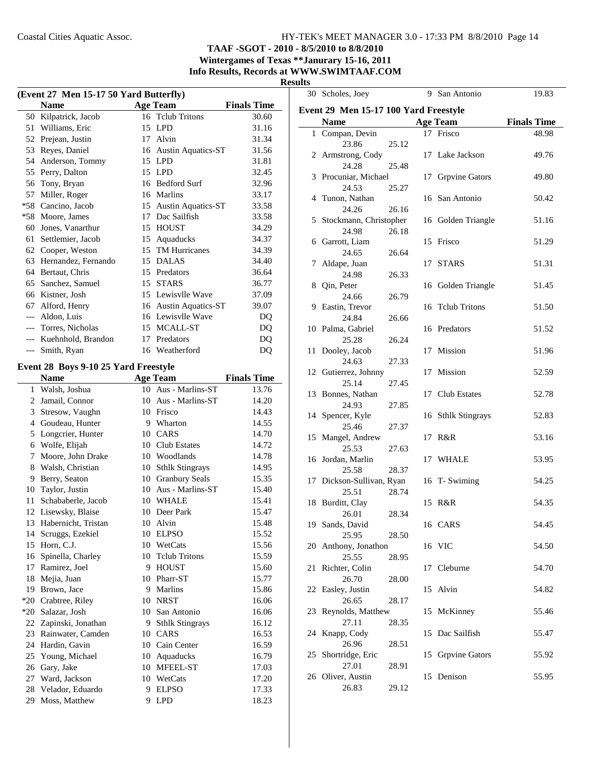**TAAF -SGOT - 2010 - 8/5/2010 to 8/8/2010**
**Wintergames of Texas **Janurary 15-16, 2011**
**Info Results, Records at WWW.SWIMTAAF.COM**
**Results**

### (Event 27 Men 15-17 50 Yard Butterfly)

| | Name | Age | Team | Finals Time |
|---|---|---|---|---|
| 50 | Kilpatrick, Jacob | 16 | Tclub Tritons | 30.60 |
| 51 | Williams, Eric | 15 | LPD | 31.16 |
| 52 | Prejean, Justin | 17 | Alvin | 31.34 |
| 53 | Reyes, Daniel | 16 | Austin Aquatics-ST | 31.56 |
| 54 | Anderson, Tommy | 15 | LPD | 31.81 |
| 55 | Perry, Dalton | 15 | LPD | 32.45 |
| 56 | Tony, Bryan | 16 | Bedford Surf | 32.96 |
| 57 | Miller, Roger | 16 | Marlins | 33.17 |
| *58 | Cancino, Jacob | 15 | Austin Aquatics-ST | 33.58 |
| *58 | Moore, James | 17 | Dac Sailfish | 33.58 |
| 60 | Jones, Vanarthur | 15 | HOUST | 34.29 |
| 61 | Settlemier, Jacob | 15 | Aquaducks | 34.37 |
| 62 | Cooper, Weston | 15 | TM Hurricanes | 34.39 |
| 63 | Hernandez, Fernando | 15 | DALAS | 34.40 |
| 64 | Bertaut, Chris | 15 | Predators | 36.64 |
| 65 | Sanchez, Samuel | 15 | STARS | 36.77 |
| 66 | Kistner, Josh | 15 | Lewisvlle Wave | 37.09 |
| 67 | Alford, Henry | 16 | Austin Aquatics-ST | 39.07 |
| --- | Aldon, Luis | 16 | Lewisvlle Wave | DQ |
| --- | Torres, Nicholas | 15 | MCALL-ST | DQ |
| --- | Kuehnhold, Brandon | 17 | Predators | DQ |
| --- | Smith, Ryan | 16 | Weatherford | DQ |

### Event 28 Boys 9-10 25 Yard Freestyle

| | Name | Age | Team | Finals Time |
|---|---|---|---|---|
| 1 | Walsh, Joshua | 10 | Aus - Marlins-ST | 13.76 |
| 2 | Jamail, Connor | 10 | Aus - Marlins-ST | 14.20 |
| 3 | Stresow, Vaughn | 10 | Frisco | 14.43 |
| 4 | Goudeau, Hunter | 9 | Wharton | 14.55 |
| 5 | Longcrier, Hunter | 10 | CARS | 14.70 |
| 6 | Wolfe, Elijah | 10 | Club Estates | 14.72 |
| 7 | Moore, John Drake | 10 | Woodlands | 14.78 |
| 8 | Walsh, Christian | 10 | Sthlk Stingrays | 14.95 |
| 9 | Berry, Seaton | 10 | Granbury Seals | 15.35 |
| 10 | Taylor, Justin | 10 | Aus - Marlins-ST | 15.40 |
| 11 | Schababerle, Jacob | 10 | WHALE | 15.41 |
| 12 | Lisewsky, Blaise | 10 | Deer Park | 15.47 |
| 13 | Habernicht, Tristan | 10 | Alvin | 15.48 |
| 14 | Scruggs, Ezekiel | 10 | ELPSO | 15.52 |
| 15 | Horn, C.J. | 10 | WetCats | 15.56 |
| 16 | Spinella, Charley | 10 | Tclub Tritons | 15.59 |
| 17 | Ramirez, Joel | 9 | HOUST | 15.60 |
| 18 | Mejia, Juan | 10 | Pharr-ST | 15.77 |
| 19 | Brown, Jace | 9 | Marlins | 15.86 |
| *20 | Crabtree, Riley | 10 | NRST | 16.06 |
| *20 | Salazar, Josh | 10 | San Antonio | 16.06 |
| 22 | Zapinski, Jonathan | 9 | Sthlk Stingrays | 16.12 |
| 23 | Rainwater, Camden | 10 | CARS | 16.53 |
| 24 | Hardin, Gavin | 10 | Cain Center | 16.59 |
| 25 | Young, Michael | 10 | Aquaducks | 16.79 |
| 26 | Gary, Jake | 10 | MFEEL-ST | 17.03 |
| 27 | Ward, Jackson | 10 | WetCats | 17.20 |
| 28 | Velador, Eduardo | 9 | ELPSO | 17.33 |
| 29 | Moss, Matthew | 9 | LPD | 18.23 |
| 30 | Scholes, Joey | 9 | San Antonio | 19.83 |

### Event 29 Men 15-17 100 Yard Freestyle

| | Name | Age | Team | Finals Time |
|---|---|---|---|---|
| 1 | Compan, Devin | 17 | Frisco | 48.98 |
| | 23.86 25.12 | | | |
| 2 | Armstrong, Cody | 17 | Lake Jackson | 49.76 |
| | 24.28 25.48 | | | |
| 3 | Procuniar, Michael | 17 | Grpvine Gators | 49.80 |
| | 24.53 25.27 | | | |
| 4 | Tunon, Nathan | 16 | San Antonio | 50.42 |
| | 24.26 26.16 | | | |
| 5 | Stockmann, Christopher | 16 | Golden Triangle | 51.16 |
| | 24.98 26.18 | | | |
| 6 | Garrott, Liam | 15 | Frisco | 51.29 |
| | 24.65 26.64 | | | |
| 7 | Aldape, Juan | 17 | STARS | 51.31 |
| | 24.98 26.33 | | | |
| 8 | Qin, Peter | 16 | Golden Triangle | 51.45 |
| | 24.66 26.79 | | | |
| 9 | Eastin, Trevor | 16 | Tclub Tritons | 51.50 |
| | 24.84 26.66 | | | |
| 10 | Palma, Gabriel | 16 | Predators | 51.52 |
| | 25.28 26.24 | | | |
| 11 | Dooley, Jacob | 17 | Mission | 51.96 |
| | 24.63 27.33 | | | |
| 12 | Gutierrez, Johnny | 17 | Mission | 52.59 |
| | 25.14 27.45 | | | |
| 13 | Bonnes, Nathan | 17 | Club Estates | 52.78 |
| | 24.93 27.85 | | | |
| 14 | Spencer, Kyle | 16 | Sthlk Stingrays | 52.83 |
| | 25.46 27.37 | | | |
| 15 | Mangel, Andrew | 17 | R&R | 53.16 |
| | 25.53 27.63 | | | |
| 16 | Jordan, Marlin | 17 | WHALE | 53.95 |
| | 25.58 28.37 | | | |
| 17 | Dickson-Sullivan, Ryan | 16 | T- Swiming | 54.25 |
| | 25.51 28.74 | | | |
| 18 | Burditt, Clay | 15 | R&R | 54.35 |
| | 26.01 28.34 | | | |
| 19 | Sands, David | 16 | CARS | 54.45 |
| | 25.95 28.50 | | | |
| 20 | Anthony, Jonathon | 16 | VIC | 54.50 |
| | 25.55 28.95 | | | |
| 21 | Richter, Colin | 17 | Cleburne | 54.70 |
| | 26.70 28.00 | | | |
| 22 | Easley, Justin | 15 | Alvin | 54.82 |
| | 26.65 28.17 | | | |
| 23 | Reynolds, Matthew | 15 | McKinney | 55.46 |
| | 27.11 28.35 | | | |
| 24 | Knapp, Cody | 15 | Dac Sailfish | 55.47 |
| | 26.96 28.51 | | | |
| 25 | Shortridge, Eric | 15 | Grpvine Gators | 55.92 |
| | 27.01 28.91 | | | |
| 26 | Oliver, Austin | 15 | Denison | 55.95 |
| | 26.83 29.12 | | | |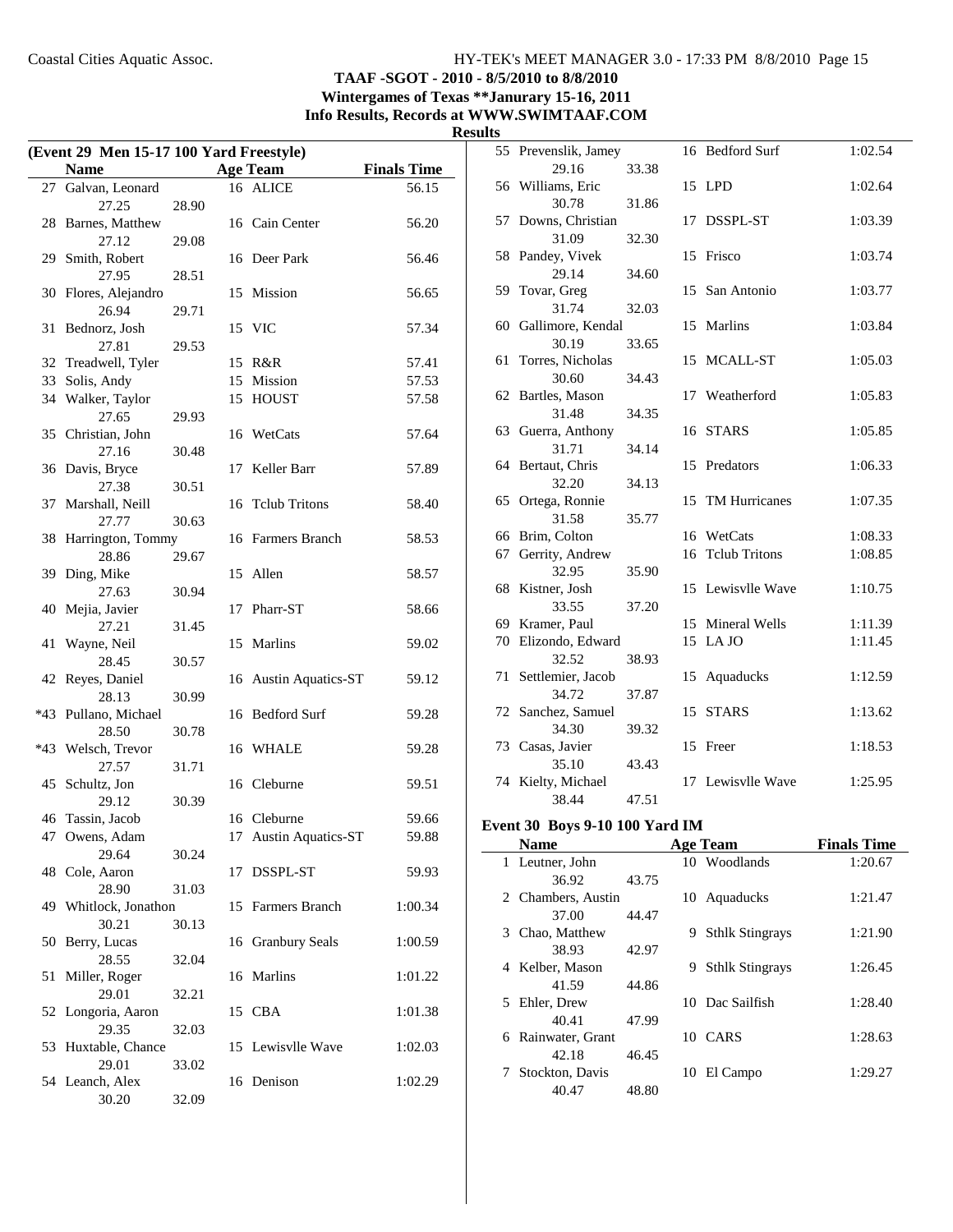**TAAF -SGOT - 2010 - 8/5/2010 to 8/8/2010**
**Wintergames of Texas **Janurary 15-16, 2011**
**Info Results, Records at WWW.SWIMTAAF.COM**
**Results**

### (Event 29 Men 15-17 100 Yard Freestyle)

| | Name | Age | Team | Finals Time |
|---|---|---|---|---|
| 27 | Galvan, Leonard | 16 | ALICE | 56.15 |
| | 27.25 28.90 | | | |
| 28 | Barnes, Matthew | 16 | Cain Center | 56.20 |
| | 27.12 29.08 | | | |
| 29 | Smith, Robert | 16 | Deer Park | 56.46 |
| | 27.95 28.51 | | | |
| 30 | Flores, Alejandro | 15 | Mission | 56.65 |
| | 26.94 29.71 | | | |
| 31 | Bednorz, Josh | 15 | VIC | 57.34 |
| | 27.81 29.53 | | | |
| 32 | Treadwell, Tyler | 15 | R&R | 57.41 |
| 33 | Solis, Andy | 15 | Mission | 57.53 |
| 34 | Walker, Taylor | 15 | HOUST | 57.58 |
| | 27.65 29.93 | | | |
| 35 | Christian, John | 16 | WetCats | 57.64 |
| | 27.16 30.48 | | | |
| 36 | Davis, Bryce | 17 | Keller Barr | 57.89 |
| | 27.38 30.51 | | | |
| 37 | Marshall, Neill | 16 | Tclub Tritons | 58.40 |
| | 27.77 30.63 | | | |
| 38 | Harrington, Tommy | 16 | Farmers Branch | 58.53 |
| | 28.86 29.67 | | | |
| 39 | Ding, Mike | 15 | Allen | 58.57 |
| | 27.63 30.94 | | | |
| 40 | Mejia, Javier | 17 | Pharr-ST | 58.66 |
| | 27.21 31.45 | | | |
| 41 | Wayne, Neil | 15 | Marlins | 59.02 |
| | 28.45 30.57 | | | |
| 42 | Reyes, Daniel | 16 | Austin Aquatics-ST | 59.12 |
| | 28.13 30.99 | | | |
| *43 | Pullano, Michael | 16 | Bedford Surf | 59.28 |
| | 28.50 30.78 | | | |
| *43 | Welsch, Trevor | 16 | WHALE | 59.28 |
| | 27.57 31.71 | | | |
| 45 | Schultz, Jon | 16 | Cleburne | 59.51 |
| | 29.12 30.39 | | | |
| 46 | Tassin, Jacob | 16 | Cleburne | 59.66 |
| 47 | Owens, Adam | 17 | Austin Aquatics-ST | 59.88 |
| | 29.64 30.24 | | | |
| 48 | Cole, Aaron | 17 | DSSPL-ST | 59.93 |
| | 28.90 31.03 | | | |
| 49 | Whitlock, Jonathon | 15 | Farmers Branch | 1:00.34 |
| | 30.21 30.13 | | | |
| 50 | Berry, Lucas | 16 | Granbury Seals | 1:00.59 |
| | 28.55 32.04 | | | |
| 51 | Miller, Roger | 16 | Marlins | 1:01.22 |
| | 29.01 32.21 | | | |
| 52 | Longoria, Aaron | 15 | CBA | 1:01.38 |
| | 29.35 32.03 | | | |
| 53 | Huxtable, Chance | 15 | Lewisvlle Wave | 1:02.03 |
| | 29.01 33.02 | | | |
| 54 | Leanch, Alex | 16 | Denison | 1:02.29 |
| | 30.20 32.09 | | | |
| 55 | Prevenslik, Jamey | 16 | Bedford Surf | 1:02.54 |
| | 29.16 33.38 | | | |
| 56 | Williams, Eric | 15 | LPD | 1:02.64 |
| | 30.78 31.86 | | | |
| 57 | Downs, Christian | 17 | DSSPL-ST | 1:03.39 |
| | 31.09 32.30 | | | |
| 58 | Pandey, Vivek | 15 | Frisco | 1:03.74 |
| | 29.14 34.60 | | | |
| 59 | Tovar, Greg | 15 | San Antonio | 1:03.77 |
| | 31.74 32.03 | | | |
| 60 | Gallimore, Kendal | 15 | Marlins | 1:03.84 |
| | 30.19 33.65 | | | |
| 61 | Torres, Nicholas | 15 | MCALL-ST | 1:05.03 |
| | 30.60 34.43 | | | |
| 62 | Bartles, Mason | 17 | Weatherford | 1:05.83 |
| | 31.48 34.35 | | | |
| 63 | Guerra, Anthony | 16 | STARS | 1:05.85 |
| | 31.71 34.14 | | | |
| 64 | Bertaut, Chris | 15 | Predators | 1:06.33 |
| | 32.20 34.13 | | | |
| 65 | Ortega, Ronnie | 15 | TM Hurricanes | 1:07.35 |
| | 31.58 35.77 | | | |
| 66 | Brim, Colton | 16 | WetCats | 1:08.33 |
| 67 | Gerrity, Andrew | 16 | Tclub Tritons | 1:08.85 |
| | 32.95 35.90 | | | |
| 68 | Kistner, Josh | 15 | Lewisvlle Wave | 1:10.75 |
| | 33.55 37.20 | | | |
| 69 | Kramer, Paul | 15 | Mineral Wells | 1:11.39 |
| 70 | Elizondo, Edward | 15 | LA JO | 1:11.45 |
| | 32.52 38.93 | | | |
| 71 | Settlemier, Jacob | 15 | Aquaducks | 1:12.59 |
| | 34.72 37.87 | | | |
| 72 | Sanchez, Samuel | 15 | STARS | 1:13.62 |
| | 34.30 39.32 | | | |
| 73 | Casas, Javier | 15 | Freer | 1:18.53 |
| | 35.10 43.43 | | | |
| 74 | Kielty, Michael | 17 | Lewisvlle Wave | 1:25.95 |
| | 38.44 47.51 | | | |

### Event 30 Boys 9-10 100 Yard IM

| | Name | Age | Team | Finals Time |
|---|---|---|---|---|
| 1 | Leutner, John | 10 | Woodlands | 1:20.67 |
| | 36.92 43.75 | | | |
| 2 | Chambers, Austin | 10 | Aquaducks | 1:21.47 |
| | 37.00 44.47 | | | |
| 3 | Chao, Matthew | 9 | Sthlk Stingrays | 1:21.90 |
| | 38.93 42.97 | | | |
| 4 | Kelber, Mason | 9 | Sthlk Stingrays | 1:26.45 |
| | 41.59 44.86 | | | |
| 5 | Ehler, Drew | 10 | Dac Sailfish | 1:28.40 |
| | 40.41 47.99 | | | |
| 6 | Rainwater, Grant | 10 | CARS | 1:28.63 |
| | 42.18 46.45 | | | |
| 7 | Stockton, Davis | 10 | El Campo | 1:29.27 |
| | 40.47 48.80 | | | |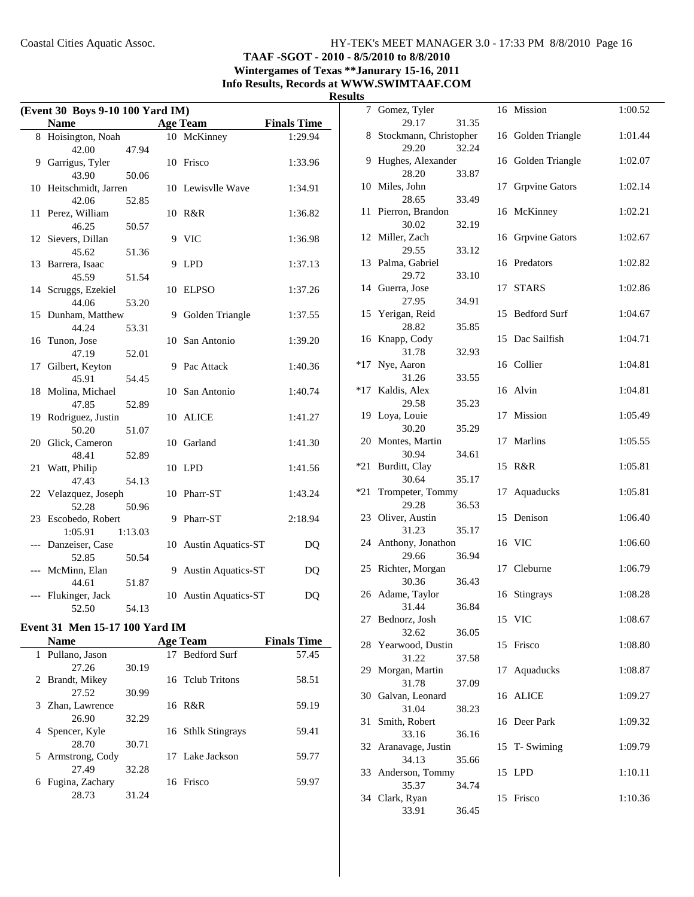TAAF -SGOT - 2010 - 8/5/2010 to 8/8/2010
Wintergames of Texas **Janurary 15-16, 2011
Info Results, Records at WWW.SWIMTAAF.COM

## Results

### (Event 30 Boys 9-10 100 Yard IM)

| | Name | | Age | Team | Finals Time |
|---|---|---|---|---|---|
| 8 | Hoisington, Noah | | 10 | McKinney | 1:29.94 |
| | 42.00 | 47.94 | | | |
| 9 | Garrigus, Tyler | | 10 | Frisco | 1:33.96 |
| | 43.90 | 50.06 | | | |
| 10 | Heitschmidt, Jarren | | 10 | Lewisvlle Wave | 1:34.91 |
| | 42.06 | 52.85 | | | |
| 11 | Perez, William | | 10 | R&R | 1:36.82 |
| | 46.25 | 50.57 | | | |
| 12 | Sievers, Dillan | | 9 | VIC | 1:36.98 |
| | 45.62 | 51.36 | | | |
| 13 | Barrera, Isaac | | 9 | LPD | 1:37.13 |
| | 45.59 | 51.54 | | | |
| 14 | Scruggs, Ezekiel | | 10 | ELPSO | 1:37.26 |
| | 44.06 | 53.20 | | | |
| 15 | Dunham, Matthew | | 9 | Golden Triangle | 1:37.55 |
| | 44.24 | 53.31 | | | |
| 16 | Tunon, Jose | | 10 | San Antonio | 1:39.20 |
| | 47.19 | 52.01 | | | |
| 17 | Gilbert, Keyton | | 9 | Pac Attack | 1:40.36 |
| | 45.91 | 54.45 | | | |
| 18 | Molina, Michael | | 10 | San Antonio | 1:40.74 |
| | 47.85 | 52.89 | | | |
| 19 | Rodriguez, Justin | | 10 | ALICE | 1:41.27 |
| | 50.20 | 51.07 | | | |
| 20 | Glick, Cameron | | 10 | Garland | 1:41.30 |
| | 48.41 | 52.89 | | | |
| 21 | Watt, Philip | | 10 | LPD | 1:41.56 |
| | 47.43 | 54.13 | | | |
| 22 | Velazquez, Joseph | | 10 | Pharr-ST | 1:43.24 |
| | 52.28 | 50.96 | | | |
| 23 | Escobedo, Robert | | 9 | Pharr-ST | 2:18.94 |
| | 1:05.91 | 1:13.03 | | | |
| --- | Danzeiser, Case | | 10 | Austin Aquatics-ST | DQ |
| | 52.85 | 50.54 | | | |
| --- | McMinn, Elan | | 9 | Austin Aquatics-ST | DQ |
| | 44.61 | 51.87 | | | |
| --- | Flukinger, Jack | | 10 | Austin Aquatics-ST | DQ |
| | 52.50 | 54.13 | | | |

### Event 31 Men 15-17 100 Yard IM

| | Name | | Age | Team | Finals Time |
|---|---|---|---|---|---|
| 1 | Pullano, Jason | | 17 | Bedford Surf | 57.45 |
| | 27.26 | 30.19 | | | |
| 2 | Brandt, Mikey | | 16 | Tclub Tritons | 58.51 |
| | 27.52 | 30.99 | | | |
| 3 | Zhan, Lawrence | | 16 | R&R | 59.19 |
| | 26.90 | 32.29 | | | |
| 4 | Spencer, Kyle | | 16 | Sthlk Stingrays | 59.41 |
| | 28.70 | 30.71 | | | |
| 5 | Armstrong, Cody | | 17 | Lake Jackson | 59.77 |
| | 27.49 | 32.28 | | | |
| 6 | Fugina, Zachary | | 16 | Frisco | 59.97 |
| | 28.73 | 31.24 | | | |
| 7 | Gomez, Tyler | | 16 | Mission | 1:00.52 |
| | 29.17 | 31.35 | | | |
| 8 | Stockmann, Christopher | | 16 | Golden Triangle | 1:01.44 |
| | 29.20 | 32.24 | | | |
| 9 | Hughes, Alexander | | 16 | Golden Triangle | 1:02.07 |
| | 28.20 | 33.87 | | | |
| 10 | Miles, John | | 17 | Grpvine Gators | 1:02.14 |
| | 28.65 | 33.49 | | | |
| 11 | Pierron, Brandon | | 16 | McKinney | 1:02.21 |
| | 30.02 | 32.19 | | | |
| 12 | Miller, Zach | | 16 | Grpvine Gators | 1:02.67 |
| | 29.55 | 33.12 | | | |
| 13 | Palma, Gabriel | | 16 | Predators | 1:02.82 |
| | 29.72 | 33.10 | | | |
| 14 | Guerra, Jose | | 17 | STARS | 1:02.86 |
| | 27.95 | 34.91 | | | |
| 15 | Yerigan, Reid | | 15 | Bedford Surf | 1:04.67 |
| | 28.82 | 35.85 | | | |
| 16 | Knapp, Cody | | 15 | Dac Sailfish | 1:04.71 |
| | 31.78 | 32.93 | | | |
| *17 | Nye, Aaron | | 16 | Collier | 1:04.81 |
| | 31.26 | 33.55 | | | |
| *17 | Kaldis, Alex | | 16 | Alvin | 1:04.81 |
| | 29.58 | 35.23 | | | |
| 19 | Loya, Louie | | 17 | Mission | 1:05.49 |
| | 30.20 | 35.29 | | | |
| 20 | Montes, Martin | | 17 | Marlins | 1:05.55 |
| | 30.94 | 34.61 | | | |
| *21 | Burditt, Clay | | 15 | R&R | 1:05.81 |
| | 30.64 | 35.17 | | | |
| *21 | Trompeter, Tommy | | 17 | Aquaducks | 1:05.81 |
| | 29.28 | 36.53 | | | |
| 23 | Oliver, Austin | | 15 | Denison | 1:06.40 |
| | 31.23 | 35.17 | | | |
| 24 | Anthony, Jonathon | | 16 | VIC | 1:06.60 |
| | 29.66 | 36.94 | | | |
| 25 | Richter, Morgan | | 17 | Cleburne | 1:06.79 |
| | 30.36 | 36.43 | | | |
| 26 | Adame, Taylor | | 16 | Stingrays | 1:08.28 |
| | 31.44 | 36.84 | | | |
| 27 | Bednorz, Josh | | 15 | VIC | 1:08.67 |
| | 32.62 | 36.05 | | | |
| 28 | Yearwood, Dustin | | 15 | Frisco | 1:08.80 |
| | 31.22 | 37.58 | | | |
| 29 | Morgan, Martin | | 17 | Aquaducks | 1:08.87 |
| | 31.78 | 37.09 | | | |
| 30 | Galvan, Leonard | | 16 | ALICE | 1:09.27 |
| | 31.04 | 38.23 | | | |
| 31 | Smith, Robert | | 16 | Deer Park | 1:09.32 |
| | 33.16 | 36.16 | | | |
| 32 | Aranavage, Justin | | 15 | T- Swiming | 1:09.79 |
| | 34.13 | 35.66 | | | |
| 33 | Anderson, Tommy | | 15 | LPD | 1:10.11 |
| | 35.37 | 34.74 | | | |
| 34 | Clark, Ryan | | 15 | Frisco | 1:10.36 |
| | 33.91 | 36.45 | | | |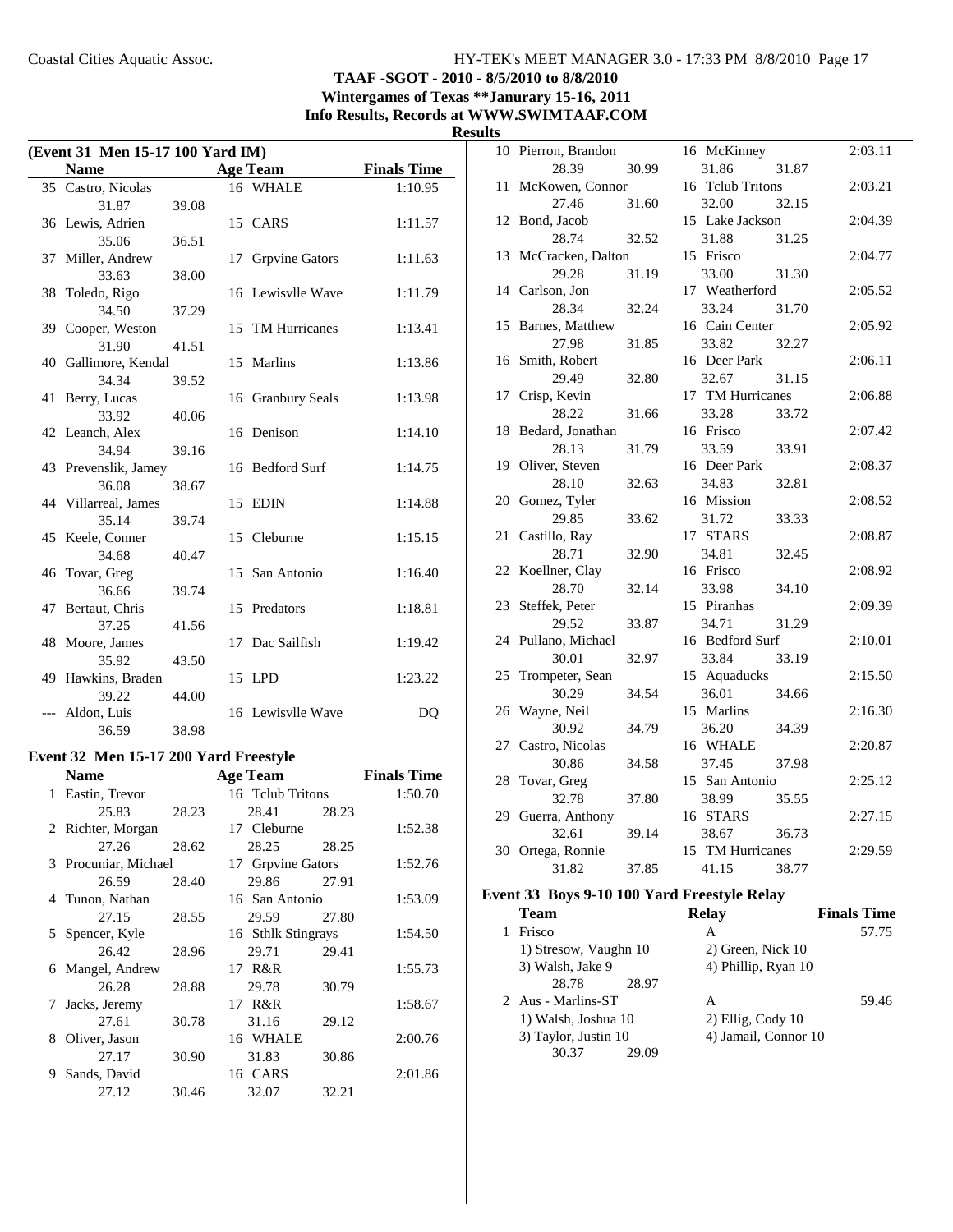## TAAF -SGOT - 2010 - 8/5/2010 to 8/8/2010
## Wintergames of Texas **Janurary 15-16, 2011
## Info Results, Records at WWW.SWIMTAAF.COM

### Results

### (Event 31 Men 15-17 100 Yard IM)

| | Name | Age | Team | Finals Time |
|---|---|---|---|---|
| 35 | Castro, Nicolas | 16 | WHALE | 1:10.95 |
| | 31.87 39.08 | | | |
| 36 | Lewis, Adrien | 15 | CARS | 1:11.57 |
| | 35.06 36.51 | | | |
| 37 | Miller, Andrew | 17 | Grpvine Gators | 1:11.63 |
| | 33.63 38.00 | | | |
| 38 | Toledo, Rigo | 16 | Lewisvlle Wave | 1:11.79 |
| | 34.50 37.29 | | | |
| 39 | Cooper, Weston | 15 | TM Hurricanes | 1:13.41 |
| | 31.90 41.51 | | | |
| 40 | Gallimore, Kendal | 15 | Marlins | 1:13.86 |
| | 34.34 39.52 | | | |
| 41 | Berry, Lucas | 16 | Granbury Seals | 1:13.98 |
| | 33.92 40.06 | | | |
| 42 | Leanch, Alex | 16 | Denison | 1:14.10 |
| | 34.94 39.16 | | | |
| 43 | Prevenslik, Jamey | 16 | Bedford Surf | 1:14.75 |
| | 36.08 38.67 | | | |
| 44 | Villarreal, James | 15 | EDIN | 1:14.88 |
| | 35.14 39.74 | | | |
| 45 | Keele, Conner | 15 | Cleburne | 1:15.15 |
| | 34.68 40.47 | | | |
| 46 | Tovar, Greg | 15 | San Antonio | 1:16.40 |
| | 36.66 39.74 | | | |
| 47 | Bertaut, Chris | 15 | Predators | 1:18.81 |
| | 37.25 41.56 | | | |
| 48 | Moore, James | 17 | Dac Sailfish | 1:19.42 |
| | 35.92 43.50 | | | |
| 49 | Hawkins, Braden | 15 | LPD | 1:23.22 |
| | 39.22 44.00 | | | |
| --- | Aldon, Luis | 16 | Lewisvlle Wave | DQ |
| | 36.59 38.98 | | | |

### Event 32 Men 15-17 200 Yard Freestyle

| | Name | Age | Team | Finals Time |
|---|---|---|---|---|
| 1 | Eastin, Trevor | 16 | Tclub Tritons | 1:50.70 |
| | 25.83 28.23 | | 28.41 28.23 | |
| 2 | Richter, Morgan | 17 | Cleburne | 1:52.38 |
| | 27.26 28.62 | | 28.25 28.25 | |
| 3 | Procuniar, Michael | 17 | Grpvine Gators | 1:52.76 |
| | 26.59 28.40 | | 29.86 27.91 | |
| 4 | Tunon, Nathan | 16 | San Antonio | 1:53.09 |
| | 27.15 28.55 | | 29.59 27.80 | |
| 5 | Spencer, Kyle | 16 | Sthlk Stingrays | 1:54.50 |
| | 26.42 28.96 | | 29.71 29.41 | |
| 6 | Mangel, Andrew | 17 | R&R | 1:55.73 |
| | 26.28 28.88 | | 29.78 30.79 | |
| 7 | Jacks, Jeremy | 17 | R&R | 1:58.67 |
| | 27.61 30.78 | | 31.16 29.12 | |
| 8 | Oliver, Jason | 16 | WHALE | 2:00.76 |
| | 27.17 30.90 | | 31.83 30.86 | |
| 9 | Sands, David | 16 | CARS | 2:01.86 |
| | 27.12 30.46 | | 32.07 32.21 | |
| 10 | Pierron, Brandon | 16 | McKinney | 2:03.11 |
| | 28.39 30.99 | | 31.86 31.87 | |
| 11 | McKowen, Connor | 16 | Tclub Tritons | 2:03.21 |
| | 27.46 31.60 | | 32.00 32.15 | |
| 12 | Bond, Jacob | 15 | Lake Jackson | 2:04.39 |
| | 28.74 32.52 | | 31.88 31.25 | |
| 13 | McCracken, Dalton | 15 | Frisco | 2:04.77 |
| | 29.28 31.19 | | 33.00 31.30 | |
| 14 | Carlson, Jon | 17 | Weatherford | 2:05.52 |
| | 28.34 32.24 | | 33.24 31.70 | |
| 15 | Barnes, Matthew | 16 | Cain Center | 2:05.92 |
| | 27.98 31.85 | | 33.82 32.27 | |
| 16 | Smith, Robert | 16 | Deer Park | 2:06.11 |
| | 29.49 32.80 | | 32.67 31.15 | |
| 17 | Crisp, Kevin | 17 | TM Hurricanes | 2:06.88 |
| | 28.22 31.66 | | 33.28 33.72 | |
| 18 | Bedard, Jonathan | 16 | Frisco | 2:07.42 |
| | 28.13 31.79 | | 33.59 33.91 | |
| 19 | Oliver, Steven | 16 | Deer Park | 2:08.37 |
| | 28.10 32.63 | | 34.83 32.81 | |
| 20 | Gomez, Tyler | 16 | Mission | 2:08.52 |
| | 29.85 33.62 | | 31.72 33.33 | |
| 21 | Castillo, Ray | 17 | STARS | 2:08.87 |
| | 28.71 32.90 | | 34.81 32.45 | |
| 22 | Koellner, Clay | 16 | Frisco | 2:08.92 |
| | 28.70 32.14 | | 33.98 34.10 | |
| 23 | Steffek, Peter | 15 | Piranhas | 2:09.39 |
| | 29.52 33.87 | | 34.71 31.29 | |
| 24 | Pullano, Michael | 16 | Bedford Surf | 2:10.01 |
| | 30.01 32.97 | | 33.84 33.19 | |
| 25 | Trompeter, Sean | 15 | Aquaducks | 2:15.50 |
| | 30.29 34.54 | | 36.01 34.66 | |
| 26 | Wayne, Neil | 15 | Marlins | 2:16.30 |
| | 30.92 34.79 | | 36.20 34.39 | |
| 27 | Castro, Nicolas | 16 | WHALE | 2:20.87 |
| | 30.86 34.58 | | 37.45 37.98 | |
| 28 | Tovar, Greg | 15 | San Antonio | 2:25.12 |
| | 32.78 37.80 | | 38.99 35.55 | |
| 29 | Guerra, Anthony | 16 | STARS | 2:27.15 |
| | 32.61 39.14 | | 38.67 36.73 | |
| 30 | Ortega, Ronnie | 15 | TM Hurricanes | 2:29.59 |
| | 31.82 37.85 | | 41.15 38.77 | |

### Event 33 Boys 9-10 100 Yard Freestyle Relay

| | Team | Relay | Finals Time |
|---|---|---|---|
| 1 | Frisco | A | 57.75 |
| | 1) Stresow, Vaughn 10 | 2) Green, Nick 10 | |
| | 3) Walsh, Jake 9 | 4) Phillip, Ryan 10 | |
| | 28.78 28.97 | | |
| 2 | Aus - Marlins-ST | A | 59.46 |
| | 1) Walsh, Joshua 10 | 2) Ellig, Cody 10 | |
| | 3) Taylor, Justin 10 | 4) Jamail, Connor 10 | |
| | 30.37 29.09 | | |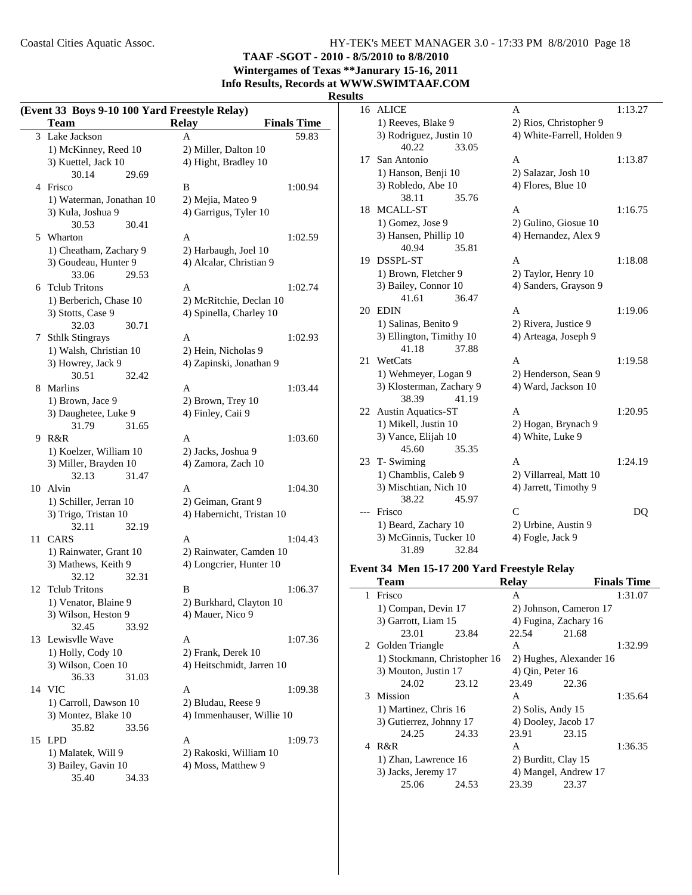**TAAF -SGOT - 2010 - 8/5/2010 to 8/8/2010**
**Wintergames of Texas **Janurary 15-16, 2011**
**Info Results, Records at WWW.SWIMTAAF.COM**
**Results**

## (Event 33 Boys 9-10 100 Yard Freestyle Relay)

| | Team | Relay | Finals Time |
|---|---|---|---|
| 3 | Lake Jackson | A | 59.83 |
| | 1) McKinney, Reed 10 | 2) Miller, Dalton 10 | |
| | 3) Kuettel, Jack 10 | 4) Hight, Bradley 10 | |
| | 30.14 29.69 | | |
| 4 | Frisco | B | 1:00.94 |
| | 1) Waterman, Jonathan 10 | 2) Mejia, Mateo 9 | |
| | 3) Kula, Joshua 9 | 4) Garrigus, Tyler 10 | |
| | 30.53 30.41 | | |
| 5 | Wharton | A | 1:02.59 |
| | 1) Cheatham, Zachary 9 | 2) Harbaugh, Joel 10 | |
| | 3) Goudeau, Hunter 9 | 4) Alcalar, Christian 9 | |
| | 33.06 29.53 | | |
| 6 | Tclub Tritons | A | 1:02.74 |
| | 1) Berberich, Chase 10 | 2) McRitchie, Declan 10 | |
| | 3) Stotts, Case 9 | 4) Spinella, Charley 10 | |
| | 32.03 30.71 | | |
| 7 | Sthlk Stingrays | A | 1:02.93 |
| | 1) Walsh, Christian 10 | 2) Hein, Nicholas 9 | |
| | 3) Howrey, Jack 9 | 4) Zapinski, Jonathan 9 | |
| | 30.51 32.42 | | |
| 8 | Marlins | A | 1:03.44 |
| | 1) Brown, Jace 9 | 2) Brown, Trey 10 | |
| | 3) Daughetee, Luke 9 | 4) Finley, Caii 9 | |
| | 31.79 31.65 | | |
| 9 | R&R | A | 1:03.60 |
| | 1) Koelzer, William 10 | 2) Jacks, Joshua 9 | |
| | 3) Miller, Brayden 10 | 4) Zamora, Zach 10 | |
| | 32.13 31.47 | | |
| 10 | Alvin | A | 1:04.30 |
| | 1) Schiller, Jerran 10 | 2) Geiman, Grant 9 | |
| | 3) Trigo, Tristan 10 | 4) Habernicht, Tristan 10 | |
| | 32.11 32.19 | | |
| 11 | CARS | A | 1:04.43 |
| | 1) Rainwater, Grant 10 | 2) Rainwater, Camden 10 | |
| | 3) Mathews, Keith 9 | 4) Longcrier, Hunter 10 | |
| | 32.12 32.31 | | |
| 12 | Tclub Tritons | B | 1:06.37 |
| | 1) Venator, Blaine 9 | 2) Burkhard, Clayton 10 | |
| | 3) Wilson, Heston 9 | 4) Mauer, Nico 9 | |
| | 32.45 33.92 | | |
| 13 | Lewisvlle Wave | A | 1:07.36 |
| | 1) Holly, Cody 10 | 2) Frank, Derek 10 | |
| | 3) Wilson, Coen 10 | 4) Heitschmidt, Jarren 10 | |
| | 36.33 31.03 | | |
| 14 | VIC | A | 1:09.38 |
| | 1) Carroll, Dawson 10 | 2) Bludau, Reese 9 | |
| | 3) Montez, Blake 10 | 4) Immenhauser, Willie 10 | |
| | 35.82 33.56 | | |
| 15 | LPD | A | 1:09.73 |
| | 1) Malatek, Will 9 | 2) Rakoski, William 10 | |
| | 3) Bailey, Gavin 10 | 4) Moss, Matthew 9 | |
| | 35.40 34.33 | | |
| 16 | ALICE | A | 1:13.27 |
| | 1) Reeves, Blake 9 | 2) Rios, Christopher 9 | |
| | 3) Rodriguez, Justin 10 | 4) White-Farrell, Holden 9 | |
| | 40.22 33.05 | | |
| 17 | San Antonio | A | 1:13.87 |
| | 1) Hanson, Benji 10 | 2) Salazar, Josh 10 | |
| | 3) Robledo, Abe 10 | 4) Flores, Blue 10 | |
| | 38.11 35.76 | | |
| 18 | MCALL-ST | A | 1:16.75 |
| | 1) Gomez, Jose 9 | 2) Gulino, Giosue 10 | |
| | 3) Hansen, Phillip 10 | 4) Hernandez, Alex 9 | |
| | 40.94 35.81 | | |
| 19 | DSSPL-ST | A | 1:18.08 |
| | 1) Brown, Fletcher 9 | 2) Taylor, Henry 10 | |
| | 3) Bailey, Connor 10 | 4) Sanders, Grayson 9 | |
| | 41.61 36.47 | | |
| 20 | EDIN | A | 1:19.06 |
| | 1) Salinas, Benito 9 | 2) Rivera, Justice 9 | |
| | 3) Ellington, Timithy 10 | 4) Arteaga, Joseph 9 | |
| | 41.18 37.88 | | |
| 21 | WetCats | A | 1:19.58 |
| | 1) Wehmeyer, Logan 9 | 2) Henderson, Sean 9 | |
| | 3) Klosterman, Zachary 9 | 4) Ward, Jackson 10 | |
| | 38.39 41.19 | | |
| 22 | Austin Aquatics-ST | A | 1:20.95 |
| | 1) Mikell, Justin 10 | 2) Hogan, Brynach 9 | |
| | 3) Vance, Elijah 10 | 4) White, Luke 9 | |
| | 45.60 35.35 | | |
| 23 | T- Swiming | A | 1:24.19 |
| | 1) Chamblis, Caleb 9 | 2) Villarreal, Matt 10 | |
| | 3) Mischtian, Nich 10 | 4) Jarrett, Timothy 9 | |
| | 38.22 45.97 | | |
| --- | Frisco | C | DQ |
| | 1) Beard, Zachary 10 | 2) Urbine, Austin 9 | |
| | 3) McGinnis, Tucker 10 | 4) Fogle, Jack 9 | |
| | 31.89 32.84 | | |

## Event 34 Men 15-17 200 Yard Freestyle Relay

| | Team | Relay | Finals Time |
|---|---|---|---|
| 1 | Frisco | A | 1:31.07 |
| | 1) Compan, Devin 17 | 2) Johnson, Cameron 17 | |
| | 3) Garrott, Liam 15 | 4) Fugina, Zachary 16 | |
| | 23.01 23.84 | 22.54 21.68 | |
| 2 | Golden Triangle | A | 1:32.99 |
| | 1) Stockmann, Christopher 16 | 2) Hughes, Alexander 16 | |
| | 3) Mouton, Justin 17 | 4) Qin, Peter 16 | |
| | 24.02 23.12 | 23.49 22.36 | |
| 3 | Mission | A | 1:35.64 |
| | 1) Martinez, Chris 16 | 2) Solis, Andy 15 | |
| | 3) Gutierrez, Johnny 17 | 4) Dooley, Jacob 17 | |
| | 24.25 24.33 | 23.91 23.15 | |
| 4 | R&R | A | 1:36.35 |
| | 1) Zhan, Lawrence 16 | 2) Burditt, Clay 15 | |
| | 3) Jacks, Jeremy 17 | 4) Mangel, Andrew 17 | |
| | 25.06 24.53 | 23.39 23.37 | |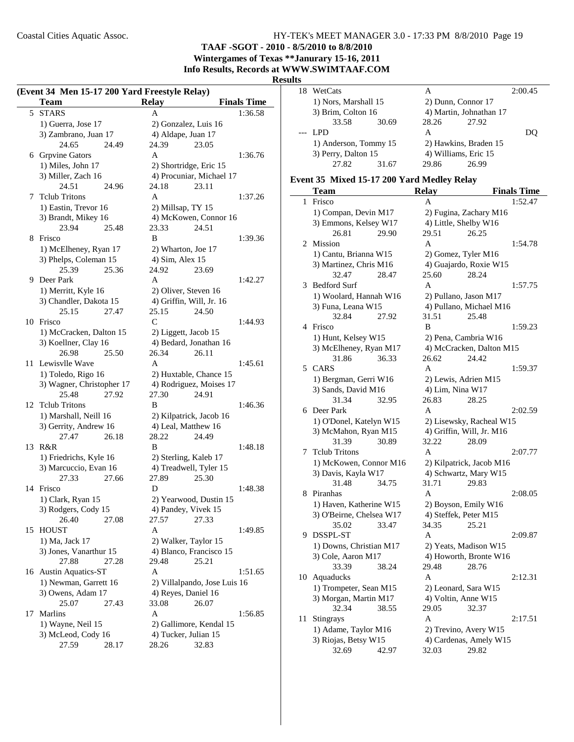## TAAF -SGOT - 2010 - 8/5/2010 to 8/8/2010

**Wintergames of Texas **Janurary 15-16, 2011**

**Info Results, Records at WWW.SWIMTAAF.COM**

**Results**

### (Event 34 Men 15-17 200 Yard Freestyle Relay)

| | Team | Relay | Finals Time |
|---|---|---|---|
| 5 | STARS | A | 1:36.58 |
| | 1) Guerra, Jose 17 | 2) Gonzalez, Luis 16 | |
| | 3) Zambrano, Juan 17 | 4) Aldape, Juan 17 | |
| | 24.65 24.49 | 24.39 23.05 | |
| 6 | Grpvine Gators | A | 1:36.76 |
| | 1) Miles, John 17 | 2) Shortridge, Eric 15 | |
| | 3) Miller, Zach 16 | 4) Procuniar, Michael 17 | |
| | 24.51 24.96 | 24.18 23.11 | |
| 7 | Tclub Tritons | A | 1:37.26 |
| | 1) Eastin, Trevor 16 | 2) Millsap, TY 15 | |
| | 3) Brandt, Mikey 16 | 4) McKowen, Connor 16 | |
| | 23.94 25.48 | 23.33 24.51 | |
| 8 | Frisco | B | 1:39.36 |
| | 1) McElheney, Ryan 17 | 2) Wharton, Joe 17 | |
| | 3) Phelps, Coleman 15 | 4) Sim, Alex 15 | |
| | 25.39 25.36 | 24.92 23.69 | |
| 9 | Deer Park | A | 1:42.27 |
| | 1) Merritt, Kyle 16 | 2) Oliver, Steven 16 | |
| | 3) Chandler, Dakota 15 | 4) Griffin, Will, Jr. 16 | |
| | 25.15 27.47 | 25.15 24.50 | |
| 10 | Frisco | C | 1:44.93 |
| | 1) McCracken, Dalton 15 | 2) Liggett, Jacob 15 | |
| | 3) Koellner, Clay 16 | 4) Bedard, Jonathan 16 | |
| | 26.98 25.50 | 26.34 26.11 | |
| 11 | Lewisvlle Wave | A | 1:45.61 |
| | 1) Toledo, Rigo 16 | 2) Huxtable, Chance 15 | |
| | 3) Wagner, Christopher 17 | 4) Rodriguez, Moises 17 | |
| | 25.48 27.92 | 27.30 24.91 | |
| 12 | Tclub Tritons | B | 1:46.36 |
| | 1) Marshall, Neill 16 | 2) Kilpatrick, Jacob 16 | |
| | 3) Gerrity, Andrew 16 | 4) Leal, Matthew 16 | |
| | 27.47 26.18 | 28.22 24.49 | |
| 13 | R&R | B | 1:48.18 |
| | 1) Friedrichs, Kyle 16 | 2) Sterling, Kaleb 17 | |
| | 3) Marcuccio, Evan 16 | 4) Treadwell, Tyler 15 | |
| | 27.33 27.66 | 27.89 25.30 | |
| 14 | Frisco | D | 1:48.38 |
| | 1) Clark, Ryan 15 | 2) Yearwood, Dustin 15 | |
| | 3) Rodgers, Cody 15 | 4) Pandey, Vivek 15 | |
| | 26.40 27.08 | 27.57 27.33 | |
| 15 | HOUST | A | 1:49.85 |
| | 1) Ma, Jack 17 | 2) Walker, Taylor 15 | |
| | 3) Jones, Vanarthur 15 | 4) Blanco, Francisco 15 | |
| | 27.88 27.28 | 29.48 25.21 | |
| 16 | Austin Aquatics-ST | A | 1:51.65 |
| | 1) Newman, Garrett 16 | 2) Villalpando, Jose Luis 16 | |
| | 3) Owens, Adam 17 | 4) Reyes, Daniel 16 | |
| | 25.07 27.43 | 33.08 26.07 | |
| 17 | Marlins | A | 1:56.85 |
| | 1) Wayne, Neil 15 | 2) Gallimore, Kendal 15 | |
| | 3) McLeod, Cody 16 | 4) Tucker, Julian 15 | |
| | 27.59 28.17 | 28.26 32.83 | |
| 18 | WetCats | A | 2:00.45 |
| | 1) Nors, Marshall 15 | 2) Dunn, Connor 17 | |
| | 3) Brim, Colton 16 | 4) Martin, Johnathan 17 | |
| | 33.58 30.69 | 28.26 27.92 | |
| --- | LPD | A | DQ |
| | 1) Anderson, Tommy 15 | 2) Hawkins, Braden 15 | |
| | 3) Perry, Dalton 15 | 4) Williams, Eric 15 | |
| | 27.82 31.67 | 29.86 26.99 | |

### Event 35 Mixed 15-17 200 Yard Medley Relay

| | Team | Relay | Finals Time |
|---|---|---|---|
| 1 | Frisco | A | 1:52.47 |
| | 1) Compan, Devin M17 | 2) Fugina, Zachary M16 | |
| | 3) Emmons, Kelsey W17 | 4) Little, Shelby W16 | |
| | 26.81 29.90 | 29.51 26.25 | |
| 2 | Mission | A | 1:54.78 |
| | 1) Cantu, Brianna W15 | 2) Gomez, Tyler M16 | |
| | 3) Martinez, Chris M16 | 4) Guajardo, Roxie W15 | |
| | 32.47 28.47 | 25.60 28.24 | |
| 3 | Bedford Surf | A | 1:57.75 |
| | 1) Woolard, Hannah W16 | 2) Pullano, Jason M17 | |
| | 3) Funa, Leana W15 | 4) Pullano, Michael M16 | |
| | 32.84 27.92 | 31.51 25.48 | |
| 4 | Frisco | B | 1:59.23 |
| | 1) Hunt, Kelsey W15 | 2) Pena, Cambria W16 | |
| | 3) McElheney, Ryan M17 | 4) McCracken, Dalton M15 | |
| | 31.86 36.33 | 26.62 24.42 | |
| 5 | CARS | A | 1:59.37 |
| | 1) Bergman, Gerri W16 | 2) Lewis, Adrien M15 | |
| | 3) Sands, David M16 | 4) Lim, Nina W17 | |
| | 31.34 32.95 | 26.83 28.25 | |
| 6 | Deer Park | A | 2:02.59 |
| | 1) O'Donel, Katelyn W15 | 2) Lisewsky, Racheal W15 | |
| | 3) McMahon, Ryan M15 | 4) Griffin, Will, Jr. M16 | |
| | 31.39 30.89 | 32.22 28.09 | |
| 7 | Tclub Tritons | A | 2:07.77 |
| | 1) McKowen, Connor M16 | 2) Kilpatrick, Jacob M16 | |
| | 3) Davis, Kayla W17 | 4) Schwartz, Mary W15 | |
| | 31.48 34.75 | 31.71 29.83 | |
| 8 | Piranhas | A | 2:08.05 |
| | 1) Haven, Katherine W15 | 2) Boyson, Emily W16 | |
| | 3) O'Beirne, Chelsea W17 | 4) Steffek, Peter M15 | |
| | 35.02 33.47 | 34.35 25.21 | |
| 9 | DSSPL-ST | A | 2:09.87 |
| | 1) Downs, Christian M17 | 2) Yeats, Madison W15 | |
| | 3) Cole, Aaron M17 | 4) Howorth, Bronte W16 | |
| | 33.39 38.24 | 29.48 28.76 | |
| 10 | Aquaducks | A | 2:12.31 |
| | 1) Trompeter, Sean M15 | 2) Leonard, Sara W15 | |
| | 3) Morgan, Martin M17 | 4) Voltin, Anne W15 | |
| | 32.34 38.55 | 29.05 32.37 | |
| 11 | Stingrays | A | 2:17.51 |
| | 1) Adame, Taylor M16 | 2) Trevino, Avery W15 | |
| | 3) Riojas, Betsy W15 | 4) Cardenas, Amely W15 | |
| | 32.69 42.97 | 32.03 29.82 | |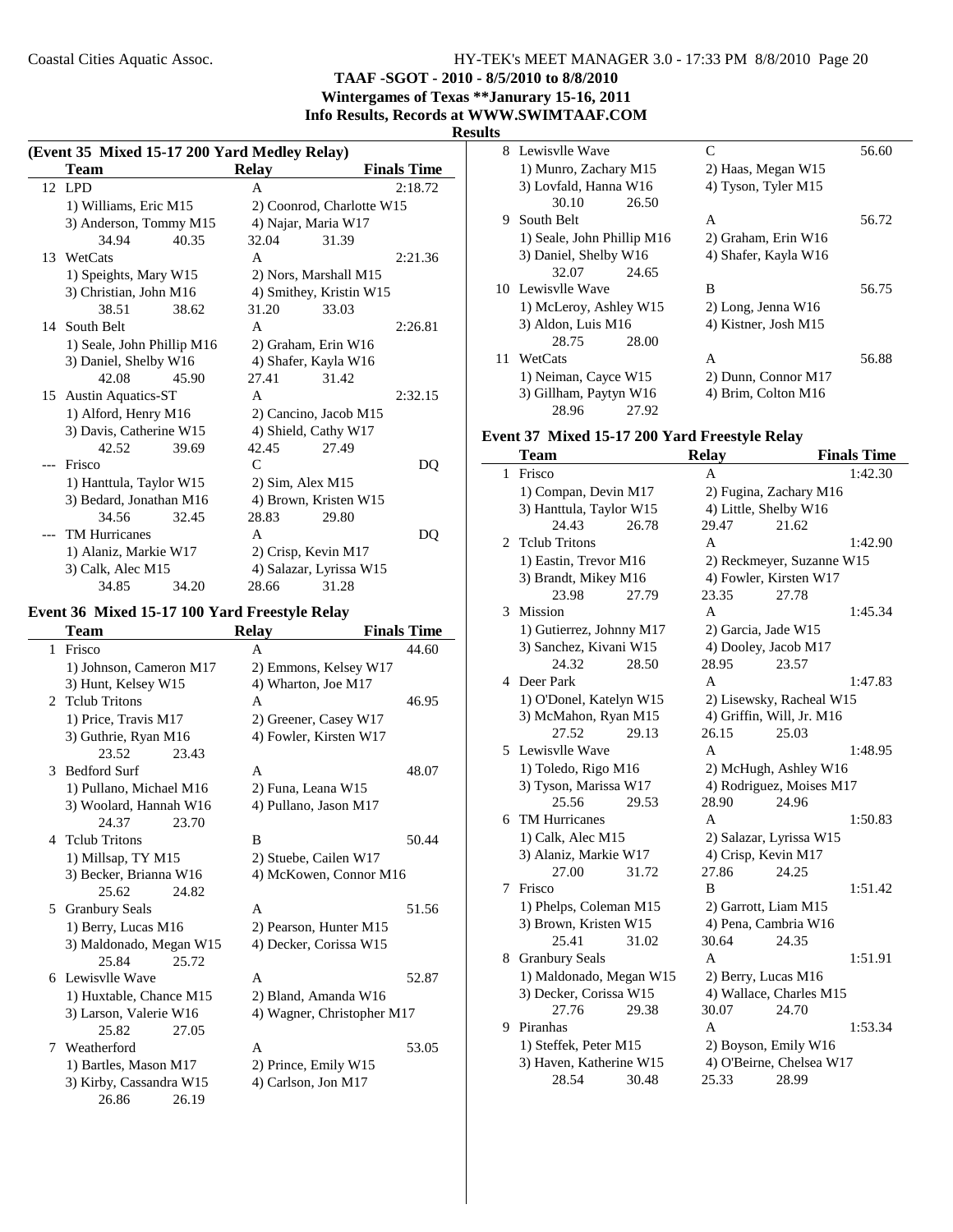**TAAF -SGOT - 2010 - 8/5/2010 to 8/8/2010**
**Wintergames of Texas **Janurary 15-16, 2011**
**Info Results, Records at WWW.SWIMTAAF.COM**

**Results**

### (Event 35 Mixed 15-17 200 Yard Medley Relay)

| | Team | Relay | Finals Time |
|---|---|---|---|
| 12 | LPD | A | 2:18.72 |
| | 1) Williams, Eric M15 | 2) Coonrod, Charlotte W15 | |
| | 3) Anderson, Tommy M15 | 4) Najar, Maria W17 | |
| | 34.94 40.35 | 32.04 31.39 | |
| 13 | WetCats | A | 2:21.36 |
| | 1) Speights, Mary W15 | 2) Nors, Marshall M15 | |
| | 3) Christian, John M16 | 4) Smithey, Kristin W15 | |
| | 38.51 38.62 | 31.20 33.03 | |
| 14 | South Belt | A | 2:26.81 |
| | 1) Seale, John Phillip M16 | 2) Graham, Erin W16 | |
| | 3) Daniel, Shelby W16 | 4) Shafer, Kayla W16 | |
| | 42.08 45.90 | 27.41 31.42 | |
| 15 | Austin Aquatics-ST | A | 2:32.15 |
| | 1) Alford, Henry M16 | 2) Cancino, Jacob M15 | |
| | 3) Davis, Catherine W15 | 4) Shield, Cathy W17 | |
| | 42.52 39.69 | 42.45 27.49 | |
| --- | Frisco | C | DQ |
| | 1) Hanttula, Taylor W15 | 2) Sim, Alex M15 | |
| | 3) Bedard, Jonathan M16 | 4) Brown, Kristen W15 | |
| | 34.56 32.45 | 28.83 29.80 | |
| --- | TM Hurricanes | A | DQ |
| | 1) Alaniz, Markie W17 | 2) Crisp, Kevin M17 | |
| | 3) Calk, Alec M15 | 4) Salazar, Lyrissa W15 | |
| | 34.85 34.20 | 28.66 31.28 | |

### Event 36 Mixed 15-17 100 Yard Freestyle Relay

| | Team | Relay | Finals Time |
|---|---|---|---|
| 1 | Frisco | A | 44.60 |
| | 1) Johnson, Cameron M17 | 2) Emmons, Kelsey W17 | |
| | 3) Hunt, Kelsey W15 | 4) Wharton, Joe M17 | |
| 2 | Tclub Tritons | A | 46.95 |
| | 1) Price, Travis M17 | 2) Greener, Casey W17 | |
| | 3) Guthrie, Ryan M16 | 4) Fowler, Kirsten W17 | |
| | 23.52 23.43 | | |
| 3 | Bedford Surf | A | 48.07 |
| | 1) Pullano, Michael M16 | 2) Funa, Leana W15 | |
| | 3) Woolard, Hannah W16 | 4) Pullano, Jason M17 | |
| | 24.37 23.70 | | |
| 4 | Tclub Tritons | B | 50.44 |
| | 1) Millsap, TY M15 | 2) Stuebe, Cailen W17 | |
| | 3) Becker, Brianna W16 | 4) McKowen, Connor M16 | |
| | 25.62 24.82 | | |
| 5 | Granbury Seals | A | 51.56 |
| | 1) Berry, Lucas M16 | 2) Pearson, Hunter M15 | |
| | 3) Maldonado, Megan W15 | 4) Decker, Corissa W15 | |
| | 25.84 25.72 | | |
| 6 | Lewisvlle Wave | A | 52.87 |
| | 1) Huxtable, Chance M15 | 2) Bland, Amanda W16 | |
| | 3) Larson, Valerie W16 | 4) Wagner, Christopher M17 | |
| | 25.82 27.05 | | |
| 7 | Weatherford | A | 53.05 |
| | 1) Bartles, Mason M17 | 2) Prince, Emily W15 | |
| | 3) Kirby, Cassandra W15 | 4) Carlson, Jon M17 | |
| | 26.86 26.19 | | |
| 8 | Lewisvlle Wave | C | 56.60 |
| | 1) Munro, Zachary M15 | 2) Haas, Megan W15 | |
| | 3) Lovfald, Hanna W16 | 4) Tyson, Tyler M15 | |
| | 30.10 26.50 | | |
| 9 | South Belt | A | 56.72 |
| | 1) Seale, John Phillip M16 | 2) Graham, Erin W16 | |
| | 3) Daniel, Shelby W16 | 4) Shafer, Kayla W16 | |
| | 32.07 24.65 | | |
| 10 | Lewisvlle Wave | B | 56.75 |
| | 1) McLeroy, Ashley W15 | 2) Long, Jenna W16 | |
| | 3) Aldon, Luis M16 | 4) Kistner, Josh M15 | |
| | 28.75 28.00 | | |
| 11 | WetCats | A | 56.88 |
| | 1) Neiman, Cayce W15 | 2) Dunn, Connor M17 | |
| | 3) Gillham, Paytyn W16 | 4) Brim, Colton M16 | |
| | 28.96 27.92 | | |

### Event 37 Mixed 15-17 200 Yard Freestyle Relay

| | Team | Relay | Finals Time |
|---|---|---|---|
| 1 | Frisco | A | 1:42.30 |
| | 1) Compan, Devin M17 | 2) Fugina, Zachary M16 | |
| | 3) Hanttula, Taylor W15 | 4) Little, Shelby W16 | |
| | 24.43 26.78 | 29.47 21.62 | |
| 2 | Tclub Tritons | A | 1:42.90 |
| | 1) Eastin, Trevor M16 | 2) Reckmeyer, Suzanne W15 | |
| | 3) Brandt, Mikey M16 | 4) Fowler, Kirsten W17 | |
| | 23.98 27.79 | 23.35 27.78 | |
| 3 | Mission | A | 1:45.34 |
| | 1) Gutierrez, Johnny M17 | 2) Garcia, Jade W15 | |
| | 3) Sanchez, Kivani W15 | 4) Dooley, Jacob M17 | |
| | 24.32 28.50 | 28.95 23.57 | |
| 4 | Deer Park | A | 1:47.83 |
| | 1) O'Donel, Katelyn W15 | 2) Lisewsky, Racheal W15 | |
| | 3) McMahon, Ryan M15 | 4) Griffin, Will, Jr. M16 | |
| | 27.52 29.13 | 26.15 25.03 | |
| 5 | Lewisvlle Wave | A | 1:48.95 |
| | 1) Toledo, Rigo M16 | 2) McHugh, Ashley W16 | |
| | 3) Tyson, Marissa W17 | 4) Rodriguez, Moises M17 | |
| | 25.56 29.53 | 28.90 24.96 | |
| 6 | TM Hurricanes | A | 1:50.83 |
| | 1) Calk, Alec M15 | 2) Salazar, Lyrissa W15 | |
| | 3) Alaniz, Markie W17 | 4) Crisp, Kevin M17 | |
| | 27.00 31.72 | 27.86 24.25 | |
| 7 | Frisco | B | 1:51.42 |
| | 1) Phelps, Coleman M15 | 2) Garrott, Liam M15 | |
| | 3) Brown, Kristen W15 | 4) Pena, Cambria W16 | |
| | 25.41 31.02 | 30.64 24.35 | |
| 8 | Granbury Seals | A | 1:51.91 |
| | 1) Maldonado, Megan W15 | 2) Berry, Lucas M16 | |
| | 3) Decker, Corissa W15 | 4) Wallace, Charles M15 | |
| | 27.76 29.38 | 30.07 24.70 | |
| 9 | Piranhas | A | 1:53.34 |
| | 1) Steffek, Peter M15 | 2) Boyson, Emily W16 | |
| | 3) Haven, Katherine W15 | 4) O'Beirne, Chelsea W17 | |
| | 28.54 30.48 | 25.33 28.99 | |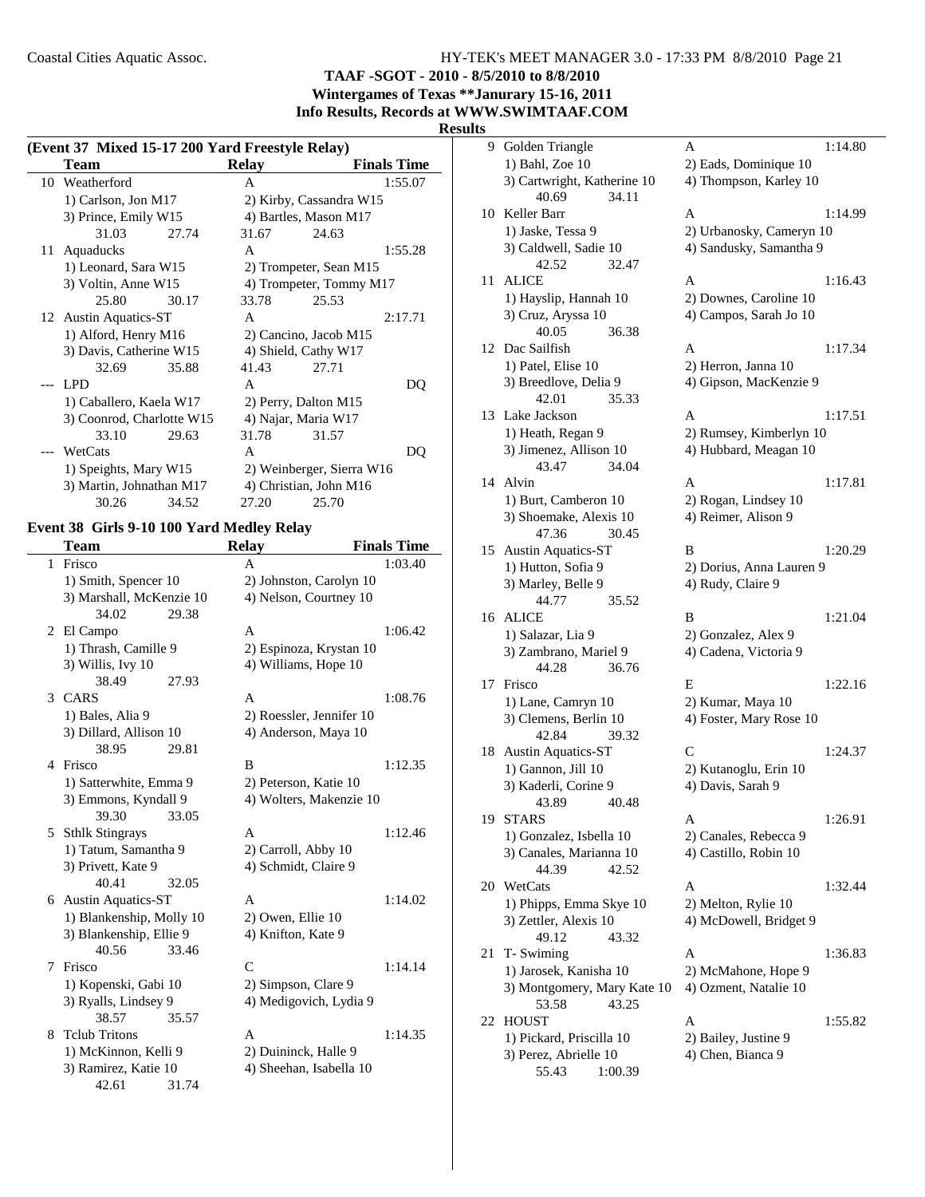**TAAF -SGOT - 2010 - 8/5/2010 to 8/8/2010**
**Wintergames of Texas **Janurary 15-16, 2011**
**Info Results, Records at WWW.SWIMTAAF.COM**

**Results**

### (Event 37 Mixed 15-17 200 Yard Freestyle Relay)

| | Team | Relay | Finals Time |
|---|---|---|---|
| 10 | Weatherford | A | 1:55.07 |
| | 1) Carlson, Jon M17 | 2) Kirby, Cassandra W15 | |
| | 3) Prince, Emily W15 | 4) Bartles, Mason M17 | |
| | 31.03 27.74 | 31.67 24.63 | |
| 11 | Aquaducks | A | 1:55.28 |
| | 1) Leonard, Sara W15 | 2) Trompeter, Sean M15 | |
| | 3) Voltin, Anne W15 | 4) Trompeter, Tommy M17 | |
| | 25.80 30.17 | 33.78 25.53 | |
| 12 | Austin Aquatics-ST | A | 2:17.71 |
| | 1) Alford, Henry M16 | 2) Cancino, Jacob M15 | |
| | 3) Davis, Catherine W15 | 4) Shield, Cathy W17 | |
| | 32.69 35.88 | 41.43 27.71 | |
| --- | LPD | A | DQ |
| | 1) Caballero, Kaela W17 | 2) Perry, Dalton M15 | |
| | 3) Coonrod, Charlotte W15 | 4) Najar, Maria W17 | |
| | 33.10 29.63 | 31.78 31.57 | |
| --- | WetCats | A | DQ |
| | 1) Speights, Mary W15 | 2) Weinberger, Sierra W16 | |
| | 3) Martin, Johnathan M17 | 4) Christian, John M16 | |
| | 30.26 34.52 | 27.20 25.70 | |

### Event 38 Girls 9-10 100 Yard Medley Relay

| | Team | Relay | Finals Time |
|---|---|---|---|
| 1 | Frisco | A | 1:03.40 |
| | 1) Smith, Spencer 10 | 2) Johnston, Carolyn 10 | |
| | 3) Marshall, McKenzie 10 | 4) Nelson, Courtney 10 | |
| | 34.02 29.38 | | |
| 2 | El Campo | A | 1:06.42 |
| | 1) Thrash, Camille 9 | 2) Espinoza, Krystan 10 | |
| | 3) Willis, Ivy 10 | 4) Williams, Hope 10 | |
| | 38.49 27.93 | | |
| 3 | CARS | A | 1:08.76 |
| | 1) Bales, Alia 9 | 2) Roessler, Jennifer 10 | |
| | 3) Dillard, Allison 10 | 4) Anderson, Maya 10 | |
| | 38.95 29.81 | | |
| 4 | Frisco | B | 1:12.35 |
| | 1) Satterwhite, Emma 9 | 2) Peterson, Katie 10 | |
| | 3) Emmons, Kyndall 9 | 4) Wolters, Makenzie 10 | |
| | 39.30 33.05 | | |
| 5 | Sthlk Stingrays | A | 1:12.46 |
| | 1) Tatum, Samantha 9 | 2) Carroll, Abby 10 | |
| | 3) Privett, Kate 9 | 4) Schmidt, Claire 9 | |
| | 40.41 32.05 | | |
| 6 | Austin Aquatics-ST | A | 1:14.02 |
| | 1) Blankenship, Molly 10 | 2) Owen, Ellie 10 | |
| | 3) Blankenship, Ellie 9 | 4) Knifton, Kate 9 | |
| | 40.56 33.46 | | |
| 7 | Frisco | C | 1:14.14 |
| | 1) Kopenski, Gabi 10 | 2) Simpson, Clare 9 | |
| | 3) Ryalls, Lindsey 9 | 4) Medigovich, Lydia 9 | |
| | 38.57 35.57 | | |
| 8 | Tclub Tritons | A | 1:14.35 |
| | 1) McKinnon, Kelli 9 | 2) Duininck, Halle 9 | |
| | 3) Ramirez, Katie 10 | 4) Sheehan, Isabella 10 | |
| | 42.61 31.74 | | |
| 9 | Golden Triangle | A | 1:14.80 |
| | 1) Bahl, Zoe 10 | 2) Eads, Dominique 10 | |
| | 3) Cartwright, Katherine 10 | 4) Thompson, Karley 10 | |
| | 40.69 34.11 | | |
| 10 | Keller Barr | A | 1:14.99 |
| | 1) Jaske, Tessa 9 | 2) Urbanosky, Cameryn 10 | |
| | 3) Caldwell, Sadie 10 | 4) Sandusky, Samantha 9 | |
| | 42.52 32.47 | | |
| 11 | ALICE | A | 1:16.43 |
| | 1) Hayslip, Hannah 10 | 2) Downes, Caroline 10 | |
| | 3) Cruz, Aryssa 10 | 4) Campos, Sarah Jo 10 | |
| | 40.05 36.38 | | |
| 12 | Dac Sailfish | A | 1:17.34 |
| | 1) Patel, Elise 10 | 2) Herron, Janna 10 | |
| | 3) Breedlove, Delia 9 | 4) Gipson, MacKenzie 9 | |
| | 42.01 35.33 | | |
| 13 | Lake Jackson | A | 1:17.51 |
| | 1) Heath, Regan 9 | 2) Rumsey, Kimberlyn 10 | |
| | 3) Jimenez, Allison 10 | 4) Hubbard, Meagan 10 | |
| | 43.47 34.04 | | |
| 14 | Alvin | A | 1:17.81 |
| | 1) Burt, Camberon 10 | 2) Rogan, Lindsey 10 | |
| | 3) Shoemake, Alexis 10 | 4) Reimer, Alison 9 | |
| | 47.36 30.45 | | |
| 15 | Austin Aquatics-ST | B | 1:20.29 |
| | 1) Hutton, Sofia 9 | 2) Dorius, Anna Lauren 9 | |
| | 3) Marley, Belle 9 | 4) Rudy, Claire 9 | |
| | 44.77 35.52 | | |
| 16 | ALICE | B | 1:21.04 |
| | 1) Salazar, Lia 9 | 2) Gonzalez, Alex 9 | |
| | 3) Zambrano, Mariel 9 | 4) Cadena, Victoria 9 | |
| | 44.28 36.76 | | |
| 17 | Frisco | E | 1:22.16 |
| | 1) Lane, Camryn 10 | 2) Kumar, Maya 10 | |
| | 3) Clemens, Berlin 10 | 4) Foster, Mary Rose 10 | |
| | 42.84 39.32 | | |
| 18 | Austin Aquatics-ST | C | 1:24.37 |
| | 1) Gannon, Jill 10 | 2) Kutanoglu, Erin 10 | |
| | 3) Kaderli, Corine 9 | 4) Davis, Sarah 9 | |
| | 43.89 40.48 | | |
| 19 | STARS | A | 1:26.91 |
| | 1) Gonzalez, Isbella 10 | 2) Canales, Rebecca 9 | |
| | 3) Canales, Marianna 10 | 4) Castillo, Robin 10 | |
| | 44.39 42.52 | | |
| 20 | WetCats | A | 1:32.44 |
| | 1) Phipps, Emma Skye 10 | 2) Melton, Rylie 10 | |
| | 3) Zettler, Alexis 10 | 4) McDowell, Bridget 9 | |
| | 49.12 43.32 | | |
| 21 | T- Swiming | A | 1:36.83 |
| | 1) Jarosek, Kanisha 10 | 2) McMahone, Hope 9 | |
| | 3) Montgomery, Mary Kate 10 | 4) Ozment, Natalie 10 | |
| | 53.58 43.25 | | |
| 22 | HOUST | A | 1:55.82 |
| | 1) Pickard, Priscilla 10 | 2) Bailey, Justine 9 | |
| | 3) Perez, Abrielle 10 | 4) Chen, Bianca 9 | |
| | 55.43 1:00.39 | | |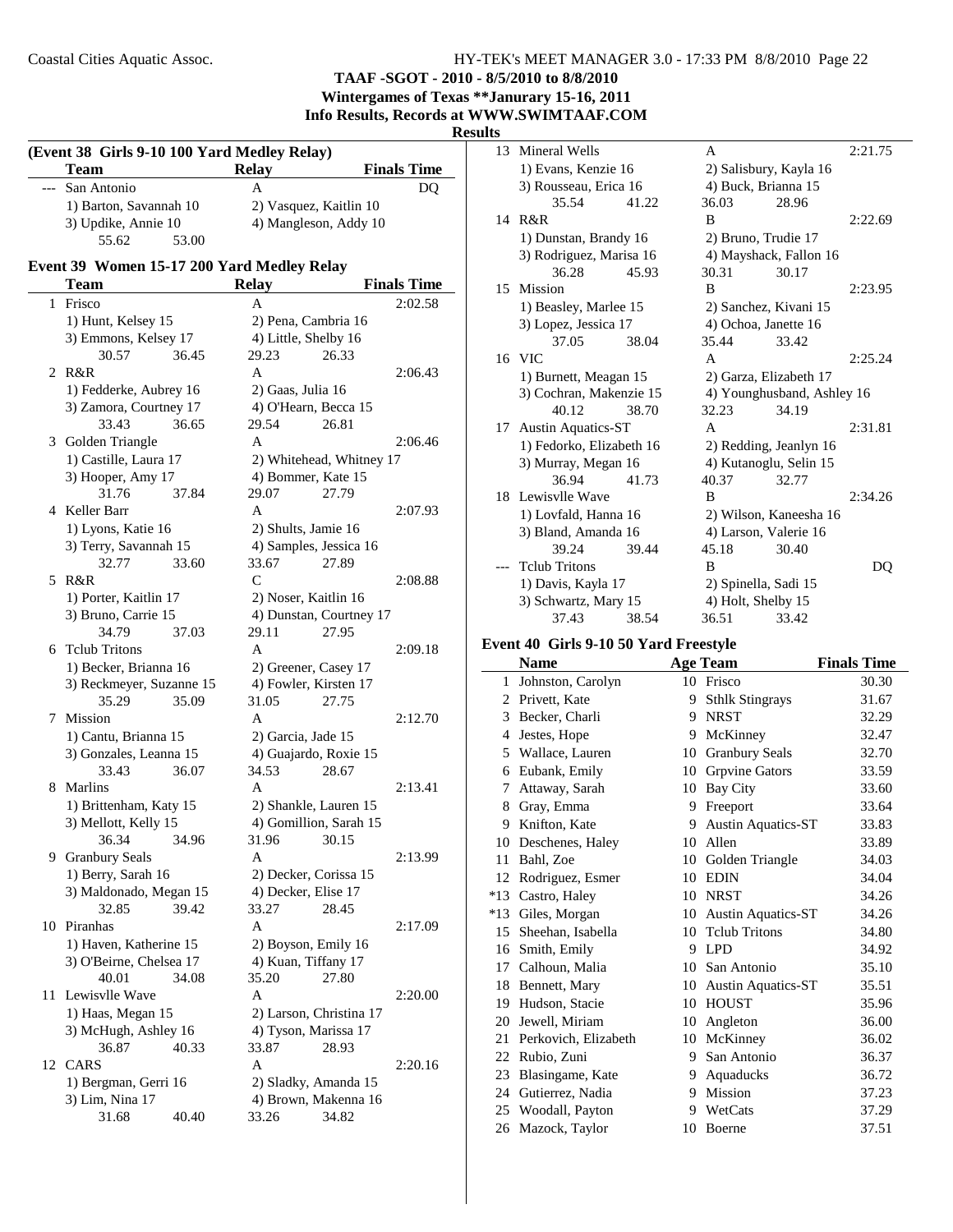TAAF -SGOT - 2010 - 8/5/2010 to 8/8/2010

Wintergames of Texas **Janurary 15-16, 2011

Info Results, Records at WWW.SWIMTAAF.COM

**Results**

### (Event 38 Girls 9-10 100 Yard Medley Relay)

| | Team | Relay | Finals Time |
|---|---|---|---|
| --- | San Antonio | A | DQ |
| | 1) Barton, Savannah 10 | 2) Vasquez, Kaitlin 10 | |
| | 3) Updike, Annie 10 | 4) Mangleson, Addy 10 | |
| | 55.62 53.00 | | |

### Event 39 Women 15-17 200 Yard Medley Relay

| | Team | Relay | Finals Time |
|---|---|---|---|
| 1 | Frisco | A | 2:02.58 |
| | 1) Hunt, Kelsey 15 | 2) Pena, Cambria 16 | |
| | 3) Emmons, Kelsey 17 | 4) Little, Shelby 16 | |
| | 30.57 36.45 | 29.23 26.33 | |
| 2 | R&R | A | 2:06.43 |
| | 1) Fedderke, Aubrey 16 | 2) Gaas, Julia 16 | |
| | 3) Zamora, Courtney 17 | 4) O'Hearn, Becca 15 | |
| | 33.43 36.65 | 29.54 26.81 | |
| 3 | Golden Triangle | A | 2:06.46 |
| | 1) Castille, Laura 17 | 2) Whitehead, Whitney 17 | |
| | 3) Hooper, Amy 17 | 4) Bommer, Kate 15 | |
| | 31.76 37.84 | 29.07 27.79 | |
| 4 | Keller Barr | A | 2:07.93 |
| | 1) Lyons, Katie 16 | 2) Shults, Jamie 16 | |
| | 3) Terry, Savannah 15 | 4) Samples, Jessica 16 | |
| | 32.77 33.60 | 33.67 27.89 | |
| 5 | R&R | C | 2:08.88 |
| | 1) Porter, Kaitlin 17 | 2) Noser, Kaitlin 16 | |
| | 3) Bruno, Carrie 15 | 4) Dunstan, Courtney 17 | |
| | 34.79 37.03 | 29.11 27.95 | |
| 6 | Tclub Tritons | A | 2:09.18 |
| | 1) Becker, Brianna 16 | 2) Greener, Casey 17 | |
| | 3) Reckmeyer, Suzanne 15 | 4) Fowler, Kirsten 17 | |
| | 35.29 35.09 | 31.05 27.75 | |
| 7 | Mission | A | 2:12.70 |
| | 1) Cantu, Brianna 15 | 2) Garcia, Jade 15 | |
| | 3) Gonzales, Leanna 15 | 4) Guajardo, Roxie 15 | |
| | 33.43 36.07 | 34.53 28.67 | |
| 8 | Marlins | A | 2:13.41 |
| | 1) Brittenham, Katy 15 | 2) Shankle, Lauren 15 | |
| | 3) Mellott, Kelly 15 | 4) Gomillion, Sarah 15 | |
| | 36.34 34.96 | 31.96 30.15 | |
| 9 | Granbury Seals | A | 2:13.99 |
| | 1) Berry, Sarah 16 | 2) Decker, Corissa 15 | |
| | 3) Maldonado, Megan 15 | 4) Decker, Elise 17 | |
| | 32.85 39.42 | 33.27 28.45 | |
| 10 | Piranhas | A | 2:17.09 |
| | 1) Haven, Katherine 15 | 2) Boyson, Emily 16 | |
| | 3) O'Beirne, Chelsea 17 | 4) Kuan, Tiffany 17 | |
| | 40.01 34.08 | 35.20 27.80 | |
| 11 | Lewisvlle Wave | A | 2:20.00 |
| | 1) Haas, Megan 15 | 2) Larson, Christina 17 | |
| | 3) McHugh, Ashley 16 | 4) Tyson, Marissa 17 | |
| | 36.87 40.33 | 33.87 28.93 | |
| 12 | CARS | A | 2:20.16 |
| | 1) Bergman, Gerri 16 | 2) Sladky, Amanda 15 | |
| | 3) Lim, Nina 17 | 4) Brown, Makenna 16 | |
| | 31.68 40.40 | 33.26 34.82 | |
| 13 | Mineral Wells | A | 2:21.75 |
| | 1) Evans, Kenzie 16 | 2) Salisbury, Kayla 16 | |
| | 3) Rousseau, Erica 16 | 4) Buck, Brianna 15 | |
| | 35.54 41.22 | 36.03 28.96 | |
| 14 | R&R | B | 2:22.69 |
| | 1) Dunstan, Brandy 16 | 2) Bruno, Trudie 17 | |
| | 3) Rodriguez, Marisa 16 | 4) Mayshack, Fallon 16 | |
| | 36.28 45.93 | 30.31 30.17 | |
| 15 | Mission | B | 2:23.95 |
| | 1) Beasley, Marlee 15 | 2) Sanchez, Kivani 15 | |
| | 3) Lopez, Jessica 17 | 4) Ochoa, Janette 16 | |
| | 37.05 38.04 | 35.44 33.42 | |
| 16 | VIC | A | 2:25.24 |
| | 1) Burnett, Meagan 15 | 2) Garza, Elizabeth 17 | |
| | 3) Cochran, Makenzie 15 | 4) Younghusband, Ashley 16 | |
| | 40.12 38.70 | 32.23 34.19 | |
| 17 | Austin Aquatics-ST | A | 2:31.81 |
| | 1) Fedorko, Elizabeth 16 | 2) Redding, Jeanlyn 16 | |
| | 3) Murray, Megan 16 | 4) Kutanoglu, Selin 15 | |
| | 36.94 41.73 | 40.37 32.77 | |
| 18 | Lewisvlle Wave | B | 2:34.26 |
| | 1) Lovfald, Hanna 16 | 2) Wilson, Kaneesha 16 | |
| | 3) Bland, Amanda 16 | 4) Larson, Valerie 16 | |
| | 39.24 39.44 | 45.18 30.40 | |
| --- | Tclub Tritons | B | DQ |
| | 1) Davis, Kayla 17 | 2) Spinella, Sadi 15 | |
| | 3) Schwartz, Mary 15 | 4) Holt, Shelby 15 | |
| | 37.43 38.54 | 36.51 33.42 | |

### Event 40 Girls 9-10 50 Yard Freestyle

| | Name | Age | Team | Finals Time |
|---|---|---|---|---|
| 1 | Johnston, Carolyn | 10 | Frisco | 30.30 |
| 2 | Privett, Kate | 9 | Sthlk Stingrays | 31.67 |
| 3 | Becker, Charli | 9 | NRST | 32.29 |
| 4 | Jestes, Hope | 9 | McKinney | 32.47 |
| 5 | Wallace, Lauren | 10 | Granbury Seals | 32.70 |
| 6 | Eubank, Emily | 10 | Grpvine Gators | 33.59 |
| 7 | Attaway, Sarah | 10 | Bay City | 33.60 |
| 8 | Gray, Emma | 9 | Freeport | 33.64 |
| 9 | Knifton, Kate | 9 | Austin Aquatics-ST | 33.83 |
| 10 | Deschenes, Haley | 10 | Allen | 33.89 |
| 11 | Bahl, Zoe | 10 | Golden Triangle | 34.03 |
| 12 | Rodriguez, Esmer | 10 | EDIN | 34.04 |
| *13 | Castro, Haley | 10 | NRST | 34.26 |
| *13 | Giles, Morgan | 10 | Austin Aquatics-ST | 34.26 |
| 15 | Sheehan, Isabella | 10 | Tclub Tritons | 34.80 |
| 16 | Smith, Emily | 9 | LPD | 34.92 |
| 17 | Calhoun, Malia | 10 | San Antonio | 35.10 |
| 18 | Bennett, Mary | 10 | Austin Aquatics-ST | 35.51 |
| 19 | Hudson, Stacie | 10 | HOUST | 35.96 |
| 20 | Jewell, Miriam | 10 | Angleton | 36.00 |
| 21 | Perkovich, Elizabeth | 10 | McKinney | 36.02 |
| 22 | Rubio, Zuni | 9 | San Antonio | 36.37 |
| 23 | Blasingame, Kate | 9 | Aquaducks | 36.72 |
| 24 | Gutierrez, Nadia | 9 | Mission | 37.23 |
| 25 | Woodall, Payton | 9 | WetCats | 37.29 |
| 26 | Mazock, Taylor | 10 | Boerne | 37.51 |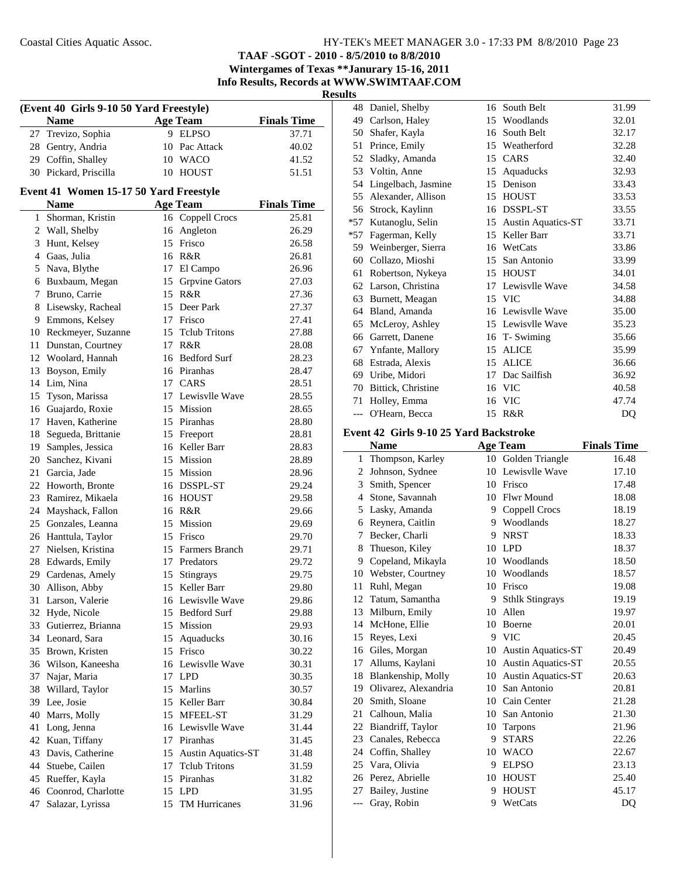**TAAF -SGOT - 2010 - 8/5/2010 to 8/8/2010**

**Wintergames of Texas **Janurary 15-16, 2011**

**Info Results, Records at WWW.SWIMTAAF.COM**

**Results**

### (Event 40 Girls 9-10 50 Yard Freestyle)

| | Name | Age | Team | Finals Time |
|---|---|---|---|---|
| 27 | Trevizo, Sophia | 9 | ELPSO | 37.71 |
| 28 | Gentry, Andria | 10 | Pac Attack | 40.02 |
| 29 | Coffin, Shalley | 10 | WACO | 41.52 |
| 30 | Pickard, Priscilla | 10 | HOUST | 51.51 |

### Event 41 Women 15-17 50 Yard Freestyle

| | Name | Age | Team | Finals Time |
|---|---|---|---|---|
| 1 | Shorman, Kristin | 16 | Coppell Crocs | 25.81 |
| 2 | Wall, Shelby | 16 | Angleton | 26.29 |
| 3 | Hunt, Kelsey | 15 | Frisco | 26.58 |
| 4 | Gaas, Julia | 16 | R&R | 26.81 |
| 5 | Nava, Blythe | 17 | El Campo | 26.96 |
| 6 | Buxbaum, Megan | 15 | Grpvine Gators | 27.03 |
| 7 | Bruno, Carrie | 15 | R&R | 27.36 |
| 8 | Lisewsky, Racheal | 15 | Deer Park | 27.37 |
| 9 | Emmons, Kelsey | 17 | Frisco | 27.41 |
| 10 | Reckmeyer, Suzanne | 15 | Tclub Tritons | 27.88 |
| 11 | Dunstan, Courtney | 17 | R&R | 28.08 |
| 12 | Woolard, Hannah | 16 | Bedford Surf | 28.23 |
| 13 | Boyson, Emily | 16 | Piranhas | 28.47 |
| 14 | Lim, Nina | 17 | CARS | 28.51 |
| 15 | Tyson, Marissa | 17 | Lewisvlle Wave | 28.55 |
| 16 | Guajardo, Roxie | 15 | Mission | 28.65 |
| 17 | Haven, Katherine | 15 | Piranhas | 28.80 |
| 18 | Segueda, Brittanie | 15 | Freeport | 28.81 |
| 19 | Samples, Jessica | 16 | Keller Barr | 28.83 |
| 20 | Sanchez, Kivani | 15 | Mission | 28.89 |
| 21 | Garcia, Jade | 15 | Mission | 28.96 |
| 22 | Howorth, Bronte | 16 | DSSPL-ST | 29.24 |
| 23 | Ramirez, Mikaela | 16 | HOUST | 29.58 |
| 24 | Mayshack, Fallon | 16 | R&R | 29.66 |
| 25 | Gonzales, Leanna | 15 | Mission | 29.69 |
| 26 | Hanttula, Taylor | 15 | Frisco | 29.70 |
| 27 | Nielsen, Kristina | 15 | Farmers Branch | 29.71 |
| 28 | Edwards, Emily | 17 | Predators | 29.72 |
| 29 | Cardenas, Amely | 15 | Stingrays | 29.75 |
| 30 | Allison, Abby | 15 | Keller Barr | 29.80 |
| 31 | Larson, Valerie | 16 | Lewisvlle Wave | 29.86 |
| 32 | Hyde, Nicole | 15 | Bedford Surf | 29.88 |
| 33 | Gutierrez, Brianna | 15 | Mission | 29.93 |
| 34 | Leonard, Sara | 15 | Aquaducks | 30.16 |
| 35 | Brown, Kristen | 15 | Frisco | 30.22 |
| 36 | Wilson, Kaneesha | 16 | Lewisvlle Wave | 30.31 |
| 37 | Najar, Maria | 17 | LPD | 30.35 |
| 38 | Willard, Taylor | 15 | Marlins | 30.57 |
| 39 | Lee, Josie | 15 | Keller Barr | 30.84 |
| 40 | Marrs, Molly | 15 | MFEEL-ST | 31.29 |
| 41 | Long, Jenna | 16 | Lewisvlle Wave | 31.44 |
| 42 | Kuan, Tiffany | 17 | Piranhas | 31.45 |
| 43 | Davis, Catherine | 15 | Austin Aquatics-ST | 31.48 |
| 44 | Stuebe, Cailen | 17 | Tclub Tritons | 31.59 |
| 45 | Rueffer, Kayla | 15 | Piranhas | 31.82 |
| 46 | Coonrod, Charlotte | 15 | LPD | 31.95 |
| 47 | Salazar, Lyrissa | 15 | TM Hurricanes | 31.96 |
| 48 | Daniel, Shelby | 16 | South Belt | 31.99 |
| 49 | Carlson, Haley | 15 | Woodlands | 32.01 |
| 50 | Shafer, Kayla | 16 | South Belt | 32.17 |
| 51 | Prince, Emily | 15 | Weatherford | 32.28 |
| 52 | Sladky, Amanda | 15 | CARS | 32.40 |
| 53 | Voltin, Anne | 15 | Aquaducks | 32.93 |
| 54 | Lingelbach, Jasmine | 15 | Denison | 33.43 |
| 55 | Alexander, Allison | 15 | HOUST | 33.53 |
| 56 | Strock, Kaylinn | 16 | DSSPL-ST | 33.55 |
| *57 | Kutanoglu, Selin | 15 | Austin Aquatics-ST | 33.71 |
| *57 | Fagerman, Kelly | 15 | Keller Barr | 33.71 |
| 59 | Weinberger, Sierra | 16 | WetCats | 33.86 |
| 60 | Collazo, Mioshi | 15 | San Antonio | 33.99 |
| 61 | Robertson, Nykeya | 15 | HOUST | 34.01 |
| 62 | Larson, Christina | 17 | Lewisvlle Wave | 34.58 |
| 63 | Burnett, Meagan | 15 | VIC | 34.88 |
| 64 | Bland, Amanda | 16 | Lewisvlle Wave | 35.00 |
| 65 | McLeroy, Ashley | 15 | Lewisvlle Wave | 35.23 |
| 66 | Garrett, Danene | 16 | T- Swiming | 35.66 |
| 67 | Ynfante, Mallory | 15 | ALICE | 35.99 |
| 68 | Estrada, Alexis | 15 | ALICE | 36.66 |
| 69 | Uribe, Midori | 17 | Dac Sailfish | 36.92 |
| 70 | Bittick, Christine | 16 | VIC | 40.58 |
| 71 | Holley, Emma | 16 | VIC | 47.74 |
| --- | O'Hearn, Becca | 15 | R&R | DQ |

### Event 42 Girls 9-10 25 Yard Backstroke

| | Name | Age | Team | Finals Time |
|---|---|---|---|---|
| 1 | Thompson, Karley | 10 | Golden Triangle | 16.48 |
| 2 | Johnson, Sydnee | 10 | Lewisvlle Wave | 17.10 |
| 3 | Smith, Spencer | 10 | Frisco | 17.48 |
| 4 | Stone, Savannah | 10 | Flwr Mound | 18.08 |
| 5 | Lasky, Amanda | 9 | Coppell Crocs | 18.19 |
| 6 | Reynera, Caitlin | 9 | Woodlands | 18.27 |
| 7 | Becker, Charli | 9 | NRST | 18.33 |
| 8 | Thueson, Kiley | 10 | LPD | 18.37 |
| 9 | Copeland, Mikayla | 10 | Woodlands | 18.50 |
| 10 | Webster, Courtney | 10 | Woodlands | 18.57 |
| 11 | Ruhl, Megan | 10 | Frisco | 19.08 |
| 12 | Tatum, Samantha | 9 | Sthlk Stingrays | 19.19 |
| 13 | Milburn, Emily | 10 | Allen | 19.97 |
| 14 | McHone, Ellie | 10 | Boerne | 20.01 |
| 15 | Reyes, Lexi | 9 | VIC | 20.45 |
| 16 | Giles, Morgan | 10 | Austin Aquatics-ST | 20.49 |
| 17 | Allums, Kaylani | 10 | Austin Aquatics-ST | 20.55 |
| 18 | Blankenship, Molly | 10 | Austin Aquatics-ST | 20.63 |
| 19 | Olivarez, Alexandria | 10 | San Antonio | 20.81 |
| 20 | Smith, Sloane | 10 | Cain Center | 21.28 |
| 21 | Calhoun, Malia | 10 | San Antonio | 21.30 |
| 22 | Biandriff, Taylor | 10 | Tarpons | 21.96 |
| 23 | Canales, Rebecca | 9 | STARS | 22.26 |
| 24 | Coffin, Shalley | 10 | WACO | 22.67 |
| 25 | Vara, Olivia | 9 | ELPSO | 23.13 |
| 26 | Perez, Abrielle | 10 | HOUST | 25.40 |
| 27 | Bailey, Justine | 9 | HOUST | 45.17 |
| --- | Gray, Robin | 9 | WetCats | DQ |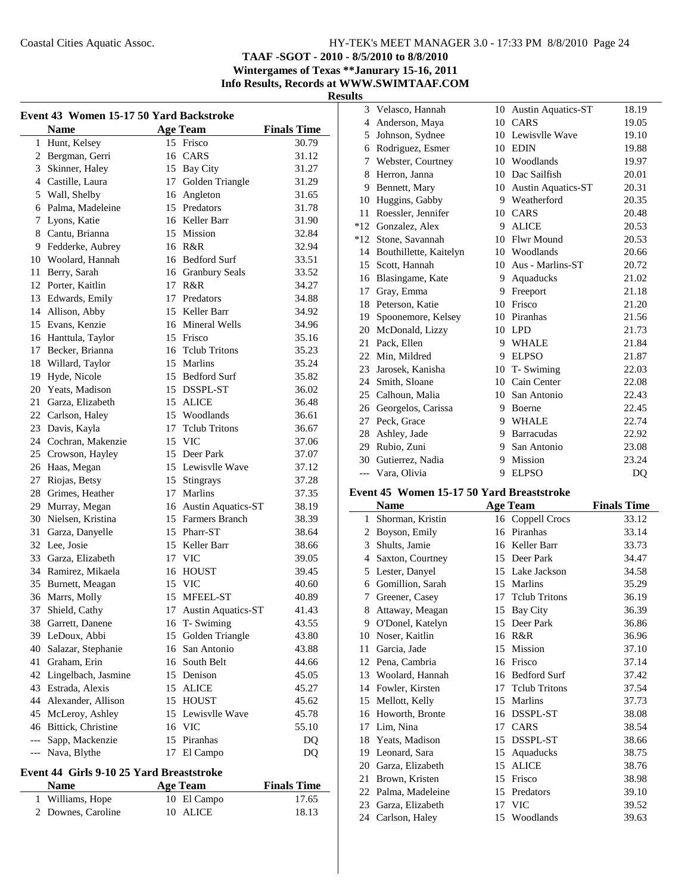**TAAF -SGOT - 2010 - 8/5/2010 to 8/8/2010**
**Wintergames of Texas **Janurary 15-16, 2011**
**Info Results, Records at WWW.SWIMTAAF.COM**
**Results**

### Event 43 Women 15-17 50 Yard Backstroke

| | Name | Age | Team | Finals Time |
|---|---|---|---|---|
| 1 | Hunt, Kelsey | 15 | Frisco | 30.79 |
| 2 | Bergman, Gerri | 16 | CARS | 31.12 |
| 3 | Skinner, Haley | 15 | Bay City | 31.27 |
| 4 | Castille, Laura | 17 | Golden Triangle | 31.29 |
| 5 | Wall, Shelby | 16 | Angleton | 31.65 |
| 6 | Palma, Madeleine | 15 | Predators | 31.78 |
| 7 | Lyons, Katie | 16 | Keller Barr | 31.90 |
| 8 | Cantu, Brianna | 15 | Mission | 32.84 |
| 9 | Fedderke, Aubrey | 16 | R&R | 32.94 |
| 10 | Woolard, Hannah | 16 | Bedford Surf | 33.51 |
| 11 | Berry, Sarah | 16 | Granbury Seals | 33.52 |
| 12 | Porter, Kaitlin | 17 | R&R | 34.27 |
| 13 | Edwards, Emily | 17 | Predators | 34.88 |
| 14 | Allison, Abby | 15 | Keller Barr | 34.92 |
| 15 | Evans, Kenzie | 16 | Mineral Wells | 34.96 |
| 16 | Hanttula, Taylor | 15 | Frisco | 35.16 |
| 17 | Becker, Brianna | 16 | Tclub Tritons | 35.23 |
| 18 | Willard, Taylor | 15 | Marlins | 35.24 |
| 19 | Hyde, Nicole | 15 | Bedford Surf | 35.82 |
| 20 | Yeats, Madison | 15 | DSSPL-ST | 36.02 |
| 21 | Garza, Elizabeth | 15 | ALICE | 36.48 |
| 22 | Carlson, Haley | 15 | Woodlands | 36.61 |
| 23 | Davis, Kayla | 17 | Tclub Tritons | 36.67 |
| 24 | Cochran, Makenzie | 15 | VIC | 37.06 |
| 25 | Crowson, Hayley | 15 | Deer Park | 37.07 |
| 26 | Haas, Megan | 15 | Lewisvlle Wave | 37.12 |
| 27 | Riojas, Betsy | 15 | Stingrays | 37.28 |
| 28 | Grimes, Heather | 17 | Marlins | 37.35 |
| 29 | Murray, Megan | 16 | Austin Aquatics-ST | 38.19 |
| 30 | Nielsen, Kristina | 15 | Farmers Branch | 38.39 |
| 31 | Garza, Danyelle | 15 | Pharr-ST | 38.64 |
| 32 | Lee, Josie | 15 | Keller Barr | 38.66 |
| 33 | Garza, Elizabeth | 17 | VIC | 39.05 |
| 34 | Ramirez, Mikaela | 16 | HOUST | 39.45 |
| 35 | Burnett, Meagan | 15 | VIC | 40.60 |
| 36 | Marrs, Molly | 15 | MFEEL-ST | 40.89 |
| 37 | Shield, Cathy | 17 | Austin Aquatics-ST | 41.43 |
| 38 | Garrett, Danene | 16 | T- Swiming | 43.55 |
| 39 | LeDoux, Abbi | 15 | Golden Triangle | 43.80 |
| 40 | Salazar, Stephanie | 16 | San Antonio | 43.88 |
| 41 | Graham, Erin | 16 | South Belt | 44.66 |
| 42 | Lingelbach, Jasmine | 15 | Denison | 45.05 |
| 43 | Estrada, Alexis | 15 | ALICE | 45.27 |
| 44 | Alexander, Allison | 15 | HOUST | 45.62 |
| 45 | McLeroy, Ashley | 15 | Lewisvlle Wave | 45.78 |
| 46 | Bittick, Christine | 16 | VIC | 55.10 |
| --- | Sapp, Mackenzie | 15 | Piranhas | DQ |
| --- | Nava, Blythe | 17 | El Campo | DQ |

### Event 44 Girls 9-10 25 Yard Breaststroke

| | Name | Age | Team | Finals Time |
|---|---|---|---|---|
| 1 | Williams, Hope | 10 | El Campo | 17.65 |
| 2 | Downes, Caroline | 10 | ALICE | 18.13 |
| 3 | Velasco, Hannah | 10 | Austin Aquatics-ST | 18.19 |
| 4 | Anderson, Maya | 10 | CARS | 19.05 |
| 5 | Johnson, Sydnee | 10 | Lewisvlle Wave | 19.10 |
| 6 | Rodriguez, Esmer | 10 | EDIN | 19.88 |
| 7 | Webster, Courtney | 10 | Woodlands | 19.97 |
| 8 | Herron, Janna | 10 | Dac Sailfish | 20.01 |
| 9 | Bennett, Mary | 10 | Austin Aquatics-ST | 20.31 |
| 10 | Huggins, Gabby | 9 | Weatherford | 20.35 |
| 11 | Roessler, Jennifer | 10 | CARS | 20.48 |
| *12 | Gonzalez, Alex | 9 | ALICE | 20.53 |
| *12 | Stone, Savannah | 10 | Flwr Mound | 20.53 |
| 14 | Bouthillette, Kaitelyn | 10 | Woodlands | 20.66 |
| 15 | Scott, Hannah | 10 | Aus - Marlins-ST | 20.72 |
| 16 | Blasingame, Kate | 9 | Aquaducks | 21.02 |
| 17 | Gray, Emma | 9 | Freeport | 21.18 |
| 18 | Peterson, Katie | 10 | Frisco | 21.20 |
| 19 | Spoonemore, Kelsey | 10 | Piranhas | 21.56 |
| 20 | McDonald, Lizzy | 10 | LPD | 21.73 |
| 21 | Pack, Ellen | 9 | WHALE | 21.84 |
| 22 | Min, Mildred | 9 | ELPSO | 21.87 |
| 23 | Jarosek, Kanisha | 10 | T- Swiming | 22.03 |
| 24 | Smith, Sloane | 10 | Cain Center | 22.08 |
| 25 | Calhoun, Malia | 10 | San Antonio | 22.43 |
| 26 | Georgelos, Carissa | 9 | Boerne | 22.45 |
| 27 | Peck, Grace | 9 | WHALE | 22.74 |
| 28 | Ashley, Jade | 9 | Barracudas | 22.92 |
| 29 | Rubio, Zuni | 9 | San Antonio | 23.08 |
| 30 | Gutierrez, Nadia | 9 | Mission | 23.24 |
| --- | Vara, Olivia | 9 | ELPSO | DQ |

### Event 45 Women 15-17 50 Yard Breaststroke

| | Name | Age | Team | Finals Time |
|---|---|---|---|---|
| 1 | Shorman, Kristin | 16 | Coppell Crocs | 33.12 |
| 2 | Boyson, Emily | 16 | Piranhas | 33.14 |
| 3 | Shults, Jamie | 16 | Keller Barr | 33.73 |
| 4 | Saxton, Courtney | 15 | Deer Park | 34.47 |
| 5 | Lester, Danyel | 15 | Lake Jackson | 34.58 |
| 6 | Gomillion, Sarah | 15 | Marlins | 35.29 |
| 7 | Greener, Casey | 17 | Tclub Tritons | 36.19 |
| 8 | Attaway, Meagan | 15 | Bay City | 36.39 |
| 9 | O'Donel, Katelyn | 15 | Deer Park | 36.86 |
| 10 | Noser, Kaitlin | 16 | R&R | 36.96 |
| 11 | Garcia, Jade | 15 | Mission | 37.10 |
| 12 | Pena, Cambria | 16 | Frisco | 37.14 |
| 13 | Woolard, Hannah | 16 | Bedford Surf | 37.42 |
| 14 | Fowler, Kirsten | 17 | Tclub Tritons | 37.54 |
| 15 | Mellott, Kelly | 15 | Marlins | 37.73 |
| 16 | Howorth, Bronte | 16 | DSSPL-ST | 38.08 |
| 17 | Lim, Nina | 17 | CARS | 38.54 |
| 18 | Yeats, Madison | 15 | DSSPL-ST | 38.66 |
| 19 | Leonard, Sara | 15 | Aquaducks | 38.75 |
| 20 | Garza, Elizabeth | 15 | ALICE | 38.76 |
| 21 | Brown, Kristen | 15 | Frisco | 38.98 |
| 22 | Palma, Madeleine | 15 | Predators | 39.10 |
| 23 | Garza, Elizabeth | 17 | VIC | 39.52 |
| 24 | Carlson, Haley | 15 | Woodlands | 39.63 |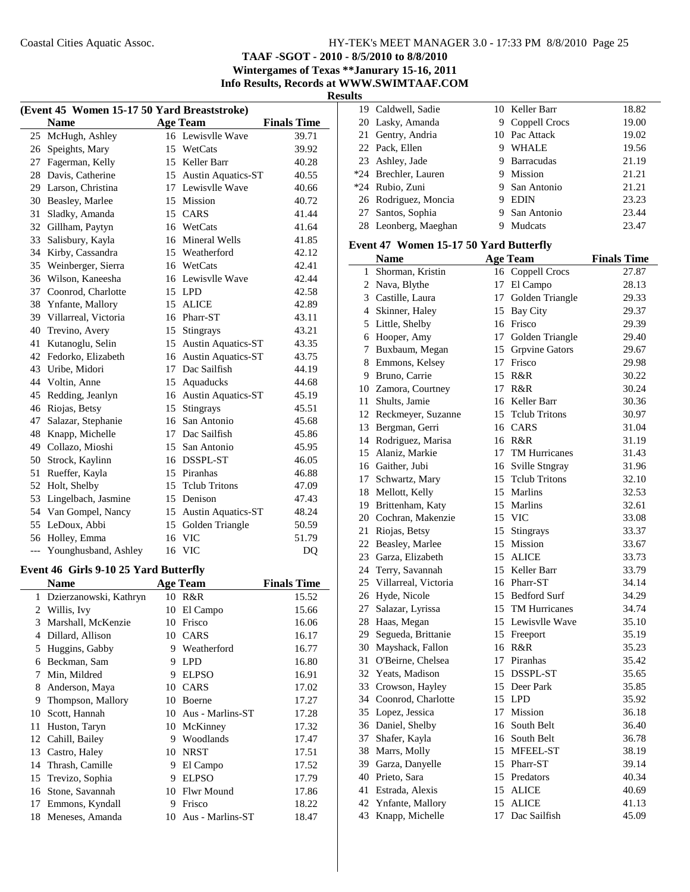**TAAF -SGOT - 2010 - 8/5/2010 to 8/8/2010**
**Wintergames of Texas **Janurary 15-16, 2011**
**Info Results, Records at WWW.SWIMTAAF.COM**
**Results**

### (Event 45 Women 15-17 50 Yard Breaststroke)

| | Name | Age | Team | Finals Time |
|---|---|---|---|---|
| 25 | McHugh, Ashley | 16 | Lewisvlle Wave | 39.71 |
| 26 | Speights, Mary | 15 | WetCats | 39.92 |
| 27 | Fagerman, Kelly | 15 | Keller Barr | 40.28 |
| 28 | Davis, Catherine | 15 | Austin Aquatics-ST | 40.55 |
| 29 | Larson, Christina | 17 | Lewisvlle Wave | 40.66 |
| 30 | Beasley, Marlee | 15 | Mission | 40.72 |
| 31 | Sladky, Amanda | 15 | CARS | 41.44 |
| 32 | Gillham, Paytyn | 16 | WetCats | 41.64 |
| 33 | Salisbury, Kayla | 16 | Mineral Wells | 41.85 |
| 34 | Kirby, Cassandra | 15 | Weatherford | 42.12 |
| 35 | Weinberger, Sierra | 16 | WetCats | 42.41 |
| 36 | Wilson, Kaneesha | 16 | Lewisvlle Wave | 42.44 |
| 37 | Coonrod, Charlotte | 15 | LPD | 42.58 |
| 38 | Ynfante, Mallory | 15 | ALICE | 42.89 |
| 39 | Villarreal, Victoria | 16 | Pharr-ST | 43.11 |
| 40 | Trevino, Avery | 15 | Stingrays | 43.21 |
| 41 | Kutanoglu, Selin | 15 | Austin Aquatics-ST | 43.35 |
| 42 | Fedorko, Elizabeth | 16 | Austin Aquatics-ST | 43.75 |
| 43 | Uribe, Midori | 17 | Dac Sailfish | 44.19 |
| 44 | Voltin, Anne | 15 | Aquaducks | 44.68 |
| 45 | Redding, Jeanlyn | 16 | Austin Aquatics-ST | 45.19 |
| 46 | Riojas, Betsy | 15 | Stingrays | 45.51 |
| 47 | Salazar, Stephanie | 16 | San Antonio | 45.68 |
| 48 | Knapp, Michelle | 17 | Dac Sailfish | 45.86 |
| 49 | Collazo, Mioshi | 15 | San Antonio | 45.95 |
| 50 | Strock, Kaylinn | 16 | DSSPL-ST | 46.05 |
| 51 | Rueffer, Kayla | 15 | Piranhas | 46.88 |
| 52 | Holt, Shelby | 15 | Tclub Tritons | 47.09 |
| 53 | Lingelbach, Jasmine | 15 | Denison | 47.43 |
| 54 | Van Gompel, Nancy | 15 | Austin Aquatics-ST | 48.24 |
| 55 | LeDoux, Abbi | 15 | Golden Triangle | 50.59 |
| 56 | Holley, Emma | 16 | VIC | 51.79 |
| --- | Younghusband, Ashley | 16 | VIC | DQ |

### Event 46 Girls 9-10 25 Yard Butterfly

| | Name | Age | Team | Finals Time |
|---|---|---|---|---|
| 1 | Dzierzanowski, Kathryn | 10 | R&R | 15.52 |
| 2 | Willis, Ivy | 10 | El Campo | 15.66 |
| 3 | Marshall, McKenzie | 10 | Frisco | 16.06 |
| 4 | Dillard, Allison | 10 | CARS | 16.17 |
| 5 | Huggins, Gabby | 9 | Weatherford | 16.77 |
| 6 | Beckman, Sam | 9 | LPD | 16.80 |
| 7 | Min, Mildred | 9 | ELPSO | 16.91 |
| 8 | Anderson, Maya | 10 | CARS | 17.02 |
| 9 | Thompson, Mallory | 10 | Boerne | 17.27 |
| 10 | Scott, Hannah | 10 | Aus - Marlins-ST | 17.28 |
| 11 | Huston, Taryn | 10 | McKinney | 17.32 |
| 12 | Cahill, Bailey | 9 | Woodlands | 17.47 |
| 13 | Castro, Haley | 10 | NRST | 17.51 |
| 14 | Thrash, Camille | 9 | El Campo | 17.52 |
| 15 | Trevizo, Sophia | 9 | ELPSO | 17.79 |
| 16 | Stone, Savannah | 10 | Flwr Mound | 17.86 |
| 17 | Emmons, Kyndall | 9 | Frisco | 18.22 |
| 18 | Meneses, Amanda | 10 | Aus - Marlins-ST | 18.47 |
| 19 | Caldwell, Sadie | 10 | Keller Barr | 18.82 |
| 20 | Lasky, Amanda | 9 | Coppell Crocs | 19.00 |
| 21 | Gentry, Andria | 10 | Pac Attack | 19.02 |
| 22 | Pack, Ellen | 9 | WHALE | 19.56 |
| 23 | Ashley, Jade | 9 | Barracudas | 21.19 |
| *24 | Brechler, Lauren | 9 | Mission | 21.21 |
| *24 | Rubio, Zuni | 9 | San Antonio | 21.21 |
| 26 | Rodriguez, Moncia | 9 | EDIN | 23.23 |
| 27 | Santos, Sophia | 9 | San Antonio | 23.44 |
| 28 | Leonberg, Maeghan | 9 | Mudcats | 23.47 |

### Event 47 Women 15-17 50 Yard Butterfly

| | Name | Age | Team | Finals Time |
|---|---|---|---|---|
| 1 | Shorman, Kristin | 16 | Coppell Crocs | 27.87 |
| 2 | Nava, Blythe | 17 | El Campo | 28.13 |
| 3 | Castille, Laura | 17 | Golden Triangle | 29.33 |
| 4 | Skinner, Haley | 15 | Bay City | 29.37 |
| 5 | Little, Shelby | 16 | Frisco | 29.39 |
| 6 | Hooper, Amy | 17 | Golden Triangle | 29.40 |
| 7 | Buxbaum, Megan | 15 | Grpvine Gators | 29.67 |
| 8 | Emmons, Kelsey | 17 | Frisco | 29.98 |
| 9 | Bruno, Carrie | 15 | R&R | 30.22 |
| 10 | Zamora, Courtney | 17 | R&R | 30.24 |
| 11 | Shults, Jamie | 16 | Keller Barr | 30.36 |
| 12 | Reckmeyer, Suzanne | 15 | Tclub Tritons | 30.97 |
| 13 | Bergman, Gerri | 16 | CARS | 31.04 |
| 14 | Rodriguez, Marisa | 16 | R&R | 31.19 |
| 15 | Alaniz, Markie | 17 | TM Hurricanes | 31.43 |
| 16 | Gaither, Jubi | 16 | Sville Stngray | 31.96 |
| 17 | Schwartz, Mary | 15 | Tclub Tritons | 32.10 |
| 18 | Mellott, Kelly | 15 | Marlins | 32.53 |
| 19 | Brittenham, Katy | 15 | Marlins | 32.61 |
| 20 | Cochran, Makenzie | 15 | VIC | 33.08 |
| 21 | Riojas, Betsy | 15 | Stingrays | 33.37 |
| 22 | Beasley, Marlee | 15 | Mission | 33.67 |
| 23 | Garza, Elizabeth | 15 | ALICE | 33.73 |
| 24 | Terry, Savannah | 15 | Keller Barr | 33.79 |
| 25 | Villarreal, Victoria | 16 | Pharr-ST | 34.14 |
| 26 | Hyde, Nicole | 15 | Bedford Surf | 34.29 |
| 27 | Salazar, Lyrissa | 15 | TM Hurricanes | 34.74 |
| 28 | Haas, Megan | 15 | Lewisvlle Wave | 35.10 |
| 29 | Segueda, Brittanie | 15 | Freeport | 35.19 |
| 30 | Mayshack, Fallon | 16 | R&R | 35.23 |
| 31 | O'Beirne, Chelsea | 17 | Piranhas | 35.42 |
| 32 | Yeats, Madison | 15 | DSSPL-ST | 35.65 |
| 33 | Crowson, Hayley | 15 | Deer Park | 35.85 |
| 34 | Coonrod, Charlotte | 15 | LPD | 35.92 |
| 35 | Lopez, Jessica | 17 | Mission | 36.18 |
| 36 | Daniel, Shelby | 16 | South Belt | 36.40 |
| 37 | Shafer, Kayla | 16 | South Belt | 36.78 |
| 38 | Marrs, Molly | 15 | MFEEL-ST | 38.19 |
| 39 | Garza, Danyelle | 15 | Pharr-ST | 39.14 |
| 40 | Prieto, Sara | 15 | Predators | 40.34 |
| 41 | Estrada, Alexis | 15 | ALICE | 40.69 |
| 42 | Ynfante, Mallory | 15 | ALICE | 41.13 |
| 43 | Knapp, Michelle | 17 | Dac Sailfish | 45.09 |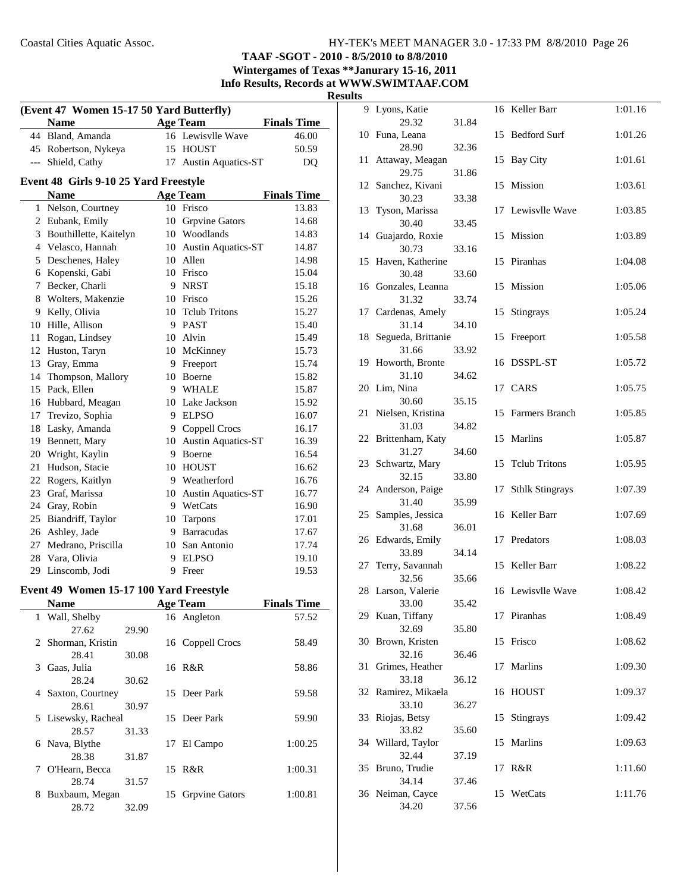Coastal Cities Aquatic Assoc.

**TAAF -SGOT - 2010 - 8/5/2010 to 8/8/2010**
**Wintergames of Texas **Janurary 15-16, 2011**
**Info Results, Records at WWW.SWIMTAAF.COM**
**Results**

### (Event 47 Women 15-17 50 Yard Butterfly)

| | Name | Age | Team | Finals Time |
|---|---|---|---|---|
| 44 | Bland, Amanda | 16 | Lewisvlle Wave | 46.00 |
| 45 | Robertson, Nykeya | 15 | HOUST | 50.59 |
| --- | Shield, Cathy | 17 | Austin Aquatics-ST | DQ |

### Event 48 Girls 9-10 25 Yard Freestyle

| | Name | Age | Team | Finals Time |
|---|---|---|---|---|
| 1 | Nelson, Courtney | 10 | Frisco | 13.83 |
| 2 | Eubank, Emily | 10 | Grpvine Gators | 14.68 |
| 3 | Bouthillette, Kaitelyn | 10 | Woodlands | 14.83 |
| 4 | Velasco, Hannah | 10 | Austin Aquatics-ST | 14.87 |
| 5 | Deschenes, Haley | 10 | Allen | 14.98 |
| 6 | Kopenski, Gabi | 10 | Frisco | 15.04 |
| 7 | Becker, Charli | 9 | NRST | 15.18 |
| 8 | Wolters, Makenzie | 10 | Frisco | 15.26 |
| 9 | Kelly, Olivia | 10 | Tclub Tritons | 15.27 |
| 10 | Hille, Allison | 9 | PAST | 15.40 |
| 11 | Rogan, Lindsey | 10 | Alvin | 15.49 |
| 12 | Huston, Taryn | 10 | McKinney | 15.73 |
| 13 | Gray, Emma | 9 | Freeport | 15.74 |
| 14 | Thompson, Mallory | 10 | Boerne | 15.82 |
| 15 | Pack, Ellen | 9 | WHALE | 15.87 |
| 16 | Hubbard, Meagan | 10 | Lake Jackson | 15.92 |
| 17 | Trevizo, Sophia | 9 | ELPSO | 16.07 |
| 18 | Lasky, Amanda | 9 | Coppell Crocs | 16.17 |
| 19 | Bennett, Mary | 10 | Austin Aquatics-ST | 16.39 |
| 20 | Wright, Kaylin | 9 | Boerne | 16.54 |
| 21 | Hudson, Stacie | 10 | HOUST | 16.62 |
| 22 | Rogers, Kaitlyn | 9 | Weatherford | 16.76 |
| 23 | Graf, Marissa | 10 | Austin Aquatics-ST | 16.77 |
| 24 | Gray, Robin | 9 | WetCats | 16.90 |
| 25 | Biandriff, Taylor | 10 | Tarpons | 17.01 |
| 26 | Ashley, Jade | 9 | Barracudas | 17.67 |
| 27 | Medrano, Priscilla | 10 | San Antonio | 17.74 |
| 28 | Vara, Olivia | 9 | ELPSO | 19.10 |
| 29 | Linscomb, Jodi | 9 | Freer | 19.53 |

### Event 49 Women 15-17 100 Yard Freestyle

| | Name | Age | Team | Finals Time | Splits |
|---|---|---|---|---|---|
| 1 | Wall, Shelby | 16 | Angleton | 57.52 | 27.62, 29.90 |
| 2 | Shorman, Kristin | 16 | Coppell Crocs | 58.49 | 28.41, 30.08 |
| 3 | Gaas, Julia | 16 | R&R | 58.86 | 28.24, 30.62 |
| 4 | Saxton, Courtney | 15 | Deer Park | 59.58 | 28.61, 30.97 |
| 5 | Lisewsky, Racheal | 15 | Deer Park | 59.90 | 28.57, 31.33 |
| 6 | Nava, Blythe | 17 | El Campo | 1:00.25 | 28.38, 31.87 |
| 7 | O'Hearn, Becca | 15 | R&R | 1:00.31 | 28.74, 31.57 |
| 8 | Buxbaum, Megan | 15 | Grpvine Gators | 1:00.81 | 28.72, 32.09 |
| 9 | Lyons, Katie | 16 | Keller Barr | 1:01.16 | 29.32, 31.84 |
| 10 | Funa, Leana | 15 | Bedford Surf | 1:01.26 | 28.90, 32.36 |
| 11 | Attaway, Meagan | 15 | Bay City | 1:01.61 | 29.75, 31.86 |
| 12 | Sanchez, Kivani | 15 | Mission | 1:03.61 | 30.23, 33.38 |
| 13 | Tyson, Marissa | 17 | Lewisvlle Wave | 1:03.85 | 30.40, 33.45 |
| 14 | Guajardo, Roxie | 15 | Mission | 1:03.89 | 30.73, 33.16 |
| 15 | Haven, Katherine | 15 | Piranhas | 1:04.08 | 30.48, 33.60 |
| 16 | Gonzales, Leanna | 15 | Mission | 1:05.06 | 31.32, 33.74 |
| 17 | Cardenas, Amely | 15 | Stingrays | 1:05.24 | 31.14, 34.10 |
| 18 | Segueda, Brittanie | 15 | Freeport | 1:05.58 | 31.66, 33.92 |
| 19 | Howorth, Bronte | 16 | DSSPL-ST | 1:05.72 | 31.10, 34.62 |
| 20 | Lim, Nina | 17 | CARS | 1:05.75 | 30.60, 35.15 |
| 21 | Nielsen, Kristina | 15 | Farmers Branch | 1:05.85 | 31.03, 34.82 |
| 22 | Brittenham, Katy | 15 | Marlins | 1:05.87 | 31.27, 34.60 |
| 23 | Schwartz, Mary | 15 | Tclub Tritons | 1:05.95 | 32.15, 33.80 |
| 24 | Anderson, Paige | 17 | Sthlk Stingrays | 1:07.39 | 31.40, 35.99 |
| 25 | Samples, Jessica | 16 | Keller Barr | 1:07.69 | 31.68, 36.01 |
| 26 | Edwards, Emily | 17 | Predators | 1:08.03 | 33.89, 34.14 |
| 27 | Terry, Savannah | 15 | Keller Barr | 1:08.22 | 32.56, 35.66 |
| 28 | Larson, Valerie | 16 | Lewisvlle Wave | 1:08.42 | 33.00, 35.42 |
| 29 | Kuan, Tiffany | 17 | Piranhas | 1:08.49 | 32.69, 35.80 |
| 30 | Brown, Kristen | 15 | Frisco | 1:08.62 | 32.16, 36.46 |
| 31 | Grimes, Heather | 17 | Marlins | 1:09.30 | 33.18, 36.12 |
| 32 | Ramirez, Mikaela | 16 | HOUST | 1:09.37 | 33.10, 36.27 |
| 33 | Riojas, Betsy | 15 | Stingrays | 1:09.42 | 33.82, 35.60 |
| 34 | Willard, Taylor | 15 | Marlins | 1:09.63 | 32.44, 37.19 |
| 35 | Bruno, Trudie | 17 | R&R | 1:11.60 | 34.14, 37.46 |
| 36 | Neiman, Cayce | 15 | WetCats | 1:11.76 | 34.20, 37.56 |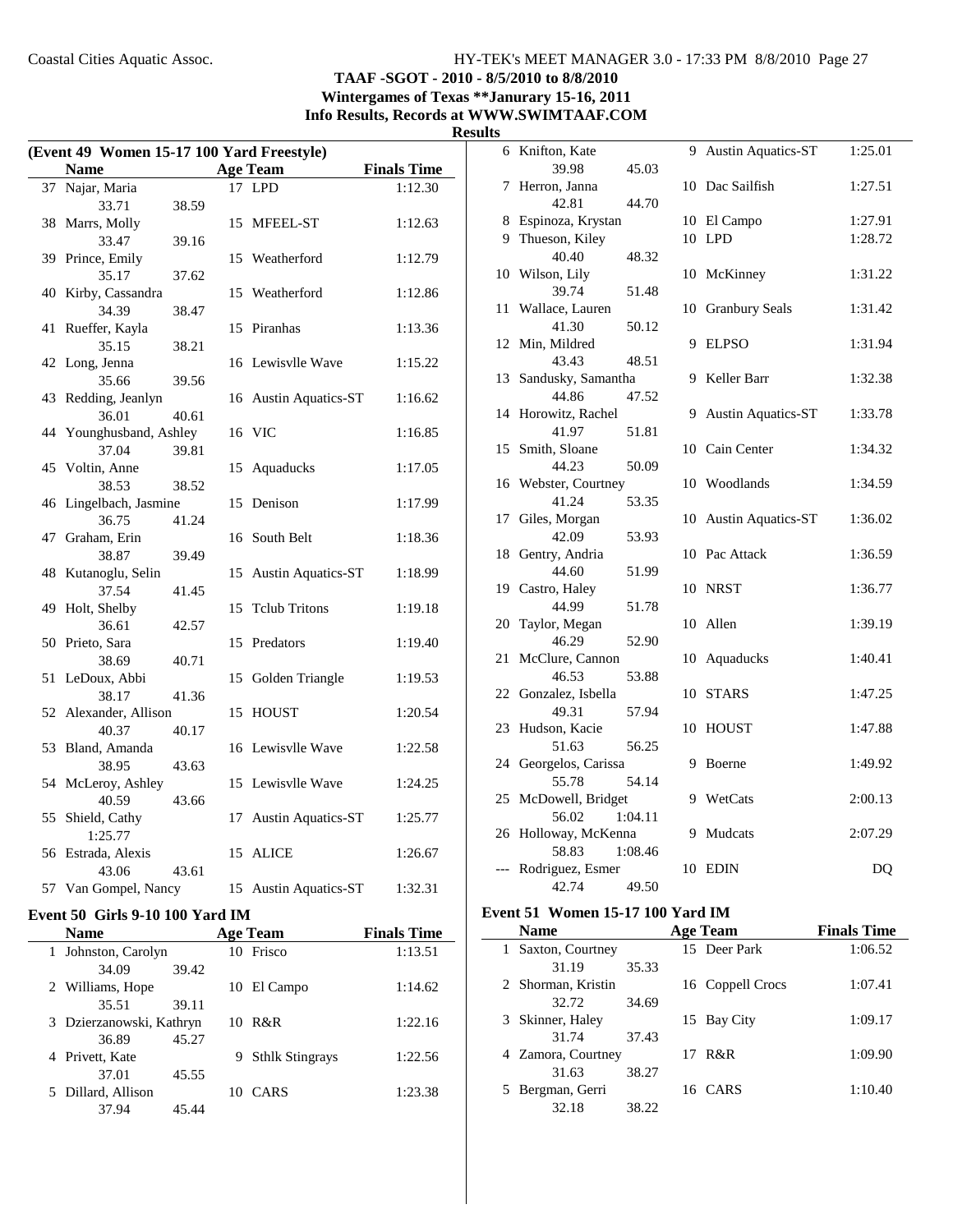**TAAF -SGOT - 2010 - 8/5/2010 to 8/8/2010**
**Wintergames of Texas **Janurary 15-16, 2011**
**Info Results, Records at WWW.SWIMTAAF.COM**

**Results**

### (Event 49 Women 15-17 100 Yard Freestyle)

| | Name | Age | Team | Finals Time |
|---|---|---|---|---|
| 37 | Najar, Maria | 17 | LPD | 1:12.30 |
| | 33.71 38.59 | | | |
| 38 | Marrs, Molly | 15 | MFEEL-ST | 1:12.63 |
| | 33.47 39.16 | | | |
| 39 | Prince, Emily | 15 | Weatherford | 1:12.79 |
| | 35.17 37.62 | | | |
| 40 | Kirby, Cassandra | 15 | Weatherford | 1:12.86 |
| | 34.39 38.47 | | | |
| 41 | Rueffer, Kayla | 15 | Piranhas | 1:13.36 |
| | 35.15 38.21 | | | |
| 42 | Long, Jenna | 16 | Lewisvlle Wave | 1:15.22 |
| | 35.66 39.56 | | | |
| 43 | Redding, Jeanlyn | 16 | Austin Aquatics-ST | 1:16.62 |
| | 36.01 40.61 | | | |
| 44 | Younghusband, Ashley | 16 | VIC | 1:16.85 |
| | 37.04 39.81 | | | |
| 45 | Voltin, Anne | 15 | Aquaducks | 1:17.05 |
| | 38.53 38.52 | | | |
| 46 | Lingelbach, Jasmine | 15 | Denison | 1:17.99 |
| | 36.75 41.24 | | | |
| 47 | Graham, Erin | 16 | South Belt | 1:18.36 |
| | 38.87 39.49 | | | |
| 48 | Kutanoglu, Selin | 15 | Austin Aquatics-ST | 1:18.99 |
| | 37.54 41.45 | | | |
| 49 | Holt, Shelby | 15 | Tclub Tritons | 1:19.18 |
| | 36.61 42.57 | | | |
| 50 | Prieto, Sara | 15 | Predators | 1:19.40 |
| | 38.69 40.71 | | | |
| 51 | LeDoux, Abbi | 15 | Golden Triangle | 1:19.53 |
| | 38.17 41.36 | | | |
| 52 | Alexander, Allison | 15 | HOUST | 1:20.54 |
| | 40.37 40.17 | | | |
| 53 | Bland, Amanda | 16 | Lewisvlle Wave | 1:22.58 |
| | 38.95 43.63 | | | |
| 54 | McLeroy, Ashley | 15 | Lewisvlle Wave | 1:24.25 |
| | 40.59 43.66 | | | |
| 55 | Shield, Cathy | 17 | Austin Aquatics-ST | 1:25.77 |
| | 1:25.77 | | | |
| 56 | Estrada, Alexis | 15 | ALICE | 1:26.67 |
| | 43.06 43.61 | | | |
| 57 | Van Gompel, Nancy | 15 | Austin Aquatics-ST | 1:32.31 |

### Event 50 Girls 9-10 100 Yard IM

| | Name | Age | Team | Finals Time |
|---|---|---|---|---|
| 1 | Johnston, Carolyn | 10 | Frisco | 1:13.51 |
| | 34.09 39.42 | | | |
| 2 | Williams, Hope | 10 | El Campo | 1:14.62 |
| | 35.51 39.11 | | | |
| 3 | Dzierzanowski, Kathryn | 10 | R&R | 1:22.16 |
| | 36.89 45.27 | | | |
| 4 | Privett, Kate | 9 | Sthlk Stingrays | 1:22.56 |
| | 37.01 45.55 | | | |
| 5 | Dillard, Allison | 10 | CARS | 1:23.38 |
| | 37.94 45.44 | | | |
| 6 | Knifton, Kate | 9 | Austin Aquatics-ST | 1:25.01 |
| | 39.98 45.03 | | | |
| 7 | Herron, Janna | 10 | Dac Sailfish | 1:27.51 |
| | 42.81 44.70 | | | |
| 8 | Espinoza, Krystan | 10 | El Campo | 1:27.91 |
| 9 | Thueson, Kiley | 10 | LPD | 1:28.72 |
| | 40.40 48.32 | | | |
| 10 | Wilson, Lily | 10 | McKinney | 1:31.22 |
| | 39.74 51.48 | | | |
| 11 | Wallace, Lauren | 10 | Granbury Seals | 1:31.42 |
| | 41.30 50.12 | | | |
| 12 | Min, Mildred | 9 | ELPSO | 1:31.94 |
| | 43.43 48.51 | | | |
| 13 | Sandusky, Samantha | 9 | Keller Barr | 1:32.38 |
| | 44.86 47.52 | | | |
| 14 | Horowitz, Rachel | 9 | Austin Aquatics-ST | 1:33.78 |
| | 41.97 51.81 | | | |
| 15 | Smith, Sloane | 10 | Cain Center | 1:34.32 |
| | 44.23 50.09 | | | |
| 16 | Webster, Courtney | 10 | Woodlands | 1:34.59 |
| | 41.24 53.35 | | | |
| 17 | Giles, Morgan | 10 | Austin Aquatics-ST | 1:36.02 |
| | 42.09 53.93 | | | |
| 18 | Gentry, Andria | 10 | Pac Attack | 1:36.59 |
| | 44.60 51.99 | | | |
| 19 | Castro, Haley | 10 | NRST | 1:36.77 |
| | 44.99 51.78 | | | |
| 20 | Taylor, Megan | 10 | Allen | 1:39.19 |
| | 46.29 52.90 | | | |
| 21 | McClure, Cannon | 10 | Aquaducks | 1:40.41 |
| | 46.53 53.88 | | | |
| 22 | Gonzalez, Isbella | 10 | STARS | 1:47.25 |
| | 49.31 57.94 | | | |
| 23 | Hudson, Kacie | 10 | HOUST | 1:47.88 |
| | 51.63 56.25 | | | |
| 24 | Georgelos, Carissa | 9 | Boerne | 1:49.92 |
| | 55.78 54.14 | | | |
| 25 | McDowell, Bridget | 9 | WetCats | 2:00.13 |
| | 56.02 1:04.11 | | | |
| 26 | Holloway, McKenna | 9 | Mudcats | 2:07.29 |
| | 58.83 1:08.46 | | | |
| --- | Rodriguez, Esmer | 10 | EDIN | DQ |
| | 42.74 49.50 | | | |

### Event 51 Women 15-17 100 Yard IM

| | Name | Age | Team | Finals Time |
|---|---|---|---|---|
| 1 | Saxton, Courtney | 15 | Deer Park | 1:06.52 |
| | 31.19 35.33 | | | |
| 2 | Shorman, Kristin | 16 | Coppell Crocs | 1:07.41 |
| | 32.72 34.69 | | | |
| 3 | Skinner, Haley | 15 | Bay City | 1:09.17 |
| | 31.74 37.43 | | | |
| 4 | Zamora, Courtney | 17 | R&R | 1:09.90 |
| | 31.63 38.27 | | | |
| 5 | Bergman, Gerri | 16 | CARS | 1:10.40 |
| | 32.18 38.22 | | | |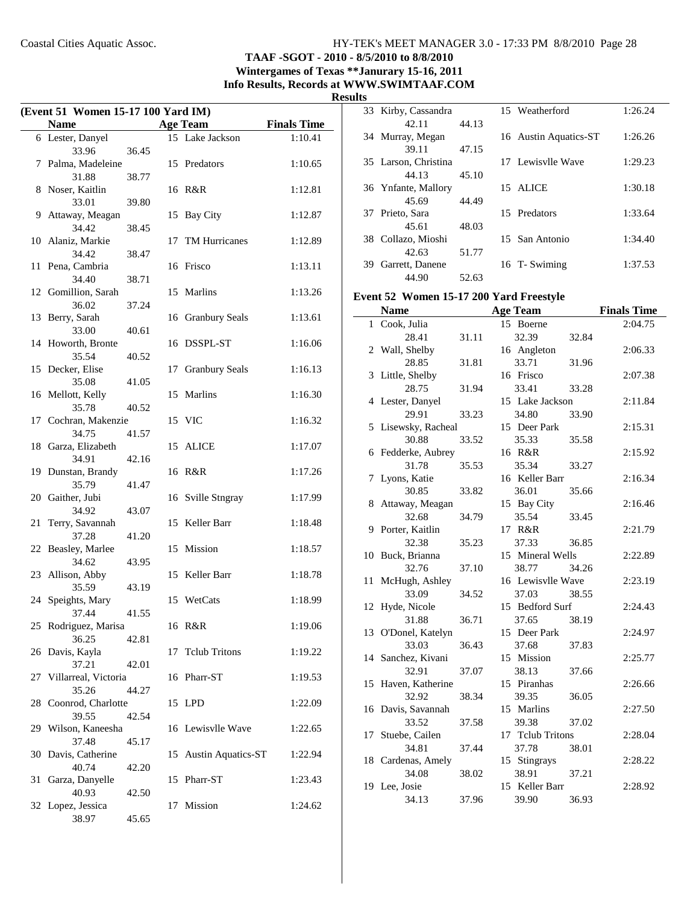Coastal Cities Aquatic Assoc.

**TAAF -SGOT - 2010 - 8/5/2010 to 8/8/2010**
**Wintergames of Texas **Janurary 15-16, 2011**
**Info Results, Records at WWW.SWIMTAAF.COM**

**Results**

**(Event 51 Women 15-17 100 Yard IM)**

| | Name | Age | Team | Finals Time |
|---|---|---|---|---|
| 6 | Lester, Danyel | 15 | Lake Jackson | 1:10.41 |
| | 33.96 36.45 | | | |
| 7 | Palma, Madeleine | 15 | Predators | 1:10.65 |
| | 31.88 38.77 | | | |
| 8 | Noser, Kaitlin | 16 | R&R | 1:12.81 |
| | 33.01 39.80 | | | |
| 9 | Attaway, Meagan | 15 | Bay City | 1:12.87 |
| | 34.42 38.45 | | | |
| 10 | Alaniz, Markie | 17 | TM Hurricanes | 1:12.89 |
| | 34.42 38.47 | | | |
| 11 | Pena, Cambria | 16 | Frisco | 1:13.11 |
| | 34.40 38.71 | | | |
| 12 | Gomillion, Sarah | 15 | Marlins | 1:13.26 |
| | 36.02 37.24 | | | |
| 13 | Berry, Sarah | 16 | Granbury Seals | 1:13.61 |
| | 33.00 40.61 | | | |
| 14 | Howorth, Bronte | 16 | DSSPL-ST | 1:16.06 |
| | 35.54 40.52 | | | |
| 15 | Decker, Elise | 17 | Granbury Seals | 1:16.13 |
| | 35.08 41.05 | | | |
| 16 | Mellott, Kelly | 15 | Marlins | 1:16.30 |
| | 35.78 40.52 | | | |
| 17 | Cochran, Makenzie | 15 | VIC | 1:16.32 |
| | 34.75 41.57 | | | |
| 18 | Garza, Elizabeth | 15 | ALICE | 1:17.07 |
| | 34.91 42.16 | | | |
| 19 | Dunstan, Brandy | 16 | R&R | 1:17.26 |
| | 35.79 41.47 | | | |
| 20 | Gaither, Jubi | 16 | Sville Stngray | 1:17.99 |
| | 34.92 43.07 | | | |
| 21 | Terry, Savannah | 15 | Keller Barr | 1:18.48 |
| | 37.28 41.20 | | | |
| 22 | Beasley, Marlee | 15 | Mission | 1:18.57 |
| | 34.62 43.95 | | | |
| 23 | Allison, Abby | 15 | Keller Barr | 1:18.78 |
| | 35.59 43.19 | | | |
| 24 | Speights, Mary | 15 | WetCats | 1:18.99 |
| | 37.44 41.55 | | | |
| 25 | Rodriguez, Marisa | 16 | R&R | 1:19.06 |
| | 36.25 42.81 | | | |
| 26 | Davis, Kayla | 17 | Tclub Tritons | 1:19.22 |
| | 37.21 42.01 | | | |
| 27 | Villarreal, Victoria | 16 | Pharr-ST | 1:19.53 |
| | 35.26 44.27 | | | |
| 28 | Coonrod, Charlotte | 15 | LPD | 1:22.09 |
| | 39.55 42.54 | | | |
| 29 | Wilson, Kaneesha | 16 | Lewisvlle Wave | 1:22.65 |
| | 37.48 45.17 | | | |
| 30 | Davis, Catherine | 15 | Austin Aquatics-ST | 1:22.94 |
| | 40.74 42.20 | | | |
| 31 | Garza, Danyelle | 15 | Pharr-ST | 1:23.43 |
| | 40.93 42.50 | | | |
| 32 | Lopez, Jessica | 17 | Mission | 1:24.62 |
| | 38.97 45.65 | | | |
| 33 | Kirby, Cassandra | 15 | Weatherford | 1:26.24 |
| | 42.11 44.13 | | | |
| 34 | Murray, Megan | 16 | Austin Aquatics-ST | 1:26.26 |
| | 39.11 47.15 | | | |
| 35 | Larson, Christina | 17 | Lewisvlle Wave | 1:29.23 |
| | 44.13 45.10 | | | |
| 36 | Ynfante, Mallory | 15 | ALICE | 1:30.18 |
| | 45.69 44.49 | | | |
| 37 | Prieto, Sara | 15 | Predators | 1:33.64 |
| | 45.61 48.03 | | | |
| 38 | Collazo, Mioshi | 15 | San Antonio | 1:34.40 |
| | 42.63 51.77 | | | |
| 39 | Garrett, Danene | 16 | T- Swiming | 1:37.53 |
| | 44.90 52.63 | | | |

### Event 52 Women 15-17 200 Yard Freestyle

| | Name | Age | Team | Finals Time |
|---|---|---|---|---|
| 1 | Cook, Julia | 15 | Boerne | 2:04.75 |
| | 28.41 31.11 | | 32.39 32.84 | |
| 2 | Wall, Shelby | 16 | Angleton | 2:06.33 |
| | 28.85 31.81 | | 33.71 31.96 | |
| 3 | Little, Shelby | 16 | Frisco | 2:07.38 |
| | 28.75 31.94 | | 33.41 33.28 | |
| 4 | Lester, Danyel | 15 | Lake Jackson | 2:11.84 |
| | 29.91 33.23 | | 34.80 33.90 | |
| 5 | Lisewsky, Racheal | 15 | Deer Park | 2:15.31 |
| | 30.88 33.52 | | 35.33 35.58 | |
| 6 | Fedderke, Aubrey | 16 | R&R | 2:15.92 |
| | 31.78 35.53 | | 35.34 33.27 | |
| 7 | Lyons, Katie | 16 | Keller Barr | 2:16.34 |
| | 30.85 33.82 | | 36.01 35.66 | |
| 8 | Attaway, Meagan | 15 | Bay City | 2:16.46 |
| | 32.68 34.79 | | 35.54 33.45 | |
| 9 | Porter, Kaitlin | 17 | R&R | 2:21.79 |
| | 32.38 35.23 | | 37.33 36.85 | |
| 10 | Buck, Brianna | 15 | Mineral Wells | 2:22.89 |
| | 32.76 37.10 | | 38.77 34.26 | |
| 11 | McHugh, Ashley | 16 | Lewisvlle Wave | 2:23.19 |
| | 33.09 34.52 | | 37.03 38.55 | |
| 12 | Hyde, Nicole | 15 | Bedford Surf | 2:24.43 |
| | 31.88 36.71 | | 37.65 38.19 | |
| 13 | O'Donel, Katelyn | 15 | Deer Park | 2:24.97 |
| | 33.03 36.43 | | 37.68 37.83 | |
| 14 | Sanchez, Kivani | 15 | Mission | 2:25.77 |
| | 32.91 37.07 | | 38.13 37.66 | |
| 15 | Haven, Katherine | 15 | Piranhas | 2:26.66 |
| | 32.92 38.34 | | 39.35 36.05 | |
| 16 | Davis, Savannah | 15 | Marlins | 2:27.50 |
| | 33.52 37.58 | | 39.38 37.02 | |
| 17 | Stuebe, Cailen | 17 | Tclub Tritons | 2:28.04 |
| | 34.81 37.44 | | 37.78 38.01 | |
| 18 | Cardenas, Amely | 15 | Stingrays | 2:28.22 |
| | 34.08 38.02 | | 38.91 37.21 | |
| 19 | Lee, Josie | 15 | Keller Barr | 2:28.92 |
| | 34.13 37.96 | | 39.90 36.93 | |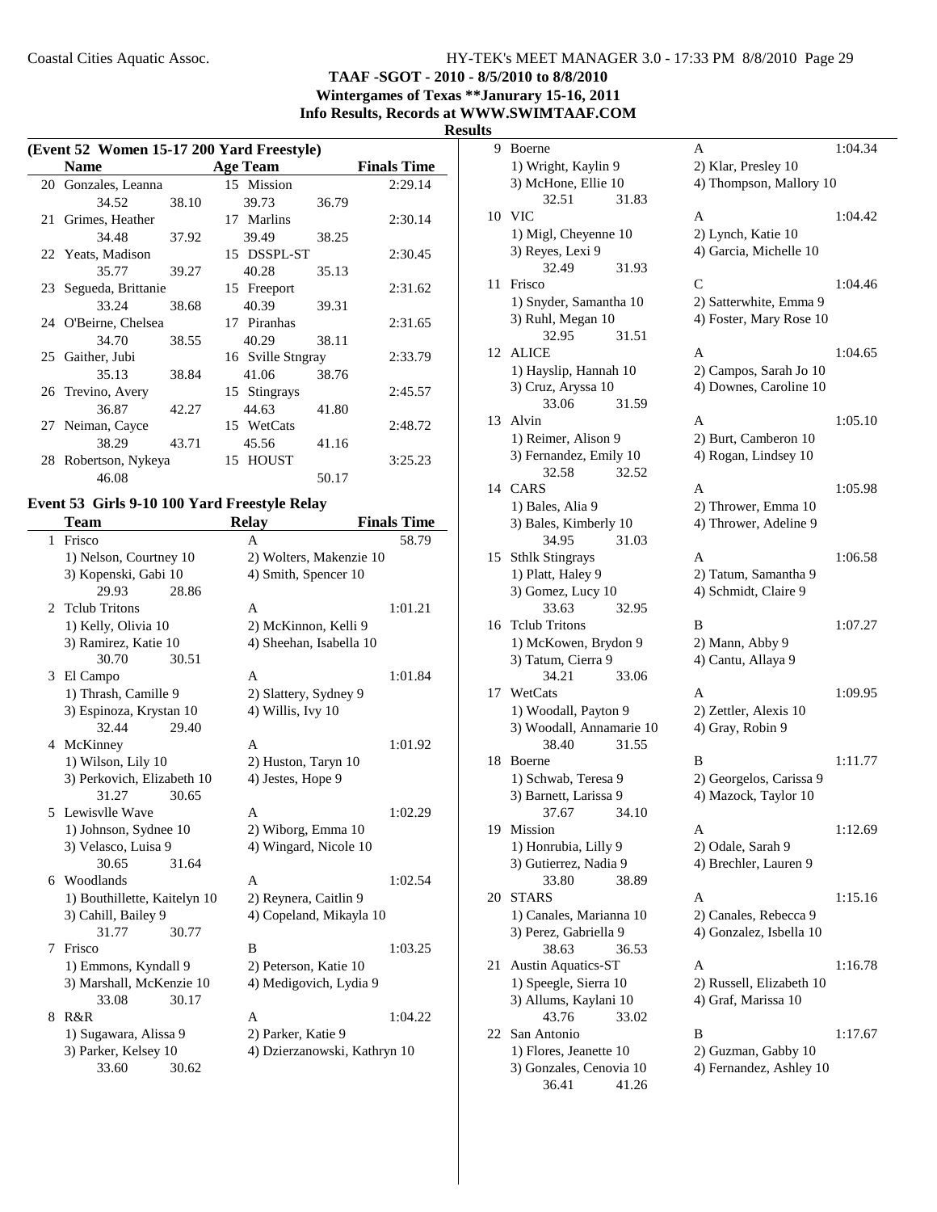**TAAF -SGOT - 2010 - 8/5/2010 to 8/8/2010**
**Wintergames of Texas **Janurary 15-16, 2011**
**Info Results, Records at WWW.SWIMTAAF.COM**

**Results**

### (Event 52 Women 15-17 200 Yard Freestyle)

| | Name | Age | Team | Finals Time |
|---|---|---|---|---|
| 20 | Gonzales, Leanna | 15 | Mission | 2:29.14 |
| | 34.52 38.10 39.73 36.79 | | | |
| 21 | Grimes, Heather | 17 | Marlins | 2:30.14 |
| | 34.48 37.92 39.49 38.25 | | | |
| 22 | Yeats, Madison | 15 | DSSPL-ST | 2:30.45 |
| | 35.77 39.27 40.28 35.13 | | | |
| 23 | Segueda, Brittanie | 15 | Freeport | 2:31.62 |
| | 33.24 38.68 40.39 39.31 | | | |
| 24 | O'Beirne, Chelsea | 17 | Piranhas | 2:31.65 |
| | 34.70 38.55 40.29 38.11 | | | |
| 25 | Gaither, Jubi | 16 | Sville Stngray | 2:33.79 |
| | 35.13 38.84 41.06 38.76 | | | |
| 26 | Trevino, Avery | 15 | Stingrays | 2:45.57 |
| | 36.87 42.27 44.63 41.80 | | | |
| 27 | Neiman, Cayce | 15 | WetCats | 2:48.72 |
| | 38.29 43.71 45.56 41.16 | | | |
| 28 | Robertson, Nykeya | 15 | HOUST | 3:25.23 |
| | 46.08 50.17 | | | |

### Event 53 Girls 9-10 100 Yard Freestyle Relay

| | Team | Relay | Finals Time |
|---|---|---|---|
| 1 | Frisco | A | 58.79 |
| | 1) Nelson, Courtney 10; 2) Wolters, Makenzie 10; 3) Kopenski, Gabi 10; 4) Smith, Spencer 10 | | |
| | 29.93 28.86 | | |
| 2 | Tclub Tritons | A | 1:01.21 |
| | 1) Kelly, Olivia 10; 2) McKinnon, Kelli 9; 3) Ramirez, Katie 10; 4) Sheehan, Isabella 10 | | |
| | 30.70 30.51 | | |
| 3 | El Campo | A | 1:01.84 |
| | 1) Thrash, Camille 9; 2) Slattery, Sydney 9; 3) Espinoza, Krystan 10; 4) Willis, Ivy 10 | | |
| | 32.44 29.40 | | |
| 4 | McKinney | A | 1:01.92 |
| | 1) Wilson, Lily 10; 2) Huston, Taryn 10; 3) Perkovich, Elizabeth 10; 4) Jestes, Hope 9 | | |
| | 31.27 30.65 | | |
| 5 | Lewisvlle Wave | A | 1:02.29 |
| | 1) Johnson, Sydnee 10; 2) Wiborg, Emma 10; 3) Velasco, Luisa 9; 4) Wingard, Nicole 10 | | |
| | 30.65 31.64 | | |
| 6 | Woodlands | A | 1:02.54 |
| | 1) Bouthillette, Kaitelyn 10; 2) Reynera, Caitlin 9; 3) Cahill, Bailey 9; 4) Copeland, Mikayla 10 | | |
| | 31.77 30.77 | | |
| 7 | Frisco | B | 1:03.25 |
| | 1) Emmons, Kyndall 9; 2) Peterson, Katie 10; 3) Marshall, McKenzie 10; 4) Medigovich, Lydia 9 | | |
| | 33.08 30.17 | | |
| 8 | R&R | A | 1:04.22 |
| | 1) Sugawara, Alissa 9; 2) Parker, Katie 9; 3) Parker, Kelsey 10; 4) Dzierzanowski, Kathryn 10 | | |
| | 33.60 30.62 | | |
| 9 | Boerne | A | 1:04.34 |
| | 1) Wright, Kaylin 9; 2) Klar, Presley 10; 3) McHone, Ellie 10; 4) Thompson, Mallory 10 | | |
| | 32.51 31.83 | | |
| 10 | VIC | A | 1:04.42 |
| | 1) Migl, Cheyenne 10; 2) Lynch, Katie 10; 3) Reyes, Lexi 9; 4) Garcia, Michelle 10 | | |
| | 32.49 31.93 | | |
| 11 | Frisco | C | 1:04.46 |
| | 1) Snyder, Samantha 10; 2) Satterwhite, Emma 9; 3) Ruhl, Megan 10; 4) Foster, Mary Rose 10 | | |
| | 32.95 31.51 | | |
| 12 | ALICE | A | 1:04.65 |
| | 1) Hayslip, Hannah 10; 2) Campos, Sarah Jo 10; 3) Cruz, Aryssa 10; 4) Downes, Caroline 10 | | |
| | 33.06 31.59 | | |
| 13 | Alvin | A | 1:05.10 |
| | 1) Reimer, Alison 9; 2) Burt, Camberon 10; 3) Fernandez, Emily 10; 4) Rogan, Lindsey 10 | | |
| | 32.58 32.52 | | |
| 14 | CARS | A | 1:05.98 |
| | 1) Bales, Alia 9; 2) Thrower, Emma 10; 3) Bales, Kimberly 10; 4) Thrower, Adeline 9 | | |
| | 34.95 31.03 | | |
| 15 | Sthlk Stingrays | A | 1:06.58 |
| | 1) Platt, Haley 9; 2) Tatum, Samantha 9; 3) Gomez, Lucy 10; 4) Schmidt, Claire 9 | | |
| | 33.63 32.95 | | |
| 16 | Tclub Tritons | B | 1:07.27 |
| | 1) McKowen, Brydon 9; 2) Mann, Abby 9; 3) Tatum, Cierra 9; 4) Cantu, Allaya 9 | | |
| | 34.21 33.06 | | |
| 17 | WetCats | A | 1:09.95 |
| | 1) Woodall, Payton 9; 2) Zettler, Alexis 10; 3) Woodall, Annamarie 10; 4) Gray, Robin 9 | | |
| | 38.40 31.55 | | |
| 18 | Boerne | B | 1:11.77 |
| | 1) Schwab, Teresa 9; 2) Georgelos, Carissa 9; 3) Barnett, Larissa 9; 4) Mazock, Taylor 10 | | |
| | 37.67 34.10 | | |
| 19 | Mission | A | 1:12.69 |
| | 1) Honrubia, Lilly 9; 2) Odale, Sarah 9; 3) Gutierrez, Nadia 9; 4) Brechler, Lauren 9 | | |
| | 33.80 38.89 | | |
| 20 | STARS | A | 1:15.16 |
| | 1) Canales, Marianna 10; 2) Canales, Rebecca 9; 3) Perez, Gabriella 9; 4) Gonzalez, Isbella 10 | | |
| | 38.63 36.53 | | |
| 21 | Austin Aquatics-ST | A | 1:16.78 |
| | 1) Speegle, Sierra 10; 2) Russell, Elizabeth 10; 3) Allums, Kaylani 10; 4) Graf, Marissa 10 | | |
| | 43.76 33.02 | | |
| 22 | San Antonio | B | 1:17.67 |
| | 1) Flores, Jeanette 10; 2) Guzman, Gabby 10; 3) Gonzales, Cenovia 10; 4) Fernandez, Ashley 10 | | |
| | 36.41 41.26 | | |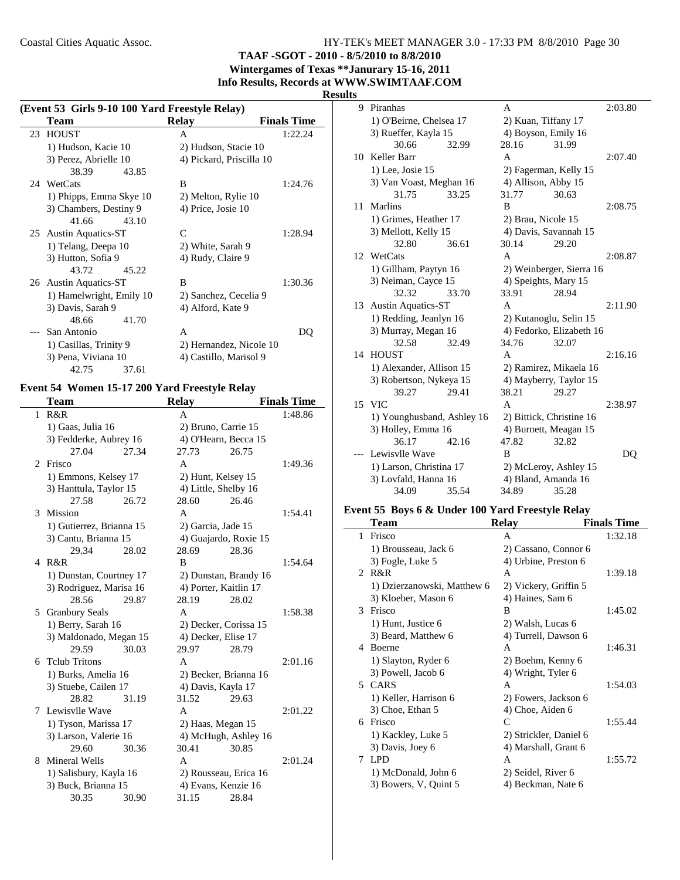**TAAF -SGOT - 2010 - 8/5/2010 to 8/8/2010**
**Wintergames of Texas **Janurary 15-16, 2011**
**Info Results, Records at WWW.SWIMTAAF.COM**
**Results**

### (Event 53 Girls 9-10 100 Yard Freestyle Relay)

| | Team | Relay | Finals Time |
|---|---|---|---|
| 23 | HOUST | A | 1:22.24 |
| | 1) Hudson, Kacie 10 | 2) Hudson, Stacie 10 | |
| | 3) Perez, Abrielle 10 | 4) Pickard, Priscilla 10 | |
| | 38.39 43.85 | | |
| 24 | WetCats | B | 1:24.76 |
| | 1) Phipps, Emma Skye 10 | 2) Melton, Rylie 10 | |
| | 3) Chambers, Destiny 9 | 4) Price, Josie 10 | |
| | 41.66 43.10 | | |
| 25 | Austin Aquatics-ST | C | 1:28.94 |
| | 1) Telang, Deepa 10 | 2) White, Sarah 9 | |
| | 3) Hutton, Sofia 9 | 4) Rudy, Claire 9 | |
| | 43.72 45.22 | | |
| 26 | Austin Aquatics-ST | B | 1:30.36 |
| | 1) Hamelwright, Emily 10 | 2) Sanchez, Cecelia 9 | |
| | 3) Davis, Sarah 9 | 4) Alford, Kate 9 | |
| | 48.66 41.70 | | |
| --- | San Antonio | A | DQ |
| | 1) Casillas, Trinity 9 | 2) Hernandez, Nicole 10 | |
| | 3) Pena, Viviana 10 | 4) Castillo, Marisol 9 | |
| | 42.75 37.61 | | |

### Event 54 Women 15-17 200 Yard Freestyle Relay

| | Team | Relay | Finals Time |
|---|---|---|---|
| 1 | R&R | A | 1:48.86 |
| | 1) Gaas, Julia 16 | 2) Bruno, Carrie 15 | |
| | 3) Fedderke, Aubrey 16 | 4) O'Hearn, Becca 15 | |
| | 27.04 27.34 | 27.73 26.75 | |
| 2 | Frisco | A | 1:49.36 |
| | 1) Emmons, Kelsey 17 | 2) Hunt, Kelsey 15 | |
| | 3) Hanttula, Taylor 15 | 4) Little, Shelby 16 | |
| | 27.58 26.72 | 28.60 26.46 | |
| 3 | Mission | A | 1:54.41 |
| | 1) Gutierrez, Brianna 15 | 2) Garcia, Jade 15 | |
| | 3) Cantu, Brianna 15 | 4) Guajardo, Roxie 15 | |
| | 29.34 28.02 | 28.69 28.36 | |
| 4 | R&R | B | 1:54.64 |
| | 1) Dunstan, Courtney 17 | 2) Dunstan, Brandy 16 | |
| | 3) Rodriguez, Marisa 16 | 4) Porter, Kaitlin 17 | |
| | 28.56 29.87 | 28.19 28.02 | |
| 5 | Granbury Seals | A | 1:58.38 |
| | 1) Berry, Sarah 16 | 2) Decker, Corissa 15 | |
| | 3) Maldonado, Megan 15 | 4) Decker, Elise 17 | |
| | 29.59 30.03 | 29.97 28.79 | |
| 6 | Tclub Tritons | A | 2:01.16 |
| | 1) Burks, Amelia 16 | 2) Becker, Brianna 16 | |
| | 3) Stuebe, Cailen 17 | 4) Davis, Kayla 17 | |
| | 28.82 31.19 | 31.52 29.63 | |
| 7 | Lewisvlle Wave | A | 2:01.22 |
| | 1) Tyson, Marissa 17 | 2) Haas, Megan 15 | |
| | 3) Larson, Valerie 16 | 4) McHugh, Ashley 16 | |
| | 29.60 30.36 | 30.41 30.85 | |
| 8 | Mineral Wells | A | 2:01.24 |
| | 1) Salisbury, Kayla 16 | 2) Rousseau, Erica 16 | |
| | 3) Buck, Brianna 15 | 4) Evans, Kenzie 16 | |
| | 30.35 30.90 | 31.15 28.84 | |
| 9 | Piranhas | A | 2:03.80 |
| | 1) O'Beirne, Chelsea 17 | 2) Kuan, Tiffany 17 | |
| | 3) Rueffer, Kayla 15 | 4) Boyson, Emily 16 | |
| | 30.66 32.99 | 28.16 31.99 | |
| 10 | Keller Barr | A | 2:07.40 |
| | 1) Lee, Josie 15 | 2) Fagerman, Kelly 15 | |
| | 3) Van Voast, Meghan 16 | 4) Allison, Abby 15 | |
| | 31.75 33.25 | 31.77 30.63 | |
| 11 | Marlins | B | 2:08.75 |
| | 1) Grimes, Heather 17 | 2) Brau, Nicole 15 | |
| | 3) Mellott, Kelly 15 | 4) Davis, Savannah 15 | |
| | 32.80 36.61 | 30.14 29.20 | |
| 12 | WetCats | A | 2:08.87 |
| | 1) Gillham, Paytyn 16 | 2) Weinberger, Sierra 16 | |
| | 3) Neiman, Cayce 15 | 4) Speights, Mary 15 | |
| | 32.32 33.70 | 33.91 28.94 | |
| 13 | Austin Aquatics-ST | A | 2:11.90 |
| | 1) Redding, Jeanlyn 16 | 2) Kutanoglu, Selin 15 | |
| | 3) Murray, Megan 16 | 4) Fedorko, Elizabeth 16 | |
| | 32.58 32.49 | 34.76 32.07 | |
| 14 | HOUST | A | 2:16.16 |
| | 1) Alexander, Allison 15 | 2) Ramirez, Mikaela 16 | |
| | 3) Robertson, Nykeya 15 | 4) Mayberry, Taylor 15 | |
| | 39.27 29.41 | 38.21 29.27 | |
| 15 | VIC | A | 2:38.97 |
| | 1) Younghusband, Ashley 16 | 2) Bittick, Christine 16 | |
| | 3) Holley, Emma 16 | 4) Burnett, Meagan 15 | |
| | 36.17 42.16 | 47.82 32.82 | |
| --- | Lewisvlle Wave | B | DQ |
| | 1) Larson, Christina 17 | 2) McLeroy, Ashley 15 | |
| | 3) Lovfald, Hanna 16 | 4) Bland, Amanda 16 | |
| | 34.09 35.54 | 34.89 35.28 | |

### Event 55 Boys 6 & Under 100 Yard Freestyle Relay

| | Team | Relay | Finals Time |
|---|---|---|---|
| 1 | Frisco | A | 1:32.18 |
| | 1) Brousseau, Jack 6 | 2) Cassano, Connor 6 | |
| | 3) Fogle, Luke 5 | 4) Urbine, Preston 6 | |
| 2 | R&R | A | 1:39.18 |
| | 1) Dzierzanowski, Matthew 6 | 2) Vickery, Griffin 5 | |
| | 3) Kloeber, Mason 6 | 4) Haines, Sam 6 | |
| 3 | Frisco | B | 1:45.02 |
| | 1) Hunt, Justice 6 | 2) Walsh, Lucas 6 | |
| | 3) Beard, Matthew 6 | 4) Turrell, Dawson 6 | |
| 4 | Boerne | A | 1:46.31 |
| | 1) Slayton, Ryder 6 | 2) Boehm, Kenny 6 | |
| | 3) Powell, Jacob 6 | 4) Wright, Tyler 6 | |
| 5 | CARS | A | 1:54.03 |
| | 1) Keller, Harrison 6 | 2) Fowers, Jackson 6 | |
| | 3) Choe, Ethan 5 | 4) Choe, Aiden 6 | |
| 6 | Frisco | C | 1:55.44 |
| | 1) Kackley, Luke 5 | 2) Strickler, Daniel 6 | |
| | 3) Davis, Joey 6 | 4) Marshall, Grant 6 | |
| 7 | LPD | A | 1:55.72 |
| | 1) McDonald, John 6 | 2) Seidel, River 6 | |
| | 3) Bowers, V, Quint 5 | 4) Beckman, Nate 6 | |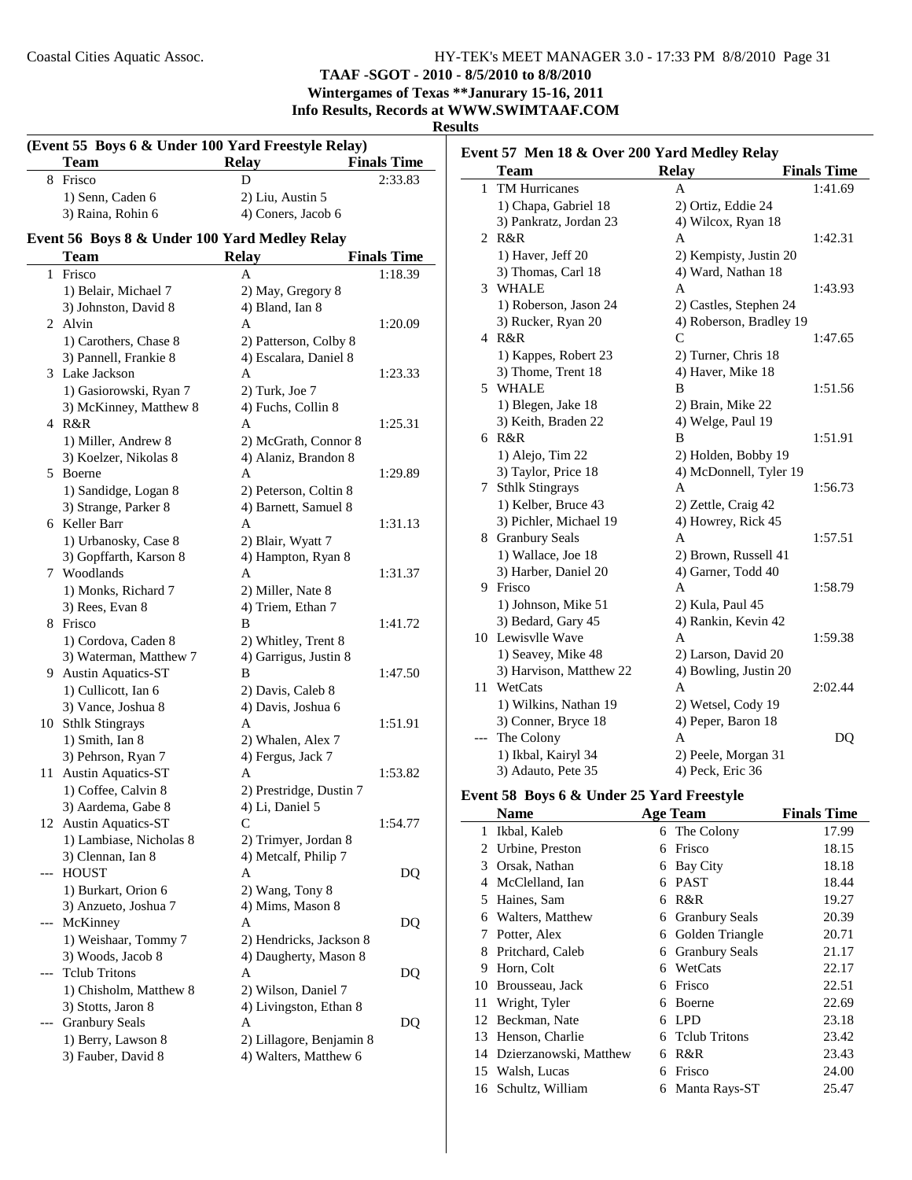**TAAF -SGOT - 2010 - 8/5/2010 to 8/8/2010**
**Wintergames of Texas \*\*Janurary 15-16, 2011**
**Info Results, Records at WWW.SWIMTAAF.COM**

## Results

### (Event 55 Boys 6 & Under 100 Yard Freestyle Relay)

| | Team | Relay | Finals Time |
|---|---|---|---|
| 8 | Frisco | D | 2:33.83 |
| | 1) Senn, Caden 6 | 2) Liu, Austin 5 | |
| | 3) Raina, Rohin 6 | 4) Coners, Jacob 6 | |

### Event 56 Boys 8 & Under 100 Yard Medley Relay

| | Team | Relay | Finals Time |
|---|---|---|---|
| 1 | Frisco | A | 1:18.39 |
| | 1) Belair, Michael 7 | 2) May, Gregory 8 | |
| | 3) Johnston, David 8 | 4) Bland, Ian 8 | |
| 2 | Alvin | A | 1:20.09 |
| | 1) Carothers, Chase 8 | 2) Patterson, Colby 8 | |
| | 3) Pannell, Frankie 8 | 4) Escalara, Daniel 8 | |
| 3 | Lake Jackson | A | 1:23.33 |
| | 1) Gasiorowski, Ryan 7 | 2) Turk, Joe 7 | |
| | 3) McKinney, Matthew 8 | 4) Fuchs, Collin 8 | |
| 4 | R&R | A | 1:25.31 |
| | 1) Miller, Andrew 8 | 2) McGrath, Connor 8 | |
| | 3) Koelzer, Nikolas 8 | 4) Alaniz, Brandon 8 | |
| 5 | Boerne | A | 1:29.89 |
| | 1) Sandidge, Logan 8 | 2) Peterson, Coltin 8 | |
| | 3) Strange, Parker 8 | 4) Barnett, Samuel 8 | |
| 6 | Keller Barr | A | 1:31.13 |
| | 1) Urbanosky, Case 8 | 2) Blair, Wyatt 7 | |
| | 3) Gopffarth, Karson 8 | 4) Hampton, Ryan 8 | |
| 7 | Woodlands | A | 1:31.37 |
| | 1) Monks, Richard 7 | 2) Miller, Nate 8 | |
| | 3) Rees, Evan 8 | 4) Triem, Ethan 7 | |
| 8 | Frisco | B | 1:41.72 |
| | 1) Cordova, Caden 8 | 2) Whitley, Trent 8 | |
| | 3) Waterman, Matthew 7 | 4) Garrigus, Justin 8 | |
| 9 | Austin Aquatics-ST | B | 1:47.50 |
| | 1) Cullicott, Ian 6 | 2) Davis, Caleb 8 | |
| | 3) Vance, Joshua 8 | 4) Davis, Joshua 6 | |
| 10 | Sthlk Stingrays | A | 1:51.91 |
| | 1) Smith, Ian 8 | 2) Whalen, Alex 7 | |
| | 3) Pehrson, Ryan 7 | 4) Fergus, Jack 7 | |
| 11 | Austin Aquatics-ST | A | 1:53.82 |
| | 1) Coffee, Calvin 8 | 2) Prestridge, Dustin 7 | |
| | 3) Aardema, Gabe 8 | 4) Li, Daniel 5 | |
| 12 | Austin Aquatics-ST | C | 1:54.77 |
| | 1) Lambiase, Nicholas 8 | 2) Trimyer, Jordan 8 | |
| | 3) Clennan, Ian 8 | 4) Metcalf, Philip 7 | |
| --- | HOUST | A | DQ |
| | 1) Burkart, Orion 6 | 2) Wang, Tony 8 | |
| | 3) Anzueto, Joshua 7 | 4) Mims, Mason 8 | |
| --- | McKinney | A | DQ |
| | 1) Weishaar, Tommy 7 | 2) Hendricks, Jackson 8 | |
| | 3) Woods, Jacob 8 | 4) Daugherty, Mason 8 | |
| --- | Tclub Tritons | A | DQ |
| | 1) Chisholm, Matthew 8 | 2) Wilson, Daniel 7 | |
| | 3) Stotts, Jaron 8 | 4) Livingston, Ethan 8 | |
| --- | Granbury Seals | A | DQ |
| | 1) Berry, Lawson 8 | 2) Lillagore, Benjamin 8 | |
| | 3) Fauber, David 8 | 4) Walters, Matthew 6 | |

### Event 57 Men 18 & Over 200 Yard Medley Relay

| | Team | Relay | Finals Time |
|---|---|---|---|
| 1 | TM Hurricanes | A | 1:41.69 |
| | 1) Chapa, Gabriel 18 | 2) Ortiz, Eddie 24 | |
| | 3) Pankratz, Jordan 23 | 4) Wilcox, Ryan 18 | |
| 2 | R&R | A | 1:42.31 |
| | 1) Haver, Jeff 20 | 2) Kempisty, Justin 20 | |
| | 3) Thomas, Carl 18 | 4) Ward, Nathan 18 | |
| 3 | WHALE | A | 1:43.93 |
| | 1) Roberson, Jason 24 | 2) Castles, Stephen 24 | |
| | 3) Rucker, Ryan 20 | 4) Roberson, Bradley 19 | |
| 4 | R&R | C | 1:47.65 |
| | 1) Kappes, Robert 23 | 2) Turner, Chris 18 | |
| | 3) Thome, Trent 18 | 4) Haver, Mike 18 | |
| 5 | WHALE | B | 1:51.56 |
| | 1) Blegen, Jake 18 | 2) Brain, Mike 22 | |
| | 3) Keith, Braden 22 | 4) Welge, Paul 19 | |
| 6 | R&R | B | 1:51.91 |
| | 1) Alejo, Tim 22 | 2) Holden, Bobby 19 | |
| | 3) Taylor, Price 18 | 4) McDonnell, Tyler 19 | |
| 7 | Sthlk Stingrays | A | 1:56.73 |
| | 1) Kelber, Bruce 43 | 2) Zettle, Craig 42 | |
| | 3) Pichler, Michael 19 | 4) Howrey, Rick 45 | |
| 8 | Granbury Seals | A | 1:57.51 |
| | 1) Wallace, Joe 18 | 2) Brown, Russell 41 | |
| | 3) Harber, Daniel 20 | 4) Garner, Todd 40 | |
| 9 | Frisco | A | 1:58.79 |
| | 1) Johnson, Mike 51 | 2) Kula, Paul 45 | |
| | 3) Bedard, Gary 45 | 4) Rankin, Kevin 42 | |
| 10 | Lewisvlle Wave | A | 1:59.38 |
| | 1) Seavey, Mike 48 | 2) Larson, David 20 | |
| | 3) Harvison, Matthew 22 | 4) Bowling, Justin 20 | |
| 11 | WetCats | A | 2:02.44 |
| | 1) Wilkins, Nathan 19 | 2) Wetsel, Cody 19 | |
| | 3) Conner, Bryce 18 | 4) Peper, Baron 18 | |
| --- | The Colony | A | DQ |
| | 1) Ikbal, Kairyl 34 | 2) Peele, Morgan 31 | |
| | 3) Adauto, Pete 35 | 4) Peck, Eric 36 | |

### Event 58 Boys 6 & Under 25 Yard Freestyle

| | Name | Age | Team | Finals Time |
|---|---|---|---|---|
| 1 | Ikbal, Kaleb | 6 | The Colony | 17.99 |
| 2 | Urbine, Preston | 6 | Frisco | 18.15 |
| 3 | Orsak, Nathan | 6 | Bay City | 18.18 |
| 4 | McClelland, Ian | 6 | PAST | 18.44 |
| 5 | Haines, Sam | 6 | R&R | 19.27 |
| 6 | Walters, Matthew | 6 | Granbury Seals | 20.39 |
| 7 | Potter, Alex | 6 | Golden Triangle | 20.71 |
| 8 | Pritchard, Caleb | 6 | Granbury Seals | 21.17 |
| 9 | Horn, Colt | 6 | WetCats | 22.17 |
| 10 | Brousseau, Jack | 6 | Frisco | 22.51 |
| 11 | Wright, Tyler | 6 | Boerne | 22.69 |
| 12 | Beckman, Nate | 6 | LPD | 23.18 |
| 13 | Henson, Charlie | 6 | Tclub Tritons | 23.42 |
| 14 | Dzierzanowski, Matthew | 6 | R&R | 23.43 |
| 15 | Walsh, Lucas | 6 | Frisco | 24.00 |
| 16 | Schultz, William | 6 | Manta Rays-ST | 25.47 |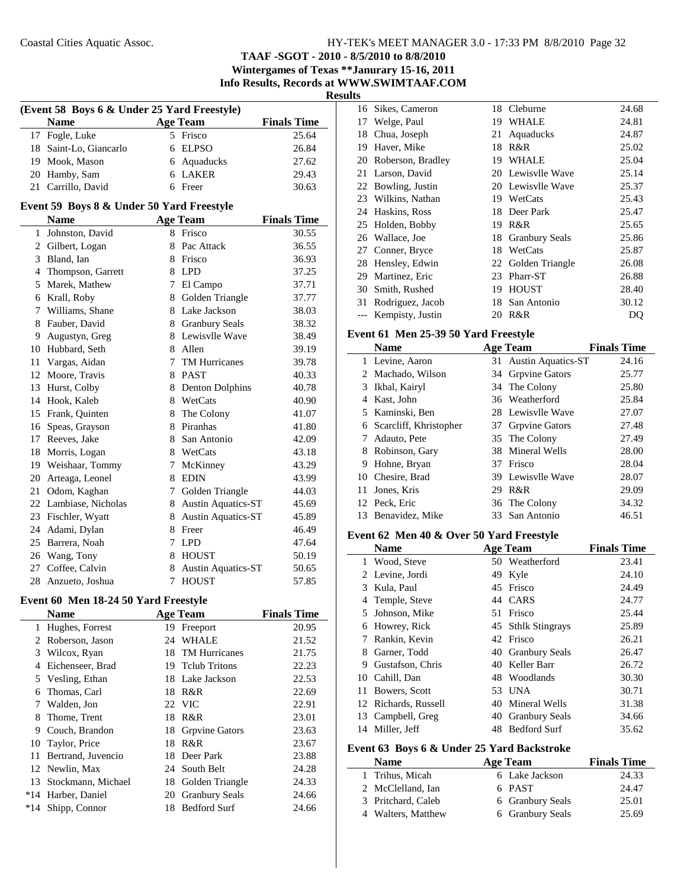**TAAF -SGOT - 2010 - 8/5/2010 to 8/8/2010**
**Wintergames of Texas **Janurary 15-16, 2011**
**Info Results, Records at WWW.SWIMTAAF.COM**
**Results**

### (Event 58 Boys 6 & Under 25 Yard Freestyle)

| | Name | Age | Team | Finals Time |
|---|---|---|---|---|
| 17 | Fogle, Luke | 5 | Frisco | 25.64 |
| 18 | Saint-Lo, Giancarlo | 6 | ELPSO | 26.84 |
| 19 | Mook, Mason | 6 | Aquaducks | 27.62 |
| 20 | Hamby, Sam | 6 | LAKER | 29.43 |
| 21 | Carrillo, David | 6 | Freer | 30.63 |

### Event 59 Boys 8 & Under 50 Yard Freestyle

| | Name | Age | Team | Finals Time |
|---|---|---|---|---|
| 1 | Johnston, David | 8 | Frisco | 30.55 |
| 2 | Gilbert, Logan | 8 | Pac Attack | 36.55 |
| 3 | Bland, Ian | 8 | Frisco | 36.93 |
| 4 | Thompson, Garrett | 8 | LPD | 37.25 |
| 5 | Marek, Mathew | 7 | El Campo | 37.71 |
| 6 | Krall, Roby | 8 | Golden Triangle | 37.77 |
| 7 | Williams, Shane | 8 | Lake Jackson | 38.03 |
| 8 | Fauber, David | 8 | Granbury Seals | 38.32 |
| 9 | Augustyn, Greg | 8 | Lewisvlle Wave | 38.49 |
| 10 | Hubbard, Seth | 8 | Allen | 39.19 |
| 11 | Vargas, Aidan | 7 | TM Hurricanes | 39.78 |
| 12 | Moore, Travis | 8 | PAST | 40.33 |
| 13 | Hurst, Colby | 8 | Denton Dolphins | 40.78 |
| 14 | Hook, Kaleb | 8 | WetCats | 40.90 |
| 15 | Frank, Quinten | 8 | The Colony | 41.07 |
| 16 | Speas, Grayson | 8 | Piranhas | 41.80 |
| 17 | Reeves, Jake | 8 | San Antonio | 42.09 |
| 18 | Morris, Logan | 8 | WetCats | 43.18 |
| 19 | Weishaar, Tommy | 7 | McKinney | 43.29 |
| 20 | Arteaga, Leonel | 8 | EDIN | 43.99 |
| 21 | Odom, Kaghan | 7 | Golden Triangle | 44.03 |
| 22 | Lambiase, Nicholas | 8 | Austin Aquatics-ST | 45.69 |
| 23 | Fischler, Wyatt | 8 | Austin Aquatics-ST | 45.89 |
| 24 | Adami, Dylan | 8 | Freer | 46.49 |
| 25 | Barrera, Noah | 7 | LPD | 47.64 |
| 26 | Wang, Tony | 8 | HOUST | 50.19 |
| 27 | Coffee, Calvin | 8 | Austin Aquatics-ST | 50.65 |
| 28 | Anzueto, Joshua | 7 | HOUST | 57.85 |

### Event 60 Men 18-24 50 Yard Freestyle

| | Name | Age | Team | Finals Time |
|---|---|---|---|---|
| 1 | Hughes, Forrest | 19 | Freeport | 20.95 |
| 2 | Roberson, Jason | 24 | WHALE | 21.52 |
| 3 | Wilcox, Ryan | 18 | TM Hurricanes | 21.75 |
| 4 | Eichenseer, Brad | 19 | Tclub Tritons | 22.23 |
| 5 | Vesling, Ethan | 18 | Lake Jackson | 22.53 |
| 6 | Thomas, Carl | 18 | R&R | 22.69 |
| 7 | Walden, Jon | 22 | VIC | 22.91 |
| 8 | Thome, Trent | 18 | R&R | 23.01 |
| 9 | Couch, Brandon | 18 | Grpvine Gators | 23.63 |
| 10 | Taylor, Price | 18 | R&R | 23.67 |
| 11 | Bertrand, Juvencio | 18 | Deer Park | 23.88 |
| 12 | Newlin, Max | 24 | South Belt | 24.28 |
| 13 | Stockmann, Michael | 18 | Golden Triangle | 24.33 |
| *14 | Harber, Daniel | 20 | Granbury Seals | 24.66 |
| *14 | Shipp, Connor | 18 | Bedford Surf | 24.66 |
| 16 | Sikes, Cameron | 18 | Cleburne | 24.68 |
| 17 | Welge, Paul | 19 | WHALE | 24.81 |
| 18 | Chua, Joseph | 21 | Aquaducks | 24.87 |
| 19 | Haver, Mike | 18 | R&R | 25.02 |
| 20 | Roberson, Bradley | 19 | WHALE | 25.04 |
| 21 | Larson, David | 20 | Lewisvlle Wave | 25.14 |
| 22 | Bowling, Justin | 20 | Lewisvlle Wave | 25.37 |
| 23 | Wilkins, Nathan | 19 | WetCats | 25.43 |
| 24 | Haskins, Ross | 18 | Deer Park | 25.47 |
| 25 | Holden, Bobby | 19 | R&R | 25.65 |
| 26 | Wallace, Joe | 18 | Granbury Seals | 25.86 |
| 27 | Conner, Bryce | 18 | WetCats | 25.87 |
| 28 | Hensley, Edwin | 22 | Golden Triangle | 26.08 |
| 29 | Martinez, Eric | 23 | Pharr-ST | 26.88 |
| 30 | Smith, Rushed | 19 | HOUST | 28.40 |
| 31 | Rodriguez, Jacob | 18 | San Antonio | 30.12 |
| --- | Kempisty, Justin | 20 | R&R | DQ |

### Event 61 Men 25-39 50 Yard Freestyle

| | Name | Age | Team | Finals Time |
|---|---|---|---|---|
| 1 | Levine, Aaron | 31 | Austin Aquatics-ST | 24.16 |
| 2 | Machado, Wilson | 34 | Grpvine Gators | 25.77 |
| 3 | Ikbal, Kairyl | 34 | The Colony | 25.80 |
| 4 | Kast, John | 36 | Weatherford | 25.84 |
| 5 | Kaminski, Ben | 28 | Lewisvlle Wave | 27.07 |
| 6 | Scarcliff, Khristopher | 37 | Grpvine Gators | 27.48 |
| 7 | Adauto, Pete | 35 | The Colony | 27.49 |
| 8 | Robinson, Gary | 38 | Mineral Wells | 28.00 |
| 9 | Hohne, Bryan | 37 | Frisco | 28.04 |
| 10 | Chesire, Brad | 39 | Lewisvlle Wave | 28.07 |
| 11 | Jones, Kris | 29 | R&R | 29.09 |
| 12 | Peck, Eric | 36 | The Colony | 34.32 |
| 13 | Benavidez, Mike | 33 | San Antonio | 46.51 |

### Event 62 Men 40 & Over 50 Yard Freestyle

| | Name | Age | Team | Finals Time |
|---|---|---|---|---|
| 1 | Wood, Steve | 50 | Weatherford | 23.41 |
| 2 | Levine, Jordi | 49 | Kyle | 24.10 |
| 3 | Kula, Paul | 45 | Frisco | 24.49 |
| 4 | Temple, Steve | 44 | CARS | 24.77 |
| 5 | Johnson, Mike | 51 | Frisco | 25.44 |
| 6 | Howrey, Rick | 45 | Sthlk Stingrays | 25.89 |
| 7 | Rankin, Kevin | 42 | Frisco | 26.21 |
| 8 | Garner, Todd | 40 | Granbury Seals | 26.47 |
| 9 | Gustafson, Chris | 40 | Keller Barr | 26.72 |
| 10 | Cahill, Dan | 48 | Woodlands | 30.30 |
| 11 | Bowers, Scott | 53 | UNA | 30.71 |
| 12 | Richards, Russell | 40 | Mineral Wells | 31.38 |
| 13 | Campbell, Greg | 40 | Granbury Seals | 34.66 |
| 14 | Miller, Jeff | 48 | Bedford Surf | 35.62 |

### Event 63 Boys 6 & Under 25 Yard Backstroke

| | Name | Age | Team | Finals Time |
|---|---|---|---|---|
| 1 | Trihus, Micah | 6 | Lake Jackson | 24.33 |
| 2 | McClelland, Ian | 6 | PAST | 24.47 |
| 3 | Pritchard, Caleb | 6 | Granbury Seals | 25.01 |
| 4 | Walters, Matthew | 6 | Granbury Seals | 25.69 |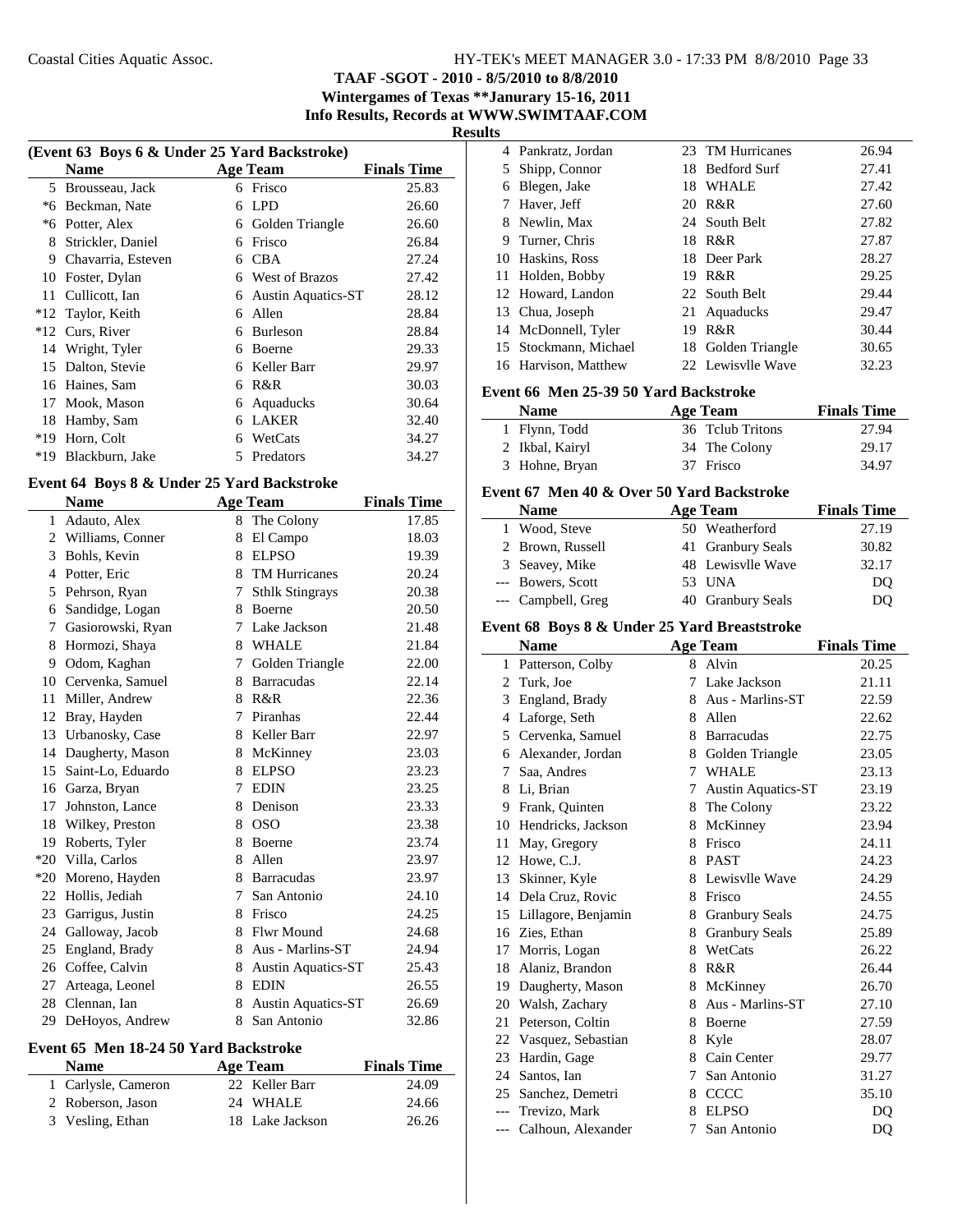**TAAF -SGOT - 2010 - 8/5/2010 to 8/8/2010**
**Wintergames of Texas **Janurary 15-16, 2011**
**Info Results, Records at WWW.SWIMTAAF.COM**
**Results**

### (Event 63 Boys 6 & Under 25 Yard Backstroke)

| | Name | Age | Team | Finals Time |
|---|---|---|---|---|
| 5 | Brousseau, Jack | 6 | Frisco | 25.83 |
| *6 | Beckman, Nate | 6 | LPD | 26.60 |
| *6 | Potter, Alex | 6 | Golden Triangle | 26.60 |
| 8 | Strickler, Daniel | 6 | Frisco | 26.84 |
| 9 | Chavarria, Esteven | 6 | CBA | 27.24 |
| 10 | Foster, Dylan | 6 | West of Brazos | 27.42 |
| 11 | Cullicott, Ian | 6 | Austin Aquatics-ST | 28.12 |
| *12 | Taylor, Keith | 6 | Allen | 28.84 |
| *12 | Curs, River | 6 | Burleson | 28.84 |
| 14 | Wright, Tyler | 6 | Boerne | 29.33 |
| 15 | Dalton, Stevie | 6 | Keller Barr | 29.97 |
| 16 | Haines, Sam | 6 | R&R | 30.03 |
| 17 | Mook, Mason | 6 | Aquaducks | 30.64 |
| 18 | Hamby, Sam | 6 | LAKER | 32.40 |
| *19 | Horn, Colt | 6 | WetCats | 34.27 |
| *19 | Blackburn, Jake | 5 | Predators | 34.27 |

### Event 64 Boys 8 & Under 25 Yard Backstroke

| | Name | Age | Team | Finals Time |
|---|---|---|---|---|
| 1 | Adauto, Alex | 8 | The Colony | 17.85 |
| 2 | Williams, Conner | 8 | El Campo | 18.03 |
| 3 | Bohls, Kevin | 8 | ELPSO | 19.39 |
| 4 | Potter, Eric | 8 | TM Hurricanes | 20.24 |
| 5 | Pehrson, Ryan | 7 | Sthlk Stingrays | 20.38 |
| 6 | Sandidge, Logan | 8 | Boerne | 20.50 |
| 7 | Gasiorowski, Ryan | 7 | Lake Jackson | 21.48 |
| 8 | Hormozi, Shaya | 8 | WHALE | 21.84 |
| 9 | Odom, Kaghan | 7 | Golden Triangle | 22.00 |
| 10 | Cervenka, Samuel | 8 | Barracudas | 22.14 |
| 11 | Miller, Andrew | 8 | R&R | 22.36 |
| 12 | Bray, Hayden | 7 | Piranhas | 22.44 |
| 13 | Urbanosky, Case | 8 | Keller Barr | 22.97 |
| 14 | Daugherty, Mason | 8 | McKinney | 23.03 |
| 15 | Saint-Lo, Eduardo | 8 | ELPSO | 23.23 |
| 16 | Garza, Bryan | 7 | EDIN | 23.25 |
| 17 | Johnston, Lance | 8 | Denison | 23.33 |
| 18 | Wilkey, Preston | 8 | OSO | 23.38 |
| 19 | Roberts, Tyler | 8 | Boerne | 23.74 |
| *20 | Villa, Carlos | 8 | Allen | 23.97 |
| *20 | Moreno, Hayden | 8 | Barracudas | 23.97 |
| 22 | Hollis, Jediah | 7 | San Antonio | 24.10 |
| 23 | Garrigus, Justin | 8 | Frisco | 24.25 |
| 24 | Galloway, Jacob | 8 | Flwr Mound | 24.68 |
| 25 | England, Brady | 8 | Aus - Marlins-ST | 24.94 |
| 26 | Coffee, Calvin | 8 | Austin Aquatics-ST | 25.43 |
| 27 | Arteaga, Leonel | 8 | EDIN | 26.55 |
| 28 | Clennan, Ian | 8 | Austin Aquatics-ST | 26.69 |
| 29 | DeHoyos, Andrew | 8 | San Antonio | 32.86 |

### Event 65 Men 18-24 50 Yard Backstroke

| | Name | Age | Team | Finals Time |
|---|---|---|---|---|
| 1 | Carlysle, Cameron | 22 | Keller Barr | 24.09 |
| 2 | Roberson, Jason | 24 | WHALE | 24.66 |
| 3 | Vesling, Ethan | 18 | Lake Jackson | 26.26 |
| 4 | Pankratz, Jordan | 23 | TM Hurricanes | 26.94 |
| 5 | Shipp, Connor | 18 | Bedford Surf | 27.41 |
| 6 | Blegen, Jake | 18 | WHALE | 27.42 |
| 7 | Haver, Jeff | 20 | R&R | 27.60 |
| 8 | Newlin, Max | 24 | South Belt | 27.82 |
| 9 | Turner, Chris | 18 | R&R | 27.87 |
| 10 | Haskins, Ross | 18 | Deer Park | 28.27 |
| 11 | Holden, Bobby | 19 | R&R | 29.25 |
| 12 | Howard, Landon | 22 | South Belt | 29.44 |
| 13 | Chua, Joseph | 21 | Aquaducks | 29.47 |
| 14 | McDonnell, Tyler | 19 | R&R | 30.44 |
| 15 | Stockmann, Michael | 18 | Golden Triangle | 30.65 |
| 16 | Harvison, Matthew | 22 | Lewisvlle Wave | 32.23 |

### Event 66 Men 25-39 50 Yard Backstroke

| | Name | Age | Team | Finals Time |
|---|---|---|---|---|
| 1 | Flynn, Todd | 36 | Tclub Tritons | 27.94 |
| 2 | Ikbal, Kairyl | 34 | The Colony | 29.17 |
| 3 | Hohne, Bryan | 37 | Frisco | 34.97 |

### Event 67 Men 40 & Over 50 Yard Backstroke

| | Name | Age | Team | Finals Time |
|---|---|---|---|---|
| 1 | Wood, Steve | 50 | Weatherford | 27.19 |
| 2 | Brown, Russell | 41 | Granbury Seals | 30.82 |
| 3 | Seavey, Mike | 48 | Lewisvlle Wave | 32.17 |
| --- | Bowers, Scott | 53 | UNA | DQ |
| --- | Campbell, Greg | 40 | Granbury Seals | DQ |

### Event 68 Boys 8 & Under 25 Yard Breaststroke

| | Name | Age | Team | Finals Time |
|---|---|---|---|---|
| 1 | Patterson, Colby | 8 | Alvin | 20.25 |
| 2 | Turk, Joe | 7 | Lake Jackson | 21.11 |
| 3 | England, Brady | 8 | Aus - Marlins-ST | 22.59 |
| 4 | Laforge, Seth | 8 | Allen | 22.62 |
| 5 | Cervenka, Samuel | 8 | Barracudas | 22.75 |
| 6 | Alexander, Jordan | 8 | Golden Triangle | 23.05 |
| 7 | Saa, Andres | 7 | WHALE | 23.13 |
| 8 | Li, Brian | 7 | Austin Aquatics-ST | 23.19 |
| 9 | Frank, Quinten | 8 | The Colony | 23.22 |
| 10 | Hendricks, Jackson | 8 | McKinney | 23.94 |
| 11 | May, Gregory | 8 | Frisco | 24.11 |
| 12 | Howe, C.J. | 8 | PAST | 24.23 |
| 13 | Skinner, Kyle | 8 | Lewisvlle Wave | 24.29 |
| 14 | Dela Cruz, Rovic | 8 | Frisco | 24.55 |
| 15 | Lillagore, Benjamin | 8 | Granbury Seals | 24.75 |
| 16 | Zies, Ethan | 8 | Granbury Seals | 25.89 |
| 17 | Morris, Logan | 8 | WetCats | 26.22 |
| 18 | Alaniz, Brandon | 8 | R&R | 26.44 |
| 19 | Daugherty, Mason | 8 | McKinney | 26.70 |
| 20 | Walsh, Zachary | 8 | Aus - Marlins-ST | 27.10 |
| 21 | Peterson, Coltin | 8 | Boerne | 27.59 |
| 22 | Vasquez, Sebastian | 8 | Kyle | 28.07 |
| 23 | Hardin, Gage | 8 | Cain Center | 29.77 |
| 24 | Santos, Ian | 7 | San Antonio | 31.27 |
| 25 | Sanchez, Demetri | 8 | CCCC | 35.10 |
| --- | Trevizo, Mark | 8 | ELPSO | DQ |
| --- | Calhoun, Alexander | 7 | San Antonio | DQ |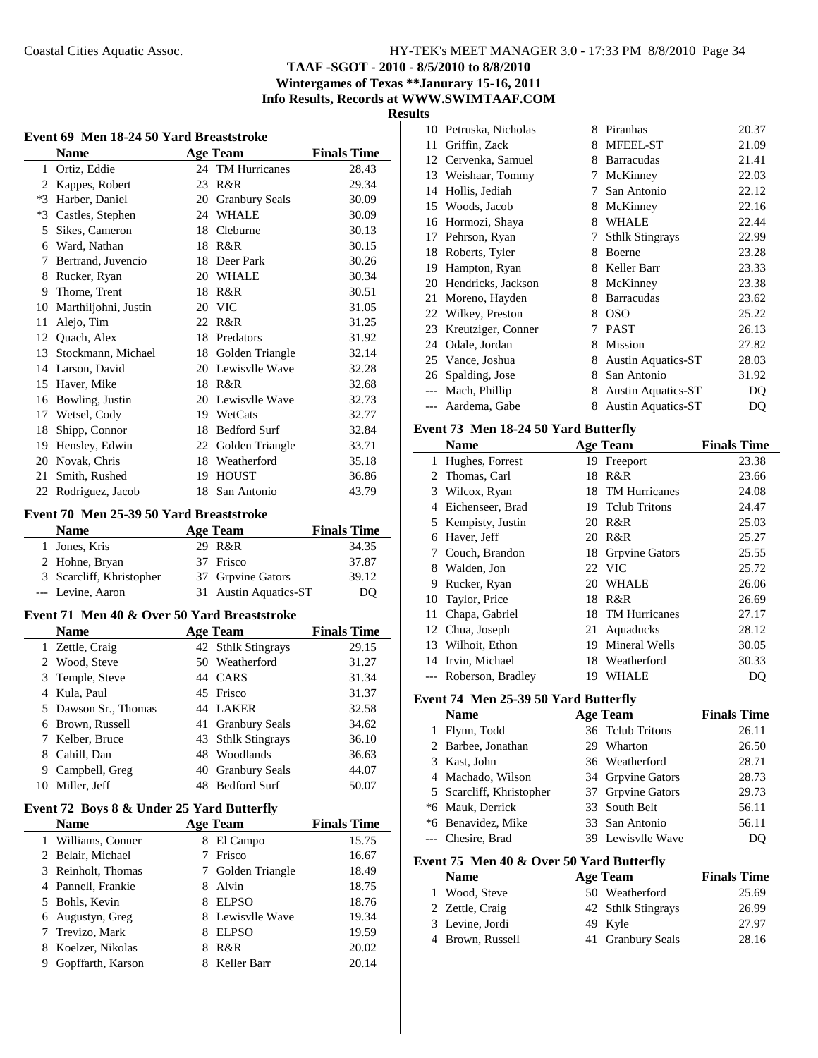TAAF -SGOT - 2010 - 8/5/2010 to 8/8/2010
Wintergames of Texas **Janurary 15-16, 2011
Info Results, Records at WWW.SWIMTAAF.COM

**Results**

### Event 69 Men 18-24 50 Yard Breaststroke

| | Name | Age | Team | Finals Time |
|---|---|---|---|---|
| 1 | Ortiz, Eddie | 24 | TM Hurricanes | 28.43 |
| 2 | Kappes, Robert | 23 | R&R | 29.34 |
| *3 | Harber, Daniel | 20 | Granbury Seals | 30.09 |
| *3 | Castles, Stephen | 24 | WHALE | 30.09 |
| 5 | Sikes, Cameron | 18 | Cleburne | 30.13 |
| 6 | Ward, Nathan | 18 | R&R | 30.15 |
| 7 | Bertrand, Juvencio | 18 | Deer Park | 30.26 |
| 8 | Rucker, Ryan | 20 | WHALE | 30.34 |
| 9 | Thome, Trent | 18 | R&R | 30.51 |
| 10 | Marthiljohni, Justin | 20 | VIC | 31.05 |
| 11 | Alejo, Tim | 22 | R&R | 31.25 |
| 12 | Quach, Alex | 18 | Predators | 31.92 |
| 13 | Stockmann, Michael | 18 | Golden Triangle | 32.14 |
| 14 | Larson, David | 20 | Lewisvlle Wave | 32.28 |
| 15 | Haver, Mike | 18 | R&R | 32.68 |
| 16 | Bowling, Justin | 20 | Lewisvlle Wave | 32.73 |
| 17 | Wetsel, Cody | 19 | WetCats | 32.77 |
| 18 | Shipp, Connor | 18 | Bedford Surf | 32.84 |
| 19 | Hensley, Edwin | 22 | Golden Triangle | 33.71 |
| 20 | Novak, Chris | 18 | Weatherford | 35.18 |
| 21 | Smith, Rushed | 19 | HOUST | 36.86 |
| 22 | Rodriguez, Jacob | 18 | San Antonio | 43.79 |

### Event 70 Men 25-39 50 Yard Breaststroke

| | Name | Age | Team | Finals Time |
|---|---|---|---|---|
| 1 | Jones, Kris | 29 | R&R | 34.35 |
| 2 | Hohne, Bryan | 37 | Frisco | 37.87 |
| 3 | Scarcliff, Khristopher | 37 | Grpvine Gators | 39.12 |
| --- | Levine, Aaron | 31 | Austin Aquatics-ST | DQ |

### Event 71 Men 40 & Over 50 Yard Breaststroke

| | Name | Age | Team | Finals Time |
|---|---|---|---|---|
| 1 | Zettle, Craig | 42 | Sthlk Stingrays | 29.15 |
| 2 | Wood, Steve | 50 | Weatherford | 31.27 |
| 3 | Temple, Steve | 44 | CARS | 31.34 |
| 4 | Kula, Paul | 45 | Frisco | 31.37 |
| 5 | Dawson Sr., Thomas | 44 | LAKER | 32.58 |
| 6 | Brown, Russell | 41 | Granbury Seals | 34.62 |
| 7 | Kelber, Bruce | 43 | Sthlk Stingrays | 36.10 |
| 8 | Cahill, Dan | 48 | Woodlands | 36.63 |
| 9 | Campbell, Greg | 40 | Granbury Seals | 44.07 |
| 10 | Miller, Jeff | 48 | Bedford Surf | 50.07 |

### Event 72 Boys 8 & Under 25 Yard Butterfly

| | Name | Age | Team | Finals Time |
|---|---|---|---|---|
| 1 | Williams, Conner | 8 | El Campo | 15.75 |
| 2 | Belair, Michael | 7 | Frisco | 16.67 |
| 3 | Reinholt, Thomas | 7 | Golden Triangle | 18.49 |
| 4 | Pannell, Frankie | 8 | Alvin | 18.75 |
| 5 | Bohls, Kevin | 8 | ELPSO | 18.76 |
| 6 | Augustyn, Greg | 8 | Lewisvlle Wave | 19.34 |
| 7 | Trevizo, Mark | 8 | ELPSO | 19.59 |
| 8 | Koelzer, Nikolas | 8 | R&R | 20.02 |
| 9 | Gopffarth, Karson | 8 | Keller Barr | 20.14 |
| 10 | Petruska, Nicholas | 8 | Piranhas | 20.37 |
| 11 | Griffin, Zack | 8 | MFEEL-ST | 21.09 |
| 12 | Cervenka, Samuel | 8 | Barracudas | 21.41 |
| 13 | Weishaar, Tommy | 7 | McKinney | 22.03 |
| 14 | Hollis, Jediah | 7 | San Antonio | 22.12 |
| 15 | Woods, Jacob | 8 | McKinney | 22.16 |
| 16 | Hormozi, Shaya | 8 | WHALE | 22.44 |
| 17 | Pehrson, Ryan | 7 | Sthlk Stingrays | 22.99 |
| 18 | Roberts, Tyler | 8 | Boerne | 23.28 |
| 19 | Hampton, Ryan | 8 | Keller Barr | 23.33 |
| 20 | Hendricks, Jackson | 8 | McKinney | 23.38 |
| 21 | Moreno, Hayden | 8 | Barracudas | 23.62 |
| 22 | Wilkey, Preston | 8 | OSO | 25.22 |
| 23 | Kreutziger, Conner | 7 | PAST | 26.13 |
| 24 | Odale, Jordan | 8 | Mission | 27.82 |
| 25 | Vance, Joshua | 8 | Austin Aquatics-ST | 28.03 |
| 26 | Spalding, Jose | 8 | San Antonio | 31.92 |
| --- | Mach, Phillip | 8 | Austin Aquatics-ST | DQ |
| --- | Aardema, Gabe | 8 | Austin Aquatics-ST | DQ |

### Event 73 Men 18-24 50 Yard Butterfly

| | Name | Age | Team | Finals Time |
|---|---|---|---|---|
| 1 | Hughes, Forrest | 19 | Freeport | 23.38 |
| 2 | Thomas, Carl | 18 | R&R | 23.66 |
| 3 | Wilcox, Ryan | 18 | TM Hurricanes | 24.08 |
| 4 | Eichenseer, Brad | 19 | Tclub Tritons | 24.47 |
| 5 | Kempisty, Justin | 20 | R&R | 25.03 |
| 6 | Haver, Jeff | 20 | R&R | 25.27 |
| 7 | Couch, Brandon | 18 | Grpvine Gators | 25.55 |
| 8 | Walden, Jon | 22 | VIC | 25.72 |
| 9 | Rucker, Ryan | 20 | WHALE | 26.06 |
| 10 | Taylor, Price | 18 | R&R | 26.69 |
| 11 | Chapa, Gabriel | 18 | TM Hurricanes | 27.17 |
| 12 | Chua, Joseph | 21 | Aquaducks | 28.12 |
| 13 | Wilhoit, Ethon | 19 | Mineral Wells | 30.05 |
| 14 | Irvin, Michael | 18 | Weatherford | 30.33 |
| --- | Roberson, Bradley | 19 | WHALE | DQ |

### Event 74 Men 25-39 50 Yard Butterfly

| | Name | Age | Team | Finals Time |
|---|---|---|---|---|
| 1 | Flynn, Todd | 36 | Tclub Tritons | 26.11 |
| 2 | Barbee, Jonathan | 29 | Wharton | 26.50 |
| 3 | Kast, John | 36 | Weatherford | 28.71 |
| 4 | Machado, Wilson | 34 | Grpvine Gators | 28.73 |
| 5 | Scarcliff, Khristopher | 37 | Grpvine Gators | 29.73 |
| *6 | Mauk, Derrick | 33 | South Belt | 56.11 |
| *6 | Benavidez, Mike | 33 | San Antonio | 56.11 |
| --- | Chesire, Brad | 39 | Lewisvlle Wave | DQ |

### Event 75 Men 40 & Over 50 Yard Butterfly

| | Name | Age | Team | Finals Time |
|---|---|---|---|---|
| 1 | Wood, Steve | 50 | Weatherford | 25.69 |
| 2 | Zettle, Craig | 42 | Sthlk Stingrays | 26.99 |
| 3 | Levine, Jordi | 49 | Kyle | 27.97 |
| 4 | Brown, Russell | 41 | Granbury Seals | 28.16 |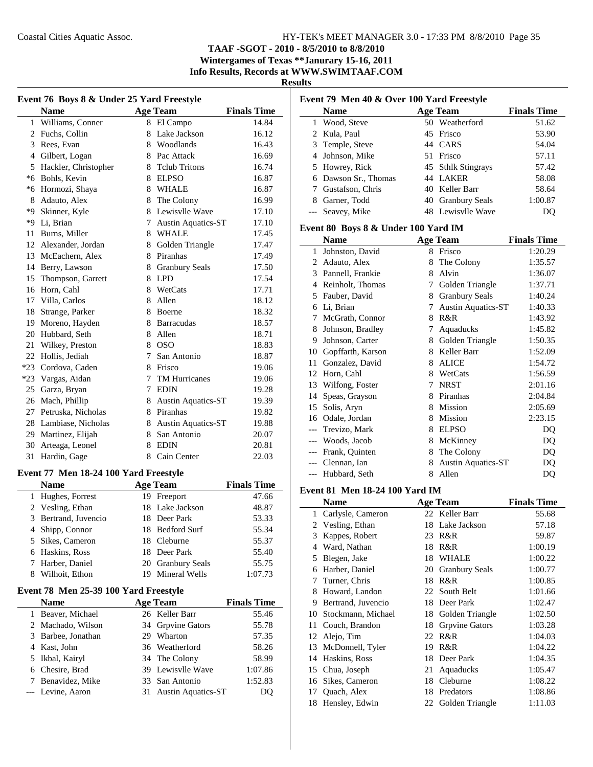**TAAF -SGOT - 2010 - 8/5/2010 to 8/8/2010**
**Wintergames of Texas **Janurary 15-16, 2011**
**Info Results, Records at WWW.SWIMTAAF.COM**
**Results**

### Event 76 Boys 8 & Under 25 Yard Freestyle

| | Name | Age | Team | Finals Time |
|---|---|---|---|---|
| 1 | Williams, Conner | 8 | El Campo | 14.84 |
| 2 | Fuchs, Collin | 8 | Lake Jackson | 16.12 |
| 3 | Rees, Evan | 8 | Woodlands | 16.43 |
| 4 | Gilbert, Logan | 8 | Pac Attack | 16.69 |
| 5 | Hackler, Christopher | 8 | Tclub Tritons | 16.74 |
| *6 | Bohls, Kevin | 8 | ELPSO | 16.87 |
| *6 | Hormozi, Shaya | 8 | WHALE | 16.87 |
| 8 | Adauto, Alex | 8 | The Colony | 16.99 |
| *9 | Skinner, Kyle | 8 | Lewisvlle Wave | 17.10 |
| *9 | Li, Brian | 7 | Austin Aquatics-ST | 17.10 |
| 11 | Burns, Miller | 8 | WHALE | 17.45 |
| 12 | Alexander, Jordan | 8 | Golden Triangle | 17.47 |
| 13 | McEachern, Alex | 8 | Piranhas | 17.49 |
| 14 | Berry, Lawson | 8 | Granbury Seals | 17.50 |
| 15 | Thompson, Garrett | 8 | LPD | 17.54 |
| 16 | Horn, Cahl | 8 | WetCats | 17.71 |
| 17 | Villa, Carlos | 8 | Allen | 18.12 |
| 18 | Strange, Parker | 8 | Boerne | 18.32 |
| 19 | Moreno, Hayden | 8 | Barracudas | 18.57 |
| 20 | Hubbard, Seth | 8 | Allen | 18.71 |
| 21 | Wilkey, Preston | 8 | OSO | 18.83 |
| 22 | Hollis, Jediah | 7 | San Antonio | 18.87 |
| *23 | Cordova, Caden | 8 | Frisco | 19.06 |
| *23 | Vargas, Aidan | 7 | TM Hurricanes | 19.06 |
| 25 | Garza, Bryan | 7 | EDIN | 19.28 |
| 26 | Mach, Phillip | 8 | Austin Aquatics-ST | 19.39 |
| 27 | Petruska, Nicholas | 8 | Piranhas | 19.82 |
| 28 | Lambiase, Nicholas | 8 | Austin Aquatics-ST | 19.88 |
| 29 | Martinez, Elijah | 8 | San Antonio | 20.07 |
| 30 | Arteaga, Leonel | 8 | EDIN | 20.81 |
| 31 | Hardin, Gage | 8 | Cain Center | 22.03 |

### Event 77 Men 18-24 100 Yard Freestyle

| | Name | Age | Team | Finals Time |
|---|---|---|---|---|
| 1 | Hughes, Forrest | 19 | Freeport | 47.66 |
| 2 | Vesling, Ethan | 18 | Lake Jackson | 48.87 |
| 3 | Bertrand, Juvencio | 18 | Deer Park | 53.33 |
| 4 | Shipp, Connor | 18 | Bedford Surf | 55.34 |
| 5 | Sikes, Cameron | 18 | Cleburne | 55.37 |
| 6 | Haskins, Ross | 18 | Deer Park | 55.40 |
| 7 | Harber, Daniel | 20 | Granbury Seals | 55.75 |
| 8 | Wilhoit, Ethon | 19 | Mineral Wells | 1:07.73 |

### Event 78 Men 25-39 100 Yard Freestyle

| | Name | Age | Team | Finals Time |
|---|---|---|---|---|
| 1 | Beaver, Michael | 26 | Keller Barr | 55.46 |
| 2 | Machado, Wilson | 34 | Grpvine Gators | 55.78 |
| 3 | Barbee, Jonathan | 29 | Wharton | 57.35 |
| 4 | Kast, John | 36 | Weatherford | 58.26 |
| 5 | Ikbal, Kairyl | 34 | The Colony | 58.99 |
| 6 | Chesire, Brad | 39 | Lewisvlle Wave | 1:07.86 |
| 7 | Benavidez, Mike | 33 | San Antonio | 1:52.83 |
| --- | Levine, Aaron | 31 | Austin Aquatics-ST | DQ |

### Event 79 Men 40 & Over 100 Yard Freestyle

| | Name | Age | Team | Finals Time |
|---|---|---|---|---|
| 1 | Wood, Steve | 50 | Weatherford | 51.62 |
| 2 | Kula, Paul | 45 | Frisco | 53.90 |
| 3 | Temple, Steve | 44 | CARS | 54.04 |
| 4 | Johnson, Mike | 51 | Frisco | 57.11 |
| 5 | Howrey, Rick | 45 | Sthlk Stingrays | 57.42 |
| 6 | Dawson Sr., Thomas | 44 | LAKER | 58.08 |
| 7 | Gustafson, Chris | 40 | Keller Barr | 58.64 |
| 8 | Garner, Todd | 40 | Granbury Seals | 1:00.87 |
| --- | Seavey, Mike | 48 | Lewisvlle Wave | DQ |

### Event 80 Boys 8 & Under 100 Yard IM

| | Name | Age | Team | Finals Time |
|---|---|---|---|---|
| 1 | Johnston, David | 8 | Frisco | 1:20.29 |
| 2 | Adauto, Alex | 8 | The Colony | 1:35.57 |
| 3 | Pannell, Frankie | 8 | Alvin | 1:36.07 |
| 4 | Reinholt, Thomas | 7 | Golden Triangle | 1:37.71 |
| 5 | Fauber, David | 8 | Granbury Seals | 1:40.24 |
| 6 | Li, Brian | 7 | Austin Aquatics-ST | 1:40.33 |
| 7 | McGrath, Connor | 8 | R&R | 1:43.92 |
| 8 | Johnson, Bradley | 7 | Aquaducks | 1:45.82 |
| 9 | Johnson, Carter | 8 | Golden Triangle | 1:50.35 |
| 10 | Gopffarth, Karson | 8 | Keller Barr | 1:52.09 |
| 11 | Gonzalez, David | 8 | ALICE | 1:54.72 |
| 12 | Horn, Cahl | 8 | WetCats | 1:56.59 |
| 13 | Wilfong, Foster | 7 | NRST | 2:01.16 |
| 14 | Speas, Grayson | 8 | Piranhas | 2:04.84 |
| 15 | Solis, Aryn | 8 | Mission | 2:05.69 |
| 16 | Odale, Jordan | 8 | Mission | 2:23.15 |
| --- | Trevizo, Mark | 8 | ELPSO | DQ |
| --- | Woods, Jacob | 8 | McKinney | DQ |
| --- | Frank, Quinten | 8 | The Colony | DQ |
| --- | Clennan, Ian | 8 | Austin Aquatics-ST | DQ |
| --- | Hubbard, Seth | 8 | Allen | DQ |

### Event 81 Men 18-24 100 Yard IM

| | Name | Age | Team | Finals Time |
|---|---|---|---|---|
| 1 | Carlysle, Cameron | 22 | Keller Barr | 55.68 |
| 2 | Vesling, Ethan | 18 | Lake Jackson | 57.18 |
| 3 | Kappes, Robert | 23 | R&R | 59.87 |
| 4 | Ward, Nathan | 18 | R&R | 1:00.19 |
| 5 | Blegen, Jake | 18 | WHALE | 1:00.22 |
| 6 | Harber, Daniel | 20 | Granbury Seals | 1:00.77 |
| 7 | Turner, Chris | 18 | R&R | 1:00.85 |
| 8 | Howard, Landon | 22 | South Belt | 1:01.66 |
| 9 | Bertrand, Juvencio | 18 | Deer Park | 1:02.47 |
| 10 | Stockmann, Michael | 18 | Golden Triangle | 1:02.50 |
| 11 | Couch, Brandon | 18 | Grpvine Gators | 1:03.28 |
| 12 | Alejo, Tim | 22 | R&R | 1:04.03 |
| 13 | McDonnell, Tyler | 19 | R&R | 1:04.22 |
| 14 | Haskins, Ross | 18 | Deer Park | 1:04.35 |
| 15 | Chua, Joseph | 21 | Aquaducks | 1:05.47 |
| 16 | Sikes, Cameron | 18 | Cleburne | 1:08.22 |
| 17 | Quach, Alex | 18 | Predators | 1:08.86 |
| 18 | Hensley, Edwin | 22 | Golden Triangle | 1:11.03 |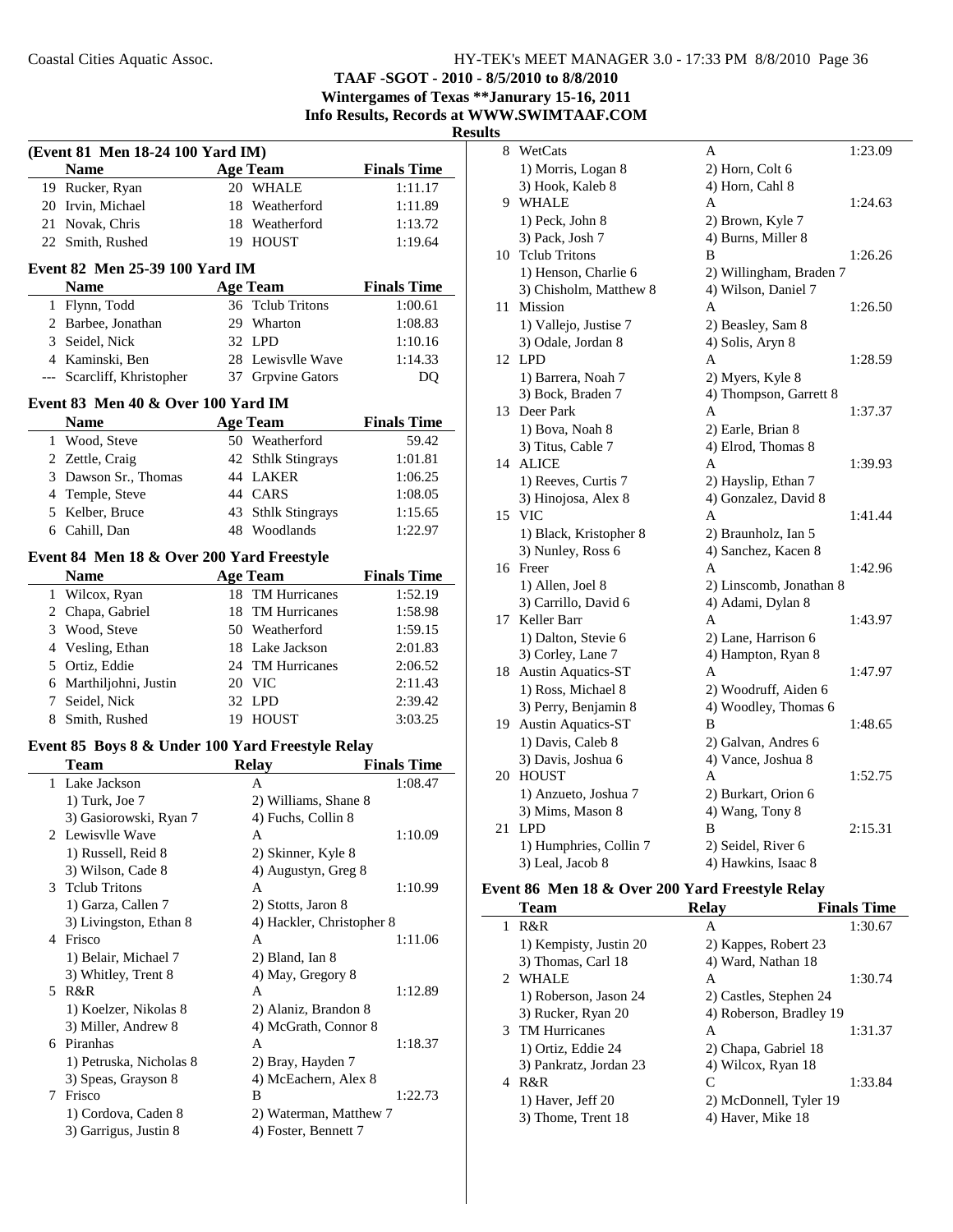# TAAF -SGOT - 2010 - 8/5/2010 to 8/8/2010

**Wintergames of Texas **Janurary 15-16, 2011**

**Info Results, Records at WWW.SWIMTAAF.COM**

**Results**

### (Event 81 Men 18-24 100 Yard IM)

| | Name | Age | Team | Finals Time |
|---|---|---|---|---|
| 19 | Rucker, Ryan | 20 | WHALE | 1:11.17 |
| 20 | Irvin, Michael | 18 | Weatherford | 1:11.89 |
| 21 | Novak, Chris | 18 | Weatherford | 1:13.72 |
| 22 | Smith, Rushed | 19 | HOUST | 1:19.64 |

### Event 82 Men 25-39 100 Yard IM

| | Name | Age | Team | Finals Time |
|---|---|---|---|---|
| 1 | Flynn, Todd | 36 | Tclub Tritons | 1:00.61 |
| 2 | Barbee, Jonathan | 29 | Wharton | 1:08.83 |
| 3 | Seidel, Nick | 32 | LPD | 1:10.16 |
| 4 | Kaminski, Ben | 28 | Lewisvlle Wave | 1:14.33 |
| --- | Scarcliff, Khristopher | 37 | Grpvine Gators | DQ |

### Event 83 Men 40 & Over 100 Yard IM

| | Name | Age | Team | Finals Time |
|---|---|---|---|---|
| 1 | Wood, Steve | 50 | Weatherford | 59.42 |
| 2 | Zettle, Craig | 42 | Sthlk Stingrays | 1:01.81 |
| 3 | Dawson Sr., Thomas | 44 | LAKER | 1:06.25 |
| 4 | Temple, Steve | 44 | CARS | 1:08.05 |
| 5 | Kelber, Bruce | 43 | Sthlk Stingrays | 1:15.65 |
| 6 | Cahill, Dan | 48 | Woodlands | 1:22.97 |

### Event 84 Men 18 & Over 200 Yard Freestyle

| | Name | Age | Team | Finals Time |
|---|---|---|---|---|
| 1 | Wilcox, Ryan | 18 | TM Hurricanes | 1:52.19 |
| 2 | Chapa, Gabriel | 18 | TM Hurricanes | 1:58.98 |
| 3 | Wood, Steve | 50 | Weatherford | 1:59.15 |
| 4 | Vesling, Ethan | 18 | Lake Jackson | 2:01.83 |
| 5 | Ortiz, Eddie | 24 | TM Hurricanes | 2:06.52 |
| 6 | Marthiljohni, Justin | 20 | VIC | 2:11.43 |
| 7 | Seidel, Nick | 32 | LPD | 2:39.42 |
| 8 | Smith, Rushed | 19 | HOUST | 3:03.25 |

### Event 85 Boys 8 & Under 100 Yard Freestyle Relay

| | Team | Relay | Finals Time |
|---|---|---|---|
| 1 | Lake Jackson | A | 1:08.47 |
| | 1) Turk, Joe 7 | 2) Williams, Shane 8 | |
| | 3) Gasiorowski, Ryan 7 | 4) Fuchs, Collin 8 | |
| 2 | Lewisvlle Wave | A | 1:10.09 |
| | 1) Russell, Reid 8 | 2) Skinner, Kyle 8 | |
| | 3) Wilson, Cade 8 | 4) Augustyn, Greg 8 | |
| 3 | Tclub Tritons | A | 1:10.99 |
| | 1) Garza, Callen 7 | 2) Stotts, Jaron 8 | |
| | 3) Livingston, Ethan 8 | 4) Hackler, Christopher 8 | |
| 4 | Frisco | A | 1:11.06 |
| | 1) Belair, Michael 7 | 2) Bland, Ian 8 | |
| | 3) Whitley, Trent 8 | 4) May, Gregory 8 | |
| 5 | R&R | A | 1:12.89 |
| | 1) Koelzer, Nikolas 8 | 2) Alaniz, Brandon 8 | |
| | 3) Miller, Andrew 8 | 4) McGrath, Connor 8 | |
| 6 | Piranhas | A | 1:18.37 |
| | 1) Petruska, Nicholas 8 | 2) Bray, Hayden 7 | |
| | 3) Speas, Grayson 8 | 4) McEachern, Alex 8 | |
| 7 | Frisco | B | 1:22.73 |
| | 1) Cordova, Caden 8 | 2) Waterman, Matthew 7 | |
| | 3) Garrigus, Justin 8 | 4) Foster, Bennett 7 | |
| 8 | WetCats | A | 1:23.09 |
| | 1) Morris, Logan 8 | 2) Horn, Colt 6 | |
| | 3) Hook, Kaleb 8 | 4) Horn, Cahl 8 | |
| 9 | WHALE | A | 1:24.63 |
| | 1) Peck, John 8 | 2) Brown, Kyle 7 | |
| | 3) Pack, Josh 7 | 4) Burns, Miller 8 | |
| 10 | Tclub Tritons | B | 1:26.26 |
| | 1) Henson, Charlie 6 | 2) Willingham, Braden 7 | |
| | 3) Chisholm, Matthew 8 | 4) Wilson, Daniel 7 | |
| 11 | Mission | A | 1:26.50 |
| | 1) Vallejo, Justise 7 | 2) Beasley, Sam 8 | |
| | 3) Odale, Jordan 8 | 4) Solis, Aryn 8 | |
| 12 | LPD | A | 1:28.59 |
| | 1) Barrera, Noah 7 | 2) Myers, Kyle 8 | |
| | 3) Bock, Braden 7 | 4) Thompson, Garrett 8 | |
| 13 | Deer Park | A | 1:37.37 |
| | 1) Bova, Noah 8 | 2) Earle, Brian 8 | |
| | 3) Titus, Cable 7 | 4) Elrod, Thomas 8 | |
| 14 | ALICE | A | 1:39.93 |
| | 1) Reeves, Curtis 7 | 2) Hayslip, Ethan 7 | |
| | 3) Hinojosa, Alex 8 | 4) Gonzalez, David 8 | |
| 15 | VIC | A | 1:41.44 |
| | 1) Black, Kristopher 8 | 2) Braunholz, Ian 5 | |
| | 3) Nunley, Ross 6 | 4) Sanchez, Kacen 8 | |
| 16 | Freer | A | 1:42.96 |
| | 1) Allen, Joel 8 | 2) Linscomb, Jonathan 8 | |
| | 3) Carrillo, David 6 | 4) Adami, Dylan 8 | |
| 17 | Keller Barr | A | 1:43.97 |
| | 1) Dalton, Stevie 6 | 2) Lane, Harrison 6 | |
| | 3) Corley, Lane 7 | 4) Hampton, Ryan 8 | |
| 18 | Austin Aquatics-ST | A | 1:47.97 |
| | 1) Ross, Michael 8 | 2) Woodruff, Aiden 6 | |
| | 3) Perry, Benjamin 8 | 4) Woodley, Thomas 6 | |
| 19 | Austin Aquatics-ST | B | 1:48.65 |
| | 1) Davis, Caleb 8 | 2) Galvan, Andres 6 | |
| | 3) Davis, Joshua 6 | 4) Vance, Joshua 8 | |
| 20 | HOUST | A | 1:52.75 |
| | 1) Anzueto, Joshua 7 | 2) Burkart, Orion 6 | |
| | 3) Mims, Mason 8 | 4) Wang, Tony 8 | |
| 21 | LPD | B | 2:15.31 |
| | 1) Humphries, Collin 7 | 2) Seidel, River 6 | |
| | 3) Leal, Jacob 8 | 4) Hawkins, Isaac 8 | |

### Event 86 Men 18 & Over 200 Yard Freestyle Relay

| | Team | Relay | Finals Time |
|---|---|---|---|
| 1 | R&R | A | 1:30.67 |
| | 1) Kempisty, Justin 20 | 2) Kappes, Robert 23 | |
| | 3) Thomas, Carl 18 | 4) Ward, Nathan 18 | |
| 2 | WHALE | A | 1:30.74 |
| | 1) Roberson, Jason 24 | 2) Castles, Stephen 24 | |
| | 3) Rucker, Ryan 20 | 4) Roberson, Bradley 19 | |
| 3 | TM Hurricanes | A | 1:31.37 |
| | 1) Ortiz, Eddie 24 | 2) Chapa, Gabriel 18 | |
| | 3) Pankratz, Jordan 23 | 4) Wilcox, Ryan 18 | |
| 4 | R&R | C | 1:33.84 |
| | 1) Haver, Jeff 20 | 2) McDonnell, Tyler 19 | |
| | 3) Thome, Trent 18 | 4) Haver, Mike 18 | |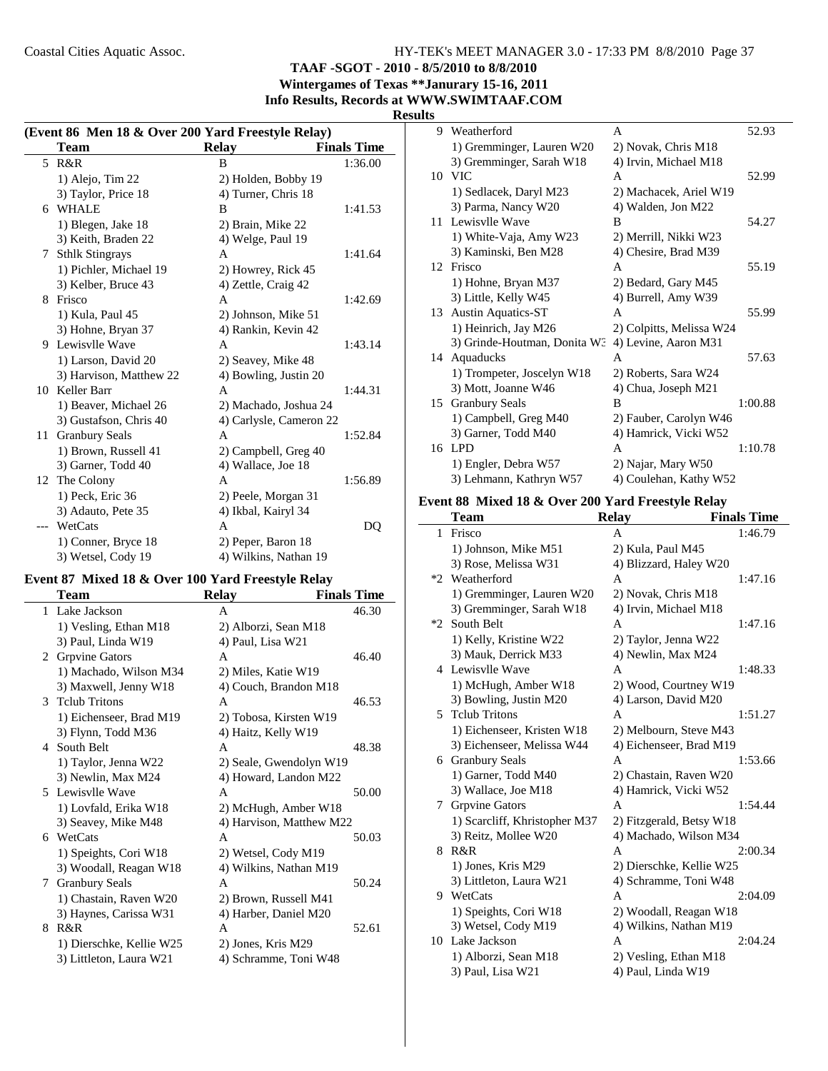**TAAF -SGOT - 2010 - 8/5/2010 to 8/8/2010**
**Wintergames of Texas **Janurary 15-16, 2011**
**Info Results, Records at WWW.SWIMTAAF.COM**
**Results**

### (Event 86 Men 18 & Over 200 Yard Freestyle Relay)

| | Team | Relay | Finals Time |
|---|---|---|---|
| 5 | R&R | B | 1:36.00 |
| | 1) Alejo, Tim 22 | 2) Holden, Bobby 19 | |
| | 3) Taylor, Price 18 | 4) Turner, Chris 18 | |
| 6 | WHALE | B | 1:41.53 |
| | 1) Blegen, Jake 18 | 2) Brain, Mike 22 | |
| | 3) Keith, Braden 22 | 4) Welge, Paul 19 | |
| 7 | Sthlk Stingrays | A | 1:41.64 |
| | 1) Pichler, Michael 19 | 2) Howrey, Rick 45 | |
| | 3) Kelber, Bruce 43 | 4) Zettle, Craig 42 | |
| 8 | Frisco | A | 1:42.69 |
| | 1) Kula, Paul 45 | 2) Johnson, Mike 51 | |
| | 3) Hohne, Bryan 37 | 4) Rankin, Kevin 42 | |
| 9 | Lewisvlle Wave | A | 1:43.14 |
| | 1) Larson, David 20 | 2) Seavey, Mike 48 | |
| | 3) Harvison, Matthew 22 | 4) Bowling, Justin 20 | |
| 10 | Keller Barr | A | 1:44.31 |
| | 1) Beaver, Michael 26 | 2) Machado, Joshua 24 | |
| | 3) Gustafson, Chris 40 | 4) Carlysle, Cameron 22 | |
| 11 | Granbury Seals | A | 1:52.84 |
| | 1) Brown, Russell 41 | 2) Campbell, Greg 40 | |
| | 3) Garner, Todd 40 | 4) Wallace, Joe 18 | |
| 12 | The Colony | A | 1:56.89 |
| | 1) Peck, Eric 36 | 2) Peele, Morgan 31 | |
| | 3) Adauto, Pete 35 | 4) Ikbal, Kairyl 34 | |
| --- | WetCats | A | DQ |
| | 1) Conner, Bryce 18 | 2) Peper, Baron 18 | |
| | 3) Wetsel, Cody 19 | 4) Wilkins, Nathan 19 | |

### Event 87 Mixed 18 & Over 100 Yard Freestyle Relay

| | Team | Relay | Finals Time |
|---|---|---|---|
| 1 | Lake Jackson | A | 46.30 |
| | 1) Vesling, Ethan M18 | 2) Alborzi, Sean M18 | |
| | 3) Paul, Linda W19 | 4) Paul, Lisa W21 | |
| 2 | Grpvine Gators | A | 46.40 |
| | 1) Machado, Wilson M34 | 2) Miles, Katie W19 | |
| | 3) Maxwell, Jenny W18 | 4) Couch, Brandon M18 | |
| 3 | Tclub Tritons | A | 46.53 |
| | 1) Eichenseer, Brad M19 | 2) Tobosa, Kirsten W19 | |
| | 3) Flynn, Todd M36 | 4) Haitz, Kelly W19 | |
| 4 | South Belt | A | 48.38 |
| | 1) Taylor, Jenna W22 | 2) Seale, Gwendolyn W19 | |
| | 3) Newlin, Max M24 | 4) Howard, Landon M22 | |
| 5 | Lewisvlle Wave | A | 50.00 |
| | 1) Lovfald, Erika W18 | 2) McHugh, Amber W18 | |
| | 3) Seavey, Mike M48 | 4) Harvison, Matthew M22 | |
| 6 | WetCats | A | 50.03 |
| | 1) Speights, Cori W18 | 2) Wetsel, Cody M19 | |
| | 3) Woodall, Reagan W18 | 4) Wilkins, Nathan M19 | |
| 7 | Granbury Seals | A | 50.24 |
| | 1) Chastain, Raven W20 | 2) Brown, Russell M41 | |
| | 3) Haynes, Carissa W31 | 4) Harber, Daniel M20 | |
| 8 | R&R | A | 52.61 |
| | 1) Dierschke, Kellie W25 | 2) Jones, Kris M29 | |
| | 3) Littleton, Laura W21 | 4) Schramme, Toni W48 | |
| 9 | Weatherford | A | 52.93 |
| | 1) Gremminger, Lauren W20 | 2) Novak, Chris M18 | |
| | 3) Gremminger, Sarah W18 | 4) Irvin, Michael M18 | |
| 10 | VIC | A | 52.99 |
| | 1) Sedlacek, Daryl M23 | 2) Machacek, Ariel W19 | |
| | 3) Parma, Nancy W20 | 4) Walden, Jon M22 | |
| 11 | Lewisvlle Wave | B | 54.27 |
| | 1) White-Vaja, Amy W23 | 2) Merrill, Nikki W23 | |
| | 3) Kaminski, Ben M28 | 4) Chesire, Brad M39 | |
| 12 | Frisco | A | 55.19 |
| | 1) Hohne, Bryan M37 | 2) Bedard, Gary M45 | |
| | 3) Little, Kelly W45 | 4) Burrell, Amy W39 | |
| 13 | Austin Aquatics-ST | A | 55.99 |
| | 1) Heinrich, Jay M26 | 2) Colpitts, Melissa W24 | |
| | 3) Grinde-Houtman, Donita W3 | 4) Levine, Aaron M31 | |
| 14 | Aquaducks | A | 57.63 |
| | 1) Trompeter, Joscelyn W18 | 2) Roberts, Sara W24 | |
| | 3) Mott, Joanne W46 | 4) Chua, Joseph M21 | |
| 15 | Granbury Seals | B | 1:00.88 |
| | 1) Campbell, Greg M40 | 2) Fauber, Carolyn W46 | |
| | 3) Garner, Todd M40 | 4) Hamrick, Vicki W52 | |
| 16 | LPD | A | 1:10.78 |
| | 1) Engler, Debra W57 | 2) Najar, Mary W50 | |
| | 3) Lehmann, Kathryn W57 | 4) Coulehan, Kathy W52 | |

### Event 88 Mixed 18 & Over 200 Yard Freestyle Relay

| | Team | Relay | Finals Time |
|---|---|---|---|
| 1 | Frisco | A | 1:46.79 |
| | 1) Johnson, Mike M51 | 2) Kula, Paul M45 | |
| | 3) Rose, Melissa W31 | 4) Blizzard, Haley W20 | |
| *2 | Weatherford | A | 1:47.16 |
| | 1) Gremminger, Lauren W20 | 2) Novak, Chris M18 | |
| | 3) Gremminger, Sarah W18 | 4) Irvin, Michael M18 | |
| *2 | South Belt | A | 1:47.16 |
| | 1) Kelly, Kristine W22 | 2) Taylor, Jenna W22 | |
| | 3) Mauk, Derrick M33 | 4) Newlin, Max M24 | |
| 4 | Lewisvlle Wave | A | 1:48.33 |
| | 1) McHugh, Amber W18 | 2) Wood, Courtney W19 | |
| | 3) Bowling, Justin M20 | 4) Larson, David M20 | |
| 5 | Tclub Tritons | A | 1:51.27 |
| | 1) Eichenseer, Kristen W18 | 2) Melbourn, Steve M43 | |
| | 3) Eichenseer, Melissa W44 | 4) Eichenseer, Brad M19 | |
| 6 | Granbury Seals | A | 1:53.66 |
| | 1) Garner, Todd M40 | 2) Chastain, Raven W20 | |
| | 3) Wallace, Joe M18 | 4) Hamrick, Vicki W52 | |
| 7 | Grpvine Gators | A | 1:54.44 |
| | 1) Scarcliff, Khristopher M37 | 2) Fitzgerald, Betsy W18 | |
| | 3) Reitz, Mollee W20 | 4) Machado, Wilson M34 | |
| 8 | R&R | A | 2:00.34 |
| | 1) Jones, Kris M29 | 2) Dierschke, Kellie W25 | |
| | 3) Littleton, Laura W21 | 4) Schramme, Toni W48 | |
| 9 | WetCats | A | 2:04.09 |
| | 1) Speights, Cori W18 | 2) Woodall, Reagan W18 | |
| | 3) Wetsel, Cody M19 | 4) Wilkins, Nathan M19 | |
| 10 | Lake Jackson | A | 2:04.24 |
| | 1) Alborzi, Sean M18 | 2) Vesling, Ethan M18 | |
| | 3) Paul, Lisa W21 | 4) Paul, Linda W19 | |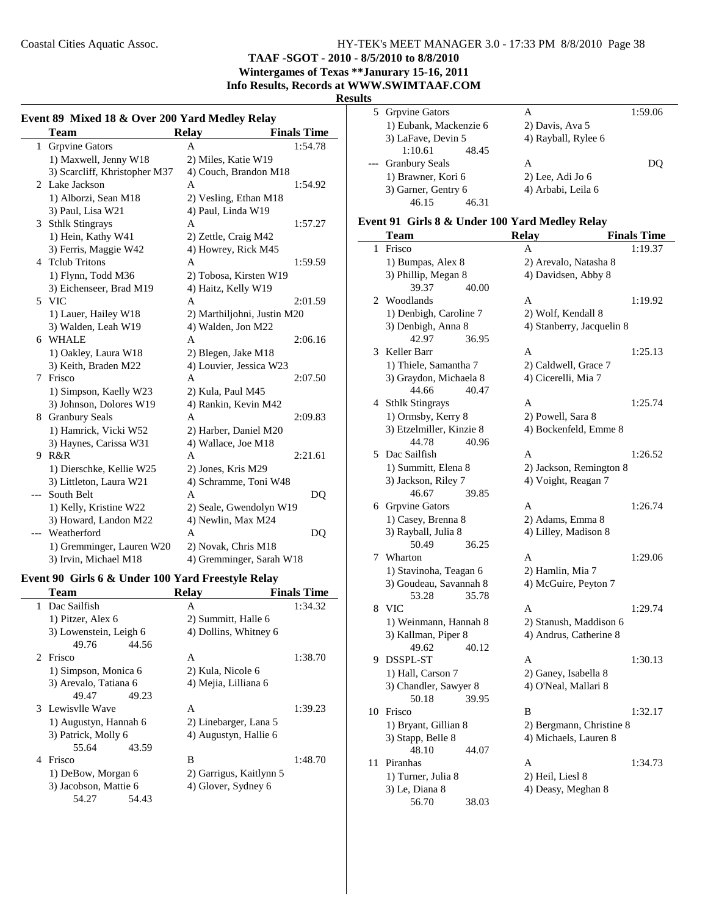TAAF -SGOT - 2010 - 8/5/2010 to 8/8/2010

Wintergames of Texas **Janurary 15-16, 2011

Info Results, Records at WWW.SWIMTAAF.COM

**Results**

### Event 89 Mixed 18 & Over 200 Yard Medley Relay

| | Team | Relay | Finals Time |
|---|---|---|---|
| 1 | Grpvine Gators | A | 1:54.78 |
| | 1) Maxwell, Jenny W18 | 2) Miles, Katie W19 | |
| | 3) Scarcliff, Khristopher M37 | 4) Couch, Brandon M18 | |
| 2 | Lake Jackson | A | 1:54.92 |
| | 1) Alborzi, Sean M18 | 2) Vesling, Ethan M18 | |
| | 3) Paul, Lisa W21 | 4) Paul, Linda W19 | |
| 3 | Sthlk Stingrays | A | 1:57.27 |
| | 1) Hein, Kathy W41 | 2) Zettle, Craig M42 | |
| | 3) Ferris, Maggie W42 | 4) Howrey, Rick M45 | |
| 4 | Tclub Tritons | A | 1:59.59 |
| | 1) Flynn, Todd M36 | 2) Tobosa, Kirsten W19 | |
| | 3) Eichenseer, Brad M19 | 4) Haitz, Kelly W19 | |
| 5 | VIC | A | 2:01.59 |
| | 1) Lauer, Hailey W18 | 2) Marthiljohni, Justin M20 | |
| | 3) Walden, Leah W19 | 4) Walden, Jon M22 | |
| 6 | WHALE | A | 2:06.16 |
| | 1) Oakley, Laura W18 | 2) Blegen, Jake M18 | |
| | 3) Keith, Braden M22 | 4) Louvier, Jessica W23 | |
| 7 | Frisco | A | 2:07.50 |
| | 1) Simpson, Kaelly W23 | 2) Kula, Paul M45 | |
| | 3) Johnson, Dolores W19 | 4) Rankin, Kevin M42 | |
| 8 | Granbury Seals | A | 2:09.83 |
| | 1) Hamrick, Vicki W52 | 2) Harber, Daniel M20 | |
| | 3) Haynes, Carissa W31 | 4) Wallace, Joe M18 | |
| 9 | R&R | A | 2:21.61 |
| | 1) Dierschke, Kellie W25 | 2) Jones, Kris M29 | |
| | 3) Littleton, Laura W21 | 4) Schramme, Toni W48 | |
| --- | South Belt | A | DQ |
| | 1) Kelly, Kristine W22 | 2) Seale, Gwendolyn W19 | |
| | 3) Howard, Landon M22 | 4) Newlin, Max M24 | |
| --- | Weatherford | A | DQ |
| | 1) Gremminger, Lauren W20 | 2) Novak, Chris M18 | |
| | 3) Irvin, Michael M18 | 4) Gremminger, Sarah W18 | |

### Event 90 Girls 6 & Under 100 Yard Freestyle Relay

| | Team | Relay | Finals Time |
|---|---|---|---|
| 1 | Dac Sailfish | A | 1:34.32 |
| | 1) Pitzer, Alex 6 | 2) Summitt, Halle 6 | |
| | 3) Lowenstein, Leigh 6 | 4) Dollins, Whitney 6 | |
| | 49.76 44.56 | | |
| 2 | Frisco | A | 1:38.70 |
| | 1) Simpson, Monica 6 | 2) Kula, Nicole 6 | |
| | 3) Arevalo, Tatiana 6 | 4) Mejia, Lilliana 6 | |
| | 49.47 49.23 | | |
| 3 | Lewisvlle Wave | A | 1:39.23 |
| | 1) Augustyn, Hannah 6 | 2) Linebarger, Lana 5 | |
| | 3) Patrick, Molly 6 | 4) Augustyn, Hallie 6 | |
| | 55.64 43.59 | | |
| 4 | Frisco | B | 1:48.70 |
| | 1) DeBow, Morgan 6 | 2) Garrigus, Kaitlynn 5 | |
| | 3) Jacobson, Mattie 6 | 4) Glover, Sydney 6 | |
| | 54.27 54.43 | | |
| 5 | Grpvine Gators | A | 1:59.06 |
| | 1) Eubank, Mackenzie 6 | 2) Davis, Ava 5 | |
| | 3) LaFave, Devin 5 | 4) Rayball, Rylee 6 | |
| | 1:10.61 48.45 | | |
| --- | Granbury Seals | A | DQ |
| | 1) Brawner, Kori 6 | 2) Lee, Adi Jo 6 | |
| | 3) Garner, Gentry 6 | 4) Arbabi, Leila 6 | |
| | 46.15 46.31 | | |

### Event 91 Girls 8 & Under 100 Yard Medley Relay

| | Team | Relay | Finals Time |
|---|---|---|---|
| 1 | Frisco | A | 1:19.37 |
| | 1) Bumpas, Alex 8 | 2) Arevalo, Natasha 8 | |
| | 3) Phillip, Megan 8 | 4) Davidsen, Abby 8 | |
| | 39.37 40.00 | | |
| 2 | Woodlands | A | 1:19.92 |
| | 1) Denbigh, Caroline 7 | 2) Wolf, Kendall 8 | |
| | 3) Denbigh, Anna 8 | 4) Stanberry, Jacquelin 8 | |
| | 42.97 36.95 | | |
| 3 | Keller Barr | A | 1:25.13 |
| | 1) Thiele, Samantha 7 | 2) Caldwell, Grace 7 | |
| | 3) Graydon, Michaela 8 | 4) Cicerelli, Mia 7 | |
| | 44.66 40.47 | | |
| 4 | Sthlk Stingrays | A | 1:25.74 |
| | 1) Ormsby, Kerry 8 | 2) Powell, Sara 8 | |
| | 3) Etzelmiller, Kinzie 8 | 4) Bockenfeld, Emme 8 | |
| | 44.78 40.96 | | |
| 5 | Dac Sailfish | A | 1:26.52 |
| | 1) Summitt, Elena 8 | 2) Jackson, Remington 8 | |
| | 3) Jackson, Riley 7 | 4) Voight, Reagan 7 | |
| | 46.67 39.85 | | |
| 6 | Grpvine Gators | A | 1:26.74 |
| | 1) Casey, Brenna 8 | 2) Adams, Emma 8 | |
| | 3) Rayball, Julia 8 | 4) Lilley, Madison 8 | |
| | 50.49 36.25 | | |
| 7 | Wharton | A | 1:29.06 |
| | 1) Stavinoha, Teagan 6 | 2) Hamlin, Mia 7 | |
| | 3) Goudeau, Savannah 8 | 4) McGuire, Peyton 7 | |
| | 53.28 35.78 | | |
| 8 | VIC | A | 1:29.74 |
| | 1) Weinmann, Hannah 8 | 2) Stanush, Maddison 6 | |
| | 3) Kallman, Piper 8 | 4) Andrus, Catherine 8 | |
| | 49.62 40.12 | | |
| 9 | DSSPL-ST | A | 1:30.13 |
| | 1) Hall, Carson 7 | 2) Ganey, Isabella 8 | |
| | 3) Chandler, Sawyer 8 | 4) O'Neal, Mallari 8 | |
| | 50.18 39.95 | | |
| 10 | Frisco | B | 1:32.17 |
| | 1) Bryant, Gillian 8 | 2) Bergmann, Christine 8 | |
| | 3) Stapp, Belle 8 | 4) Michaels, Lauren 8 | |
| | 48.10 44.07 | | |
| 11 | Piranhas | A | 1:34.73 |
| | 1) Turner, Julia 8 | 2) Heil, Liesl 8 | |
| | 3) Le, Diana 8 | 4) Deasy, Meghan 8 | |
| | 56.70 38.03 | | |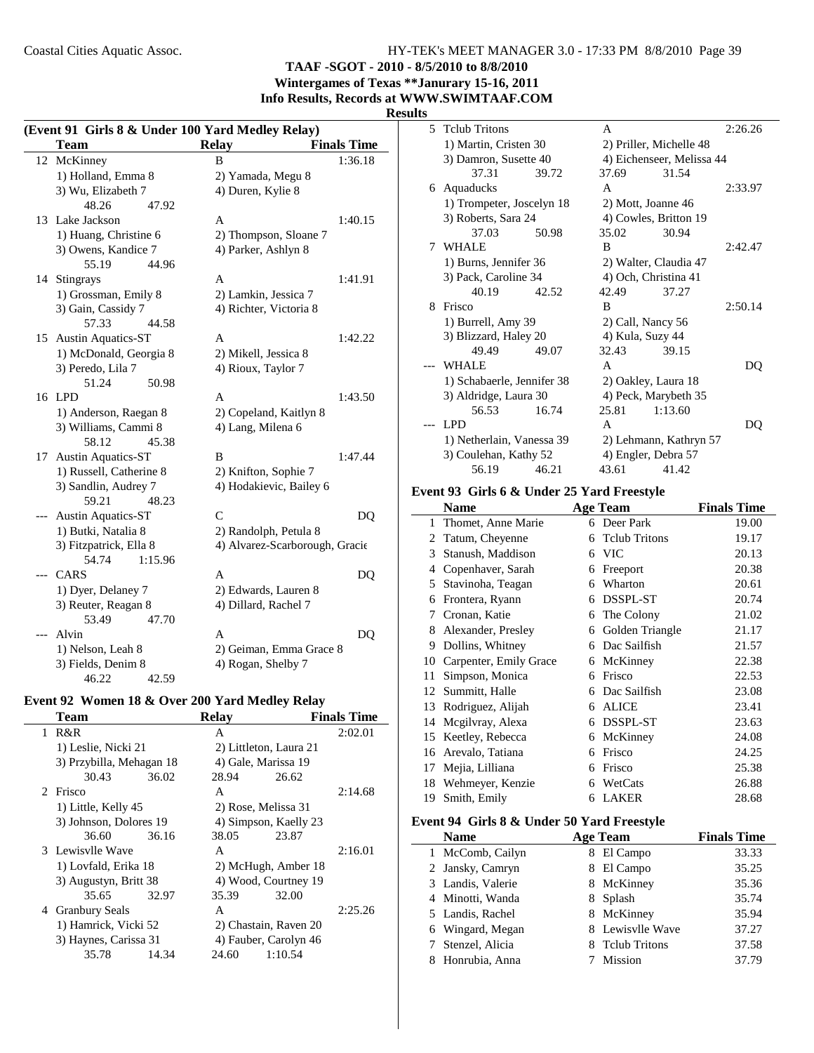**TAAF -SGOT - 2010 - 8/5/2010 to 8/8/2010**
**Wintergames of Texas **Janurary 15-16, 2011**
**Info Results, Records at WWW.SWIMTAAF.COM**

**Results**

### (Event 91 Girls 8 & Under 100 Yard Medley Relay)

| | Team | Relay | Finals Time |
|---|---|---|---|
| 12 | McKinney | B | 1:36.18 |
| | 1) Holland, Emma 8 | 2) Yamada, Megu 8 | |
| | 3) Wu, Elizabeth 7 | 4) Duren, Kylie 8 | |
| | 48.26 47.92 | | |
| 13 | Lake Jackson | A | 1:40.15 |
| | 1) Huang, Christine 6 | 2) Thompson, Sloane 7 | |
| | 3) Owens, Kandice 7 | 4) Parker, Ashlyn 8 | |
| | 55.19 44.96 | | |
| 14 | Stingrays | A | 1:41.91 |
| | 1) Grossman, Emily 8 | 2) Lamkin, Jessica 7 | |
| | 3) Gain, Cassidy 7 | 4) Richter, Victoria 8 | |
| | 57.33 44.58 | | |
| 15 | Austin Aquatics-ST | A | 1:42.22 |
| | 1) McDonald, Georgia 8 | 2) Mikell, Jessica 8 | |
| | 3) Peredo, Lila 7 | 4) Rioux, Taylor 7 | |
| | 51.24 50.98 | | |
| 16 | LPD | A | 1:43.50 |
| | 1) Anderson, Raegan 8 | 2) Copeland, Kaitlyn 8 | |
| | 3) Williams, Cammi 8 | 4) Lang, Milena 6 | |
| | 58.12 45.38 | | |
| 17 | Austin Aquatics-ST | B | 1:47.44 |
| | 1) Russell, Catherine 8 | 2) Knifton, Sophie 7 | |
| | 3) Sandlin, Audrey 7 | 4) Hodakievic, Bailey 6 | |
| | 59.21 48.23 | | |
| --- | Austin Aquatics-ST | C | DQ |
| | 1) Butki, Natalia 8 | 2) Randolph, Petula 8 | |
| | 3) Fitzpatrick, Ella 8 | 4) Alvarez-Scarborough, Gracie | |
| | 54.74 1:15.96 | | |
| --- | CARS | A | DQ |
| | 1) Dyer, Delaney 7 | 2) Edwards, Lauren 8 | |
| | 3) Reuter, Reagan 8 | 4) Dillard, Rachel 7 | |
| | 53.49 47.70 | | |
| --- | Alvin | A | DQ |
| | 1) Nelson, Leah 8 | 2) Geiman, Emma Grace 8 | |
| | 3) Fields, Denim 8 | 4) Rogan, Shelby 7 | |
| | 46.22 42.59 | | |

### Event 92 Women 18 & Over 200 Yard Medley Relay

| | Team | Relay | Finals Time |
|---|---|---|---|
| 1 | R&R | A | 2:02.01 |
| | 1) Leslie, Nicki 21 | 2) Littleton, Laura 21 | |
| | 3) Przybilla, Mehagan 18 | 4) Gale, Marissa 19 | |
| | 30.43 36.02 | 28.94 26.62 | |
| 2 | Frisco | A | 2:14.68 |
| | 1) Little, Kelly 45 | 2) Rose, Melissa 31 | |
| | 3) Johnson, Dolores 19 | 4) Simpson, Kaelly 23 | |
| | 36.60 36.16 | 38.05 23.87 | |
| 3 | Lewisvlle Wave | A | 2:16.01 |
| | 1) Lovfald, Erika 18 | 2) McHugh, Amber 18 | |
| | 3) Augustyn, Britt 38 | 4) Wood, Courtney 19 | |
| | 35.65 32.97 | 35.39 32.00 | |
| 4 | Granbury Seals | A | 2:25.26 |
| | 1) Hamrick, Vicki 52 | 2) Chastain, Raven 20 | |
| | 3) Haynes, Carissa 31 | 4) Fauber, Carolyn 46 | |
| | 35.78 14.34 | 24.60 1:10.54 | |
| 5 | Tclub Tritons | A | 2:26.26 |
| | 1) Martin, Cristen 30 | 2) Priller, Michelle 48 | |
| | 3) Damron, Susette 40 | 4) Eichenseer, Melissa 44 | |
| | 37.31 39.72 | 37.69 31.54 | |
| 6 | Aquaducks | A | 2:33.97 |
| | 1) Trompeter, Joscelyn 18 | 2) Mott, Joanne 46 | |
| | 3) Roberts, Sara 24 | 4) Cowles, Britton 19 | |
| | 37.03 50.98 | 35.02 30.94 | |
| 7 | WHALE | B | 2:42.47 |
| | 1) Burns, Jennifer 36 | 2) Walter, Claudia 47 | |
| | 3) Pack, Caroline 34 | 4) Och, Christina 41 | |
| | 40.19 42.52 | 42.49 37.27 | |
| 8 | Frisco | B | 2:50.14 |
| | 1) Burrell, Amy 39 | 2) Call, Nancy 56 | |
| | 3) Blizzard, Haley 20 | 4) Kula, Suzy 44 | |
| | 49.49 49.07 | 32.43 39.15 | |
| --- | WHALE | A | DQ |
| | 1) Schabaerle, Jennifer 38 | 2) Oakley, Laura 18 | |
| | 3) Aldridge, Laura 30 | 4) Peck, Marybeth 35 | |
| | 56.53 16.74 | 25.81 1:13.60 | |
| --- | LPD | A | DQ |
| | 1) Netherlain, Vanessa 39 | 2) Lehmann, Kathryn 57 | |
| | 3) Coulehan, Kathy 52 | 4) Engler, Debra 57 | |
| | 56.19 46.21 | 43.61 41.42 | |

### Event 93 Girls 6 & Under 25 Yard Freestyle

| | Name | Age | Team | Finals Time |
|---|---|---|---|---|
| 1 | Thomet, Anne Marie | 6 | Deer Park | 19.00 |
| 2 | Tatum, Cheyenne | 6 | Tclub Tritons | 19.17 |
| 3 | Stanush, Maddison | 6 | VIC | 20.13 |
| 4 | Copenhaver, Sarah | 6 | Freeport | 20.38 |
| 5 | Stavinoha, Teagan | 6 | Wharton | 20.61 |
| 6 | Frontera, Ryann | 6 | DSSPL-ST | 20.74 |
| 7 | Cronan, Katie | 6 | The Colony | 21.02 |
| 8 | Alexander, Presley | 6 | Golden Triangle | 21.17 |
| 9 | Dollins, Whitney | 6 | Dac Sailfish | 21.57 |
| 10 | Carpenter, Emily Grace | 6 | McKinney | 22.38 |
| 11 | Simpson, Monica | 6 | Frisco | 22.53 |
| 12 | Summitt, Halle | 6 | Dac Sailfish | 23.08 |
| 13 | Rodriguez, Alijah | 6 | ALICE | 23.41 |
| 14 | Mcgilvray, Alexa | 6 | DSSPL-ST | 23.63 |
| 15 | Keetley, Rebecca | 6 | McKinney | 24.08 |
| 16 | Arevalo, Tatiana | 6 | Frisco | 24.25 |
| 17 | Mejia, Lilliana | 6 | Frisco | 25.38 |
| 18 | Wehmeyer, Kenzie | 6 | WetCats | 26.88 |
| 19 | Smith, Emily | 6 | LAKER | 28.68 |

### Event 94 Girls 8 & Under 50 Yard Freestyle

| | Name | Age | Team | Finals Time |
|---|---|---|---|---|
| 1 | McComb, Cailyn | 8 | El Campo | 33.33 |
| 2 | Jansky, Camryn | 8 | El Campo | 35.25 |
| 3 | Landis, Valerie | 8 | McKinney | 35.36 |
| 4 | Minotti, Wanda | 8 | Splash | 35.74 |
| 5 | Landis, Rachel | 8 | McKinney | 35.94 |
| 6 | Wingard, Megan | 8 | Lewisvlle Wave | 37.27 |
| 7 | Stenzel, Alicia | 8 | Tclub Tritons | 37.58 |
| 8 | Honrubia, Anna | 7 | Mission | 37.79 |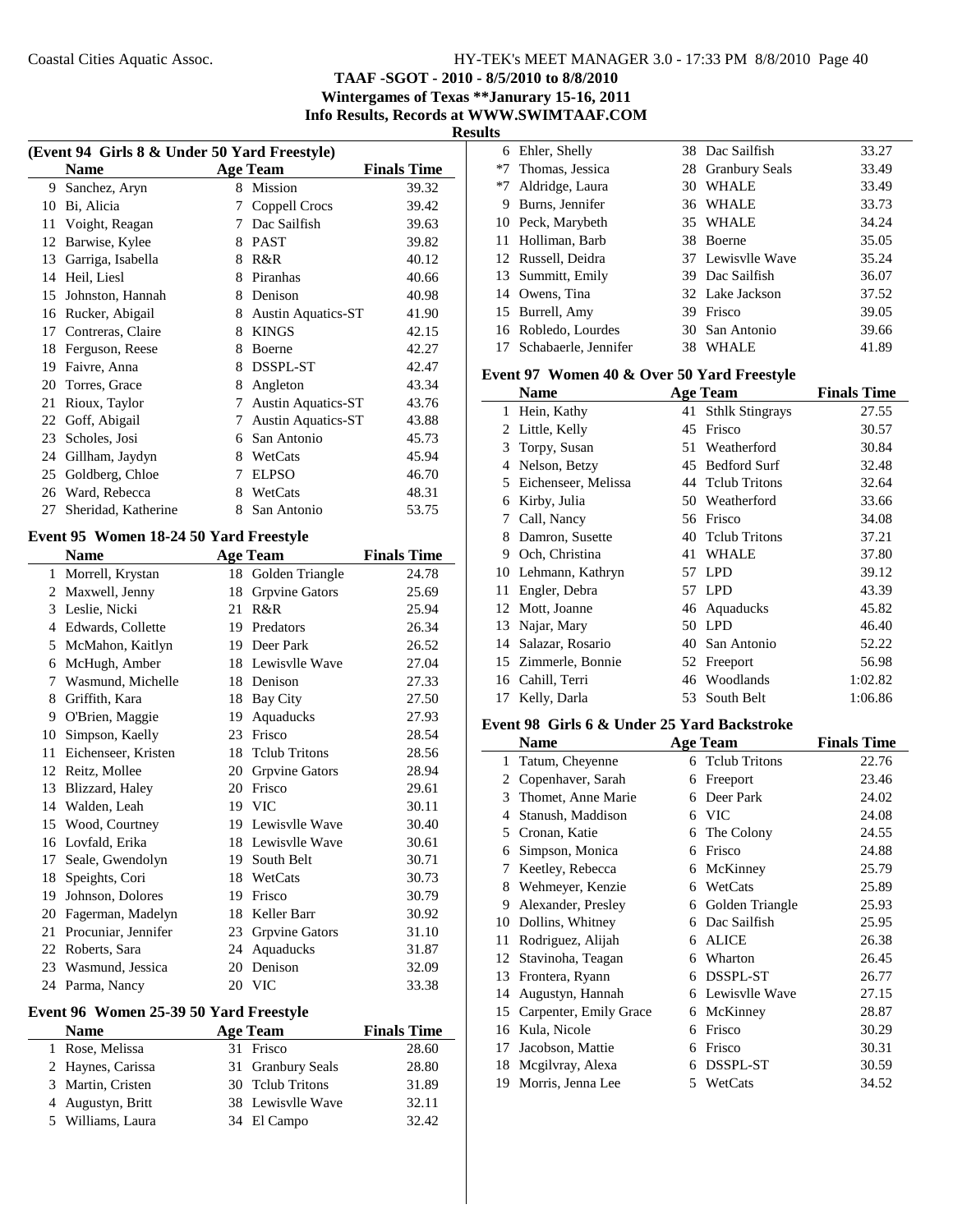TAAF -SGOT - 2010 - 8/5/2010 to 8/8/2010

Wintergames of Texas **Janurary 15-16, 2011

Info Results, Records at WWW.SWIMTAAF.COM

**Results**

### (Event 94 Girls 8 & Under 50 Yard Freestyle)

| | Name | Age | Team | Finals Time |
|---|---|---|---|---|
| 9 | Sanchez, Aryn | 8 | Mission | 39.32 |
| 10 | Bi, Alicia | 7 | Coppell Crocs | 39.42 |
| 11 | Voight, Reagan | 7 | Dac Sailfish | 39.63 |
| 12 | Barwise, Kylee | 8 | PAST | 39.82 |
| 13 | Garriga, Isabella | 8 | R&R | 40.12 |
| 14 | Heil, Liesl | 8 | Piranhas | 40.66 |
| 15 | Johnston, Hannah | 8 | Denison | 40.98 |
| 16 | Rucker, Abigail | 8 | Austin Aquatics-ST | 41.90 |
| 17 | Contreras, Claire | 8 | KINGS | 42.15 |
| 18 | Ferguson, Reese | 8 | Boerne | 42.27 |
| 19 | Faivre, Anna | 8 | DSSPL-ST | 42.47 |
| 20 | Torres, Grace | 8 | Angleton | 43.34 |
| 21 | Rioux, Taylor | 7 | Austin Aquatics-ST | 43.76 |
| 22 | Goff, Abigail | 7 | Austin Aquatics-ST | 43.88 |
| 23 | Scholes, Josi | 6 | San Antonio | 45.73 |
| 24 | Gillham, Jaydyn | 8 | WetCats | 45.94 |
| 25 | Goldberg, Chloe | 7 | ELPSO | 46.70 |
| 26 | Ward, Rebecca | 8 | WetCats | 48.31 |
| 27 | Sheridad, Katherine | 8 | San Antonio | 53.75 |

### Event 95 Women 18-24 50 Yard Freestyle

| | Name | Age | Team | Finals Time |
|---|---|---|---|---|
| 1 | Morrell, Krystan | 18 | Golden Triangle | 24.78 |
| 2 | Maxwell, Jenny | 18 | Grpvine Gators | 25.69 |
| 3 | Leslie, Nicki | 21 | R&R | 25.94 |
| 4 | Edwards, Collette | 19 | Predators | 26.34 |
| 5 | McMahon, Kaitlyn | 19 | Deer Park | 26.52 |
| 6 | McHugh, Amber | 18 | Lewisvlle Wave | 27.04 |
| 7 | Wasmund, Michelle | 18 | Denison | 27.33 |
| 8 | Griffith, Kara | 18 | Bay City | 27.50 |
| 9 | O'Brien, Maggie | 19 | Aquaducks | 27.93 |
| 10 | Simpson, Kaelly | 23 | Frisco | 28.54 |
| 11 | Eichenseer, Kristen | 18 | Tclub Tritons | 28.56 |
| 12 | Reitz, Mollee | 20 | Grpvine Gators | 28.94 |
| 13 | Blizzard, Haley | 20 | Frisco | 29.61 |
| 14 | Walden, Leah | 19 | VIC | 30.11 |
| 15 | Wood, Courtney | 19 | Lewisvlle Wave | 30.40 |
| 16 | Lovfald, Erika | 18 | Lewisvlle Wave | 30.61 |
| 17 | Seale, Gwendolyn | 19 | South Belt | 30.71 |
| 18 | Speights, Cori | 18 | WetCats | 30.73 |
| 19 | Johnson, Dolores | 19 | Frisco | 30.79 |
| 20 | Fagerman, Madelyn | 18 | Keller Barr | 30.92 |
| 21 | Procuniar, Jennifer | 23 | Grpvine Gators | 31.10 |
| 22 | Roberts, Sara | 24 | Aquaducks | 31.87 |
| 23 | Wasmund, Jessica | 20 | Denison | 32.09 |
| 24 | Parma, Nancy | 20 | VIC | 33.38 |

### Event 96 Women 25-39 50 Yard Freestyle

| | Name | Age | Team | Finals Time |
|---|---|---|---|---|
| 1 | Rose, Melissa | 31 | Frisco | 28.60 |
| 2 | Haynes, Carissa | 31 | Granbury Seals | 28.80 |
| 3 | Martin, Cristen | 30 | Tclub Tritons | 31.89 |
| 4 | Augustyn, Britt | 38 | Lewisvlle Wave | 32.11 |
| 5 | Williams, Laura | 34 | El Campo | 32.42 |
| 6 | Ehler, Shelly | 38 | Dac Sailfish | 33.27 |
| *7 | Thomas, Jessica | 28 | Granbury Seals | 33.49 |
| *7 | Aldridge, Laura | 30 | WHALE | 33.49 |
| 9 | Burns, Jennifer | 36 | WHALE | 33.73 |
| 10 | Peck, Marybeth | 35 | WHALE | 34.24 |
| 11 | Holliman, Barb | 38 | Boerne | 35.05 |
| 12 | Russell, Deidra | 37 | Lewisvlle Wave | 35.24 |
| 13 | Summitt, Emily | 39 | Dac Sailfish | 36.07 |
| 14 | Owens, Tina | 32 | Lake Jackson | 37.52 |
| 15 | Burrell, Amy | 39 | Frisco | 39.05 |
| 16 | Robledo, Lourdes | 30 | San Antonio | 39.66 |
| 17 | Schabaerle, Jennifer | 38 | WHALE | 41.89 |

### Event 97 Women 40 & Over 50 Yard Freestyle

| | Name | Age | Team | Finals Time |
|---|---|---|---|---|
| 1 | Hein, Kathy | 41 | Sthlk Stingrays | 27.55 |
| 2 | Little, Kelly | 45 | Frisco | 30.57 |
| 3 | Torpy, Susan | 51 | Weatherford | 30.84 |
| 4 | Nelson, Betzy | 45 | Bedford Surf | 32.48 |
| 5 | Eichenseer, Melissa | 44 | Tclub Tritons | 32.64 |
| 6 | Kirby, Julia | 50 | Weatherford | 33.66 |
| 7 | Call, Nancy | 56 | Frisco | 34.08 |
| 8 | Damron, Susette | 40 | Tclub Tritons | 37.21 |
| 9 | Och, Christina | 41 | WHALE | 37.80 |
| 10 | Lehmann, Kathryn | 57 | LPD | 39.12 |
| 11 | Engler, Debra | 57 | LPD | 43.39 |
| 12 | Mott, Joanne | 46 | Aquaducks | 45.82 |
| 13 | Najar, Mary | 50 | LPD | 46.40 |
| 14 | Salazar, Rosario | 40 | San Antonio | 52.22 |
| 15 | Zimmerle, Bonnie | 52 | Freeport | 56.98 |
| 16 | Cahill, Terri | 46 | Woodlands | 1:02.82 |
| 17 | Kelly, Darla | 53 | South Belt | 1:06.86 |

### Event 98 Girls 6 & Under 25 Yard Backstroke

| | Name | Age | Team | Finals Time |
|---|---|---|---|---|
| 1 | Tatum, Cheyenne | 6 | Tclub Tritons | 22.76 |
| 2 | Copenhaver, Sarah | 6 | Freeport | 23.46 |
| 3 | Thomet, Anne Marie | 6 | Deer Park | 24.02 |
| 4 | Stanush, Maddison | 6 | VIC | 24.08 |
| 5 | Cronan, Katie | 6 | The Colony | 24.55 |
| 6 | Simpson, Monica | 6 | Frisco | 24.88 |
| 7 | Keetley, Rebecca | 6 | McKinney | 25.79 |
| 8 | Wehmeyer, Kenzie | 6 | WetCats | 25.89 |
| 9 | Alexander, Presley | 6 | Golden Triangle | 25.93 |
| 10 | Dollins, Whitney | 6 | Dac Sailfish | 25.95 |
| 11 | Rodriguez, Alijah | 6 | ALICE | 26.38 |
| 12 | Stavinoha, Teagan | 6 | Wharton | 26.45 |
| 13 | Frontera, Ryann | 6 | DSSPL-ST | 26.77 |
| 14 | Augustyn, Hannah | 6 | Lewisvlle Wave | 27.15 |
| 15 | Carpenter, Emily Grace | 6 | McKinney | 28.87 |
| 16 | Kula, Nicole | 6 | Frisco | 30.29 |
| 17 | Jacobson, Mattie | 6 | Frisco | 30.31 |
| 18 | Mcgilvray, Alexa | 6 | DSSPL-ST | 30.59 |
| 19 | Morris, Jenna Lee | 5 | WetCats | 34.52 |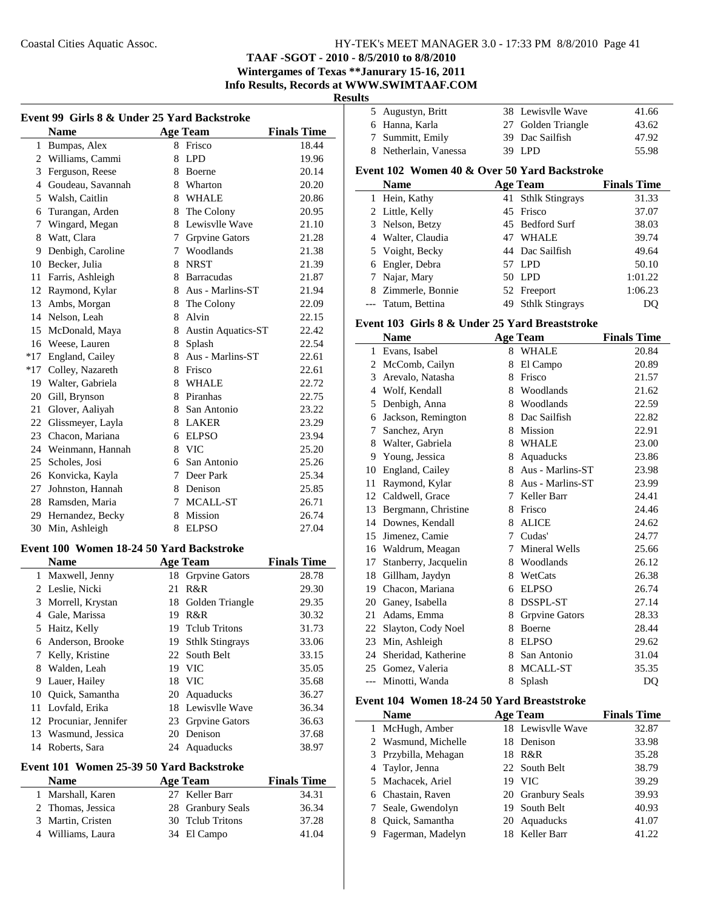**TAAF -SGOT - 2010 - 8/5/2010 to 8/8/2010**
**Wintergames of Texas **Janurary 15-16, 2011**
**Info Results, Records at WWW.SWIMTAAF.COM**
**Results**

### Event 99 Girls 8 & Under 25 Yard Backstroke

| | Name | Age | Team | Finals Time |
|---|---|---|---|---|
| 1 | Bumpas, Alex | 8 | Frisco | 18.44 |
| 2 | Williams, Cammi | 8 | LPD | 19.96 |
| 3 | Ferguson, Reese | 8 | Boerne | 20.14 |
| 4 | Goudeau, Savannah | 8 | Wharton | 20.20 |
| 5 | Walsh, Caitlin | 8 | WHALE | 20.86 |
| 6 | Turangan, Arden | 8 | The Colony | 20.95 |
| 7 | Wingard, Megan | 8 | Lewisvlle Wave | 21.10 |
| 8 | Watt, Clara | 7 | Grpvine Gators | 21.28 |
| 9 | Denbigh, Caroline | 7 | Woodlands | 21.38 |
| 10 | Becker, Julia | 8 | NRST | 21.39 |
| 11 | Farris, Ashleigh | 8 | Barracudas | 21.87 |
| 12 | Raymond, Kylar | 8 | Aus - Marlins-ST | 21.94 |
| 13 | Ambs, Morgan | 8 | The Colony | 22.09 |
| 14 | Nelson, Leah | 8 | Alvin | 22.15 |
| 15 | McDonald, Maya | 8 | Austin Aquatics-ST | 22.42 |
| 16 | Weese, Lauren | 8 | Splash | 22.54 |
| *17 | England, Cailey | 8 | Aus - Marlins-ST | 22.61 |
| *17 | Colley, Nazareth | 8 | Frisco | 22.61 |
| 19 | Walter, Gabriela | 8 | WHALE | 22.72 |
| 20 | Gill, Brynson | 8 | Piranhas | 22.75 |
| 21 | Glover, Aaliyah | 8 | San Antonio | 23.22 |
| 22 | Glissmeyer, Layla | 8 | LAKER | 23.29 |
| 23 | Chacon, Mariana | 6 | ELPSO | 23.94 |
| 24 | Weinmann, Hannah | 8 | VIC | 25.20 |
| 25 | Scholes, Josi | 6 | San Antonio | 25.26 |
| 26 | Konvicka, Kayla | 7 | Deer Park | 25.34 |
| 27 | Johnston, Hannah | 8 | Denison | 25.85 |
| 28 | Ramsden, Maria | 7 | MCALL-ST | 26.71 |
| 29 | Hernandez, Becky | 8 | Mission | 26.74 |
| 30 | Min, Ashleigh | 8 | ELPSO | 27.04 |

### Event 100 Women 18-24 50 Yard Backstroke

| | Name | Age | Team | Finals Time |
|---|---|---|---|---|
| 1 | Maxwell, Jenny | 18 | Grpvine Gators | 28.78 |
| 2 | Leslie, Nicki | 21 | R&R | 29.30 |
| 3 | Morrell, Krystan | 18 | Golden Triangle | 29.35 |
| 4 | Gale, Marissa | 19 | R&R | 30.32 |
| 5 | Haitz, Kelly | 19 | Tclub Tritons | 31.73 |
| 6 | Anderson, Brooke | 19 | Sthlk Stingrays | 33.06 |
| 7 | Kelly, Kristine | 22 | South Belt | 33.15 |
| 8 | Walden, Leah | 19 | VIC | 35.05 |
| 9 | Lauer, Hailey | 18 | VIC | 35.68 |
| 10 | Quick, Samantha | 20 | Aquaducks | 36.27 |
| 11 | Lovfald, Erika | 18 | Lewisvlle Wave | 36.34 |
| 12 | Procuniar, Jennifer | 23 | Grpvine Gators | 36.63 |
| 13 | Wasmund, Jessica | 20 | Denison | 37.68 |
| 14 | Roberts, Sara | 24 | Aquaducks | 38.97 |

### Event 101 Women 25-39 50 Yard Backstroke

| | Name | Age | Team | Finals Time |
|---|---|---|---|---|
| 1 | Marshall, Karen | 27 | Keller Barr | 34.31 |
| 2 | Thomas, Jessica | 28 | Granbury Seals | 36.34 |
| 3 | Martin, Cristen | 30 | Tclub Tritons | 37.28 |
| 4 | Williams, Laura | 34 | El Campo | 41.04 |
| 5 | Augustyn, Britt | 38 | Lewisvlle Wave | 41.66 |
| 6 | Hanna, Karla | 27 | Golden Triangle | 43.62 |
| 7 | Summitt, Emily | 39 | Dac Sailfish | 47.92 |
| 8 | Netherlain, Vanessa | 39 | LPD | 55.98 |

### Event 102 Women 40 & Over 50 Yard Backstroke

| | Name | Age | Team | Finals Time |
|---|---|---|---|---|
| 1 | Hein, Kathy | 41 | Sthlk Stingrays | 31.33 |
| 2 | Little, Kelly | 45 | Frisco | 37.07 |
| 3 | Nelson, Betzy | 45 | Bedford Surf | 38.03 |
| 4 | Walter, Claudia | 47 | WHALE | 39.74 |
| 5 | Voight, Becky | 44 | Dac Sailfish | 49.64 |
| 6 | Engler, Debra | 57 | LPD | 50.10 |
| 7 | Najar, Mary | 50 | LPD | 1:01.22 |
| 8 | Zimmerle, Bonnie | 52 | Freeport | 1:06.23 |
| --- | Tatum, Bettina | 49 | Sthlk Stingrays | DQ |

### Event 103 Girls 8 & Under 25 Yard Breaststroke

| | Name | Age | Team | Finals Time |
|---|---|---|---|---|
| 1 | Evans, Isabel | 8 | WHALE | 20.84 |
| 2 | McComb, Cailyn | 8 | El Campo | 20.89 |
| 3 | Arevalo, Natasha | 8 | Frisco | 21.57 |
| 4 | Wolf, Kendall | 8 | Woodlands | 21.62 |
| 5 | Denbigh, Anna | 8 | Woodlands | 22.59 |
| 6 | Jackson, Remington | 8 | Dac Sailfish | 22.82 |
| 7 | Sanchez, Aryn | 8 | Mission | 22.91 |
| 8 | Walter, Gabriela | 8 | WHALE | 23.00 |
| 9 | Young, Jessica | 8 | Aquaducks | 23.86 |
| 10 | England, Cailey | 8 | Aus - Marlins-ST | 23.98 |
| 11 | Raymond, Kylar | 8 | Aus - Marlins-ST | 23.99 |
| 12 | Caldwell, Grace | 7 | Keller Barr | 24.41 |
| 13 | Bergmann, Christine | 8 | Frisco | 24.46 |
| 14 | Downes, Kendall | 8 | ALICE | 24.62 |
| 15 | Jimenez, Camie | 7 | Cudas' | 24.77 |
| 16 | Waldrum, Meagan | 7 | Mineral Wells | 25.66 |
| 17 | Stanberry, Jacquelin | 8 | Woodlands | 26.12 |
| 18 | Gillham, Jaydyn | 8 | WetCats | 26.38 |
| 19 | Chacon, Mariana | 6 | ELPSO | 26.74 |
| 20 | Ganey, Isabella | 8 | DSSPL-ST | 27.14 |
| 21 | Adams, Emma | 8 | Grpvine Gators | 28.33 |
| 22 | Slayton, Cody Noel | 8 | Boerne | 28.44 |
| 23 | Min, Ashleigh | 8 | ELPSO | 29.62 |
| 24 | Sheridad, Katherine | 8 | San Antonio | 31.04 |
| 25 | Gomez, Valeria | 8 | MCALL-ST | 35.35 |
| --- | Minotti, Wanda | 8 | Splash | DQ |

### Event 104 Women 18-24 50 Yard Breaststroke

| | Name | Age | Team | Finals Time |
|---|---|---|---|---|
| 1 | McHugh, Amber | 18 | Lewisvlle Wave | 32.87 |
| 2 | Wasmund, Michelle | 18 | Denison | 33.98 |
| 3 | Przybilla, Mehagan | 18 | R&R | 35.28 |
| 4 | Taylor, Jenna | 22 | South Belt | 38.79 |
| 5 | Machacek, Ariel | 19 | VIC | 39.29 |
| 6 | Chastain, Raven | 20 | Granbury Seals | 39.93 |
| 7 | Seale, Gwendolyn | 19 | South Belt | 40.93 |
| 8 | Quick, Samantha | 20 | Aquaducks | 41.07 |
| 9 | Fagerman, Madelyn | 18 | Keller Barr | 41.22 |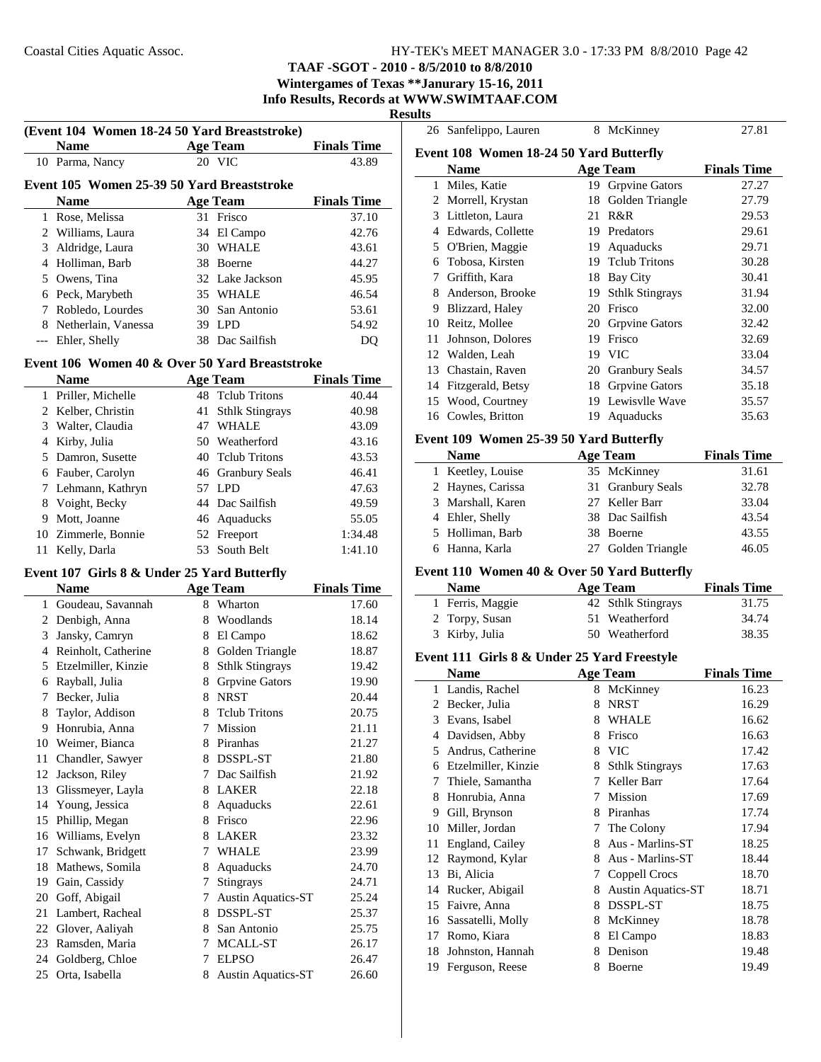**TAAF -SGOT - 2010 - 8/5/2010 to 8/8/2010**
**Wintergames of Texas **Janurary 15-16, 2011**
**Info Results, Records at WWW.SWIMTAAF.COM**
**Results**

### (Event 104 Women 18-24 50 Yard Breaststroke)

| | Name | Age | Team | Finals Time |
|---|---|---|---|---|
| 10 | Parma, Nancy | 20 | VIC | 43.89 |

### Event 105 Women 25-39 50 Yard Breaststroke

| | Name | Age | Team | Finals Time |
|---|---|---|---|---|
| 1 | Rose, Melissa | 31 | Frisco | 37.10 |
| 2 | Williams, Laura | 34 | El Campo | 42.76 |
| 3 | Aldridge, Laura | 30 | WHALE | 43.61 |
| 4 | Holliman, Barb | 38 | Boerne | 44.27 |
| 5 | Owens, Tina | 32 | Lake Jackson | 45.95 |
| 6 | Peck, Marybeth | 35 | WHALE | 46.54 |
| 7 | Robledo, Lourdes | 30 | San Antonio | 53.61 |
| 8 | Netherlain, Vanessa | 39 | LPD | 54.92 |
| --- | Ehler, Shelly | 38 | Dac Sailfish | DQ |

### Event 106 Women 40 & Over 50 Yard Breaststroke

| | Name | Age | Team | Finals Time |
|---|---|---|---|---|
| 1 | Priller, Michelle | 48 | Tclub Tritons | 40.44 |
| 2 | Kelber, Christin | 41 | Sthlk Stingrays | 40.98 |
| 3 | Walter, Claudia | 47 | WHALE | 43.09 |
| 4 | Kirby, Julia | 50 | Weatherford | 43.16 |
| 5 | Damron, Susette | 40 | Tclub Tritons | 43.53 |
| 6 | Fauber, Carolyn | 46 | Granbury Seals | 46.41 |
| 7 | Lehmann, Kathryn | 57 | LPD | 47.63 |
| 8 | Voight, Becky | 44 | Dac Sailfish | 49.59 |
| 9 | Mott, Joanne | 46 | Aquaducks | 55.05 |
| 10 | Zimmerle, Bonnie | 52 | Freeport | 1:34.48 |
| 11 | Kelly, Darla | 53 | South Belt | 1:41.10 |

### Event 107 Girls 8 & Under 25 Yard Butterfly

| | Name | Age | Team | Finals Time |
|---|---|---|---|---|
| 1 | Goudeau, Savannah | 8 | Wharton | 17.60 |
| 2 | Denbigh, Anna | 8 | Woodlands | 18.14 |
| 3 | Jansky, Camryn | 8 | El Campo | 18.62 |
| 4 | Reinholt, Catherine | 8 | Golden Triangle | 18.87 |
| 5 | Etzelmiller, Kinzie | 8 | Sthlk Stingrays | 19.42 |
| 6 | Rayball, Julia | 8 | Grpvine Gators | 19.90 |
| 7 | Becker, Julia | 8 | NRST | 20.44 |
| 8 | Taylor, Addison | 8 | Tclub Tritons | 20.75 |
| 9 | Honrubia, Anna | 7 | Mission | 21.11 |
| 10 | Weimer, Bianca | 8 | Piranhas | 21.27 |
| 11 | Chandler, Sawyer | 8 | DSSPL-ST | 21.80 |
| 12 | Jackson, Riley | 7 | Dac Sailfish | 21.92 |
| 13 | Glissmeyer, Layla | 8 | LAKER | 22.18 |
| 14 | Young, Jessica | 8 | Aquaducks | 22.61 |
| 15 | Phillip, Megan | 8 | Frisco | 22.96 |
| 16 | Williams, Evelyn | 8 | LAKER | 23.32 |
| 17 | Schwank, Bridgett | 7 | WHALE | 23.99 |
| 18 | Mathews, Somila | 8 | Aquaducks | 24.70 |
| 19 | Gain, Cassidy | 7 | Stingrays | 24.71 |
| 20 | Goff, Abigail | 7 | Austin Aquatics-ST | 25.24 |
| 21 | Lambert, Racheal | 8 | DSSPL-ST | 25.37 |
| 22 | Glover, Aaliyah | 8 | San Antonio | 25.75 |
| 23 | Ramsden, Maria | 7 | MCALL-ST | 26.17 |
| 24 | Goldberg, Chloe | 7 | ELPSO | 26.47 |
| 25 | Orta, Isabella | 8 | Austin Aquatics-ST | 26.60 |
| 26 | Sanfelippo, Lauren | 8 | McKinney | 27.81 |

### Event 108 Women 18-24 50 Yard Butterfly

| | Name | Age | Team | Finals Time |
|---|---|---|---|---|
| 1 | Miles, Katie | 19 | Grpvine Gators | 27.27 |
| 2 | Morrell, Krystan | 18 | Golden Triangle | 27.79 |
| 3 | Littleton, Laura | 21 | R&R | 29.53 |
| 4 | Edwards, Collette | 19 | Predators | 29.61 |
| 5 | O'Brien, Maggie | 19 | Aquaducks | 29.71 |
| 6 | Tobosa, Kirsten | 19 | Tclub Tritons | 30.28 |
| 7 | Griffith, Kara | 18 | Bay City | 30.41 |
| 8 | Anderson, Brooke | 19 | Sthlk Stingrays | 31.94 |
| 9 | Blizzard, Haley | 20 | Frisco | 32.00 |
| 10 | Reitz, Mollee | 20 | Grpvine Gators | 32.42 |
| 11 | Johnson, Dolores | 19 | Frisco | 32.69 |
| 12 | Walden, Leah | 19 | VIC | 33.04 |
| 13 | Chastain, Raven | 20 | Granbury Seals | 34.57 |
| 14 | Fitzgerald, Betsy | 18 | Grpvine Gators | 35.18 |
| 15 | Wood, Courtney | 19 | Lewisvlle Wave | 35.57 |
| 16 | Cowles, Britton | 19 | Aquaducks | 35.63 |

### Event 109 Women 25-39 50 Yard Butterfly

| | Name | Age | Team | Finals Time |
|---|---|---|---|---|
| 1 | Keetley, Louise | 35 | McKinney | 31.61 |
| 2 | Haynes, Carissa | 31 | Granbury Seals | 32.78 |
| 3 | Marshall, Karen | 27 | Keller Barr | 33.04 |
| 4 | Ehler, Shelly | 38 | Dac Sailfish | 43.54 |
| 5 | Holliman, Barb | 38 | Boerne | 43.55 |
| 6 | Hanna, Karla | 27 | Golden Triangle | 46.05 |

### Event 110 Women 40 & Over 50 Yard Butterfly

| | Name | Age | Team | Finals Time |
|---|---|---|---|---|
| 1 | Ferris, Maggie | 42 | Sthlk Stingrays | 31.75 |
| 2 | Torpy, Susan | 51 | Weatherford | 34.74 |
| 3 | Kirby, Julia | 50 | Weatherford | 38.35 |

### Event 111 Girls 8 & Under 25 Yard Freestyle

| | Name | Age | Team | Finals Time |
|---|---|---|---|---|
| 1 | Landis, Rachel | 8 | McKinney | 16.23 |
| 2 | Becker, Julia | 8 | NRST | 16.29 |
| 3 | Evans, Isabel | 8 | WHALE | 16.62 |
| 4 | Davidsen, Abby | 8 | Frisco | 16.63 |
| 5 | Andrus, Catherine | 8 | VIC | 17.42 |
| 6 | Etzelmiller, Kinzie | 8 | Sthlk Stingrays | 17.63 |
| 7 | Thiele, Samantha | 7 | Keller Barr | 17.64 |
| 8 | Honrubia, Anna | 7 | Mission | 17.69 |
| 9 | Gill, Brynson | 8 | Piranhas | 17.74 |
| 10 | Miller, Jordan | 7 | The Colony | 17.94 |
| 11 | England, Cailey | 8 | Aus - Marlins-ST | 18.25 |
| 12 | Raymond, Kylar | 8 | Aus - Marlins-ST | 18.44 |
| 13 | Bi, Alicia | 7 | Coppell Crocs | 18.70 |
| 14 | Rucker, Abigail | 8 | Austin Aquatics-ST | 18.71 |
| 15 | Faivre, Anna | 8 | DSSPL-ST | 18.75 |
| 16 | Sassatelli, Molly | 8 | McKinney | 18.78 |
| 17 | Romo, Kiara | 8 | El Campo | 18.83 |
| 18 | Johnston, Hannah | 8 | Denison | 19.48 |
| 19 | Ferguson, Reese | 8 | Boerne | 19.49 |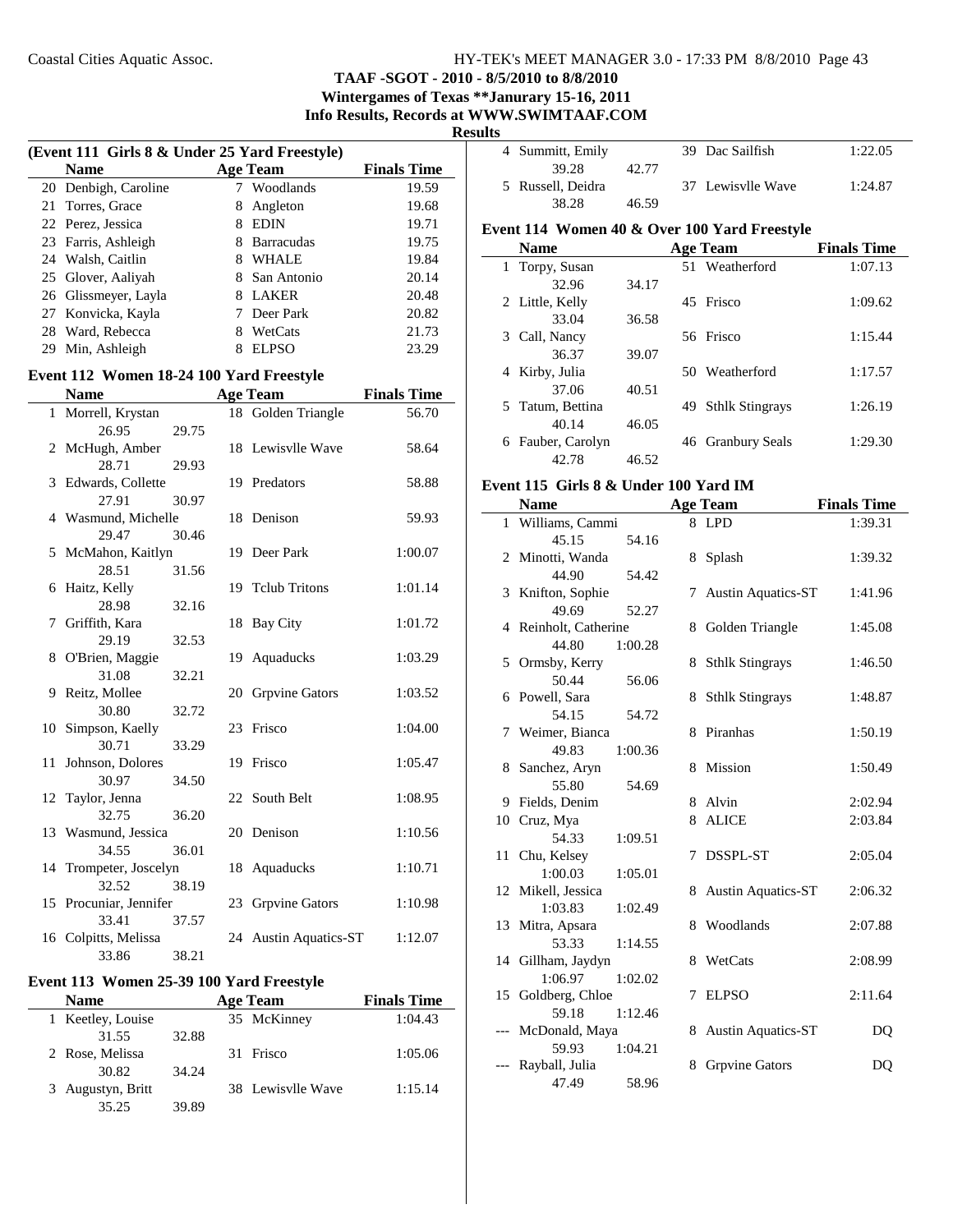**TAAF -SGOT - 2010 - 8/5/2010 to 8/8/2010**
**Wintergames of Texas **Janurary 15-16, 2011**
**Info Results, Records at WWW.SWIMTAAF.COM**

**Results**

### (Event 111 Girls 8 & Under 25 Yard Freestyle)

| | Name | Age | Team | Finals Time |
|---|---|---|---|---|
| 20 | Denbigh, Caroline | 7 | Woodlands | 19.59 |
| 21 | Torres, Grace | 8 | Angleton | 19.68 |
| 22 | Perez, Jessica | 8 | EDIN | 19.71 |
| 23 | Farris, Ashleigh | 8 | Barracudas | 19.75 |
| 24 | Walsh, Caitlin | 8 | WHALE | 19.84 |
| 25 | Glover, Aaliyah | 8 | San Antonio | 20.14 |
| 26 | Glissmeyer, Layla | 8 | LAKER | 20.48 |
| 27 | Konvicka, Kayla | 7 | Deer Park | 20.82 |
| 28 | Ward, Rebecca | 8 | WetCats | 21.73 |
| 29 | Min, Ashleigh | 8 | ELPSO | 23.29 |

### Event 112 Women 18-24 100 Yard Freestyle

| | Name | Age | Team | Finals Time |
|---|---|---|---|---|
| 1 | Morrell, Krystan | 18 | Golden Triangle | 56.70 |
| | 26.95 29.75 | | | |
| 2 | McHugh, Amber | 18 | Lewisvlle Wave | 58.64 |
| | 28.71 29.93 | | | |
| 3 | Edwards, Collette | 19 | Predators | 58.88 |
| | 27.91 30.97 | | | |
| 4 | Wasmund, Michelle | 18 | Denison | 59.93 |
| | 29.47 30.46 | | | |
| 5 | McMahon, Kaitlyn | 19 | Deer Park | 1:00.07 |
| | 28.51 31.56 | | | |
| 6 | Haitz, Kelly | 19 | Tclub Tritons | 1:01.14 |
| | 28.98 32.16 | | | |
| 7 | Griffith, Kara | 18 | Bay City | 1:01.72 |
| | 29.19 32.53 | | | |
| 8 | O'Brien, Maggie | 19 | Aquaducks | 1:03.29 |
| | 31.08 32.21 | | | |
| 9 | Reitz, Mollee | 20 | Grpvine Gators | 1:03.52 |
| | 30.80 32.72 | | | |
| 10 | Simpson, Kaelly | 23 | Frisco | 1:04.00 |
| | 30.71 33.29 | | | |
| 11 | Johnson, Dolores | 19 | Frisco | 1:05.47 |
| | 30.97 34.50 | | | |
| 12 | Taylor, Jenna | 22 | South Belt | 1:08.95 |
| | 32.75 36.20 | | | |
| 13 | Wasmund, Jessica | 20 | Denison | 1:10.56 |
| | 34.55 36.01 | | | |
| 14 | Trompeter, Joscelyn | 18 | Aquaducks | 1:10.71 |
| | 32.52 38.19 | | | |
| 15 | Procuniar, Jennifer | 23 | Grpvine Gators | 1:10.98 |
| | 33.41 37.57 | | | |
| 16 | Colpitts, Melissa | 24 | Austin Aquatics-ST | 1:12.07 |
| | 33.86 38.21 | | | |

### Event 113 Women 25-39 100 Yard Freestyle

| | Name | Age | Team | Finals Time |
|---|---|---|---|---|
| 1 | Keetley, Louise | 35 | McKinney | 1:04.43 |
| | 31.55 32.88 | | | |
| 2 | Rose, Melissa | 31 | Frisco | 1:05.06 |
| | 30.82 34.24 | | | |
| 3 | Augustyn, Britt | 38 | Lewisvlle Wave | 1:15.14 |
| | 35.25 39.89 | | | |
| 4 | Summitt, Emily | 39 | Dac Sailfish | 1:22.05 |
| | 39.28 42.77 | | | |
| 5 | Russell, Deidra | 37 | Lewisvlle Wave | 1:24.87 |
| | 38.28 46.59 | | | |

### Event 114 Women 40 & Over 100 Yard Freestyle

| | Name | Age | Team | Finals Time |
|---|---|---|---|---|
| 1 | Torpy, Susan | 51 | Weatherford | 1:07.13 |
| | 32.96 34.17 | | | |
| 2 | Little, Kelly | 45 | Frisco | 1:09.62 |
| | 33.04 36.58 | | | |
| 3 | Call, Nancy | 56 | Frisco | 1:15.44 |
| | 36.37 39.07 | | | |
| 4 | Kirby, Julia | 50 | Weatherford | 1:17.57 |
| | 37.06 40.51 | | | |
| 5 | Tatum, Bettina | 49 | Sthlk Stingrays | 1:26.19 |
| | 40.14 46.05 | | | |
| 6 | Fauber, Carolyn | 46 | Granbury Seals | 1:29.30 |
| | 42.78 46.52 | | | |

### Event 115 Girls 8 & Under 100 Yard IM

| | Name | Age | Team | Finals Time |
|---|---|---|---|---|
| 1 | Williams, Cammi | 8 | LPD | 1:39.31 |
| | 45.15 54.16 | | | |
| 2 | Minotti, Wanda | 8 | Splash | 1:39.32 |
| | 44.90 54.42 | | | |
| 3 | Knifton, Sophie | 7 | Austin Aquatics-ST | 1:41.96 |
| | 49.69 52.27 | | | |
| 4 | Reinholt, Catherine | 8 | Golden Triangle | 1:45.08 |
| | 44.80 1:00.28 | | | |
| 5 | Ormsby, Kerry | 8 | Sthlk Stingrays | 1:46.50 |
| | 50.44 56.06 | | | |
| 6 | Powell, Sara | 8 | Sthlk Stingrays | 1:48.87 |
| | 54.15 54.72 | | | |
| 7 | Weimer, Bianca | 8 | Piranhas | 1:50.19 |
| | 49.83 1:00.36 | | | |
| 8 | Sanchez, Aryn | 8 | Mission | 1:50.49 |
| | 55.80 54.69 | | | |
| 9 | Fields, Denim | 8 | Alvin | 2:02.94 |
| 10 | Cruz, Mya | 8 | ALICE | 2:03.84 |
| | 54.33 1:09.51 | | | |
| 11 | Chu, Kelsey | 7 | DSSPL-ST | 2:05.04 |
| | 1:00.03 1:05.01 | | | |
| 12 | Mikell, Jessica | 8 | Austin Aquatics-ST | 2:06.32 |
| | 1:03.83 1:02.49 | | | |
| 13 | Mitra, Apsara | 8 | Woodlands | 2:07.88 |
| | 53.33 1:14.55 | | | |
| 14 | Gillham, Jaydyn | 8 | WetCats | 2:08.99 |
| | 1:06.97 1:02.02 | | | |
| 15 | Goldberg, Chloe | 7 | ELPSO | 2:11.64 |
| | 59.18 1:12.46 | | | |
| --- | McDonald, Maya | 8 | Austin Aquatics-ST | DQ |
| | 59.93 1:04.21 | | | |
| --- | Rayball, Julia | 8 | Grpvine Gators | DQ |
| | 47.49 58.96 | | | |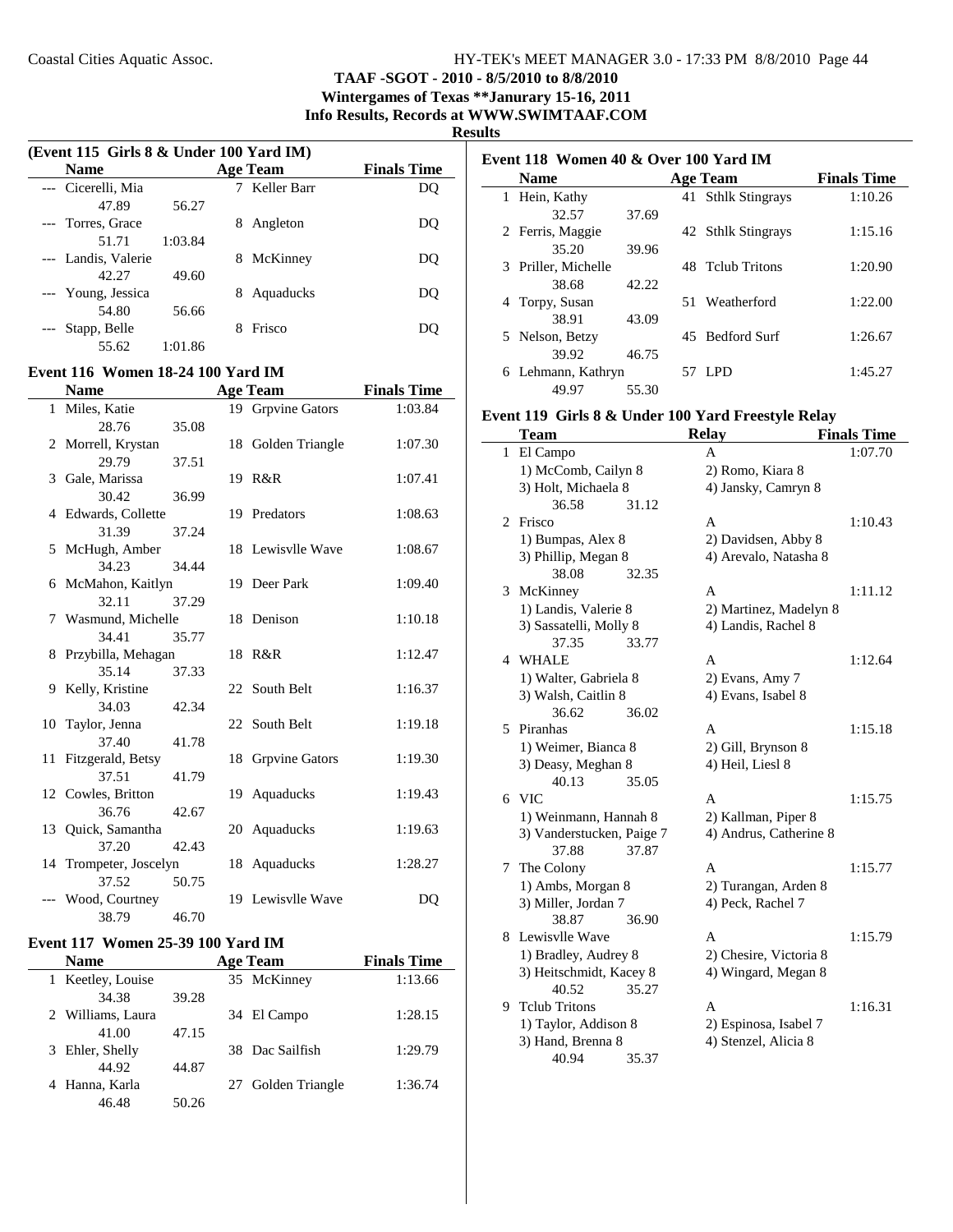**TAAF -SGOT - 2010 - 8/5/2010 to 8/8/2010**
**Wintergames of Texas **Janurary 15-16, 2011**
**Info Results, Records at WWW.SWIMTAAF.COM**
**Results**

### (Event 115 Girls 8 & Under 100 Yard IM)

| | Name | Age | Team | Finals Time |
|---|---|---|---|---|
| --- | Cicerelli, Mia | 7 | Keller Barr | DQ |
| | 47.89 56.27 | | | |
| --- | Torres, Grace | 8 | Angleton | DQ |
| | 51.71 1:03.84 | | | |
| --- | Landis, Valerie | 8 | McKinney | DQ |
| | 42.27 49.60 | | | |
| --- | Young, Jessica | 8 | Aquaducks | DQ |
| | 54.80 56.66 | | | |
| --- | Stapp, Belle | 8 | Frisco | DQ |
| | 55.62 1:01.86 | | | |

### Event 116 Women 18-24 100 Yard IM

| | Name | Age | Team | Finals Time |
|---|---|---|---|---|
| 1 | Miles, Katie | 19 | Grpvine Gators | 1:03.84 |
| | 28.76 35.08 | | | |
| 2 | Morrell, Krystan | 18 | Golden Triangle | 1:07.30 |
| | 29.79 37.51 | | | |
| 3 | Gale, Marissa | 19 | R&R | 1:07.41 |
| | 30.42 36.99 | | | |
| 4 | Edwards, Collette | 19 | Predators | 1:08.63 |
| | 31.39 37.24 | | | |
| 5 | McHugh, Amber | 18 | Lewisvlle Wave | 1:08.67 |
| | 34.23 34.44 | | | |
| 6 | McMahon, Kaitlyn | 19 | Deer Park | 1:09.40 |
| | 32.11 37.29 | | | |
| 7 | Wasmund, Michelle | 18 | Denison | 1:10.18 |
| | 34.41 35.77 | | | |
| 8 | Przybilla, Mehagan | 18 | R&R | 1:12.47 |
| | 35.14 37.33 | | | |
| 9 | Kelly, Kristine | 22 | South Belt | 1:16.37 |
| | 34.03 42.34 | | | |
| 10 | Taylor, Jenna | 22 | South Belt | 1:19.18 |
| | 37.40 41.78 | | | |
| 11 | Fitzgerald, Betsy | 18 | Grpvine Gators | 1:19.30 |
| | 37.51 41.79 | | | |
| 12 | Cowles, Britton | 19 | Aquaducks | 1:19.43 |
| | 36.76 42.67 | | | |
| 13 | Quick, Samantha | 20 | Aquaducks | 1:19.63 |
| | 37.20 42.43 | | | |
| 14 | Trompeter, Joscelyn | 18 | Aquaducks | 1:28.27 |
| | 37.52 50.75 | | | |
| --- | Wood, Courtney | 19 | Lewisvlle Wave | DQ |
| | 38.79 46.70 | | | |

### Event 117 Women 25-39 100 Yard IM

| | Name | Age | Team | Finals Time |
|---|---|---|---|---|
| 1 | Keetley, Louise | 35 | McKinney | 1:13.66 |
| | 34.38 39.28 | | | |
| 2 | Williams, Laura | 34 | El Campo | 1:28.15 |
| | 41.00 47.15 | | | |
| 3 | Ehler, Shelly | 38 | Dac Sailfish | 1:29.79 |
| | 44.92 44.87 | | | |
| 4 | Hanna, Karla | 27 | Golden Triangle | 1:36.74 |
| | 46.48 50.26 | | | |

### Event 118 Women 40 & Over 100 Yard IM

| | Name | Age | Team | Finals Time |
|---|---|---|---|---|
| 1 | Hein, Kathy | 41 | Sthlk Stingrays | 1:10.26 |
| | 32.57 37.69 | | | |
| 2 | Ferris, Maggie | 42 | Sthlk Stingrays | 1:15.16 |
| | 35.20 39.96 | | | |
| 3 | Priller, Michelle | 48 | Tclub Tritons | 1:20.90 |
| | 38.68 42.22 | | | |
| 4 | Torpy, Susan | 51 | Weatherford | 1:22.00 |
| | 38.91 43.09 | | | |
| 5 | Nelson, Betzy | 45 | Bedford Surf | 1:26.67 |
| | 39.92 46.75 | | | |
| 6 | Lehmann, Kathryn | 57 | LPD | 1:45.27 |
| | 49.97 55.30 | | | |

### Event 119 Girls 8 & Under 100 Yard Freestyle Relay

| | Team | Relay | Finals Time |
|---|---|---|---|
| 1 | El Campo | A | 1:07.70 |
| | 1) McComb, Cailyn 8 | 2) Romo, Kiara 8 | |
| | 3) Holt, Michaela 8 | 4) Jansky, Camryn 8 | |
| | 36.58 31.12 | | |
| 2 | Frisco | A | 1:10.43 |
| | 1) Bumpas, Alex 8 | 2) Davidsen, Abby 8 | |
| | 3) Phillip, Megan 8 | 4) Arevalo, Natasha 8 | |
| | 38.08 32.35 | | |
| 3 | McKinney | A | 1:11.12 |
| | 1) Landis, Valerie 8 | 2) Martinez, Madelyn 8 | |
| | 3) Sassatelli, Molly 8 | 4) Landis, Rachel 8 | |
| | 37.35 33.77 | | |
| 4 | WHALE | A | 1:12.64 |
| | 1) Walter, Gabriela 8 | 2) Evans, Amy 7 | |
| | 3) Walsh, Caitlin 8 | 4) Evans, Isabel 8 | |
| | 36.62 36.02 | | |
| 5 | Piranhas | A | 1:15.18 |
| | 1) Weimer, Bianca 8 | 2) Gill, Brynson 8 | |
| | 3) Deasy, Meghan 8 | 4) Heil, Liesl 8 | |
| | 40.13 35.05 | | |
| 6 | VIC | A | 1:15.75 |
| | 1) Weinmann, Hannah 8 | 2) Kallman, Piper 8 | |
| | 3) Vanderstucken, Paige 7 | 4) Andrus, Catherine 8 | |
| | 37.88 37.87 | | |
| 7 | The Colony | A | 1:15.77 |
| | 1) Ambs, Morgan 8 | 2) Turangan, Arden 8 | |
| | 3) Miller, Jordan 7 | 4) Peck, Rachel 7 | |
| | 38.87 36.90 | | |
| 8 | Lewisvlle Wave | A | 1:15.79 |
| | 1) Bradley, Audrey 8 | 2) Chesire, Victoria 8 | |
| | 3) Heitschmidt, Kacey 8 | 4) Wingard, Megan 8 | |
| | 40.52 35.27 | | |
| 9 | Tclub Tritons | A | 1:16.31 |
| | 1) Taylor, Addison 8 | 2) Espinosa, Isabel 7 | |
| | 3) Hand, Brenna 8 | 4) Stenzel, Alicia 8 | |
| | 40.94 35.37 | | |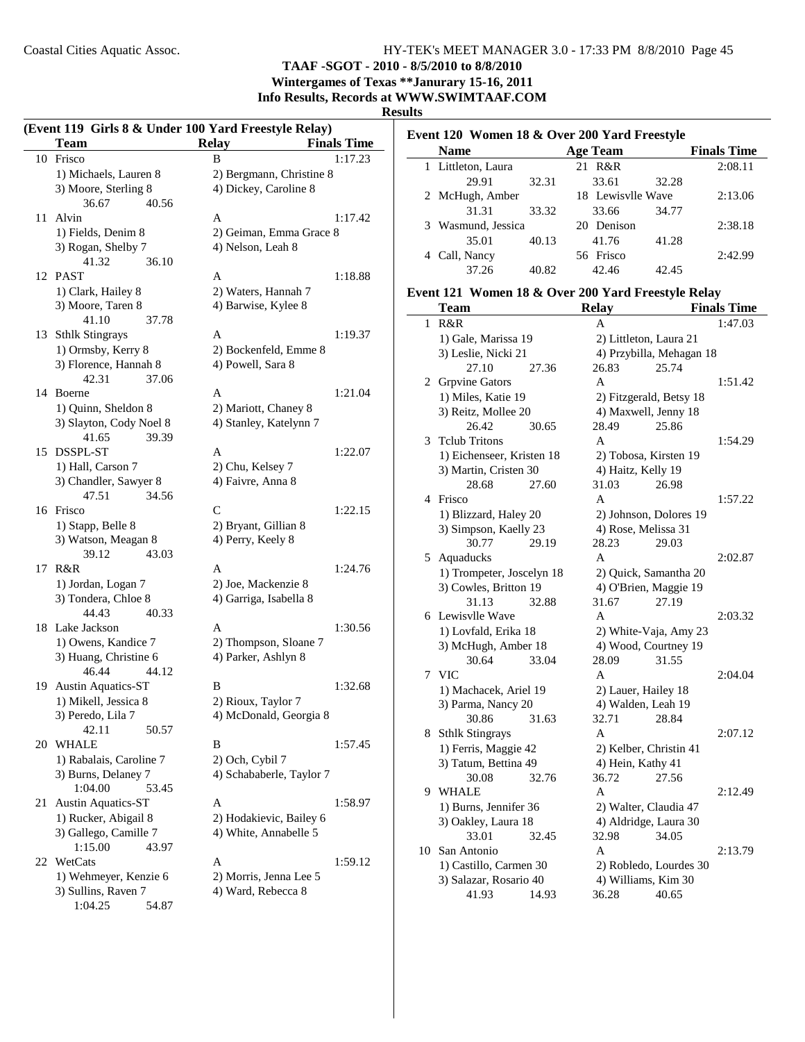## TAAF -SGOT - 2010 - 8/5/2010 to 8/8/2010

### Wintergames of Texas **Janurary 15-16, 2011

### Info Results, Records at WWW.SWIMTAAF.COM

### Results

#### (Event 119 Girls 8 & Under 100 Yard Freestyle Relay)

| | Team | Relay | Finals Time |
|---|---|---|---|
| 10 | Frisco | B | 1:17.23 |
| | 1) Michaels, Lauren 8 | 2) Bergmann, Christine 8 | |
| | 3) Moore, Sterling 8 | 4) Dickey, Caroline 8 | |
| | 36.67 40.56 | | |
| 11 | Alvin | A | 1:17.42 |
| | 1) Fields, Denim 8 | 2) Geiman, Emma Grace 8 | |
| | 3) Rogan, Shelby 7 | 4) Nelson, Leah 8 | |
| | 41.32 36.10 | | |
| 12 | PAST | A | 1:18.88 |
| | 1) Clark, Hailey 8 | 2) Waters, Hannah 7 | |
| | 3) Moore, Taren 8 | 4) Barwise, Kylee 8 | |
| | 41.10 37.78 | | |
| 13 | Sthlk Stingrays | A | 1:19.37 |
| | 1) Ormsby, Kerry 8 | 2) Bockenfeld, Emme 8 | |
| | 3) Florence, Hannah 8 | 4) Powell, Sara 8 | |
| | 42.31 37.06 | | |
| 14 | Boerne | A | 1:21.04 |
| | 1) Quinn, Sheldon 8 | 2) Mariott, Chaney 8 | |
| | 3) Slayton, Cody Noel 8 | 4) Stanley, Katelynn 7 | |
| | 41.65 39.39 | | |
| 15 | DSSPL-ST | A | 1:22.07 |
| | 1) Hall, Carson 7 | 2) Chu, Kelsey 7 | |
| | 3) Chandler, Sawyer 8 | 4) Faivre, Anna 8 | |
| | 47.51 34.56 | | |
| 16 | Frisco | C | 1:22.15 |
| | 1) Stapp, Belle 8 | 2) Bryant, Gillian 8 | |
| | 3) Watson, Meagan 8 | 4) Perry, Keely 8 | |
| | 39.12 43.03 | | |
| 17 | R&R | A | 1:24.76 |
| | 1) Jordan, Logan 7 | 2) Joe, Mackenzie 8 | |
| | 3) Tondera, Chloe 8 | 4) Garriga, Isabella 8 | |
| | 44.43 40.33 | | |
| 18 | Lake Jackson | A | 1:30.56 |
| | 1) Owens, Kandice 7 | 2) Thompson, Sloane 7 | |
| | 3) Huang, Christine 6 | 4) Parker, Ashlyn 8 | |
| | 46.44 44.12 | | |
| 19 | Austin Aquatics-ST | B | 1:32.68 |
| | 1) Mikell, Jessica 8 | 2) Rioux, Taylor 7 | |
| | 3) Peredo, Lila 7 | 4) McDonald, Georgia 8 | |
| | 42.11 50.57 | | |
| 20 | WHALE | B | 1:57.45 |
| | 1) Rabalais, Caroline 7 | 2) Och, Cybil 7 | |
| | 3) Burns, Delaney 7 | 4) Schababerle, Taylor 7 | |
| | 1:04.00 53.45 | | |
| 21 | Austin Aquatics-ST | A | 1:58.97 |
| | 1) Rucker, Abigail 8 | 2) Hodakievic, Bailey 6 | |
| | 3) Gallego, Camille 7 | 4) White, Annabelle 5 | |
| | 1:15.00 43.97 | | |
| 22 | WetCats | A | 1:59.12 |
| | 1) Wehmeyer, Kenzie 6 | 2) Morris, Jenna Lee 5 | |
| | 3) Sullins, Raven 7 | 4) Ward, Rebecca 8 | |
| | 1:04.25 54.87 | | |

#### Event 120 Women 18 & Over 200 Yard Freestyle

| | Name | Age | Team | Finals Time |
|---|---|---|---|---|
| 1 | Littleton, Laura | 21 | R&R | 2:08.11 |
| | 29.91 32.31 33.61 32.28 | | | |
| 2 | McHugh, Amber | 18 | Lewisvlle Wave | 2:13.06 |
| | 31.31 33.32 33.66 34.77 | | | |
| 3 | Wasmund, Jessica | 20 | Denison | 2:38.18 |
| | 35.01 40.13 41.76 41.28 | | | |
| 4 | Call, Nancy | 56 | Frisco | 2:42.99 |
| | 37.26 40.82 42.46 42.45 | | | |

#### Event 121 Women 18 & Over 200 Yard Freestyle Relay

| | Team | Relay | Finals Time |
|---|---|---|---|
| 1 | R&R | A | 1:47.03 |
| | 1) Gale, Marissa 19 | 2) Littleton, Laura 21 | |
| | 3) Leslie, Nicki 21 | 4) Przybilla, Mehagan 18 | |
| | 27.10 27.36 | 26.83 25.74 | |
| 2 | Grpvine Gators | A | 1:51.42 |
| | 1) Miles, Katie 19 | 2) Fitzgerald, Betsy 18 | |
| | 3) Reitz, Mollee 20 | 4) Maxwell, Jenny 18 | |
| | 26.42 30.65 | 28.49 25.86 | |
| 3 | Tclub Tritons | A | 1:54.29 |
| | 1) Eichenseer, Kristen 18 | 2) Tobosa, Kirsten 19 | |
| | 3) Martin, Cristen 30 | 4) Haitz, Kelly 19 | |
| | 28.68 27.60 | 31.03 26.98 | |
| 4 | Frisco | A | 1:57.22 |
| | 1) Blizzard, Haley 20 | 2) Johnson, Dolores 19 | |
| | 3) Simpson, Kaelly 23 | 4) Rose, Melissa 31 | |
| | 30.77 29.19 | 28.23 29.03 | |
| 5 | Aquaducks | A | 2:02.87 |
| | 1) Trompeter, Joscelyn 18 | 2) Quick, Samantha 20 | |
| | 3) Cowles, Britton 19 | 4) O'Brien, Maggie 19 | |
| | 31.13 32.88 | 31.67 27.19 | |
| 6 | Lewisvlle Wave | A | 2:03.32 |
| | 1) Lovfald, Erika 18 | 2) White-Vaja, Amy 23 | |
| | 3) McHugh, Amber 18 | 4) Wood, Courtney 19 | |
| | 30.64 33.04 | 28.09 31.55 | |
| 7 | VIC | A | 2:04.04 |
| | 1) Machacek, Ariel 19 | 2) Lauer, Hailey 18 | |
| | 3) Parma, Nancy 20 | 4) Walden, Leah 19 | |
| | 30.86 31.63 | 32.71 28.84 | |
| 8 | Sthlk Stingrays | A | 2:07.12 |
| | 1) Ferris, Maggie 42 | 2) Kelber, Christin 41 | |
| | 3) Tatum, Bettina 49 | 4) Hein, Kathy 41 | |
| | 30.08 32.76 | 36.72 27.56 | |
| 9 | WHALE | A | 2:12.49 |
| | 1) Burns, Jennifer 36 | 2) Walter, Claudia 47 | |
| | 3) Oakley, Laura 18 | 4) Aldridge, Laura 30 | |
| | 33.01 32.45 | 32.98 34.05 | |
| 10 | San Antonio | A | 2:13.79 |
| | 1) Castillo, Carmen 30 | 2) Robledo, Lourdes 30 | |
| | 3) Salazar, Rosario 40 | 4) Williams, Kim 30 | |
| | 41.93 14.93 | 36.28 40.65 | |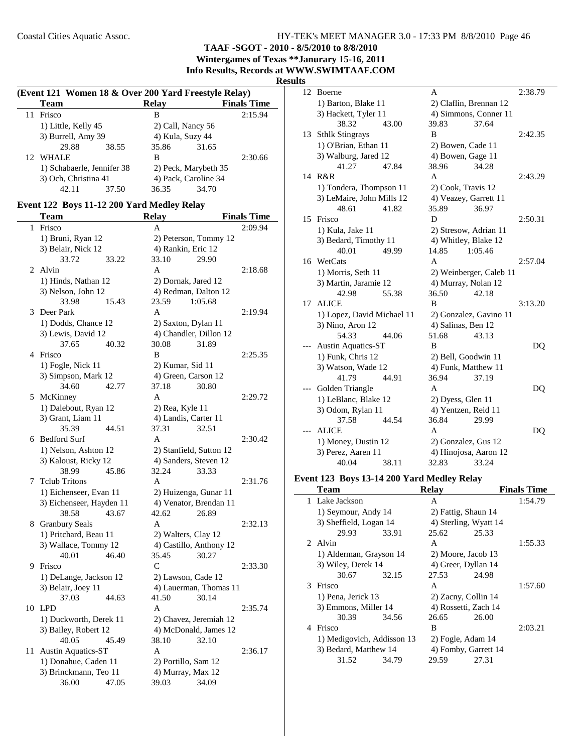**TAAF -SGOT - 2010 - 8/5/2010 to 8/8/2010**
**Wintergames of Texas **Janurary 15-16, 2011**
**Info Results, Records at WWW.SWIMTAAF.COM**
**Results**

### (Event 121 Women 18 & Over 200 Yard Freestyle Relay)

| | Team | Relay | Finals Time |
|---|---|---|---|
| 11 | Frisco | B | 2:15.94 |
| | 1) Little, Kelly 45 | 2) Call, Nancy 56 | |
| | 3) Burrell, Amy 39 | 4) Kula, Suzy 44 | |
| | 29.88 38.55 | 35.86 31.65 | |
| 12 | WHALE | B | 2:30.66 |
| | 1) Schabaerle, Jennifer 38 | 2) Peck, Marybeth 35 | |
| | 3) Och, Christina 41 | 4) Pack, Caroline 34 | |
| | 42.11 37.50 | 36.35 34.70 | |

### Event 122 Boys 11-12 200 Yard Medley Relay

| | Team | Relay | Finals Time |
|---|---|---|---|
| 1 | Frisco | A | 2:09.94 |
| | 1) Bruni, Ryan 12 | 2) Peterson, Tommy 12 | |
| | 3) Belair, Nick 12 | 4) Rankin, Eric 12 | |
| | 33.72 33.22 | 33.10 29.90 | |
| 2 | Alvin | A | 2:18.68 |
| | 1) Hinds, Nathan 12 | 2) Dornak, Jared 12 | |
| | 3) Nelson, John 12 | 4) Redman, Dalton 12 | |
| | 33.98 15.43 | 23.59 1:05.68 | |
| 3 | Deer Park | A | 2:19.94 |
| | 1) Dodds, Chance 12 | 2) Saxton, Dylan 11 | |
| | 3) Lewis, David 12 | 4) Chandler, Dillon 12 | |
| | 37.65 40.32 | 30.08 31.89 | |
| 4 | Frisco | B | 2:25.35 |
| | 1) Fogle, Nick 11 | 2) Kumar, Sid 11 | |
| | 3) Simpson, Mark 12 | 4) Green, Carson 12 | |
| | 34.60 42.77 | 37.18 30.80 | |
| 5 | McKinney | A | 2:29.72 |
| | 1) Dalebout, Ryan 12 | 2) Rea, Kyle 11 | |
| | 3) Grant, Liam 11 | 4) Landis, Carter 11 | |
| | 35.39 44.51 | 37.31 32.51 | |
| 6 | Bedford Surf | A | 2:30.42 |
| | 1) Nelson, Ashton 12 | 2) Stanfield, Sutton 12 | |
| | 3) Kaloust, Ricky 12 | 4) Sanders, Steven 12 | |
| | 38.99 45.86 | 32.24 33.33 | |
| 7 | Tclub Tritons | A | 2:31.76 |
| | 1) Eichenseer, Evan 11 | 2) Huizenga, Gunar 11 | |
| | 3) Eichenseer, Hayden 11 | 4) Venator, Brendan 11 | |
| | 38.58 43.67 | 42.62 26.89 | |
| 8 | Granbury Seals | A | 2:32.13 |
| | 1) Pritchard, Beau 11 | 2) Walters, Clay 12 | |
| | 3) Wallace, Tommy 12 | 4) Castillo, Anthony 12 | |
| | 40.01 46.40 | 35.45 30.27 | |
| 9 | Frisco | C | 2:33.30 |
| | 1) DeLange, Jackson 12 | 2) Lawson, Cade 12 | |
| | 3) Belair, Joey 11 | 4) Lauerman, Thomas 11 | |
| | 37.03 44.63 | 41.50 30.14 | |
| 10 | LPD | A | 2:35.74 |
| | 1) Duckworth, Derek 11 | 2) Chavez, Jeremiah 12 | |
| | 3) Bailey, Robert 12 | 4) McDonald, James 12 | |
| | 40.05 45.49 | 38.10 32.10 | |
| 11 | Austin Aquatics-ST | A | 2:36.17 |
| | 1) Donahue, Caden 11 | 2) Portillo, Sam 12 | |
| | 3) Brinckmann, Teo 11 | 4) Murray, Max 12 | |
| | 36.00 47.05 | 39.03 34.09 | |
| 12 | Boerne | A | 2:38.79 |
| | 1) Barton, Blake 11 | 2) Claflin, Brennan 12 | |
| | 3) Hackett, Tyler 11 | 4) Simmons, Conner 11 | |
| | 38.32 43.00 | 39.83 37.64 | |
| 13 | Sthlk Stingrays | B | 2:42.35 |
| | 1) O'Brian, Ethan 11 | 2) Bowen, Cade 11 | |
| | 3) Walburg, Jared 12 | 4) Bowen, Gage 11 | |
| | 41.27 47.84 | 38.96 34.28 | |
| 14 | R&R | A | 2:43.29 |
| | 1) Tondera, Thompson 11 | 2) Cook, Travis 12 | |
| | 3) LeMaire, John Mills 12 | 4) Veazey, Garrett 11 | |
| | 48.61 41.82 | 35.89 36.97 | |
| 15 | Frisco | D | 2:50.31 |
| | 1) Kula, Jake 11 | 2) Stresow, Adrian 11 | |
| | 3) Bedard, Timothy 11 | 4) Whitley, Blake 12 | |
| | 40.01 49.99 | 14.85 1:05.46 | |
| 16 | WetCats | A | 2:57.04 |
| | 1) Morris, Seth 11 | 2) Weinberger, Caleb 11 | |
| | 3) Martin, Jaramie 12 | 4) Murray, Nolan 12 | |
| | 42.98 55.38 | 36.50 42.18 | |
| 17 | ALICE | B | 3:13.20 |
| | 1) Lopez, David Michael 11 | 2) Gonzalez, Gavino 11 | |
| | 3) Nino, Aron 12 | 4) Salinas, Ben 12 | |
| | 54.33 44.06 | 51.68 43.13 | |
| --- | Austin Aquatics-ST | B | DQ |
| | 1) Funk, Chris 12 | 2) Bell, Goodwin 11 | |
| | 3) Watson, Wade 12 | 4) Funk, Matthew 11 | |
| | 41.79 44.91 | 36.94 37.19 | |
| --- | Golden Triangle | A | DQ |
| | 1) LeBlanc, Blake 12 | 2) Dyess, Glen 11 | |
| | 3) Odom, Rylan 11 | 4) Yentzen, Reid 11 | |
| | 37.58 44.54 | 36.84 29.99 | |
| --- | ALICE | A | DQ |
| | 1) Money, Dustin 12 | 2) Gonzalez, Gus 12 | |
| | 3) Perez, Aaren 11 | 4) Hinojosa, Aaron 12 | |
| | 40.04 38.11 | 32.83 33.24 | |

### Event 123 Boys 13-14 200 Yard Medley Relay

| | Team | Relay | Finals Time |
|---|---|---|---|
| 1 | Lake Jackson | A | 1:54.79 |
| | 1) Seymour, Andy 14 | 2) Fattig, Shaun 14 | |
| | 3) Sheffield, Logan 14 | 4) Sterling, Wyatt 14 | |
| | 29.93 33.91 | 25.62 25.33 | |
| 2 | Alvin | A | 1:55.33 |
| | 1) Alderman, Grayson 14 | 2) Moore, Jacob 13 | |
| | 3) Wiley, Derek 14 | 4) Greer, Dyllan 14 | |
| | 30.67 32.15 | 27.53 24.98 | |
| 3 | Frisco | A | 1:57.60 |
| | 1) Pena, Jerick 13 | 2) Zacny, Collin 14 | |
| | 3) Emmons, Miller 14 | 4) Rossetti, Zach 14 | |
| | 30.39 34.56 | 26.65 26.00 | |
| 4 | Frisco | B | 2:03.21 |
| | 1) Medigovich, Addisson 13 | 2) Fogle, Adam 14 | |
| | 3) Bedard, Matthew 14 | 4) Fomby, Garrett 14 | |
| | 31.52 34.79 | 29.59 27.31 | |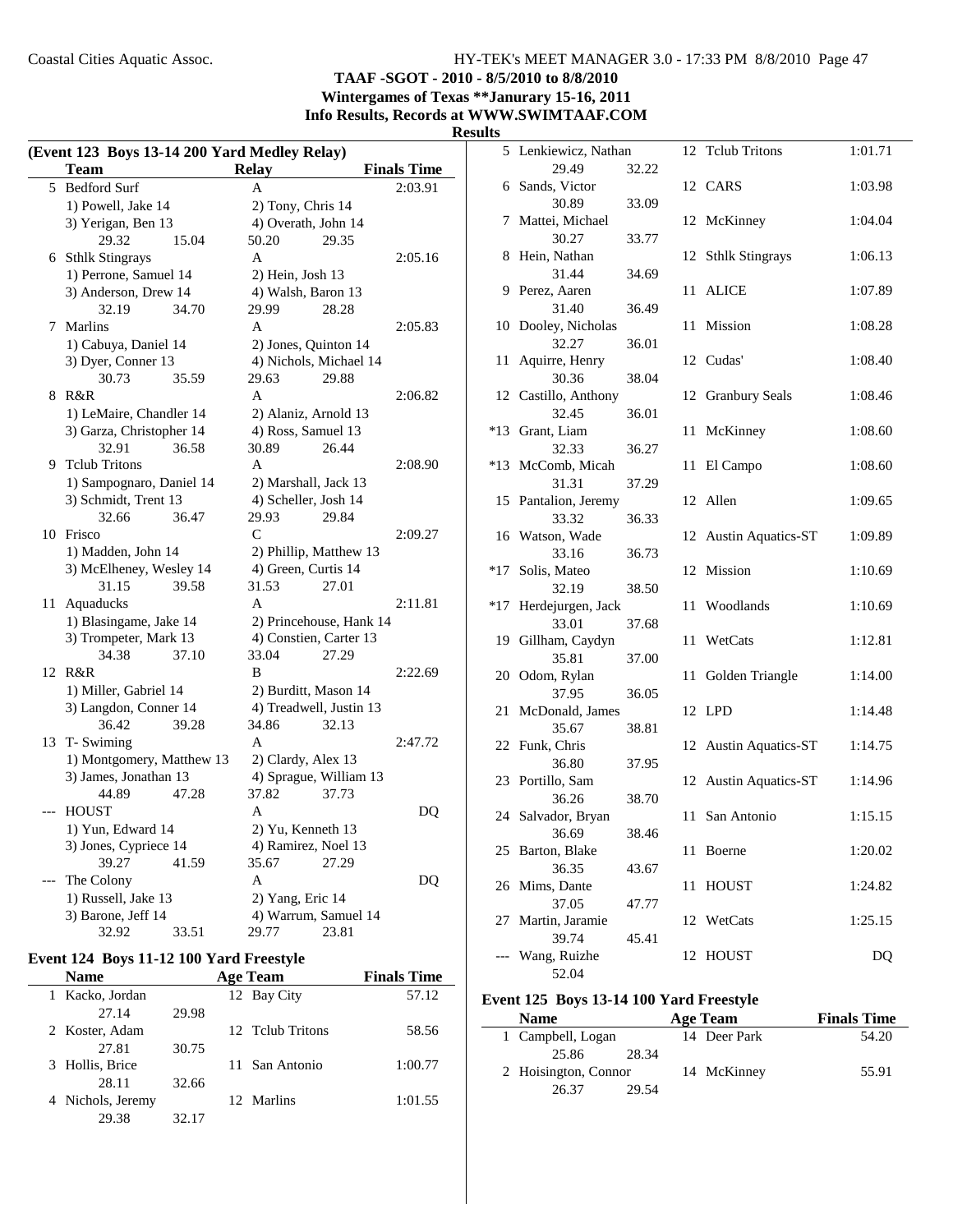**TAAF -SGOT - 2010 - 8/5/2010 to 8/8/2010**
**Wintergames of Texas **Janurary 15-16, 2011**
**Info Results, Records at WWW.SWIMTAAF.COM**
**Results**

## (Event 123 Boys 13-14 200 Yard Medley Relay)

| | Team | Relay | Finals Time |
|---|---|---|---|
| 5 | Bedford Surf | A | 2:03.91 |
| | 1) Powell, Jake 14 | 2) Tony, Chris 14 | |
| | 3) Yerigan, Ben 13 | 4) Overath, John 14 | |
| | 29.32 15.04 | 50.20 29.35 | |
| 6 | Sthlk Stingrays | A | 2:05.16 |
| | 1) Perrone, Samuel 14 | 2) Hein, Josh 13 | |
| | 3) Anderson, Drew 14 | 4) Walsh, Baron 13 | |
| | 32.19 34.70 | 29.99 28.28 | |
| 7 | Marlins | A | 2:05.83 |
| | 1) Cabuya, Daniel 14 | 2) Jones, Quinton 14 | |
| | 3) Dyer, Conner 13 | 4) Nichols, Michael 14 | |
| | 30.73 35.59 | 29.63 29.88 | |
| 8 | R&R | A | 2:06.82 |
| | 1) LeMaire, Chandler 14 | 2) Alaniz, Arnold 13 | |
| | 3) Garza, Christopher 14 | 4) Ross, Samuel 13 | |
| | 32.91 36.58 | 30.89 26.44 | |
| 9 | Tclub Tritons | A | 2:08.90 |
| | 1) Sampognaro, Daniel 14 | 2) Marshall, Jack 13 | |
| | 3) Schmidt, Trent 13 | 4) Scheller, Josh 14 | |
| | 32.66 36.47 | 29.93 29.84 | |
| 10 | Frisco | C | 2:09.27 |
| | 1) Madden, John 14 | 2) Phillip, Matthew 13 | |
| | 3) McElheney, Wesley 14 | 4) Green, Curtis 14 | |
| | 31.15 39.58 | 31.53 27.01 | |
| 11 | Aquaducks | A | 2:11.81 |
| | 1) Blasingame, Jake 14 | 2) Princehouse, Hank 14 | |
| | 3) Trompeter, Mark 13 | 4) Constien, Carter 13 | |
| | 34.38 37.10 | 33.04 27.29 | |
| 12 | R&R | B | 2:22.69 |
| | 1) Miller, Gabriel 14 | 2) Burditt, Mason 14 | |
| | 3) Langdon, Conner 14 | 4) Treadwell, Justin 13 | |
| | 36.42 39.28 | 34.86 32.13 | |
| 13 | T- Swiming | A | 2:47.72 |
| | 1) Montgomery, Matthew 13 | 2) Clardy, Alex 13 | |
| | 3) James, Jonathan 13 | 4) Sprague, William 13 | |
| | 44.89 47.28 | 37.82 37.73 | |
| --- | HOUST | A | DQ |
| | 1) Yun, Edward 14 | 2) Yu, Kenneth 13 | |
| | 3) Jones, Cypriece 14 | 4) Ramirez, Noel 13 | |
| | 39.27 41.59 | 35.67 27.29 | |
| --- | The Colony | A | DQ |
| | 1) Russell, Jake 13 | 2) Yang, Eric 14 | |
| | 3) Barone, Jeff 14 | 4) Warrum, Samuel 14 | |
| | 32.92 33.51 | 29.77 23.81 | |

## Event 124 Boys 11-12 100 Yard Freestyle

| | Name | | Age | Team | Finals Time |
|---|---|---|---|---|---|
| 1 | Kacko, Jordan | | 12 | Bay City | 57.12 |
| | 27.14 | 29.98 | | | |
| 2 | Koster, Adam | | 12 | Tclub Tritons | 58.56 |
| | 27.81 | 30.75 | | | |
| 3 | Hollis, Brice | | 11 | San Antonio | 1:00.77 |
| | 28.11 | 32.66 | | | |
| 4 | Nichols, Jeremy | | 12 | Marlins | 1:01.55 |
| | 29.38 | 32.17 | | | |
| 5 | Lenkiewicz, Nathan | | 12 | Tclub Tritons | 1:01.71 |
| | 29.49 | 32.22 | | | |
| 6 | Sands, Victor | | 12 | CARS | 1:03.98 |
| | 30.89 | 33.09 | | | |
| 7 | Mattei, Michael | | 12 | McKinney | 1:04.04 |
| | 30.27 | 33.77 | | | |
| 8 | Hein, Nathan | | 12 | Sthlk Stingrays | 1:06.13 |
| | 31.44 | 34.69 | | | |
| 9 | Perez, Aaren | | 11 | ALICE | 1:07.89 |
| | 31.40 | 36.49 | | | |
| 10 | Dooley, Nicholas | | 11 | Mission | 1:08.28 |
| | 32.27 | 36.01 | | | |
| 11 | Aquirre, Henry | | 12 | Cudas' | 1:08.40 |
| | 30.36 | 38.04 | | | |
| 12 | Castillo, Anthony | | 12 | Granbury Seals | 1:08.46 |
| | 32.45 | 36.01 | | | |
| *13 | Grant, Liam | | 11 | McKinney | 1:08.60 |
| | 32.33 | 36.27 | | | |
| *13 | McComb, Micah | | 11 | El Campo | 1:08.60 |
| | 31.31 | 37.29 | | | |
| 15 | Pantalion, Jeremy | | 12 | Allen | 1:09.65 |
| | 33.32 | 36.33 | | | |
| 16 | Watson, Wade | | 12 | Austin Aquatics-ST | 1:09.89 |
| | 33.16 | 36.73 | | | |
| *17 | Solis, Mateo | | 12 | Mission | 1:10.69 |
| | 32.19 | 38.50 | | | |
| *17 | Herdejurgen, Jack | | 11 | Woodlands | 1:10.69 |
| | 33.01 | 37.68 | | | |
| 19 | Gillham, Caydyn | | 11 | WetCats | 1:12.81 |
| | 35.81 | 37.00 | | | |
| 20 | Odom, Rylan | | 11 | Golden Triangle | 1:14.00 |
| | 37.95 | 36.05 | | | |
| 21 | McDonald, James | | 12 | LPD | 1:14.48 |
| | 35.67 | 38.81 | | | |
| 22 | Funk, Chris | | 12 | Austin Aquatics-ST | 1:14.75 |
| | 36.80 | 37.95 | | | |
| 23 | Portillo, Sam | | 12 | Austin Aquatics-ST | 1:14.96 |
| | 36.26 | 38.70 | | | |
| 24 | Salvador, Bryan | | 11 | San Antonio | 1:15.15 |
| | 36.69 | 38.46 | | | |
| 25 | Barton, Blake | | 11 | Boerne | 1:20.02 |
| | 36.35 | 43.67 | | | |
| 26 | Mims, Dante | | 11 | HOUST | 1:24.82 |
| | 37.05 | 47.77 | | | |
| 27 | Martin, Jaramie | | 12 | WetCats | 1:25.15 |
| | 39.74 | 45.41 | | | |
| --- | Wang, Ruizhe | | 12 | HOUST | DQ |
| | 52.04 | | | | |

## Event 125 Boys 13-14 100 Yard Freestyle

| | Name | | Age | Team | Finals Time |
|---|---|---|---|---|---|
| 1 | Campbell, Logan | | 14 | Deer Park | 54.20 |
| | 25.86 | 28.34 | | | |
| 2 | Hoisington, Connor | | 14 | McKinney | 55.91 |
| | 26.37 | 29.54 | | | |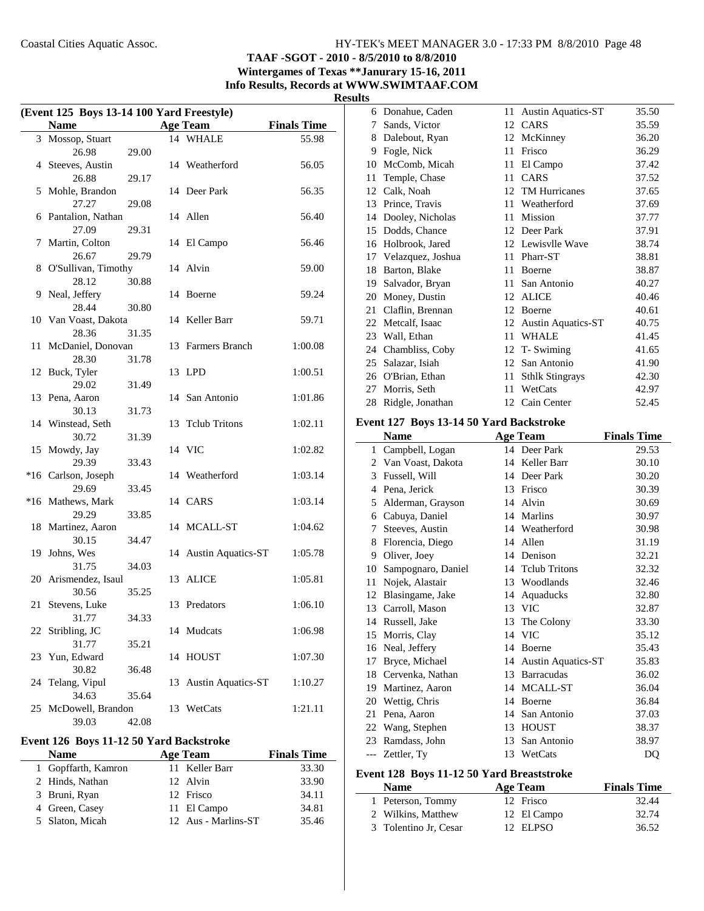**TAAF -SGOT - 2010 - 8/5/2010 to 8/8/2010**
**Wintergames of Texas **Janurary 15-16, 2011**
**Info Results, Records at WWW.SWIMTAAF.COM**

## Results

### (Event 125 Boys 13-14 100 Yard Freestyle)

| | Name | Age | Team | Finals Time |
|---|---|---|---|---|
| 3 | Mossop, Stuart | 14 | WHALE | 55.98 |
| | 26.98 29.00 | | | |
| 4 | Steeves, Austin | 14 | Weatherford | 56.05 |
| | 26.88 29.17 | | | |
| 5 | Mohle, Brandon | 14 | Deer Park | 56.35 |
| | 27.27 29.08 | | | |
| 6 | Pantalion, Nathan | 14 | Allen | 56.40 |
| | 27.09 29.31 | | | |
| 7 | Martin, Colton | 14 | El Campo | 56.46 |
| | 26.67 29.79 | | | |
| 8 | O'Sullivan, Timothy | 14 | Alvin | 59.00 |
| | 28.12 30.88 | | | |
| 9 | Neal, Jeffery | 14 | Boerne | 59.24 |
| | 28.44 30.80 | | | |
| 10 | Van Voast, Dakota | 14 | Keller Barr | 59.71 |
| | 28.36 31.35 | | | |
| 11 | McDaniel, Donovan | 13 | Farmers Branch | 1:00.08 |
| | 28.30 31.78 | | | |
| 12 | Buck, Tyler | 13 | LPD | 1:00.51 |
| | 29.02 31.49 | | | |
| 13 | Pena, Aaron | 14 | San Antonio | 1:01.86 |
| | 30.13 31.73 | | | |
| 14 | Winstead, Seth | 13 | Tclub Tritons | 1:02.11 |
| | 30.72 31.39 | | | |
| 15 | Mowdy, Jay | 14 | VIC | 1:02.82 |
| | 29.39 33.43 | | | |
| *16 | Carlson, Joseph | 14 | Weatherford | 1:03.14 |
| | 29.69 33.45 | | | |
| *16 | Mathews, Mark | 14 | CARS | 1:03.14 |
| | 29.29 33.85 | | | |
| 18 | Martinez, Aaron | 14 | MCALL-ST | 1:04.62 |
| | 30.15 34.47 | | | |
| 19 | Johns, Wes | 14 | Austin Aquatics-ST | 1:05.78 |
| | 31.75 34.03 | | | |
| 20 | Arismendez, Isaul | 13 | ALICE | 1:05.81 |
| | 30.56 35.25 | | | |
| 21 | Stevens, Luke | 13 | Predators | 1:06.10 |
| | 31.77 34.33 | | | |
| 22 | Stribling, JC | 14 | Mudcats | 1:06.98 |
| | 31.77 35.21 | | | |
| 23 | Yun, Edward | 14 | HOUST | 1:07.30 |
| | 30.82 36.48 | | | |
| 24 | Telang, Vipul | 13 | Austin Aquatics-ST | 1:10.27 |
| | 34.63 35.64 | | | |
| 25 | McDowell, Brandon | 13 | WetCats | 1:21.11 |
| | 39.03 42.08 | | | |

### Event 126 Boys 11-12 50 Yard Backstroke

| | Name | Age | Team | Finals Time |
|---|---|---|---|---|
| 1 | Gopffarth, Kamron | 11 | Keller Barr | 33.30 |
| 2 | Hinds, Nathan | 12 | Alvin | 33.90 |
| 3 | Bruni, Ryan | 12 | Frisco | 34.11 |
| 4 | Green, Casey | 11 | El Campo | 34.81 |
| 5 | Slaton, Micah | 12 | Aus - Marlins-ST | 35.46 |
| 6 | Donahue, Caden | 11 | Austin Aquatics-ST | 35.50 |
| 7 | Sands, Victor | 12 | CARS | 35.59 |
| 8 | Dalebout, Ryan | 12 | McKinney | 36.20 |
| 9 | Fogle, Nick | 11 | Frisco | 36.29 |
| 10 | McComb, Micah | 11 | El Campo | 37.42 |
| 11 | Temple, Chase | 11 | CARS | 37.52 |
| 12 | Calk, Noah | 12 | TM Hurricanes | 37.65 |
| 13 | Prince, Travis | 11 | Weatherford | 37.69 |
| 14 | Dooley, Nicholas | 11 | Mission | 37.77 |
| 15 | Dodds, Chance | 12 | Deer Park | 37.91 |
| 16 | Holbrook, Jared | 12 | Lewisvlle Wave | 38.74 |
| 17 | Velazquez, Joshua | 11 | Pharr-ST | 38.81 |
| 18 | Barton, Blake | 11 | Boerne | 38.87 |
| 19 | Salvador, Bryan | 11 | San Antonio | 40.27 |
| 20 | Money, Dustin | 12 | ALICE | 40.46 |
| 21 | Claflin, Brennan | 12 | Boerne | 40.61 |
| 22 | Metcalf, Isaac | 12 | Austin Aquatics-ST | 40.75 |
| 23 | Wall, Ethan | 11 | WHALE | 41.45 |
| 24 | Chambliss, Coby | 12 | T- Swiming | 41.65 |
| 25 | Salazar, Isiah | 12 | San Antonio | 41.90 |
| 26 | O'Brian, Ethan | 11 | Sthlk Stingrays | 42.30 |
| 27 | Morris, Seth | 11 | WetCats | 42.97 |
| 28 | Ridgle, Jonathan | 12 | Cain Center | 52.45 |

### Event 127 Boys 13-14 50 Yard Backstroke

| | Name | Age | Team | Finals Time |
|---|---|---|---|---|
| 1 | Campbell, Logan | 14 | Deer Park | 29.53 |
| 2 | Van Voast, Dakota | 14 | Keller Barr | 30.10 |
| 3 | Fussell, Will | 14 | Deer Park | 30.20 |
| 4 | Pena, Jerick | 13 | Frisco | 30.39 |
| 5 | Alderman, Grayson | 14 | Alvin | 30.69 |
| 6 | Cabuya, Daniel | 14 | Marlins | 30.97 |
| 7 | Steeves, Austin | 14 | Weatherford | 30.98 |
| 8 | Florencia, Diego | 14 | Allen | 31.19 |
| 9 | Oliver, Joey | 14 | Denison | 32.21 |
| 10 | Sampognaro, Daniel | 14 | Tclub Tritons | 32.32 |
| 11 | Nojek, Alastair | 13 | Woodlands | 32.46 |
| 12 | Blasingame, Jake | 14 | Aquaducks | 32.80 |
| 13 | Carroll, Mason | 13 | VIC | 32.87 |
| 14 | Russell, Jake | 13 | The Colony | 33.30 |
| 15 | Morris, Clay | 14 | VIC | 35.12 |
| 16 | Neal, Jeffery | 14 | Boerne | 35.43 |
| 17 | Bryce, Michael | 14 | Austin Aquatics-ST | 35.83 |
| 18 | Cervenka, Nathan | 13 | Barracudas | 36.02 |
| 19 | Martinez, Aaron | 14 | MCALL-ST | 36.04 |
| 20 | Wettig, Chris | 14 | Boerne | 36.84 |
| 21 | Pena, Aaron | 14 | San Antonio | 37.03 |
| 22 | Wang, Stephen | 13 | HOUST | 38.37 |
| 23 | Ramdass, John | 13 | San Antonio | 38.97 |
| --- | Zettler, Ty | 13 | WetCats | DQ |

### Event 128 Boys 11-12 50 Yard Breaststroke

| | Name | Age | Team | Finals Time |
|---|---|---|---|---|
| 1 | Peterson, Tommy | 12 | Frisco | 32.44 |
| 2 | Wilkins, Matthew | 12 | El Campo | 32.74 |
| 3 | Tolentino Jr, Cesar | 12 | ELPSO | 36.52 |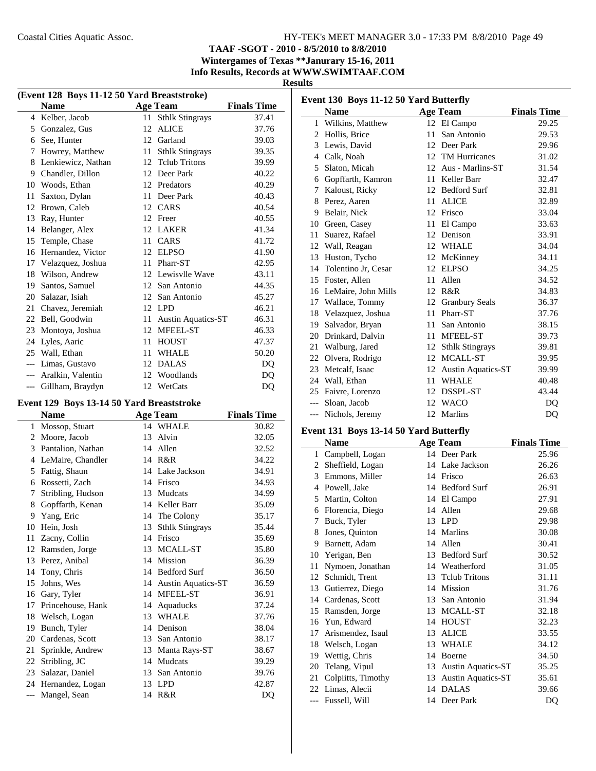TAAF -SGOT - 2010 - 8/5/2010 to 8/8/2010

Wintergames of Texas **Janurary 15-16, 2011

Info Results, Records at WWW.SWIMTAAF.COM

## Results

### (Event 128 Boys 11-12 50 Yard Breaststroke)

| | Name | Age | Team | Finals Time |
|---|---|---|---|---|
| 4 | Kelber, Jacob | 11 | Sthlk Stingrays | 37.41 |
| 5 | Gonzalez, Gus | 12 | ALICE | 37.76 |
| 6 | See, Hunter | 12 | Garland | 39.03 |
| 7 | Howrey, Matthew | 11 | Sthlk Stingrays | 39.35 |
| 8 | Lenkiewicz, Nathan | 12 | Tclub Tritons | 39.99 |
| 9 | Chandler, Dillon | 12 | Deer Park | 40.22 |
| 10 | Woods, Ethan | 12 | Predators | 40.29 |
| 11 | Saxton, Dylan | 11 | Deer Park | 40.43 |
| 12 | Brown, Caleb | 12 | CARS | 40.54 |
| 13 | Ray, Hunter | 12 | Freer | 40.55 |
| 14 | Belanger, Alex | 12 | LAKER | 41.34 |
| 15 | Temple, Chase | 11 | CARS | 41.72 |
| 16 | Hernandez, Victor | 12 | ELPSO | 41.90 |
| 17 | Velazquez, Joshua | 11 | Pharr-ST | 42.95 |
| 18 | Wilson, Andrew | 12 | Lewisvlle Wave | 43.11 |
| 19 | Santos, Samuel | 12 | San Antonio | 44.35 |
| 20 | Salazar, Isiah | 12 | San Antonio | 45.27 |
| 21 | Chavez, Jeremiah | 12 | LPD | 46.21 |
| 22 | Bell, Goodwin | 11 | Austin Aquatics-ST | 46.31 |
| 23 | Montoya, Joshua | 12 | MFEEL-ST | 46.33 |
| 24 | Lyles, Aaric | 11 | HOUST | 47.37 |
| 25 | Wall, Ethan | 11 | WHALE | 50.20 |
| --- | Limas, Gustavo | 12 | DALAS | DQ |
| --- | Aralkin, Valentin | 12 | Woodlands | DQ |
| --- | Gillham, Braydyn | 12 | WetCats | DQ |

### Event 129 Boys 13-14 50 Yard Breaststroke

| | Name | Age | Team | Finals Time |
|---|---|---|---|---|
| 1 | Mossop, Stuart | 14 | WHALE | 30.82 |
| 2 | Moore, Jacob | 13 | Alvin | 32.05 |
| 3 | Pantalion, Nathan | 14 | Allen | 32.52 |
| 4 | LeMaire, Chandler | 14 | R&R | 34.22 |
| 5 | Fattig, Shaun | 14 | Lake Jackson | 34.91 |
| 6 | Rossetti, Zach | 14 | Frisco | 34.93 |
| 7 | Stribling, Hudson | 13 | Mudcats | 34.99 |
| 8 | Gopffarth, Kenan | 14 | Keller Barr | 35.09 |
| 9 | Yang, Eric | 14 | The Colony | 35.17 |
| 10 | Hein, Josh | 13 | Sthlk Stingrays | 35.44 |
| 11 | Zacny, Collin | 14 | Frisco | 35.69 |
| 12 | Ramsden, Jorge | 13 | MCALL-ST | 35.80 |
| 13 | Perez, Anibal | 14 | Mission | 36.39 |
| 14 | Tony, Chris | 14 | Bedford Surf | 36.50 |
| 15 | Johns, Wes | 14 | Austin Aquatics-ST | 36.59 |
| 16 | Gary, Tyler | 14 | MFEEL-ST | 36.91 |
| 17 | Princehouse, Hank | 14 | Aquaducks | 37.24 |
| 18 | Welsch, Logan | 13 | WHALE | 37.76 |
| 19 | Bunch, Tyler | 14 | Denison | 38.04 |
| 20 | Cardenas, Scott | 13 | San Antonio | 38.17 |
| 21 | Sprinkle, Andrew | 13 | Manta Rays-ST | 38.67 |
| 22 | Stribling, JC | 14 | Mudcats | 39.29 |
| 23 | Salazar, Daniel | 13 | San Antonio | 39.76 |
| 24 | Hernandez, Logan | 13 | LPD | 42.87 |
| --- | Mangel, Sean | 14 | R&R | DQ |

### Event 130 Boys 11-12 50 Yard Butterfly

| | Name | Age | Team | Finals Time |
|---|---|---|---|---|
| 1 | Wilkins, Matthew | 12 | El Campo | 29.25 |
| 2 | Hollis, Brice | 11 | San Antonio | 29.53 |
| 3 | Lewis, David | 12 | Deer Park | 29.96 |
| 4 | Calk, Noah | 12 | TM Hurricanes | 31.02 |
| 5 | Slaton, Micah | 12 | Aus - Marlins-ST | 31.54 |
| 6 | Gopffarth, Kamron | 11 | Keller Barr | 32.47 |
| 7 | Kaloust, Ricky | 12 | Bedford Surf | 32.81 |
| 8 | Perez, Aaren | 11 | ALICE | 32.89 |
| 9 | Belair, Nick | 12 | Frisco | 33.04 |
| 10 | Green, Casey | 11 | El Campo | 33.63 |
| 11 | Suarez, Rafael | 12 | Denison | 33.91 |
| 12 | Wall, Reagan | 12 | WHALE | 34.04 |
| 13 | Huston, Tycho | 12 | McKinney | 34.11 |
| 14 | Tolentino Jr, Cesar | 12 | ELPSO | 34.25 |
| 15 | Foster, Allen | 11 | Allen | 34.52 |
| 16 | LeMaire, John Mills | 12 | R&R | 34.83 |
| 17 | Wallace, Tommy | 12 | Granbury Seals | 36.37 |
| 18 | Velazquez, Joshua | 11 | Pharr-ST | 37.76 |
| 19 | Salvador, Bryan | 11 | San Antonio | 38.15 |
| 20 | Drinkard, Dalvin | 11 | MFEEL-ST | 39.73 |
| 21 | Walburg, Jared | 12 | Sthlk Stingrays | 39.81 |
| 22 | Olvera, Rodrigo | 12 | MCALL-ST | 39.95 |
| 23 | Metcalf, Isaac | 12 | Austin Aquatics-ST | 39.99 |
| 24 | Wall, Ethan | 11 | WHALE | 40.48 |
| 25 | Faivre, Lorenzo | 12 | DSSPL-ST | 43.44 |
| --- | Sloan, Jacob | 12 | WACO | DQ |
| --- | Nichols, Jeremy | 12 | Marlins | DQ |

### Event 131 Boys 13-14 50 Yard Butterfly

| | Name | Age | Team | Finals Time |
|---|---|---|---|---|
| 1 | Campbell, Logan | 14 | Deer Park | 25.96 |
| 2 | Sheffield, Logan | 14 | Lake Jackson | 26.26 |
| 3 | Emmons, Miller | 14 | Frisco | 26.63 |
| 4 | Powell, Jake | 14 | Bedford Surf | 26.91 |
| 5 | Martin, Colton | 14 | El Campo | 27.91 |
| 6 | Florencia, Diego | 14 | Allen | 29.68 |
| 7 | Buck, Tyler | 13 | LPD | 29.98 |
| 8 | Jones, Quinton | 14 | Marlins | 30.08 |
| 9 | Barnett, Adam | 14 | Allen | 30.41 |
| 10 | Yerigan, Ben | 13 | Bedford Surf | 30.52 |
| 11 | Nymoen, Jonathan | 14 | Weatherford | 31.05 |
| 12 | Schmidt, Trent | 13 | Tclub Tritons | 31.11 |
| 13 | Gutierrez, Diego | 14 | Mission | 31.76 |
| 14 | Cardenas, Scott | 13 | San Antonio | 31.94 |
| 15 | Ramsden, Jorge | 13 | MCALL-ST | 32.18 |
| 16 | Yun, Edward | 14 | HOUST | 32.23 |
| 17 | Arismendez, Isaul | 13 | ALICE | 33.55 |
| 18 | Welsch, Logan | 13 | WHALE | 34.12 |
| 19 | Wettig, Chris | 14 | Boerne | 34.50 |
| 20 | Telang, Vipul | 13 | Austin Aquatics-ST | 35.25 |
| 21 | Colpiitts, Timothy | 13 | Austin Aquatics-ST | 35.61 |
| 22 | Limas, Alecii | 14 | DALAS | 39.66 |
| --- | Fussell, Will | 14 | Deer Park | DQ |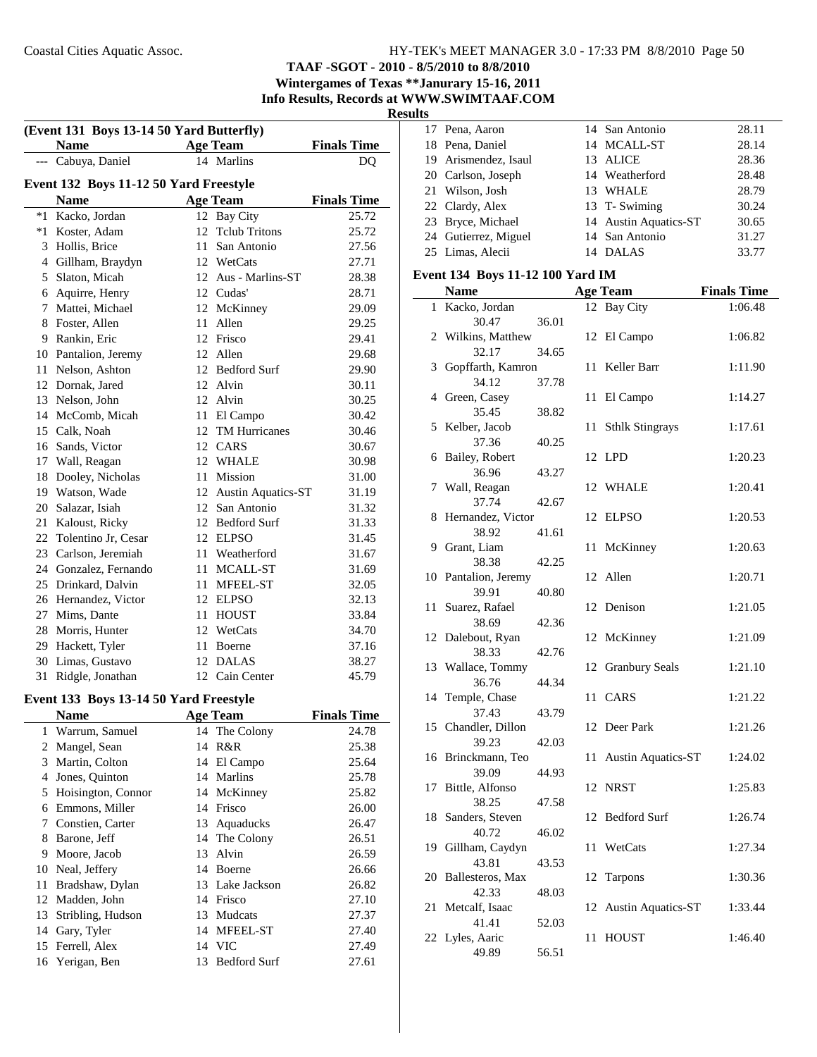TAAF -SGOT - 2010 - 8/5/2010 to 8/8/2010

Wintergames of Texas **Janurary 15-16, 2011

Info Results, Records at WWW.SWIMTAAF.COM

**Results**

**(Event 131 Boys 13-14 50 Yard Butterfly)**

| | Name | Age | Team | Finals Time |
|---|---|---|---|---|
| --- | Cabuya, Daniel | 14 | Marlins | DQ |

**Event 132 Boys 11-12 50 Yard Freestyle**

| | Name | Age | Team | Finals Time |
|---|---|---|---|---|
| *1 | Kacko, Jordan | 12 | Bay City | 25.72 |
| *1 | Koster, Adam | 12 | Tclub Tritons | 25.72 |
| 3 | Hollis, Brice | 11 | San Antonio | 27.56 |
| 4 | Gillham, Braydyn | 12 | WetCats | 27.71 |
| 5 | Slaton, Micah | 12 | Aus - Marlins-ST | 28.38 |
| 6 | Aquirre, Henry | 12 | Cudas' | 28.71 |
| 7 | Mattei, Michael | 12 | McKinney | 29.09 |
| 8 | Foster, Allen | 11 | Allen | 29.25 |
| 9 | Rankin, Eric | 12 | Frisco | 29.41 |
| 10 | Pantalion, Jeremy | 12 | Allen | 29.68 |
| 11 | Nelson, Ashton | 12 | Bedford Surf | 29.90 |
| 12 | Dornak, Jared | 12 | Alvin | 30.11 |
| 13 | Nelson, John | 12 | Alvin | 30.25 |
| 14 | McComb, Micah | 11 | El Campo | 30.42 |
| 15 | Calk, Noah | 12 | TM Hurricanes | 30.46 |
| 16 | Sands, Victor | 12 | CARS | 30.67 |
| 17 | Wall, Reagan | 12 | WHALE | 30.98 |
| 18 | Dooley, Nicholas | 11 | Mission | 31.00 |
| 19 | Watson, Wade | 12 | Austin Aquatics-ST | 31.19 |
| 20 | Salazar, Isiah | 12 | San Antonio | 31.32 |
| 21 | Kaloust, Ricky | 12 | Bedford Surf | 31.33 |
| 22 | Tolentino Jr, Cesar | 12 | ELPSO | 31.45 |
| 23 | Carlson, Jeremiah | 11 | Weatherford | 31.67 |
| 24 | Gonzalez, Fernando | 11 | MCALL-ST | 31.69 |
| 25 | Drinkard, Dalvin | 11 | MFEEL-ST | 32.05 |
| 26 | Hernandez, Victor | 12 | ELPSO | 32.13 |
| 27 | Mims, Dante | 11 | HOUST | 33.84 |
| 28 | Morris, Hunter | 12 | WetCats | 34.70 |
| 29 | Hackett, Tyler | 11 | Boerne | 37.16 |
| 30 | Limas, Gustavo | 12 | DALAS | 38.27 |
| 31 | Ridgle, Jonathan | 12 | Cain Center | 45.79 |

**Event 133 Boys 13-14 50 Yard Freestyle**

| | Name | Age | Team | Finals Time |
|---|---|---|---|---|
| 1 | Warrum, Samuel | 14 | The Colony | 24.78 |
| 2 | Mangel, Sean | 14 | R&R | 25.38 |
| 3 | Martin, Colton | 14 | El Campo | 25.64 |
| 4 | Jones, Quinton | 14 | Marlins | 25.78 |
| 5 | Hoisington, Connor | 14 | McKinney | 25.82 |
| 6 | Emmons, Miller | 14 | Frisco | 26.00 |
| 7 | Constien, Carter | 13 | Aquaducks | 26.47 |
| 8 | Barone, Jeff | 14 | The Colony | 26.51 |
| 9 | Moore, Jacob | 13 | Alvin | 26.59 |
| 10 | Neal, Jeffery | 14 | Boerne | 26.66 |
| 11 | Bradshaw, Dylan | 13 | Lake Jackson | 26.82 |
| 12 | Madden, John | 14 | Frisco | 27.10 |
| 13 | Stribling, Hudson | 13 | Mudcats | 27.37 |
| 14 | Gary, Tyler | 14 | MFEEL-ST | 27.40 |
| 15 | Ferrell, Alex | 14 | VIC | 27.49 |
| 16 | Yerigan, Ben | 13 | Bedford Surf | 27.61 |
| 17 | Pena, Aaron | 14 | San Antonio | 28.11 |
| 18 | Pena, Daniel | 14 | MCALL-ST | 28.14 |
| 19 | Arismendez, Isaul | 13 | ALICE | 28.36 |
| 20 | Carlson, Joseph | 14 | Weatherford | 28.48 |
| 21 | Wilson, Josh | 13 | WHALE | 28.79 |
| 22 | Clardy, Alex | 13 | T- Swiming | 30.24 |
| 23 | Bryce, Michael | 14 | Austin Aquatics-ST | 30.65 |
| 24 | Gutierrez, Miguel | 14 | San Antonio | 31.27 |
| 25 | Limas, Alecii | 14 | DALAS | 33.77 |

**Event 134 Boys 11-12 100 Yard IM**

| | Name | Age | Team | Finals Time |
|---|---|---|---|---|
| 1 | Kacko, Jordan | 12 | Bay City | 1:06.48 |
| | 30.47 36.01 | | | |
| 2 | Wilkins, Matthew | 12 | El Campo | 1:06.82 |
| | 32.17 34.65 | | | |
| 3 | Gopffarth, Kamron | 11 | Keller Barr | 1:11.90 |
| | 34.12 37.78 | | | |
| 4 | Green, Casey | 11 | El Campo | 1:14.27 |
| | 35.45 38.82 | | | |
| 5 | Kelber, Jacob | 11 | Sthlk Stingrays | 1:17.61 |
| | 37.36 40.25 | | | |
| 6 | Bailey, Robert | 12 | LPD | 1:20.23 |
| | 36.96 43.27 | | | |
| 7 | Wall, Reagan | 12 | WHALE | 1:20.41 |
| | 37.74 42.67 | | | |
| 8 | Hernandez, Victor | 12 | ELPSO | 1:20.53 |
| | 38.92 41.61 | | | |
| 9 | Grant, Liam | 11 | McKinney | 1:20.63 |
| | 38.38 42.25 | | | |
| 10 | Pantalion, Jeremy | 12 | Allen | 1:20.71 |
| | 39.91 40.80 | | | |
| 11 | Suarez, Rafael | 12 | Denison | 1:21.05 |
| | 38.69 42.36 | | | |
| 12 | Dalebout, Ryan | 12 | McKinney | 1:21.09 |
| | 38.33 42.76 | | | |
| 13 | Wallace, Tommy | 12 | Granbury Seals | 1:21.10 |
| | 36.76 44.34 | | | |
| 14 | Temple, Chase | 11 | CARS | 1:21.22 |
| | 37.43 43.79 | | | |
| 15 | Chandler, Dillon | 12 | Deer Park | 1:21.26 |
| | 39.23 42.03 | | | |
| 16 | Brinckmann, Teo | 11 | Austin Aquatics-ST | 1:24.02 |
| | 39.09 44.93 | | | |
| 17 | Bittle, Alfonso | 12 | NRST | 1:25.83 |
| | 38.25 47.58 | | | |
| 18 | Sanders, Steven | 12 | Bedford Surf | 1:26.74 |
| | 40.72 46.02 | | | |
| 19 | Gillham, Caydyn | 11 | WetCats | 1:27.34 |
| | 43.81 43.53 | | | |
| 20 | Ballesteros, Max | 12 | Tarpons | 1:30.36 |
| | 42.33 48.03 | | | |
| 21 | Metcalf, Isaac | 12 | Austin Aquatics-ST | 1:33.44 |
| | 41.41 52.03 | | | |
| 22 | Lyles, Aaric | 11 | HOUST | 1:46.40 |
| | 49.89 56.51 | | | |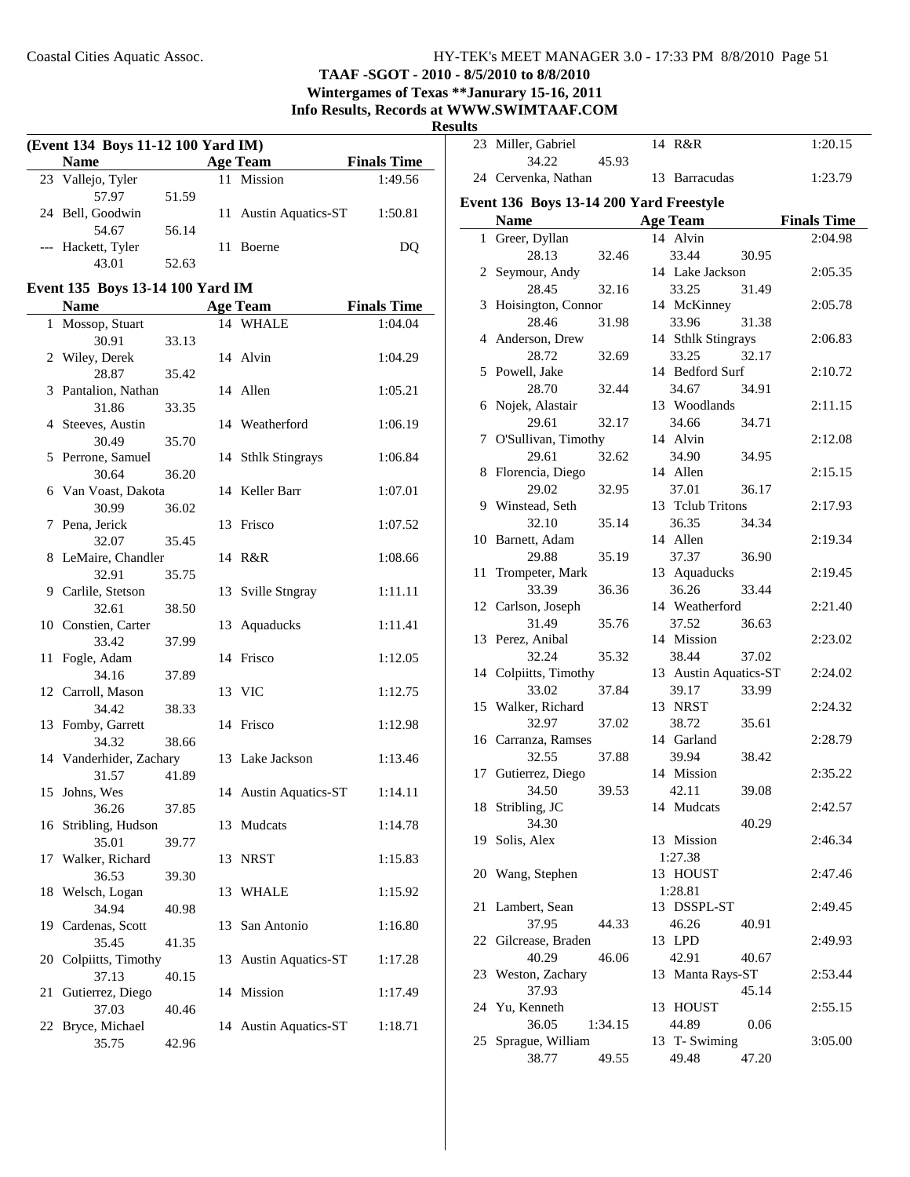**TAAF -SGOT - 2010 - 8/5/2010 to 8/8/2010**
**Wintergames of Texas **Janurary 15-16, 2011**
**Info Results, Records at WWW.SWIMTAAF.COM**

## Results

### (Event 134 Boys 11-12 100 Yard IM)

| | Name | Age | Team | Finals Time |
|---|---|---|---|---|
| 23 | Vallejo, Tyler | 11 | Mission | 1:49.56 |
| | 57.97 51.59 | | | |
| 24 | Bell, Goodwin | 11 | Austin Aquatics-ST | 1:50.81 |
| | 54.67 56.14 | | | |
| --- | Hackett, Tyler | 11 | Boerne | DQ |
| | 43.01 52.63 | | | |

### Event 135 Boys 13-14 100 Yard IM

| | Name | Age | Team | Finals Time |
|---|---|---|---|---|
| 1 | Mossop, Stuart | 14 | WHALE | 1:04.04 |
| | 30.91 33.13 | | | |
| 2 | Wiley, Derek | 14 | Alvin | 1:04.29 |
| | 28.87 35.42 | | | |
| 3 | Pantalion, Nathan | 14 | Allen | 1:05.21 |
| | 31.86 33.35 | | | |
| 4 | Steeves, Austin | 14 | Weatherford | 1:06.19 |
| | 30.49 35.70 | | | |
| 5 | Perrone, Samuel | 14 | Sthlk Stingrays | 1:06.84 |
| | 30.64 36.20 | | | |
| 6 | Van Voast, Dakota | 14 | Keller Barr | 1:07.01 |
| | 30.99 36.02 | | | |
| 7 | Pena, Jerick | 13 | Frisco | 1:07.52 |
| | 32.07 35.45 | | | |
| 8 | LeMaire, Chandler | 14 | R&R | 1:08.66 |
| | 32.91 35.75 | | | |
| 9 | Carlile, Stetson | 13 | Sville Stngray | 1:11.11 |
| | 32.61 38.50 | | | |
| 10 | Constien, Carter | 13 | Aquaducks | 1:11.41 |
| | 33.42 37.99 | | | |
| 11 | Fogle, Adam | 14 | Frisco | 1:12.05 |
| | 34.16 37.89 | | | |
| 12 | Carroll, Mason | 13 | VIC | 1:12.75 |
| | 34.42 38.33 | | | |
| 13 | Fomby, Garrett | 14 | Frisco | 1:12.98 |
| | 34.32 38.66 | | | |
| 14 | Vanderhider, Zachary | 13 | Lake Jackson | 1:13.46 |
| | 31.57 41.89 | | | |
| 15 | Johns, Wes | 14 | Austin Aquatics-ST | 1:14.11 |
| | 36.26 37.85 | | | |
| 16 | Stribling, Hudson | 13 | Mudcats | 1:14.78 |
| | 35.01 39.77 | | | |
| 17 | Walker, Richard | 13 | NRST | 1:15.83 |
| | 36.53 39.30 | | | |
| 18 | Welsch, Logan | 13 | WHALE | 1:15.92 |
| | 34.94 40.98 | | | |
| 19 | Cardenas, Scott | 13 | San Antonio | 1:16.80 |
| | 35.45 41.35 | | | |
| 20 | Colpiitts, Timothy | 13 | Austin Aquatics-ST | 1:17.28 |
| | 37.13 40.15 | | | |
| 21 | Gutierrez, Diego | 14 | Mission | 1:17.49 |
| | 37.03 40.46 | | | |
| 22 | Bryce, Michael | 14 | Austin Aquatics-ST | 1:18.71 |
| | 35.75 42.96 | | | |
| 23 | Miller, Gabriel | 14 | R&R | 1:20.15 |
| | 34.22 45.93 | | | |
| 24 | Cervenka, Nathan | 13 | Barracudas | 1:23.79 |

### Event 136 Boys 13-14 200 Yard Freestyle

| | Name | Age | Team | Finals Time |
|---|---|---|---|---|
| 1 | Greer, Dyllan | 14 | Alvin | 2:04.98 |
| | 28.13 32.46 33.44 30.95 | | | |
| 2 | Seymour, Andy | 14 | Lake Jackson | 2:05.35 |
| | 28.45 32.16 33.25 31.49 | | | |
| 3 | Hoisington, Connor | 14 | McKinney | 2:05.78 |
| | 28.46 31.98 33.96 31.38 | | | |
| 4 | Anderson, Drew | 14 | Sthlk Stingrays | 2:06.83 |
| | 28.72 32.69 33.25 32.17 | | | |
| 5 | Powell, Jake | 14 | Bedford Surf | 2:10.72 |
| | 28.70 32.44 34.67 34.91 | | | |
| 6 | Nojek, Alastair | 13 | Woodlands | 2:11.15 |
| | 29.61 32.17 34.66 34.71 | | | |
| 7 | O'Sullivan, Timothy | 14 | Alvin | 2:12.08 |
| | 29.61 32.62 34.90 34.95 | | | |
| 8 | Florencia, Diego | 14 | Allen | 2:15.15 |
| | 29.02 32.95 37.01 36.17 | | | |
| 9 | Winstead, Seth | 13 | Tclub Tritons | 2:17.93 |
| | 32.10 35.14 36.35 34.34 | | | |
| 10 | Barnett, Adam | 14 | Allen | 2:19.34 |
| | 29.88 35.19 37.37 36.90 | | | |
| 11 | Trompeter, Mark | 13 | Aquaducks | 2:19.45 |
| | 33.39 36.36 36.26 33.44 | | | |
| 12 | Carlson, Joseph | 14 | Weatherford | 2:21.40 |
| | 31.49 35.76 37.52 36.63 | | | |
| 13 | Perez, Anibal | 14 | Mission | 2:23.02 |
| | 32.24 35.32 38.44 37.02 | | | |
| 14 | Colpiitts, Timothy | 13 | Austin Aquatics-ST | 2:24.02 |
| | 33.02 37.84 39.17 33.99 | | | |
| 15 | Walker, Richard | 13 | NRST | 2:24.32 |
| | 32.97 37.02 38.72 35.61 | | | |
| 16 | Carranza, Ramses | 14 | Garland | 2:28.79 |
| | 32.55 37.88 39.94 38.42 | | | |
| 17 | Gutierrez, Diego | 14 | Mission | 2:35.22 |
| | 34.50 39.53 42.11 39.08 | | | |
| 18 | Stribling, JC | 14 | Mudcats | 2:42.57 |
| | 34.30 40.29 | | | |
| 19 | Solis, Alex | 13 | Mission | 2:46.34 |
| | 1:27.38 | | | |
| 20 | Wang, Stephen | 13 | HOUST | 2:47.46 |
| | 1:28.81 | | | |
| 21 | Lambert, Sean | 13 | DSSPL-ST | 2:49.45 |
| | 37.95 44.33 46.26 40.91 | | | |
| 22 | Gilcrease, Braden | 13 | LPD | 2:49.93 |
| | 40.29 46.06 42.91 40.67 | | | |
| 23 | Weston, Zachary | 13 | Manta Rays-ST | 2:53.44 |
| | 37.93 45.14 | | | |
| 24 | Yu, Kenneth | 13 | HOUST | 2:55.15 |
| | 36.05 1:34.15 44.89 0.06 | | | |
| 25 | Sprague, William | 13 | T- Swiming | 3:05.00 |
| | 38.77 49.55 49.48 47.20 | | | |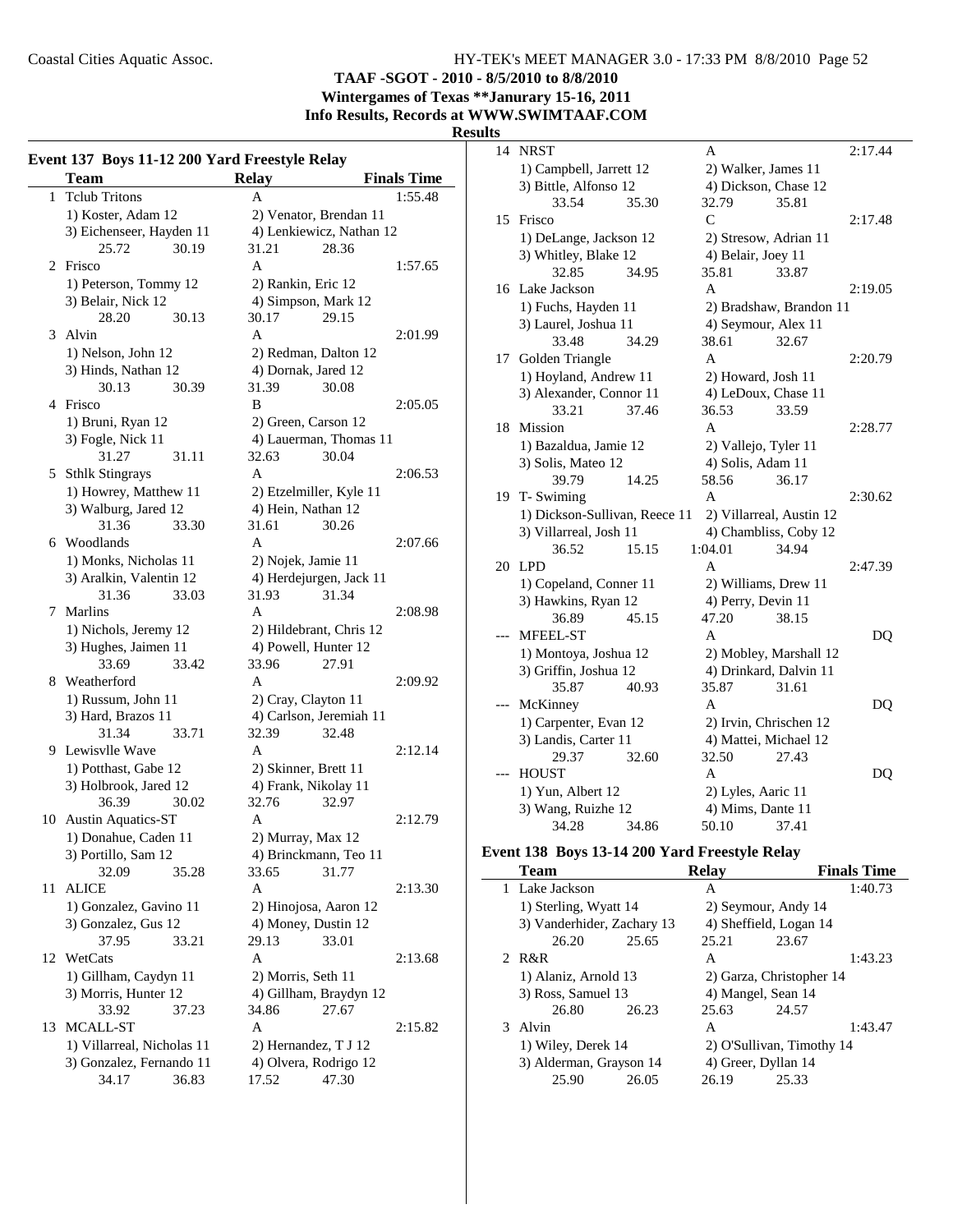**TAAF -SGOT - 2010 - 8/5/2010 to 8/8/2010**
**Wintergames of Texas **Janurary 15-16, 2011**
**Info Results, Records at WWW.SWIMTAAF.COM**

**Results**

## Event 137 Boys 11-12 200 Yard Freestyle Relay

| | Team | Relay | Finals Time |
|---|---|---|---|
| 1 | Tclub Tritons | A | 1:55.48 |
| | 1) Koster, Adam 12 | 2) Venator, Brendan 11 | |
| | 3) Eichenseer, Hayden 11 | 4) Lenkiewicz, Nathan 12 | |
| | 25.72 30.19 | 31.21 28.36 | |
| 2 | Frisco | A | 1:57.65 |
| | 1) Peterson, Tommy 12 | 2) Rankin, Eric 12 | |
| | 3) Belair, Nick 12 | 4) Simpson, Mark 12 | |
| | 28.20 30.13 | 30.17 29.15 | |
| 3 | Alvin | A | 2:01.99 |
| | 1) Nelson, John 12 | 2) Redman, Dalton 12 | |
| | 3) Hinds, Nathan 12 | 4) Dornak, Jared 12 | |
| | 30.13 30.39 | 31.39 30.08 | |
| 4 | Frisco | B | 2:05.05 |
| | 1) Bruni, Ryan 12 | 2) Green, Carson 12 | |
| | 3) Fogle, Nick 11 | 4) Lauerman, Thomas 11 | |
| | 31.27 31.11 | 32.63 30.04 | |
| 5 | Sthlk Stingrays | A | 2:06.53 |
| | 1) Howrey, Matthew 11 | 2) Etzelmiller, Kyle 11 | |
| | 3) Walburg, Jared 12 | 4) Hein, Nathan 12 | |
| | 31.36 33.30 | 31.61 30.26 | |
| 6 | Woodlands | A | 2:07.66 |
| | 1) Monks, Nicholas 11 | 2) Nojek, Jamie 11 | |
| | 3) Aralkin, Valentin 12 | 4) Herdejurgen, Jack 11 | |
| | 31.36 33.03 | 31.93 31.34 | |
| 7 | Marlins | A | 2:08.98 |
| | 1) Nichols, Jeremy 12 | 2) Hildebrant, Chris 12 | |
| | 3) Hughes, Jaimen 11 | 4) Powell, Hunter 12 | |
| | 33.69 33.42 | 33.96 27.91 | |
| 8 | Weatherford | A | 2:09.92 |
| | 1) Russum, John 11 | 2) Cray, Clayton 11 | |
| | 3) Hard, Brazos 11 | 4) Carlson, Jeremiah 11 | |
| | 31.34 33.71 | 32.39 32.48 | |
| 9 | Lewisvlle Wave | A | 2:12.14 |
| | 1) Potthast, Gabe 12 | 2) Skinner, Brett 11 | |
| | 3) Holbrook, Jared 12 | 4) Frank, Nikolay 11 | |
| | 36.39 30.02 | 32.76 32.97 | |
| 10 | Austin Aquatics-ST | A | 2:12.79 |
| | 1) Donahue, Caden 11 | 2) Murray, Max 12 | |
| | 3) Portillo, Sam 12 | 4) Brinckmann, Teo 11 | |
| | 32.09 35.28 | 33.65 31.77 | |
| 11 | ALICE | A | 2:13.30 |
| | 1) Gonzalez, Gavino 11 | 2) Hinojosa, Aaron 12 | |
| | 3) Gonzalez, Gus 12 | 4) Money, Dustin 12 | |
| | 37.95 33.21 | 29.13 33.01 | |
| 12 | WetCats | A | 2:13.68 |
| | 1) Gillham, Caydyn 11 | 2) Morris, Seth 11 | |
| | 3) Morris, Hunter 12 | 4) Gillham, Braydyn 12 | |
| | 33.92 37.23 | 34.86 27.67 | |
| 13 | MCALL-ST | A | 2:15.82 |
| | 1) Villarreal, Nicholas 11 | 2) Hernandez, T J 12 | |
| | 3) Gonzalez, Fernando 11 | 4) Olvera, Rodrigo 12 | |
| | 34.17 36.83 | 17.52 47.30 | |
| 14 | NRST | A | 2:17.44 |
| | 1) Campbell, Jarrett 12 | 2) Walker, James 11 | |
| | 3) Bittle, Alfonso 12 | 4) Dickson, Chase 12 | |
| | 33.54 35.30 | 32.79 35.81 | |
| 15 | Frisco | C | 2:17.48 |
| | 1) DeLange, Jackson 12 | 2) Stresow, Adrian 11 | |
| | 3) Whitley, Blake 12 | 4) Belair, Joey 11 | |
| | 32.85 34.95 | 35.81 33.87 | |
| 16 | Lake Jackson | A | 2:19.05 |
| | 1) Fuchs, Hayden 11 | 2) Bradshaw, Brandon 11 | |
| | 3) Laurel, Joshua 11 | 4) Seymour, Alex 11 | |
| | 33.48 34.29 | 38.61 32.67 | |
| 17 | Golden Triangle | A | 2:20.79 |
| | 1) Hoyland, Andrew 11 | 2) Howard, Josh 11 | |
| | 3) Alexander, Connor 11 | 4) LeDoux, Chase 11 | |
| | 33.21 37.46 | 36.53 33.59 | |
| 18 | Mission | A | 2:28.77 |
| | 1) Bazaldua, Jamie 12 | 2) Vallejo, Tyler 11 | |
| | 3) Solis, Mateo 12 | 4) Solis, Adam 11 | |
| | 39.79 14.25 | 58.56 36.17 | |
| 19 | T- Swiming | A | 2:30.62 |
| | 1) Dickson-Sullivan, Reece 11 | 2) Villarreal, Austin 12 | |
| | 3) Villarreal, Josh 11 | 4) Chambliss, Coby 12 | |
| | 36.52 15.15 | 1:04.01 34.94 | |
| 20 | LPD | A | 2:47.39 |
| | 1) Copeland, Conner 11 | 2) Williams, Drew 11 | |
| | 3) Hawkins, Ryan 12 | 4) Perry, Devin 11 | |
| | 36.89 45.15 | 47.20 38.15 | |
| --- | MFEEL-ST | A | DQ |
| | 1) Montoya, Joshua 12 | 2) Mobley, Marshall 12 | |
| | 3) Griffin, Joshua 12 | 4) Drinkard, Dalvin 11 | |
| | 35.87 40.93 | 35.87 31.61 | |
| --- | McKinney | A | DQ |
| | 1) Carpenter, Evan 12 | 2) Irvin, Chrischen 12 | |
| | 3) Landis, Carter 11 | 4) Mattei, Michael 12 | |
| | 29.37 32.60 | 32.50 27.43 | |
| --- | HOUST | A | DQ |
| | 1) Yun, Albert 12 | 2) Lyles, Aaric 11 | |
| | 3) Wang, Ruizhe 12 | 4) Mims, Dante 11 | |
| | 34.28 34.86 | 50.10 37.41 | |

## Event 138 Boys 13-14 200 Yard Freestyle Relay

| | Team | Relay | Finals Time |
|---|---|---|---|
| 1 | Lake Jackson | A | 1:40.73 |
| | 1) Sterling, Wyatt 14 | 2) Seymour, Andy 14 | |
| | 3) Vanderhider, Zachary 13 | 4) Sheffield, Logan 14 | |
| | 26.20 25.65 | 25.21 23.67 | |
| 2 | R&R | A | 1:43.23 |
| | 1) Alaniz, Arnold 13 | 2) Garza, Christopher 14 | |
| | 3) Ross, Samuel 13 | 4) Mangel, Sean 14 | |
| | 26.80 26.23 | 25.63 24.57 | |
| 3 | Alvin | A | 1:43.47 |
| | 1) Wiley, Derek 14 | 2) O'Sullivan, Timothy 14 | |
| | 3) Alderman, Grayson 14 | 4) Greer, Dyllan 14 | |
| | 25.90 26.05 | 26.19 25.33 | |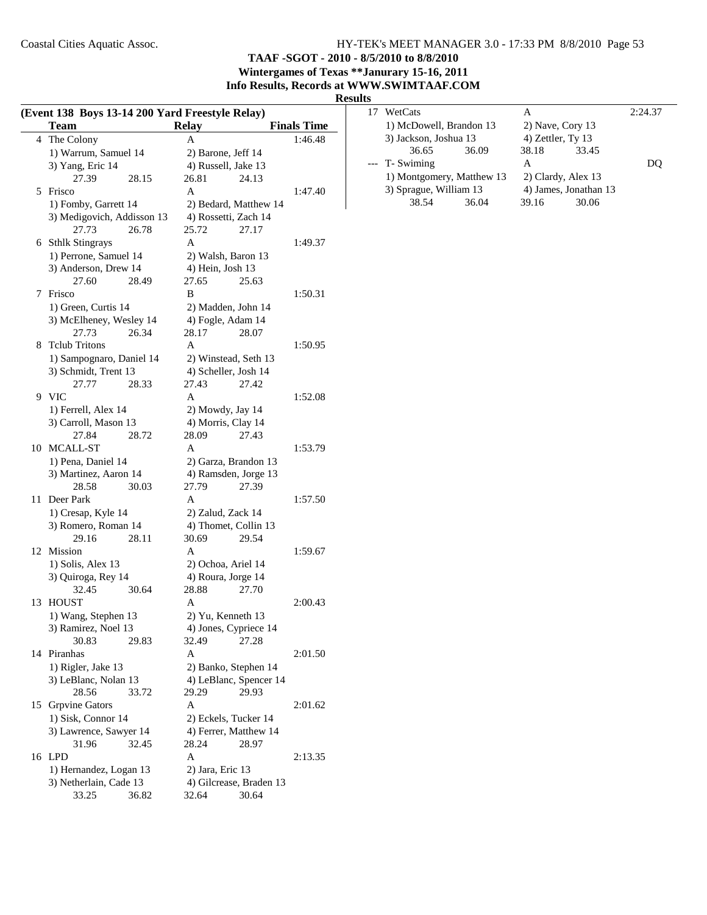## TAAF -SGOT - 2010 - 8/5/2010 to 8/8/2010

**Wintergames of Texas **Janurary 15-16, 2011**

**Info Results, Records at WWW.SWIMTAAF.COM**

**Results**

**(Event 138 Boys 13-14 200 Yard Freestyle Relay)**

| | Team | Relay | Finals Time |
|---|---|---|---|
| 4 | The Colony | A | 1:46.48 |
| | 1) Warrum, Samuel 14 | 2) Barone, Jeff 14 | |
| | 3) Yang, Eric 14 | 4) Russell, Jake 13 | |
| | 27.39 28.15 | 26.81 24.13 | |
| 5 | Frisco | A | 1:47.40 |
| | 1) Fomby, Garrett 14 | 2) Bedard, Matthew 14 | |
| | 3) Medigovich, Addisson 13 | 4) Rossetti, Zach 14 | |
| | 27.73 26.78 | 25.72 27.17 | |
| 6 | Sthlk Stingrays | A | 1:49.37 |
| | 1) Perrone, Samuel 14 | 2) Walsh, Baron 13 | |
| | 3) Anderson, Drew 14 | 4) Hein, Josh 13 | |
| | 27.60 28.49 | 27.65 25.63 | |
| 7 | Frisco | B | 1:50.31 |
| | 1) Green, Curtis 14 | 2) Madden, John 14 | |
| | 3) McElheney, Wesley 14 | 4) Fogle, Adam 14 | |
| | 27.73 26.34 | 28.17 28.07 | |
| 8 | Tclub Tritons | A | 1:50.95 |
| | 1) Sampognaro, Daniel 14 | 2) Winstead, Seth 13 | |
| | 3) Schmidt, Trent 13 | 4) Scheller, Josh 14 | |
| | 27.77 28.33 | 27.43 27.42 | |
| 9 | VIC | A | 1:52.08 |
| | 1) Ferrell, Alex 14 | 2) Mowdy, Jay 14 | |
| | 3) Carroll, Mason 13 | 4) Morris, Clay 14 | |
| | 27.84 28.72 | 28.09 27.43 | |
| 10 | MCALL-ST | A | 1:53.79 |
| | 1) Pena, Daniel 14 | 2) Garza, Brandon 13 | |
| | 3) Martinez, Aaron 14 | 4) Ramsden, Jorge 13 | |
| | 28.58 30.03 | 27.79 27.39 | |
| 11 | Deer Park | A | 1:57.50 |
| | 1) Cresap, Kyle 14 | 2) Zalud, Zack 14 | |
| | 3) Romero, Roman 14 | 4) Thomet, Collin 13 | |
| | 29.16 28.11 | 30.69 29.54 | |
| 12 | Mission | A | 1:59.67 |
| | 1) Solis, Alex 13 | 2) Ochoa, Ariel 14 | |
| | 3) Quiroga, Rey 14 | 4) Roura, Jorge 14 | |
| | 32.45 30.64 | 28.88 27.70 | |
| 13 | HOUST | A | 2:00.43 |
| | 1) Wang, Stephen 13 | 2) Yu, Kenneth 13 | |
| | 3) Ramirez, Noel 13 | 4) Jones, Cypriece 14 | |
| | 30.83 29.83 | 32.49 27.28 | |
| 14 | Piranhas | A | 2:01.50 |
| | 1) Rigler, Jake 13 | 2) Banko, Stephen 14 | |
| | 3) LeBlanc, Nolan 13 | 4) LeBlanc, Spencer 14 | |
| | 28.56 33.72 | 29.29 29.93 | |
| 15 | Grpvine Gators | A | 2:01.62 |
| | 1) Sisk, Connor 14 | 2) Eckels, Tucker 14 | |
| | 3) Lawrence, Sawyer 14 | 4) Ferrer, Matthew 14 | |
| | 31.96 32.45 | 28.24 28.97 | |
| 16 | LPD | A | 2:13.35 |
| | 1) Hernandez, Logan 13 | 2) Jara, Eric 13 | |
| | 3) Netherlain, Cade 13 | 4) Gilcrease, Braden 13 | |
| | 33.25 36.82 | 32.64 30.64 | |
| 17 | WetCats | A | 2:24.37 |
| | 1) McDowell, Brandon 13 | 2) Nave, Cory 13 | |
| | 3) Jackson, Joshua 13 | 4) Zettler, Ty 13 | |
| | 36.65 36.09 | 38.18 33.45 | |
| --- | T- Swiming | A | DQ |
| | 1) Montgomery, Matthew 13 | 2) Clardy, Alex 13 | |
| | 3) Sprague, William 13 | 4) James, Jonathan 13 | |
| | 38.54 36.04 | 39.16 30.06 | |